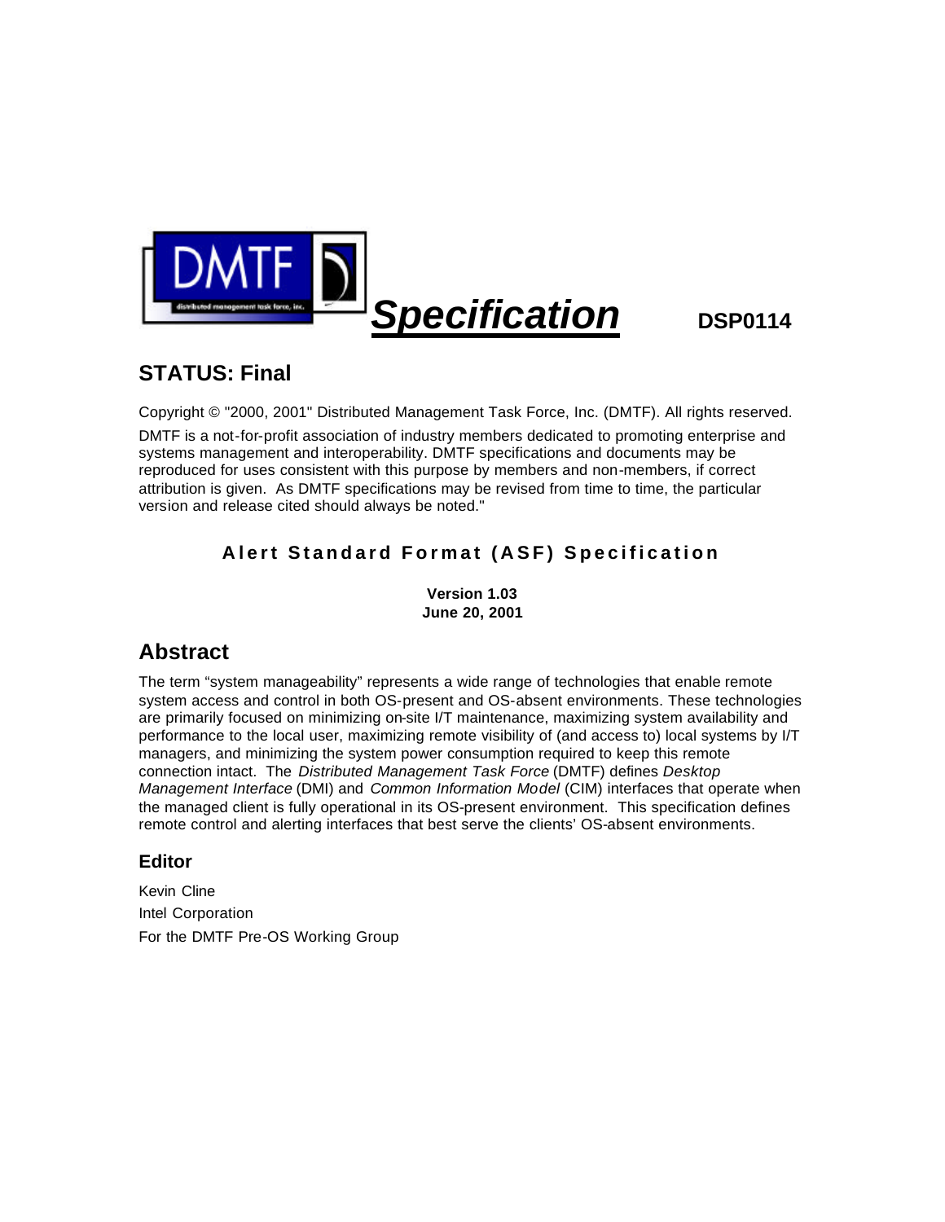DMTF

distributed management task force, inc.

***Specification*** **DSP0114**

## STATUS: Final

Copyright © "2000, 2001" Distributed Management Task Force, Inc. (DMTF). All rights reserved.

DMTF is a not-for-profit association of industry members dedicated to promoting enterprise and systems management and interoperability. DMTF specifications and documents may be reproduced for uses consistent with this purpose by members and non-members, if correct attribution is given. As DMTF specifications may be revised from time to time, the particular version and release cited should always be noted."

# Alert Standard Format (ASF) Specification

**Version 1.03**
**June 20, 2001**

## Abstract

The term "system manageability" represents a wide range of technologies that enable remote system access and control in both OS-present and OS-absent environments. These technologies are primarily focused on minimizing on-site I/T maintenance, maximizing system availability and performance to the local user, maximizing remote visibility of (and access to) local systems by I/T managers, and minimizing the system power consumption required to keep this remote connection intact. The *Distributed Management Task Force* (DMTF) defines *Desktop Management Interface* (DMI) and *Common Information Model* (CIM) interfaces that operate when the managed client is fully operational in its OS-present environment. This specification defines remote control and alerting interfaces that best serve the clients' OS-absent environments.

### Editor

Kevin Cline
Intel Corporation
For the DMTF Pre-OS Working Group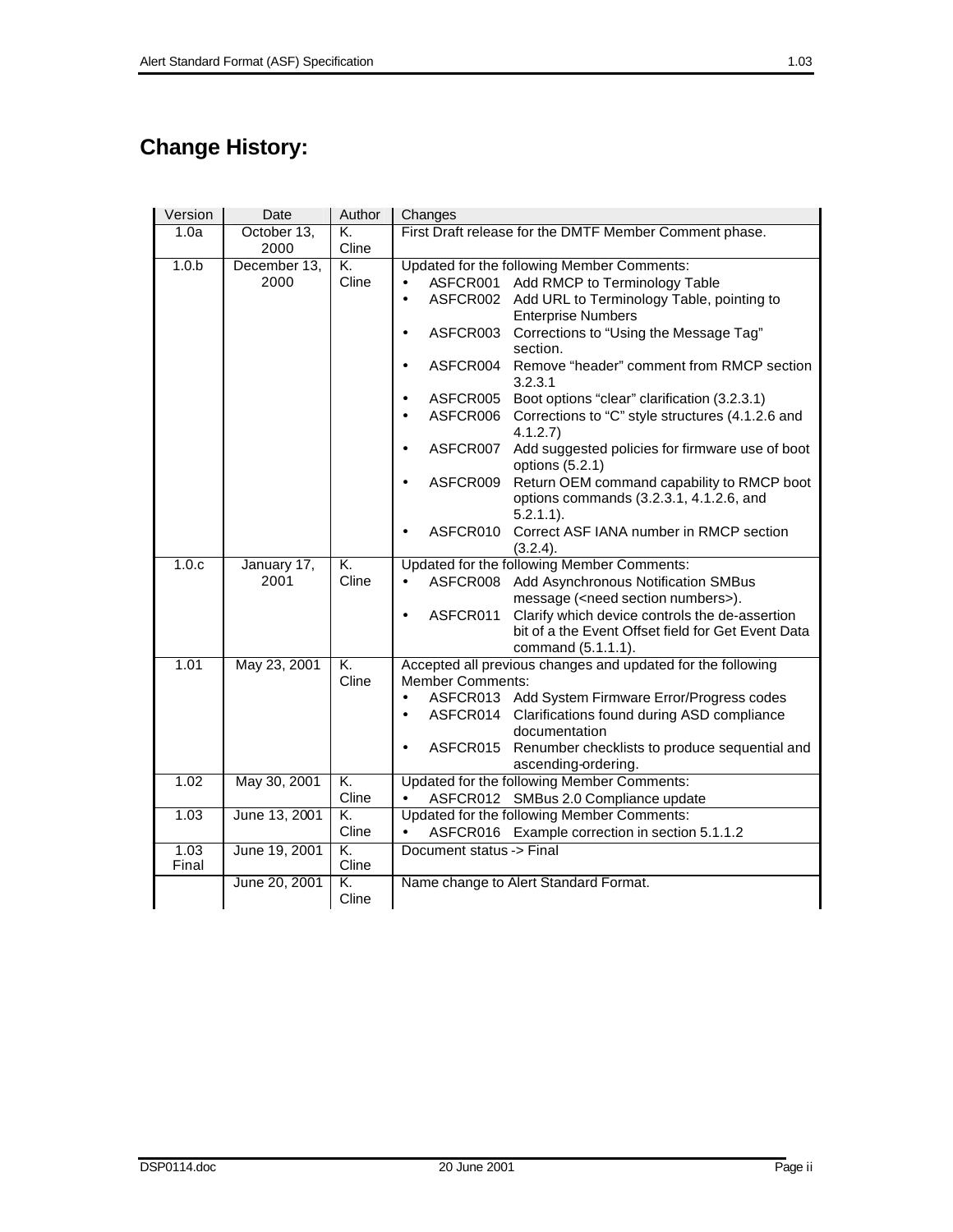# Change History:

| Version | Date | Author | Changes |
|---|---|---|---|
| 1.0a | October 13, 2000 | K. Cline | First Draft release for the DMTF Member Comment phase. |
| 1.0.b | December 13, 2000 | K. Cline | Updated for the following Member Comments:<br>• ASFCR001 Add RMCP to Terminology Table<br>• ASFCR002 Add URL to Terminology Table, pointing to Enterprise Numbers<br>• ASFCR003 Corrections to "Using the Message Tag" section.<br>• ASFCR004 Remove "header" comment from RMCP section 3.2.3.1<br>• ASFCR005 Boot options "clear" clarification (3.2.3.1)<br>• ASFCR006 Corrections to "C" style structures (4.1.2.6 and 4.1.2.7)<br>• ASFCR007 Add suggested policies for firmware use of boot options (5.2.1)<br>• ASFCR009 Return OEM command capability to RMCP boot options commands (3.2.3.1, 4.1.2.6, and 5.2.1.1).<br>• ASFCR010 Correct ASF IANA number in RMCP section (3.2.4). |
| 1.0.c | January 17, 2001 | K. Cline | Updated for the following Member Comments:<br>• ASFCR008 Add Asynchronous Notification SMBus message (<need section numbers>).<br>• ASFCR011 Clarify which device controls the de-assertion bit of a the Event Offset field for Get Event Data command (5.1.1.1). |
| 1.01 | May 23, 2001 | K. Cline | Accepted all previous changes and updated for the following Member Comments:<br>• ASFCR013 Add System Firmware Error/Progress codes<br>• ASFCR014 Clarifications found during ASD compliance documentation<br>• ASFCR015 Renumber checklists to produce sequential and ascending-ordering. |
| 1.02 | May 30, 2001 | K. Cline | Updated for the following Member Comments:<br>• ASFCR012 SMBus 2.0 Compliance update |
| 1.03 | June 13, 2001 | K. Cline | Updated for the following Member Comments:<br>• ASFCR016 Example correction in section 5.1.1.2 |
| 1.03 Final | June 19, 2001 | K. Cline | Document status -> Final |
| | June 20, 2001 | K. Cline | Name change to Alert Standard Format. |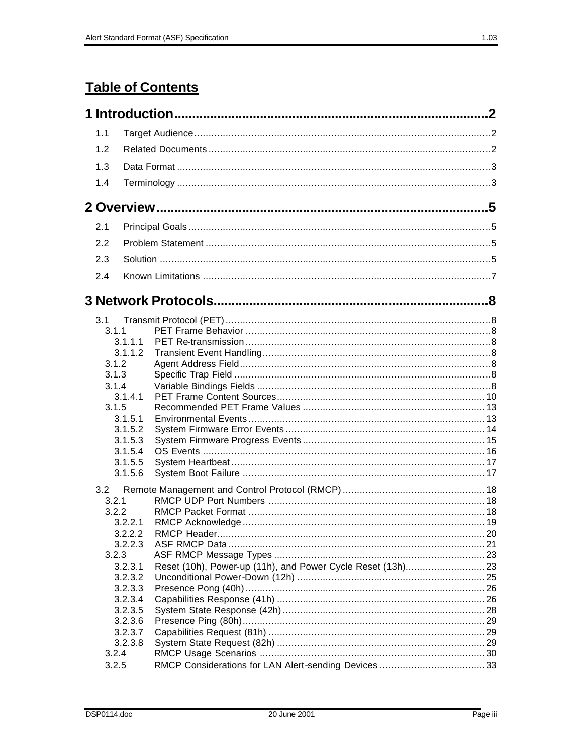# Table of Contents

**1 Introduction........................................................................................2**

1.1 Target Audience........................................................................................2

1.2 Related Documents....................................................................................2

1.3 Data Format..............................................................................................3

1.4 Terminology..............................................................................................3

**2 Overview..............................................................................................5**

2.1 Principal Goals..........................................................................................5

2.2 Problem Statement....................................................................................5

2.3 Solution....................................................................................................5

2.4 Known Limitations.....................................................................................7

**3 Network Protocols...............................................................................8**

3.1 Transmit Protocol (PET)..............................................................................8

3.1.1 PET Frame Behavior.................................................................................8

3.1.1.1 PET Re-transmission..............................................................................8

3.1.1.2 Transient Event Handling........................................................................8

3.1.2 Agent Address Field..................................................................................8

3.1.3 Specific Trap Field.....................................................................................8

3.1.4 Variable Bindings Fields.............................................................................8

3.1.4.1 PET Frame Content Sources..................................................................10

3.1.5 Recommended PET Frame Values.............................................................13

3.1.5.1 Environmental Events...........................................................................13

3.1.5.2 System Firmware Error Events...............................................................14

3.1.5.3 System Firmware Progress Events..........................................................15

3.1.5.4 OS Events............................................................................................16

3.1.5.5 System Heartbeat.................................................................................17

3.1.5.6 System Boot Failure..............................................................................17

3.2 Remote Management and Control Protocol (RMCP).....................................18

3.2.1 RMCP UDP Port Numbers.........................................................................18

3.2.2 RMCP Packet Format...............................................................................18

3.2.2.1 RMCP Acknowledge..............................................................................19

3.2.2.2 RMCP Header.......................................................................................20

3.2.2.3 ASF RMCP Data....................................................................................21

3.2.3 ASF RMCP Message Types........................................................................23

3.2.3.1 Reset (10h), Power-up (11h), and Power Cycle Reset (13h).........................23

3.2.3.2 Unconditional Power-Down (12h)............................................................25

3.2.3.3 Presence Pong (40h).............................................................................26

3.2.3.4 Capabilities Response (41h)...................................................................26

3.2.3.5 System State Response (42h).................................................................28

3.2.3.6 Presence Ping (80h)..............................................................................29

3.2.3.7 Capabilities Request (81h).....................................................................29

3.2.3.8 System State Request (82h)..................................................................29

3.2.4 RMCP Usage Scenarios............................................................................30

3.2.5 RMCP Considerations for LAN Alert-sending Devices...................................33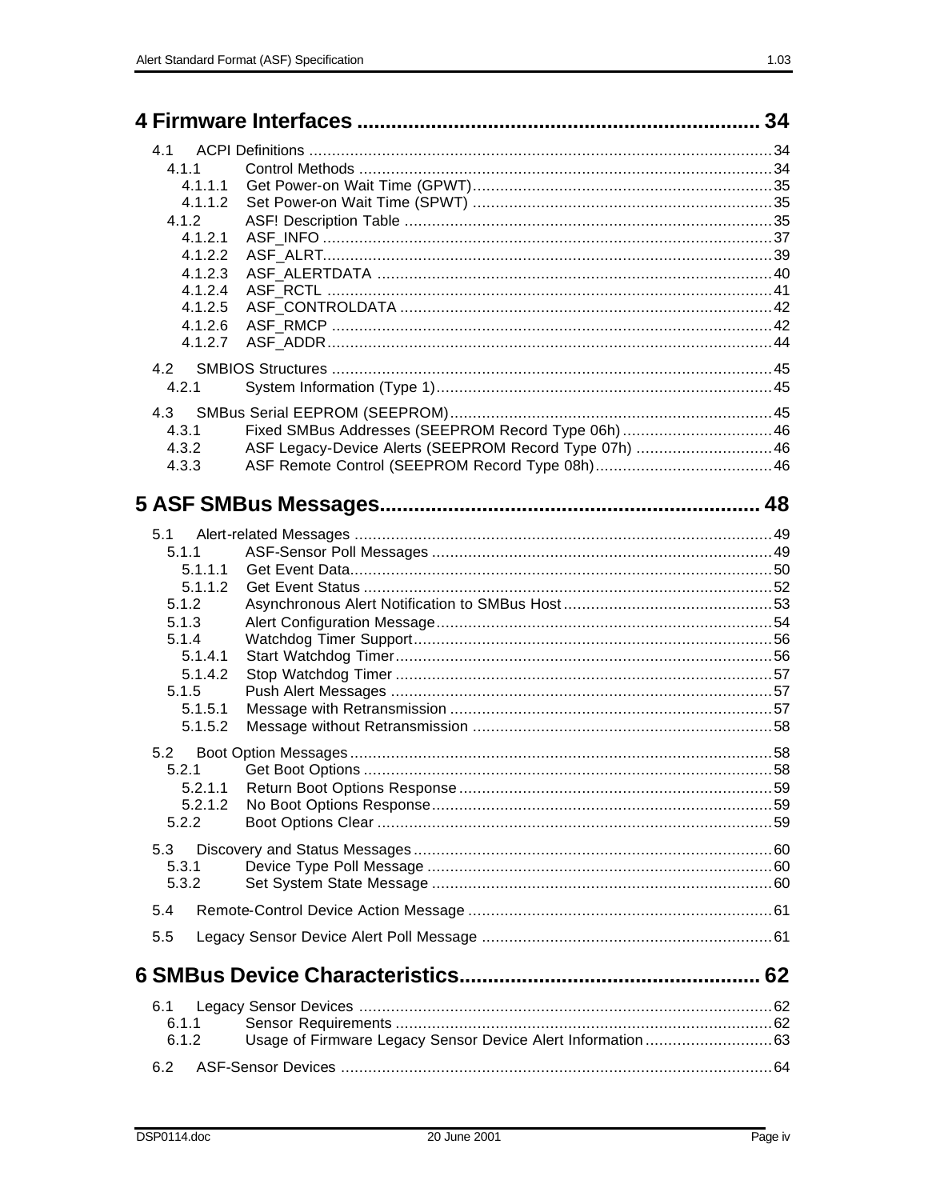# 4 Firmware Interfaces ........................................................ 34

4.1 ACPI Definitions ........................................................ 34
- 4.1.1 Control Methods ........................................................ 34
  - 4.1.1.1 Get Power-on Wait Time (GPWT) ........................................................ 35
  - 4.1.1.2 Set Power-on Wait Time (SPWT) ........................................................ 35
- 4.1.2 ASF! Description Table ........................................................ 35
  - 4.1.2.1 ASF_INFO ........................................................ 37
  - 4.1.2.2 ASF_ALRT ........................................................ 39
  - 4.1.2.3 ASF_ALERTDATA ........................................................ 40
  - 4.1.2.4 ASF_RCTL ........................................................ 41
  - 4.1.2.5 ASF_CONTROLDATA ........................................................ 42
  - 4.1.2.6 ASF_RMCP ........................................................ 42
  - 4.1.2.7 ASF_ADDR ........................................................ 44

4.2 SMBIOS Structures ........................................................ 45
- 4.2.1 System Information (Type 1) ........................................................ 45

4.3 SMBus Serial EEPROM (SEEPROM) ........................................................ 45
- 4.3.1 Fixed SMBus Addresses (SEEPROM Record Type 06h) ........................................................ 46
- 4.3.2 ASF Legacy-Device Alerts (SEEPROM Record Type 07h) ........................................................ 46
- 4.3.3 ASF Remote Control (SEEPROM Record Type 08h) ........................................................ 46

# 5 ASF SMBus Messages ........................................................ 48

5.1 Alert-related Messages ........................................................ 49
- 5.1.1 ASF-Sensor Poll Messages ........................................................ 49
  - 5.1.1.1 Get Event Data ........................................................ 50
  - 5.1.1.2 Get Event Status ........................................................ 52
- 5.1.2 Asynchronous Alert Notification to SMBus Host ........................................................ 53
- 5.1.3 Alert Configuration Message ........................................................ 54
- 5.1.4 Watchdog Timer Support ........................................................ 56
  - 5.1.4.1 Start Watchdog Timer ........................................................ 56
  - 5.1.4.2 Stop Watchdog Timer ........................................................ 57
- 5.1.5 Push Alert Messages ........................................................ 57
  - 5.1.5.1 Message with Retransmission ........................................................ 57
  - 5.1.5.2 Message without Retransmission ........................................................ 58

5.2 Boot Option Messages ........................................................ 58
- 5.2.1 Get Boot Options ........................................................ 58
  - 5.2.1.1 Return Boot Options Response ........................................................ 59
  - 5.2.1.2 No Boot Options Response ........................................................ 59
- 5.2.2 Boot Options Clear ........................................................ 59

5.3 Discovery and Status Messages ........................................................ 60
- 5.3.1 Device Type Poll Message ........................................................ 60
- 5.3.2 Set System State Message ........................................................ 60

5.4 Remote-Control Device Action Message ........................................................ 61

5.5 Legacy Sensor Device Alert Poll Message ........................................................ 61

# 6 SMBus Device Characteristics ........................................................ 62

6.1 Legacy Sensor Devices ........................................................ 62
- 6.1.1 Sensor Requirements ........................................................ 62
- 6.1.2 Usage of Firmware Legacy Sensor Device Alert Information ........................................................ 63

6.2 ASF-Sensor Devices ........................................................ 64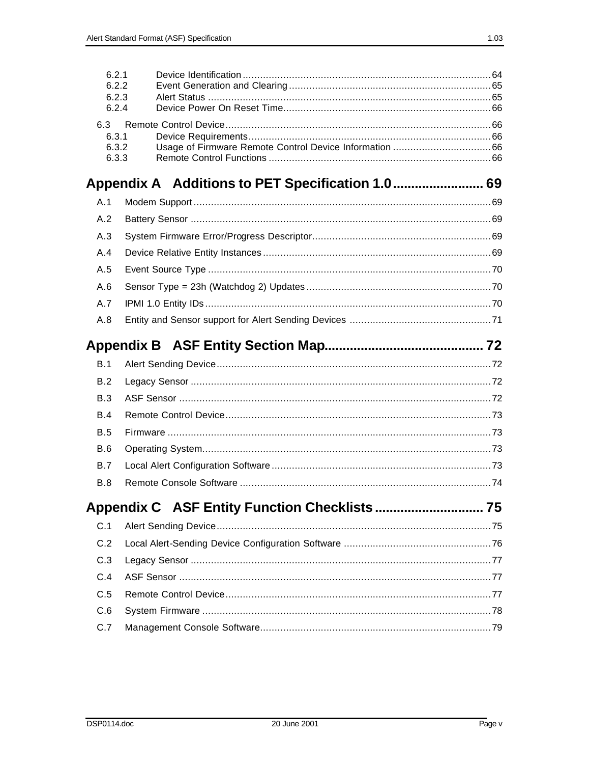6.2.1 Device Identification .......... 64
6.2.2 Event Generation and Clearing .......... 65
6.2.3 Alert Status .......... 65
6.2.4 Device Power On Reset Time .......... 66

6.3 Remote Control Device .......... 66
6.3.1 Device Requirements .......... 66
6.3.2 Usage of Firmware Remote Control Device Information .......... 66
6.3.3 Remote Control Functions .......... 66

## Appendix A Additions to PET Specification 1.0 .......... 69

A.1 Modem Support .......... 69

A.2 Battery Sensor .......... 69

A.3 System Firmware Error/Progress Descriptor .......... 69

A.4 Device Relative Entity Instances .......... 69

A.5 Event Source Type .......... 70

A.6 Sensor Type = 23h (Watchdog 2) Updates .......... 70

A.7 IPMI 1.0 Entity IDs .......... 70

A.8 Entity and Sensor support for Alert Sending Devices .......... 71

## Appendix B ASF Entity Section Map .......... 72

B.1 Alert Sending Device .......... 72

B.2 Legacy Sensor .......... 72

B.3 ASF Sensor .......... 72

B.4 Remote Control Device .......... 73

B.5 Firmware .......... 73

B.6 Operating System .......... 73

B.7 Local Alert Configuration Software .......... 73

B.8 Remote Console Software .......... 74

## Appendix C ASF Entity Function Checklists .......... 75

C.1 Alert Sending Device .......... 75

C.2 Local Alert-Sending Device Configuration Software .......... 76

C.3 Legacy Sensor .......... 77

C.4 ASF Sensor .......... 77

C.5 Remote Control Device .......... 77

C.6 System Firmware .......... 78

C.7 Management Console Software .......... 79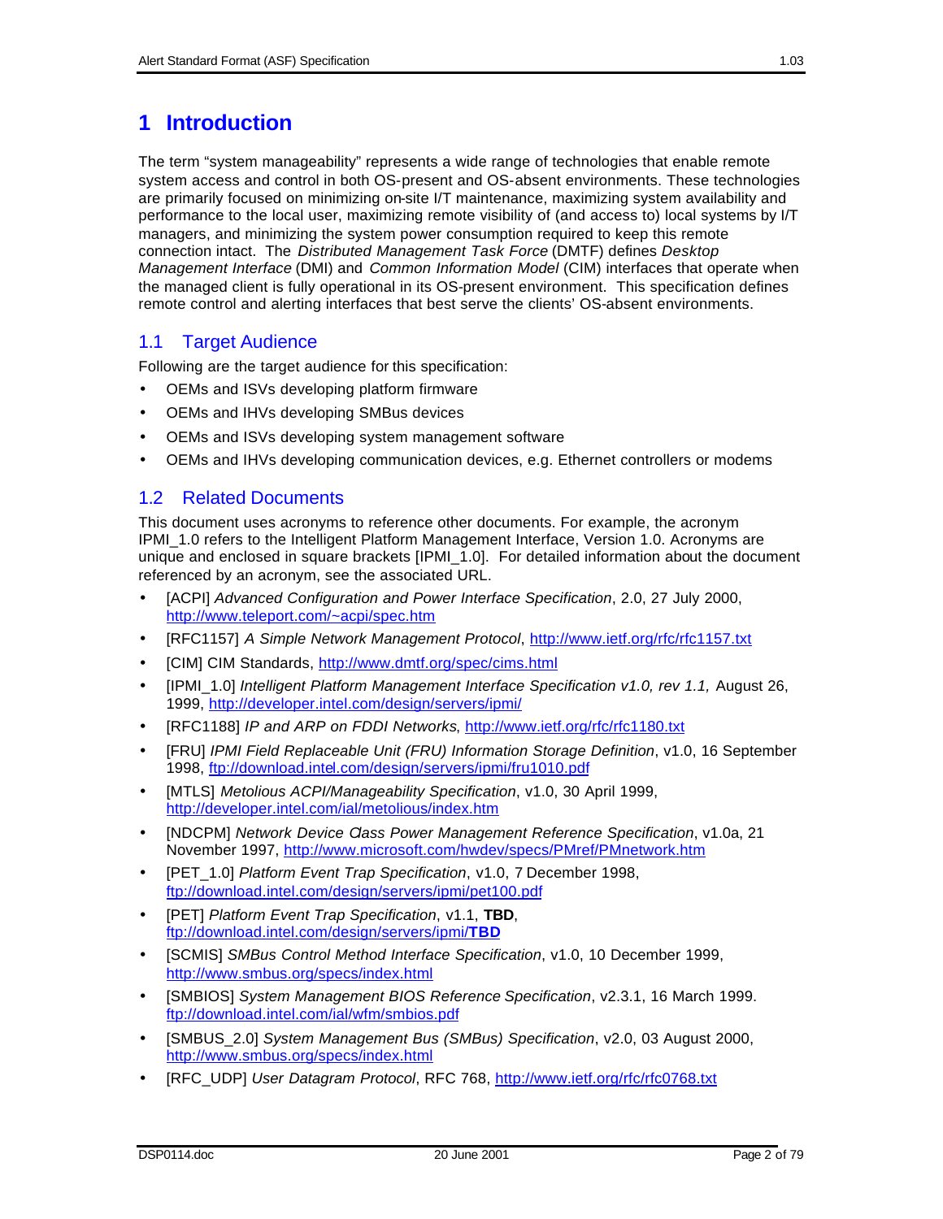# 1 Introduction

The term "system manageability" represents a wide range of technologies that enable remote system access and control in both OS-present and OS-absent environments. These technologies are primarily focused on minimizing on-site I/T maintenance, maximizing system availability and performance to the local user, maximizing remote visibility of (and access to) local systems by I/T managers, and minimizing the system power consumption required to keep this remote connection intact. The *Distributed Management Task Force* (DMTF) defines *Desktop Management Interface* (DMI) and *Common Information Model* (CIM) interfaces that operate when the managed client is fully operational in its OS-present environment. This specification defines remote control and alerting interfaces that best serve the clients' OS-absent environments.

## 1.1 Target Audience

Following are the target audience for this specification:

- OEMs and ISVs developing platform firmware
- OEMs and IHVs developing SMBus devices
- OEMs and ISVs developing system management software
- OEMs and IHVs developing communication devices, e.g. Ethernet controllers or modems

## 1.2 Related Documents

This document uses acronyms to reference other documents. For example, the acronym IPMI_1.0 refers to the Intelligent Platform Management Interface, Version 1.0. Acronyms are unique and enclosed in square brackets [IPMI_1.0]. For detailed information about the document referenced by an acronym, see the associated URL.

- [ACPI] *Advanced Configuration and Power Interface Specification*, 2.0, 27 July 2000, http://www.teleport.com/~acpi/spec.htm
- [RFC1157] *A Simple Network Management Protocol*, http://www.ietf.org/rfc/rfc1157.txt
- [CIM] CIM Standards, http://www.dmtf.org/spec/cims.html
- [IPMI_1.0] *Intelligent Platform Management Interface Specification v1.0, rev 1.1,* August 26, 1999, http://developer.intel.com/design/servers/ipmi/
- [RFC1188] *IP and ARP on FDDI Networks*, http://www.ietf.org/rfc/rfc1180.txt
- [FRU] *IPMI Field Replaceable Unit (FRU) Information Storage Definition*, v1.0, 16 September 1998, ftp://download.intel.com/design/servers/ipmi/fru1010.pdf
- [MTLS] *Metolious ACPI/Manageability Specification*, v1.0, 30 April 1999, http://developer.intel.com/ial/metolious/index.htm
- [NDCPM] *Network Device Class Power Management Reference Specification*, v1.0a, 21 November 1997, http://www.microsoft.com/hwdev/specs/PMref/PMnetwork.htm
- [PET_1.0] *Platform Event Trap Specification*, v1.0, 7 December 1998, ftp://download.intel.com/design/servers/ipmi/pet100.pdf
- [PET] *Platform Event Trap Specification*, v1.1, **TBD**, ftp://download.intel.com/design/servers/ipmi/**TBD**
- [SCMIS] *SMBus Control Method Interface Specification*, v1.0, 10 December 1999, http://www.smbus.org/specs/index.html
- [SMBIOS] *System Management BIOS Reference Specification*, v2.3.1, 16 March 1999. ftp://download.intel.com/ial/wfm/smbios.pdf
- [SMBUS_2.0] *System Management Bus (SMBus) Specification*, v2.0, 03 August 2000, http://www.smbus.org/specs/index.html
- [RFC_UDP] *User Datagram Protocol*, RFC 768, http://www.ietf.org/rfc/rfc0768.txt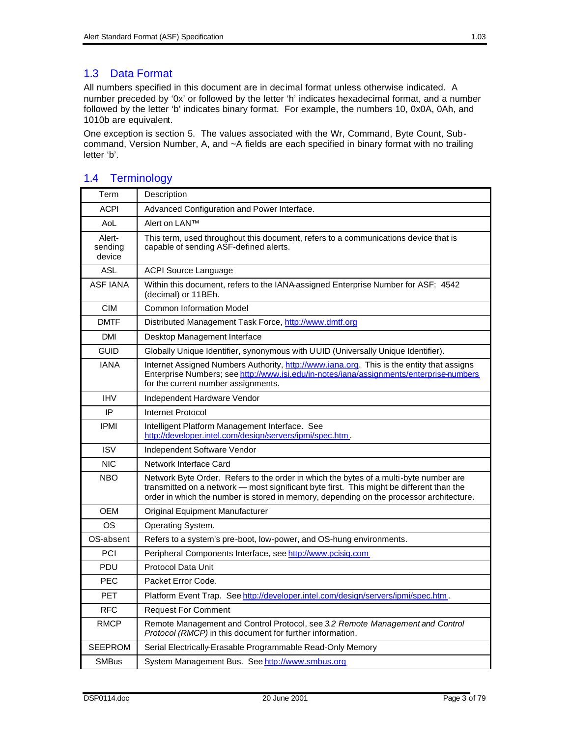## 1.3 Data Format

All numbers specified in this document are in decimal format unless otherwise indicated. A number preceded by '0x' or followed by the letter 'h' indicates hexadecimal format, and a number followed by the letter 'b' indicates binary format. For example, the numbers 10, 0x0A, 0Ah, and 1010b are equivalent.

One exception is section 5. The values associated with the Wr, Command, Byte Count, Sub-command, Version Number, A, and ~A fields are each specified in binary format with no trailing letter 'b'.

## 1.4 Terminology

| Term | Description |
|---|---|
| ACPI | Advanced Configuration and Power Interface. |
| AoL | Alert on LAN™ |
| Alert-sending device | This term, used throughout this document, refers to a communications device that is capable of sending ASF-defined alerts. |
| ASL | ACPI Source Language |
| ASF IANA | Within this document, refers to the IANA-assigned Enterprise Number for ASF: 4542 (decimal) or 11BEh. |
| CIM | Common Information Model |
| DMTF | Distributed Management Task Force, http://www.dmtf.org |
| DMI | Desktop Management Interface |
| GUID | Globally Unique Identifier, synonymous with UUID (Universally Unique Identifier). |
| IANA | Internet Assigned Numbers Authority, http://www.iana.org. This is the entity that assigns Enterprise Numbers; see http://www.isi.edu/in-notes/iana/assignments/enterprise-numbers for the current number assignments. |
| IHV | Independent Hardware Vendor |
| IP | Internet Protocol |
| IPMI | Intelligent Platform Management Interface. See http://developer.intel.com/design/servers/ipmi/spec.htm. |
| ISV | Independent Software Vendor |
| NIC | Network Interface Card |
| NBO | Network Byte Order. Refers to the order in which the bytes of a multi-byte number are transmitted on a network — most significant byte first. This might be different than the order in which the number is stored in memory, depending on the processor architecture. |
| OEM | Original Equipment Manufacturer |
| OS | Operating System. |
| OS-absent | Refers to a system's pre-boot, low-power, and OS-hung environments. |
| PCI | Peripheral Components Interface, see http://www.pcisig.com |
| PDU | Protocol Data Unit |
| PEC | Packet Error Code. |
| PET | Platform Event Trap. See http://developer.intel.com/design/servers/ipmi/spec.htm. |
| RFC | Request For Comment |
| RMCP | Remote Management and Control Protocol, see *3.2 Remote Management and Control Protocol (RMCP)* in this document for further information. |
| SEEPROM | Serial Electrically-Erasable Programmable Read-Only Memory |
| SMBus | System Management Bus. See http://www.smbus.org |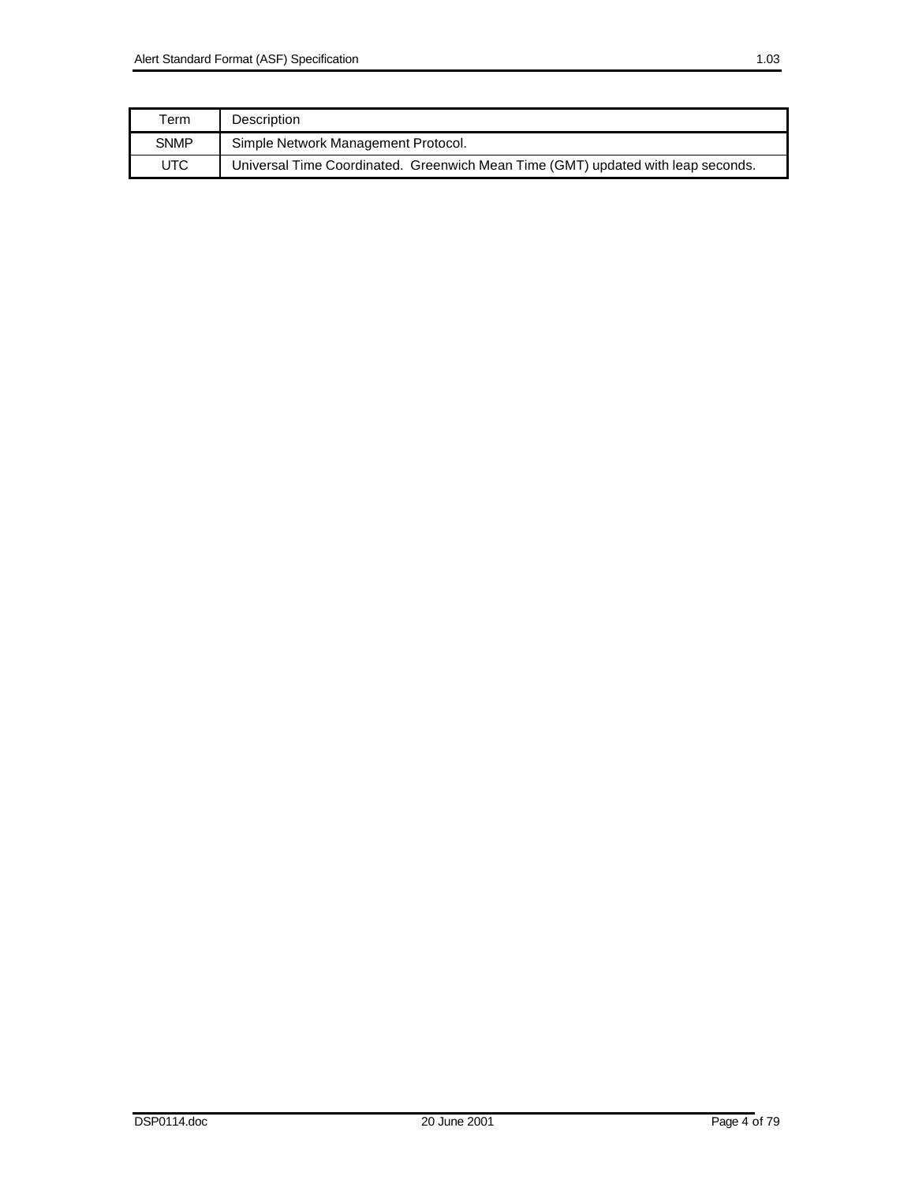| Term | Description |
| --- | --- |
| SNMP | Simple Network Management Protocol. |
| UTC | Universal Time Coordinated. Greenwich Mean Time (GMT) updated with leap seconds. |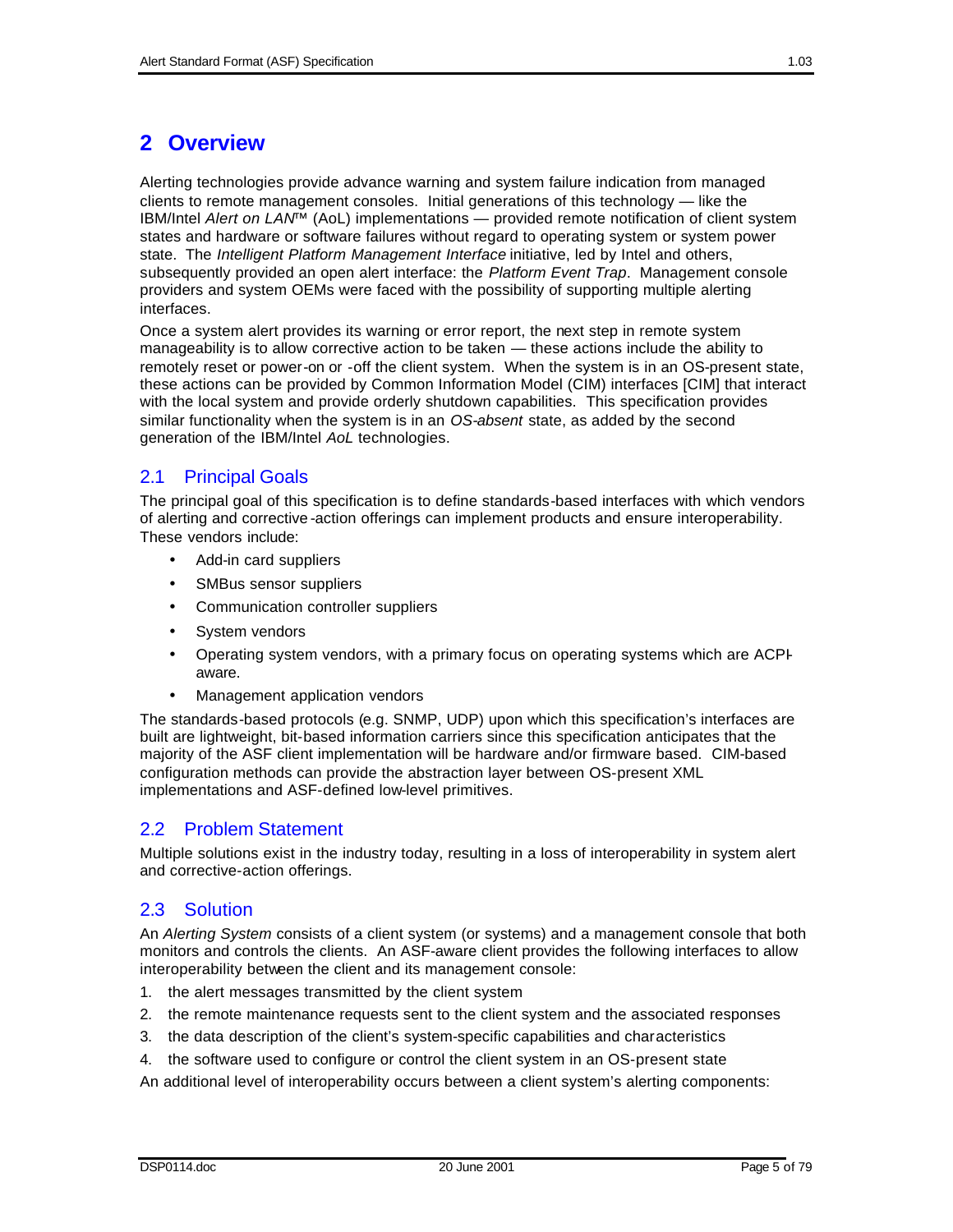# 2 Overview

Alerting technologies provide advance warning and system failure indication from managed clients to remote management consoles. Initial generations of this technology — like the IBM/Intel *Alert on LAN*™ (AoL) implementations — provided remote notification of client system states and hardware or software failures without regard to operating system or system power state. The *Intelligent Platform Management Interface* initiative, led by Intel and others, subsequently provided an open alert interface: the *Platform Event Trap*. Management console providers and system OEMs were faced with the possibility of supporting multiple alerting interfaces.

Once a system alert provides its warning or error report, the next step in remote system manageability is to allow corrective action to be taken — these actions include the ability to remotely reset or power-on or -off the client system. When the system is in an OS-present state, these actions can be provided by Common Information Model (CIM) interfaces [CIM] that interact with the local system and provide orderly shutdown capabilities. This specification provides similar functionality when the system is in an *OS-absent* state, as added by the second generation of the IBM/Intel *AoL* technologies.

## 2.1 Principal Goals

The principal goal of this specification is to define standards-based interfaces with which vendors of alerting and corrective-action offerings can implement products and ensure interoperability. These vendors include:

- Add-in card suppliers
- SMBus sensor suppliers
- Communication controller suppliers
- System vendors
- Operating system vendors, with a primary focus on operating systems which are ACPI-aware.
- Management application vendors

The standards-based protocols (e.g. SNMP, UDP) upon which this specification's interfaces are built are lightweight, bit-based information carriers since this specification anticipates that the majority of the ASF client implementation will be hardware and/or firmware based. CIM-based configuration methods can provide the abstraction layer between OS-present XML implementations and ASF-defined low-level primitives.

## 2.2 Problem Statement

Multiple solutions exist in the industry today, resulting in a loss of interoperability in system alert and corrective-action offerings.

## 2.3 Solution

An *Alerting System* consists of a client system (or systems) and a management console that both monitors and controls the clients. An ASF-aware client provides the following interfaces to allow interoperability between the client and its management console:

1. the alert messages transmitted by the client system
2. the remote maintenance requests sent to the client system and the associated responses
3. the data description of the client's system-specific capabilities and characteristics
4. the software used to configure or control the client system in an OS-present state

An additional level of interoperability occurs between a client system's alerting components: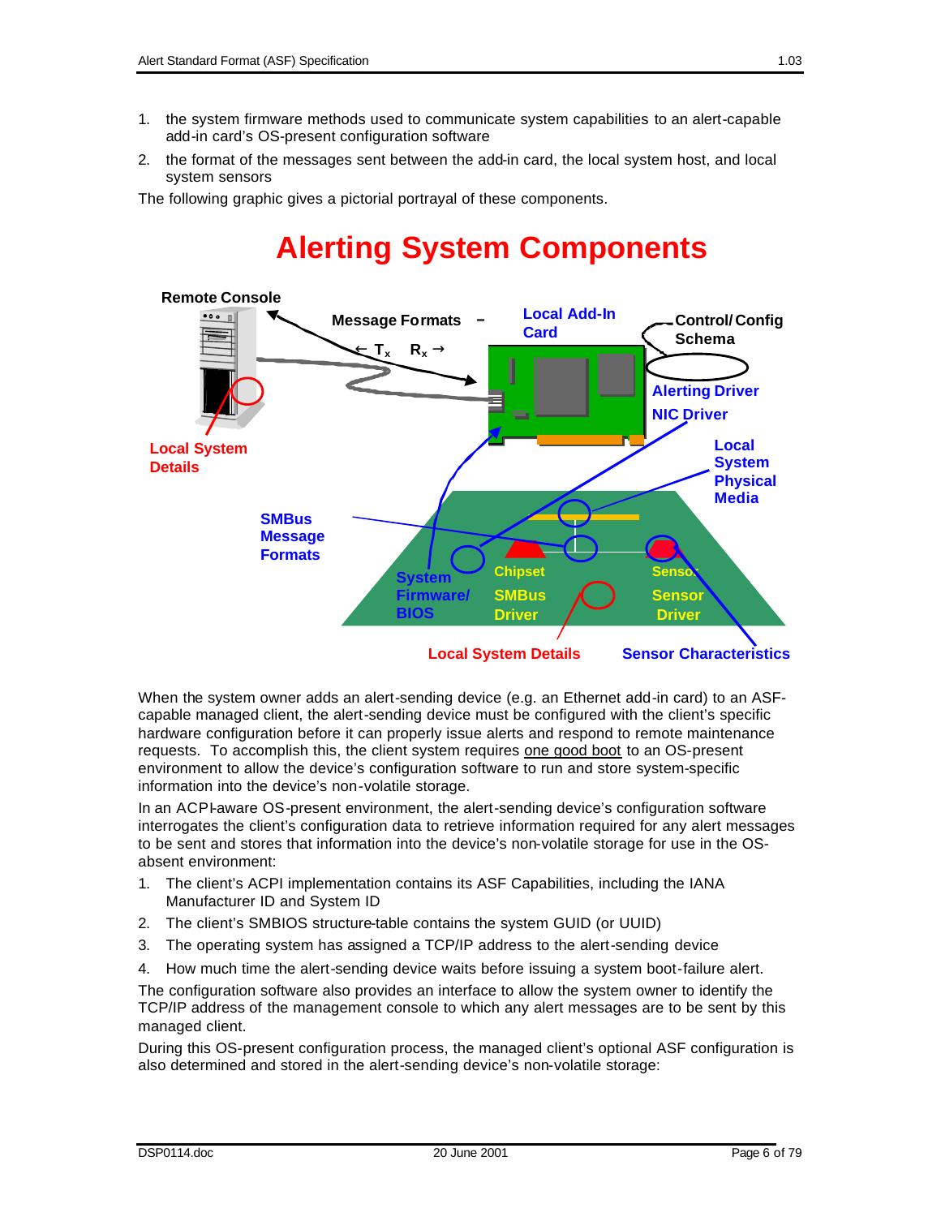1. the system firmware methods used to communicate system capabilities to an alert-capable add-in card's OS-present configuration software
2. the format of the messages sent between the add-in card, the local system host, and local system sensors

The following graphic gives a pictorial portrayal of these components.

## Alerting System Components

Remote Console

Message Formats – ← $T_x$ $R_x$ →

Local Add-In Card

Control/Config Schema

Alerting Driver

NIC Driver

Local System Details

Local System Physical Media

SMBus Message Formats

System Firmware/ BIOS

Chipset

SMBus Driver

Sensor

Sensor Driver

Local System Details

Sensor Characteristics

When the system owner adds an alert-sending device (e.g. an Ethernet add-in card) to an ASF-capable managed client, the alert-sending device must be configured with the client's specific hardware configuration before it can properly issue alerts and respond to remote maintenance requests. To accomplish this, the client system requires one good boot to an OS-present environment to allow the device's configuration software to run and store system-specific information into the device's non-volatile storage.

In an ACPI-aware OS-present environment, the alert-sending device's configuration software interrogates the client's configuration data to retrieve information required for any alert messages to be sent and stores that information into the device's non-volatile storage for use in the OS-absent environment:

1. The client's ACPI implementation contains its ASF Capabilities, including the IANA Manufacturer ID and System ID
2. The client's SMBIOS structure-table contains the system GUID (or UUID)
3. The operating system has assigned a TCP/IP address to the alert-sending device
4. How much time the alert-sending device waits before issuing a system boot-failure alert.

The configuration software also provides an interface to allow the system owner to identify the TCP/IP address of the management console to which any alert messages are to be sent by this managed client.

During this OS-present configuration process, the managed client's optional ASF configuration is also determined and stored in the alert-sending device's non-volatile storage: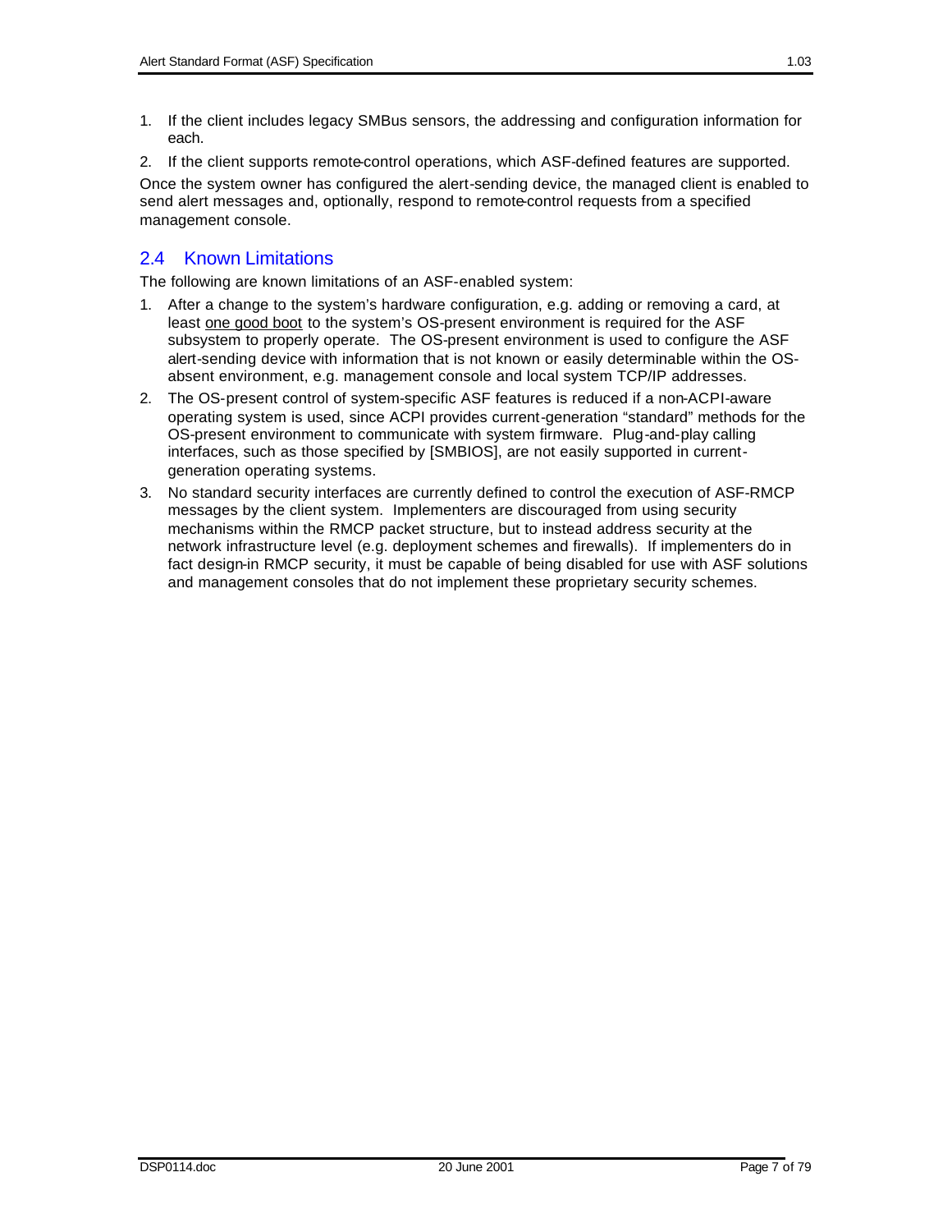1. If the client includes legacy SMBus sensors, the addressing and configuration information for each.
2. If the client supports remote-control operations, which ASF-defined features are supported.

Once the system owner has configured the alert-sending device, the managed client is enabled to send alert messages and, optionally, respond to remote-control requests from a specified management console.

## 2.4 Known Limitations

The following are known limitations of an ASF-enabled system:

1. After a change to the system's hardware configuration, e.g. adding or removing a card, at least <u>one good boot</u> to the system's OS-present environment is required for the ASF subsystem to properly operate. The OS-present environment is used to configure the ASF alert-sending device with information that is not known or easily determinable within the OS-absent environment, e.g. management console and local system TCP/IP addresses.
2. The OS-present control of system-specific ASF features is reduced if a non-ACPI-aware operating system is used, since ACPI provides current-generation "standard" methods for the OS-present environment to communicate with system firmware. Plug-and-play calling interfaces, such as those specified by [SMBIOS], are not easily supported in current-generation operating systems.
3. No standard security interfaces are currently defined to control the execution of ASF-RMCP messages by the client system. Implementers are discouraged from using security mechanisms within the RMCP packet structure, but to instead address security at the network infrastructure level (e.g. deployment schemes and firewalls). If implementers do in fact design-in RMCP security, it must be capable of being disabled for use with ASF solutions and management consoles that do not implement these proprietary security schemes.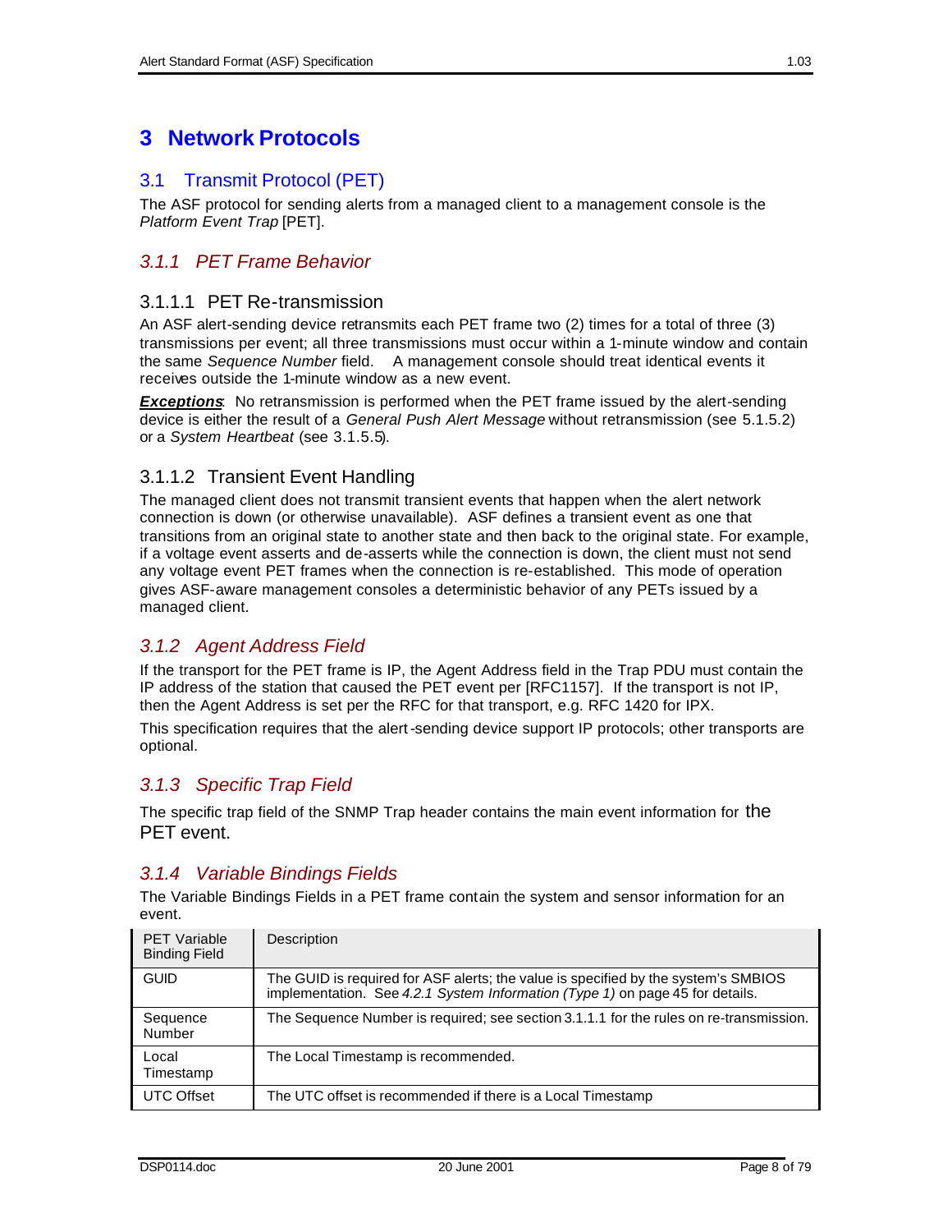# 3 Network Protocols

## 3.1 Transmit Protocol (PET)

The ASF protocol for sending alerts from a managed client to a management console is the *Platform Event Trap* [PET].

### *3.1.1 PET Frame Behavior*

#### 3.1.1.1 PET Re-transmission

An ASF alert-sending device retransmits each PET frame two (2) times for a total of three (3) transmissions per event; all three transmissions must occur within a 1-minute window and contain the same *Sequence Number* field. A management console should treat identical events it receives outside the 1-minute window as a new event.

***Exceptions***: No retransmission is performed when the PET frame issued by the alert-sending device is either the result of a *General Push Alert Message* without retransmission (see 5.1.5.2) or a *System Heartbeat* (see 3.1.5.5).

#### 3.1.1.2 Transient Event Handling

The managed client does not transmit transient events that happen when the alert network connection is down (or otherwise unavailable). ASF defines a transient event as one that transitions from an original state to another state and then back to the original state. For example, if a voltage event asserts and de-asserts while the connection is down, the client must not send any voltage event PET frames when the connection is re-established. This mode of operation gives ASF-aware management consoles a deterministic behavior of any PETs issued by a managed client.

### *3.1.2 Agent Address Field*

If the transport for the PET frame is IP, the Agent Address field in the Trap PDU must contain the IP address of the station that caused the PET event per [RFC1157]. If the transport is not IP, then the Agent Address is set per the RFC for that transport, e.g. RFC 1420 for IPX.

This specification requires that the alert-sending device support IP protocols; other transports are optional.

### *3.1.3 Specific Trap Field*

The specific trap field of the SNMP Trap header contains the main event information for the PET event.

### *3.1.4 Variable Bindings Fields*

The Variable Bindings Fields in a PET frame contain the system and sensor information for an event.

| PET Variable Binding Field | Description |
|---|---|
| GUID | The GUID is required for ASF alerts; the value is specified by the system's SMBIOS implementation. See *4.2.1 System Information (Type 1)* on page 45 for details. |
| Sequence Number | The Sequence Number is required; see section 3.1.1.1 for the rules on re-transmission. |
| Local Timestamp | The Local Timestamp is recommended. |
| UTC Offset | The UTC offset is recommended if there is a Local Timestamp |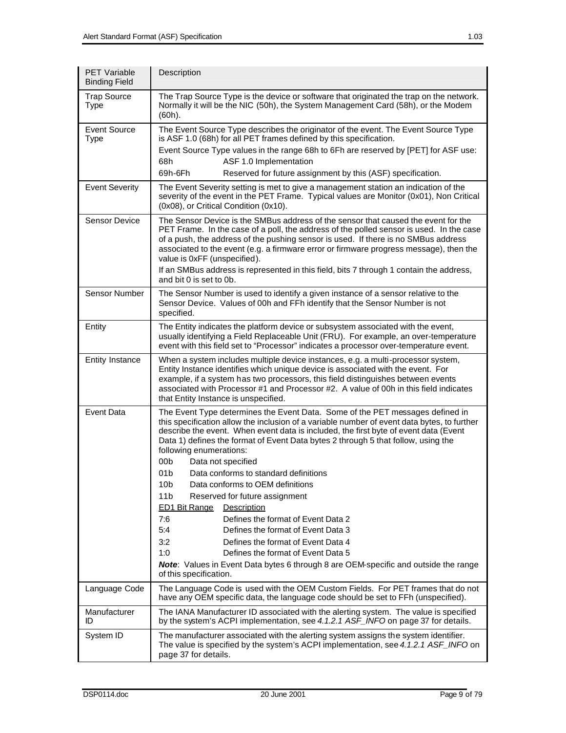| PET Variable Binding Field | Description |
|---|---|
| Trap Source Type | The Trap Source Type is the device or software that originated the trap on the network. Normally it will be the NIC (50h), the System Management Card (58h), or the Modem (60h). |
| Event Source Type | The Event Source Type describes the originator of the event. The Event Source Type is ASF 1.0 (68h) for all PET frames defined by this specification.<br>Event Source Type values in the range 68h to 6Fh are reserved by [PET] for ASF use:<br>68h ASF 1.0 Implementation<br>69h-6Fh Reserved for future assignment by this (ASF) specification. |
| Event Severity | The Event Severity setting is met to give a management station an indication of the severity of the event in the PET Frame. Typical values are Monitor (0x01), Non Critical (0x08), or Critical Condition (0x10). |
| Sensor Device | The Sensor Device is the SMBus address of the sensor that caused the event for the PET Frame. In the case of a poll, the address of the polled sensor is used. In the case of a push, the address of the pushing sensor is used. If there is no SMBus address associated to the event (e.g. a firmware error or firmware progress message), then the value is 0xFF (unspecified).<br>If an SMBus address is represented in this field, bits 7 through 1 contain the address, and bit 0 is set to 0b. |
| Sensor Number | The Sensor Number is used to identify a given instance of a sensor relative to the Sensor Device. Values of 00h and FFh identify that the Sensor Number is not specified. |
| Entity | The Entity indicates the platform device or subsystem associated with the event, usually identifying a Field Replaceable Unit (FRU). For example, an over-temperature event with this field set to "Processor" indicates a processor over-temperature event. |
| Entity Instance | When a system includes multiple device instances, e.g. a multi-processor system, Entity Instance identifies which unique device is associated with the event. For example, if a system has two processors, this field distinguishes between events associated with Processor #1 and Processor #2. A value of 00h in this field indicates that Entity Instance is unspecified. |
| Event Data | The Event Type determines the Event Data. Some of the PET messages defined in this specification allow the inclusion of a variable number of event data bytes, to further describe the event. When event data is included, the first byte of event data (Event Data 1) defines the format of Event Data bytes 2 through 5 that follow, using the following enumerations:<br>00b Data not specified<br>01b Data conforms to standard definitions<br>10b Data conforms to OEM definitions<br>11b Reserved for future assignment<br><u>ED1 Bit Range</u> <u>Description</u><br>7:6 Defines the format of Event Data 2<br>5:4 Defines the format of Event Data 3<br>3:2 Defines the format of Event Data 4<br>1:0 Defines the format of Event Data 5<br>***Note***: Values in Event Data bytes 6 through 8 are OEM-specific and outside the range of this specification. |
| Language Code | The Language Code is used with the OEM Custom Fields. For PET frames that do not have any OEM specific data, the language code should be set to FFh (unspecified). |
| Manufacturer ID | The IANA Manufacturer ID associated with the alerting system. The value is specified by the system's ACPI implementation, see *4.1.2.1 ASF_INFO* on page 37 for details. |
| System ID | The manufacturer associated with the alerting system assigns the system identifier. The value is specified by the system's ACPI implementation, see *4.1.2.1 ASF_INFO* on page 37 for details. |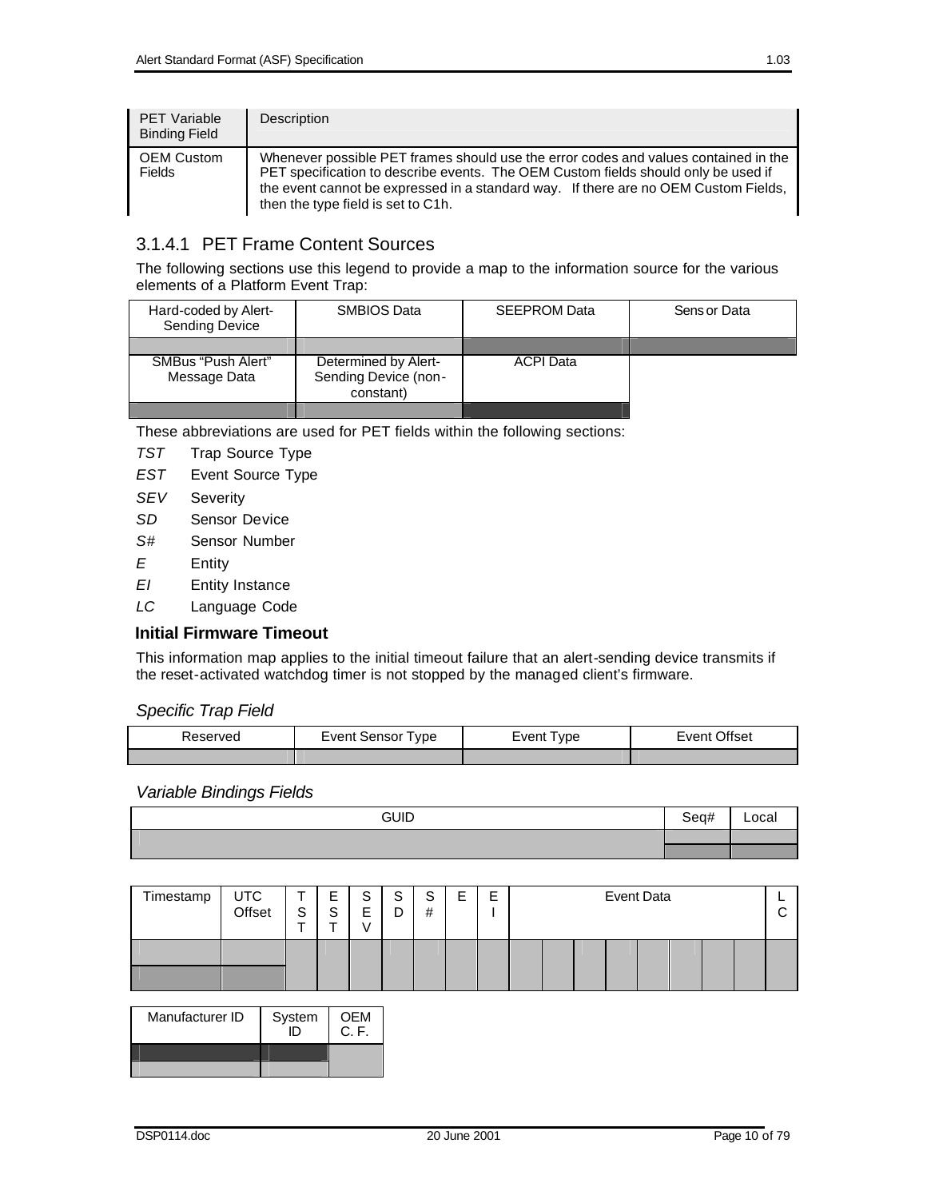| PET Variable Binding Field | Description |
|---|---|
| OEM Custom Fields | Whenever possible PET frames should use the error codes and values contained in the PET specification to describe events. The OEM Custom fields should only be used if the event cannot be expressed in a standard way. If there are no OEM Custom Fields, then the type field is set to C1h. |

### 3.1.4.1 PET Frame Content Sources

The following sections use this legend to provide a map to the information source for the various elements of a Platform Event Trap:

| Hard-coded by Alert-Sending Device | SMBIOS Data | SEEPROM Data | Sensor Data |
|---|---|---|---|
| | | | |
| SMBus "Push Alert" Message Data | Determined by Alert-Sending Device (non-constant) | ACPI Data | |
| | | | |

These abbreviations are used for PET fields within the following sections:

*TST* Trap Source Type

*EST* Event Source Type

*SEV* Severity

*SD* Sensor Device

*S#* Sensor Number

*E* Entity

*EI* Entity Instance

*LC* Language Code

**Initial Firmware Timeout**

This information map applies to the initial timeout failure that an alert-sending device transmits if the reset-activated watchdog timer is not stopped by the managed client's firmware.

*Specific Trap Field*

| Reserved | Event Sensor Type | Event Type | Event Offset |
|---|---|---|---|
| | | | |

*Variable Bindings Fields*

| GUID | Seq# | Local |
|---|---|---|
| | | |

| Timestamp | UTC Offset | TST | EST | SEV | SD | S# | E | EI | Event Data | | | | | | | | LC |
|---|---|---|---|---|---|---|---|---|---|---|---|---|---|---|---|---|---|
| | | | | | | | | | | | | | | | | | |

| Manufacturer ID | System ID | OEM C. F. |
|---|---|---|
| | | |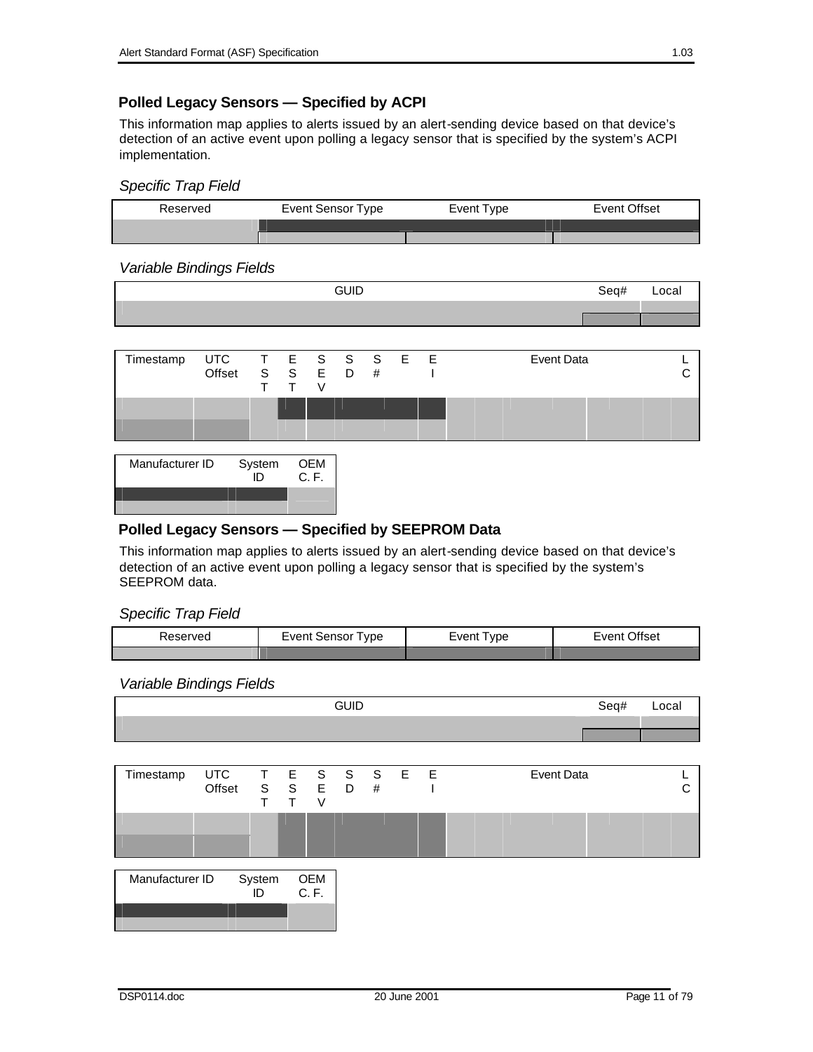### Polled Legacy Sensors — Specified by ACPI

This information map applies to alerts issued by an alert-sending device based on that device's detection of an active event upon polling a legacy sensor that is specified by the system's ACPI implementation.

*Specific Trap Field*

| Reserved | Event Sensor Type | Event Type | Event Offset |
|---|---|---|---|
| | | | |

*Variable Bindings Fields*

| GUID | Seq# | Local |
|---|---|---|
| | | |

| Timestamp | UTC Offset | TST | EST | SEV | SD | S# | E | EI | Event Data | LC |
|---|---|---|---|---|---|---|---|---|---|---|
| | | | | | | | | | | |

| Manufacturer ID | System ID | OEM C. F. |
|---|---|---|
| | | |

### Polled Legacy Sensors — Specified by SEEPROM Data

This information map applies to alerts issued by an alert-sending device based on that device's detection of an active event upon polling a legacy sensor that is specified by the system's SEEPROM data.

*Specific Trap Field*

| Reserved | Event Sensor Type | Event Type | Event Offset |
|---|---|---|---|
| | | | |

*Variable Bindings Fields*

| GUID | Seq# | Local |
|---|---|---|
| | | |

| Timestamp | UTC Offset | TST | EST | SEV | SD | S# | E | EI | Event Data | LC |
|---|---|---|---|---|---|---|---|---|---|---|
| | | | | | | | | | | |

| Manufacturer ID | System ID | OEM C. F. |
|---|---|---|
| | | |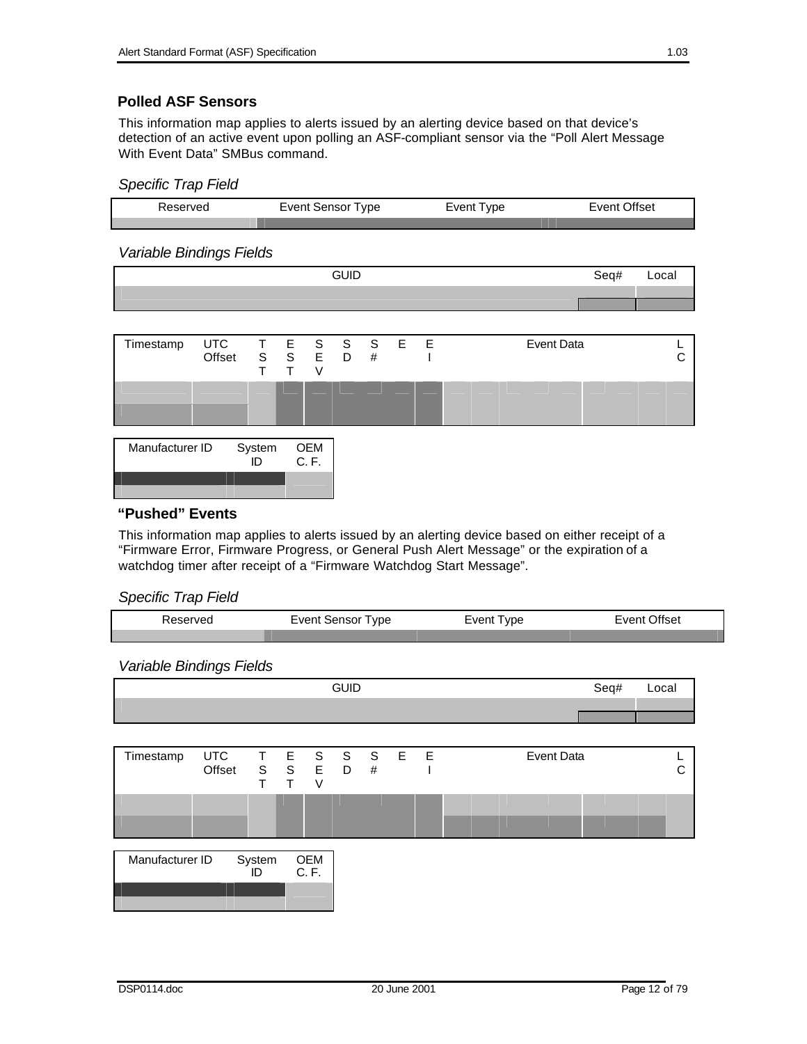### Polled ASF Sensors

This information map applies to alerts issued by an alerting device based on that device's detection of an active event upon polling an ASF-compliant sensor via the "Poll Alert Message With Event Data" SMBus command.

*Specific Trap Field*

| Reserved | Event Sensor Type | Event Type | Event Offset |
|---|---|---|---|

*Variable Bindings Fields*

| GUID | Seq# | Local |
|---|---|---|

| Timestamp | UTC Offset | TST | EST | SEV | SD | S# | E | EI | Event Data | LC |
|---|---|---|---|---|---|---|---|---|---|---|

| Manufacturer ID | System ID | OEM C. F. |
|---|---|---|

### "Pushed" Events

This information map applies to alerts issued by an alerting device based on either receipt of a "Firmware Error, Firmware Progress, or General Push Alert Message" or the expiration of a watchdog timer after receipt of a "Firmware Watchdog Start Message".

*Specific Trap Field*

| Reserved | Event Sensor Type | Event Type | Event Offset |
|---|---|---|---|

*Variable Bindings Fields*

| GUID | Seq# | Local |
|---|---|---|

| Timestamp | UTC Offset | TST | EST | SEV | SD | S# | E | EI | Event Data | LC |
|---|---|---|---|---|---|---|---|---|---|---|

| Manufacturer ID | System ID | OEM C. F. |
|---|---|---|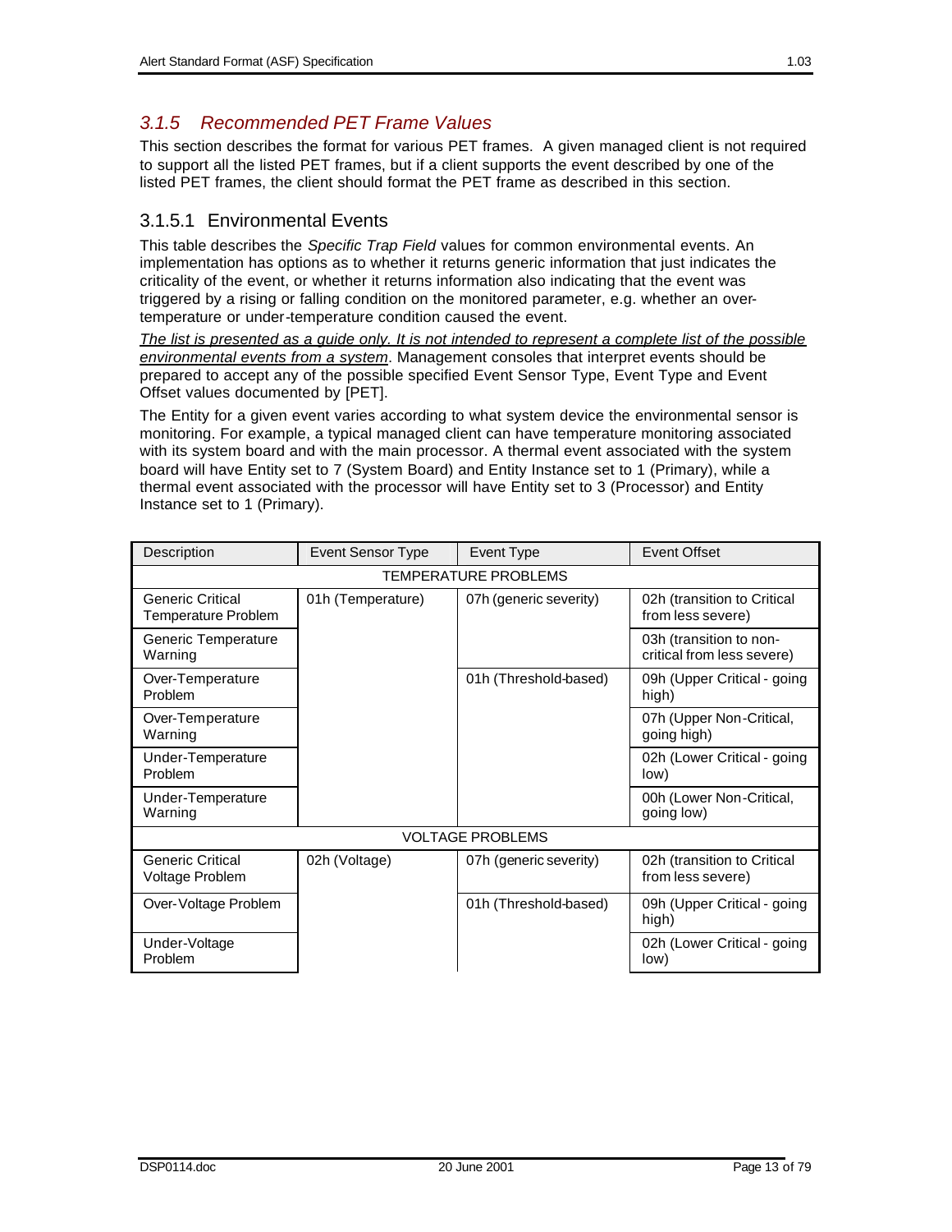### 3.1.5 *Recommended PET Frame Values*

This section describes the format for various PET frames. A given managed client is not required to support all the listed PET frames, but if a client supports the event described by one of the listed PET frames, the client should format the PET frame as described in this section.

#### 3.1.5.1 Environmental Events

This table describes the *Specific Trap Field* values for common environmental events. An implementation has options as to whether it returns generic information that just indicates the criticality of the event, or whether it returns information also indicating that the event was triggered by a rising or falling condition on the monitored parameter, e.g. whether an over-temperature or under-temperature condition caused the event.

<u>The list is presented as a guide only. It is not intended to represent a complete list of the possible environmental events from a system</u>. Management consoles that interpret events should be prepared to accept any of the possible specified Event Sensor Type, Event Type and Event Offset values documented by [PET].

The Entity for a given event varies according to what system device the environmental sensor is monitoring. For example, a typical managed client can have temperature monitoring associated with its system board and with the main processor. A thermal event associated with the system board will have Entity set to 7 (System Board) and Entity Instance set to 1 (Primary), while a thermal event associated with the processor will have Entity set to 3 (Processor) and Entity Instance set to 1 (Primary).

| Description | Event Sensor Type | Event Type | Event Offset |
|---|---|---|---|
| TEMPERATURE PROBLEMS | | | |
| Generic Critical Temperature Problem | 01h (Temperature) | 07h (generic severity) | 02h (transition to Critical from less severe) |
| Generic Temperature Warning | | | 03h (transition to non-critical from less severe) |
| Over-Temperature Problem | | 01h (Threshold-based) | 09h (Upper Critical - going high) |
| Over-Temperature Warning | | | 07h (Upper Non-Critical, going high) |
| Under-Temperature Problem | | | 02h (Lower Critical - going low) |
| Under-Temperature Warning | | | 00h (Lower Non-Critical, going low) |
| VOLTAGE PROBLEMS | | | |
| Generic Critical Voltage Problem | 02h (Voltage) | 07h (generic severity) | 02h (transition to Critical from less severe) |
| Over-Voltage Problem | | 01h (Threshold-based) | 09h (Upper Critical - going high) |
| Under-Voltage Problem | | | 02h (Lower Critical - going low) |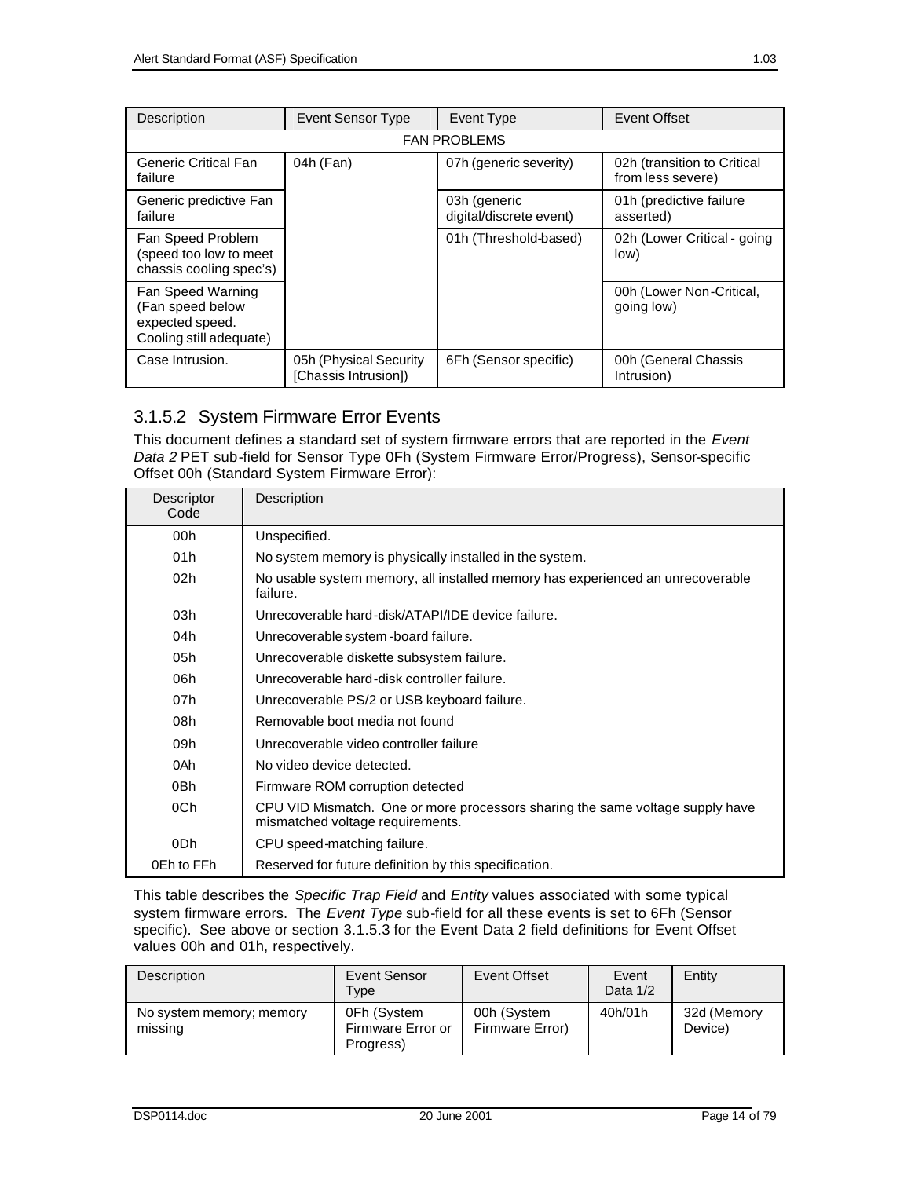| Description | Event Sensor Type | Event Type | Event Offset |
|---|---|---|---|
| FAN PROBLEMS | | | |
| Generic Critical Fan failure | 04h (Fan) | 07h (generic severity) | 02h (transition to Critical from less severe) |
| Generic predictive Fan failure | | 03h (generic digital/discrete event) | 01h (predictive failure asserted) |
| Fan Speed Problem (speed too low to meet chassis cooling spec's) | | 01h (Threshold-based) | 02h (Lower Critical - going low) |
| Fan Speed Warning (Fan speed below expected speed. Cooling still adequate) | | | 00h (Lower Non-Critical, going low) |
| Case Intrusion. | 05h (Physical Security [Chassis Intrusion]) | 6Fh (Sensor specific) | 00h (General Chassis Intrusion) |

### 3.1.5.2 System Firmware Error Events

This document defines a standard set of system firmware errors that are reported in the *Event Data 2* PET sub-field for Sensor Type 0Fh (System Firmware Error/Progress), Sensor-specific Offset 00h (Standard System Firmware Error):

| Descriptor Code | Description |
|---|---|
| 00h | Unspecified. |
| 01h | No system memory is physically installed in the system. |
| 02h | No usable system memory, all installed memory has experienced an unrecoverable failure. |
| 03h | Unrecoverable hard-disk/ATAPI/IDE device failure. |
| 04h | Unrecoverable system-board failure. |
| 05h | Unrecoverable diskette subsystem failure. |
| 06h | Unrecoverable hard-disk controller failure. |
| 07h | Unrecoverable PS/2 or USB keyboard failure. |
| 08h | Removable boot media not found |
| 09h | Unrecoverable video controller failure |
| 0Ah | No video device detected. |
| 0Bh | Firmware ROM corruption detected |
| 0Ch | CPU VID Mismatch. One or more processors sharing the same voltage supply have mismatched voltage requirements. |
| 0Dh | CPU speed-matching failure. |
| 0Eh to FFh | Reserved for future definition by this specification. |

This table describes the *Specific Trap Field* and *Entity* values associated with some typical system firmware errors. The *Event Type* sub-field for all these events is set to 6Fh (Sensor specific). See above or section 3.1.5.3 for the Event Data 2 field definitions for Event Offset values 00h and 01h, respectively.

| Description | Event Sensor Type | Event Offset | Event Data 1/2 | Entity |
|---|---|---|---|---|
| No system memory; memory missing | 0Fh (System Firmware Error or Progress) | 00h (System Firmware Error) | 40h/01h | 32d (Memory Device) |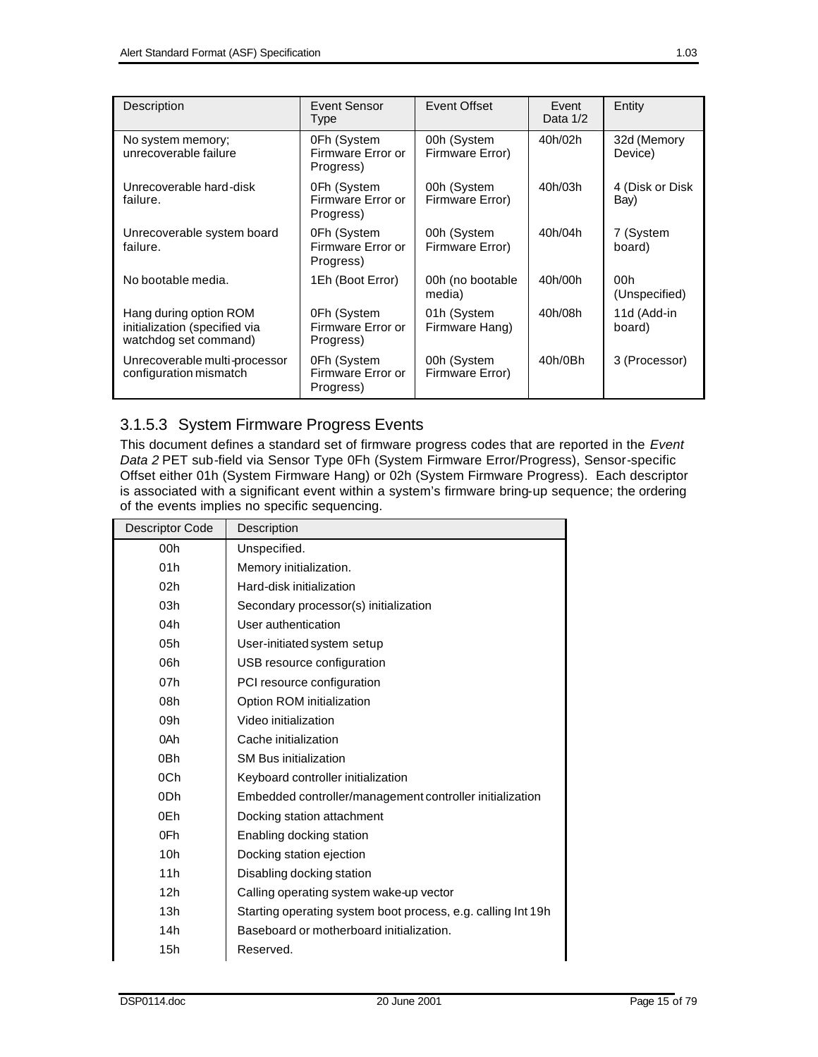| Description | Event Sensor Type | Event Offset | Event Data 1/2 | Entity |
|---|---|---|---|---|
| No system memory; unrecoverable failure | 0Fh (System Firmware Error or Progress) | 00h (System Firmware Error) | 40h/02h | 32d (Memory Device) |
| Unrecoverable hard-disk failure. | 0Fh (System Firmware Error or Progress) | 00h (System Firmware Error) | 40h/03h | 4 (Disk or Disk Bay) |
| Unrecoverable system board failure. | 0Fh (System Firmware Error or Progress) | 00h (System Firmware Error) | 40h/04h | 7 (System board) |
| No bootable media. | 1Eh (Boot Error) | 00h (no bootable media) | 40h/00h | 00h (Unspecified) |
| Hang during option ROM initialization (specified via watchdog set command) | 0Fh (System Firmware Error or Progress) | 01h (System Firmware Hang) | 40h/08h | 11d (Add-in board) |
| Unrecoverable multi-processor configuration mismatch | 0Fh (System Firmware Error or Progress) | 00h (System Firmware Error) | 40h/0Bh | 3 (Processor) |

### 3.1.5.3 System Firmware Progress Events

This document defines a standard set of firmware progress codes that are reported in the *Event Data 2* PET sub-field via Sensor Type 0Fh (System Firmware Error/Progress), Sensor-specific Offset either 01h (System Firmware Hang) or 02h (System Firmware Progress). Each descriptor is associated with a significant event within a system's firmware bring-up sequence; the ordering of the events implies no specific sequencing.

| Descriptor Code | Description |
|---|---|
| 00h | Unspecified. |
| 01h | Memory initialization. |
| 02h | Hard-disk initialization |
| 03h | Secondary processor(s) initialization |
| 04h | User authentication |
| 05h | User-initiated system setup |
| 06h | USB resource configuration |
| 07h | PCI resource configuration |
| 08h | Option ROM initialization |
| 09h | Video initialization |
| 0Ah | Cache initialization |
| 0Bh | SM Bus initialization |
| 0Ch | Keyboard controller initialization |
| 0Dh | Embedded controller/management controller initialization |
| 0Eh | Docking station attachment |
| 0Fh | Enabling docking station |
| 10h | Docking station ejection |
| 11h | Disabling docking station |
| 12h | Calling operating system wake-up vector |
| 13h | Starting operating system boot process, e.g. calling Int 19h |
| 14h | Baseboard or motherboard initialization. |
| 15h | Reserved. |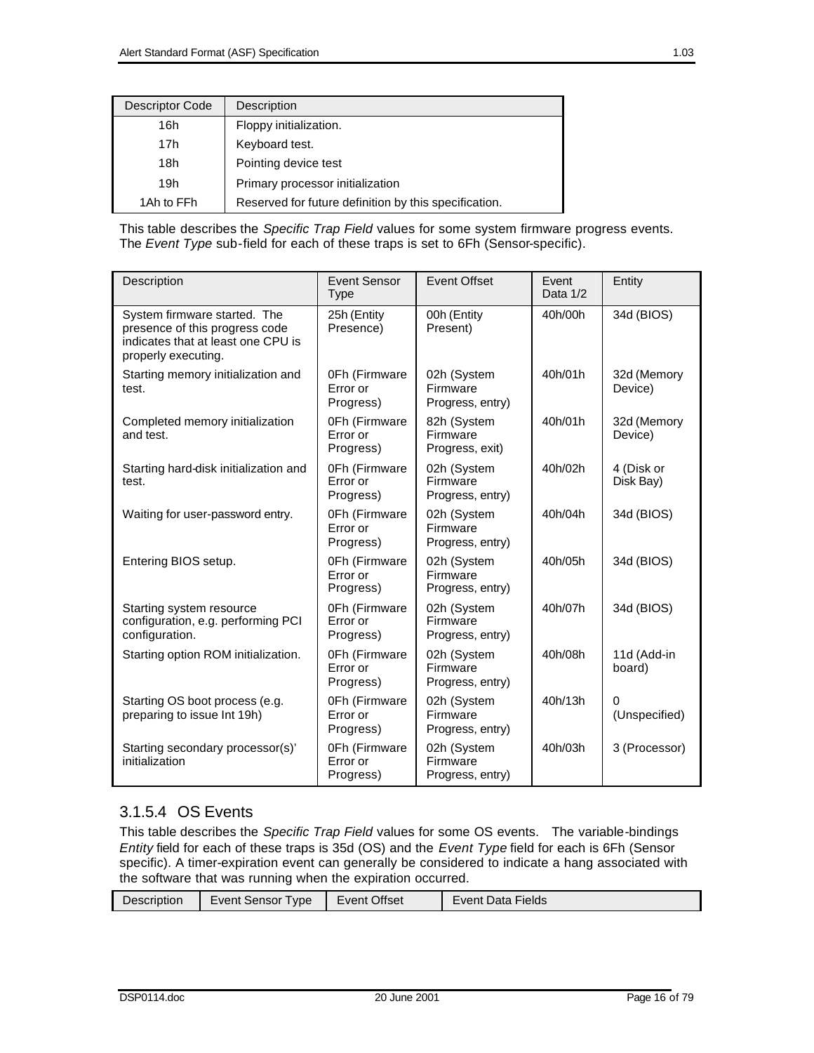| Descriptor Code | Description |
| --- | --- |
| 16h | Floppy initialization. |
| 17h | Keyboard test. |
| 18h | Pointing device test |
| 19h | Primary processor initialization |
| 1Ah to FFh | Reserved for future definition by this specification. |

This table describes the *Specific Trap Field* values for some system firmware progress events. The *Event Type* sub-field for each of these traps is set to 6Fh (Sensor-specific).

| Description | Event Sensor Type | Event Offset | Event Data 1/2 | Entity |
| --- | --- | --- | --- | --- |
| System firmware started. The presence of this progress code indicates that at least one CPU is properly executing. | 25h (Entity Presence) | 00h (Entity Present) | 40h/00h | 34d (BIOS) |
| Starting memory initialization and test. | 0Fh (Firmware Error or Progress) | 02h (System Firmware Progress, entry) | 40h/01h | 32d (Memory Device) |
| Completed memory initialization and test. | 0Fh (Firmware Error or Progress) | 82h (System Firmware Progress, exit) | 40h/01h | 32d (Memory Device) |
| Starting hard-disk initialization and test. | 0Fh (Firmware Error or Progress) | 02h (System Firmware Progress, entry) | 40h/02h | 4 (Disk or Disk Bay) |
| Waiting for user-password entry. | 0Fh (Firmware Error or Progress) | 02h (System Firmware Progress, entry) | 40h/04h | 34d (BIOS) |
| Entering BIOS setup. | 0Fh (Firmware Error or Progress) | 02h (System Firmware Progress, entry) | 40h/05h | 34d (BIOS) |
| Starting system resource configuration, e.g. performing PCI configuration. | 0Fh (Firmware Error or Progress) | 02h (System Firmware Progress, entry) | 40h/07h | 34d (BIOS) |
| Starting option ROM initialization. | 0Fh (Firmware Error or Progress) | 02h (System Firmware Progress, entry) | 40h/08h | 11d (Add-in board) |
| Starting OS boot process (e.g. preparing to issue Int 19h) | 0Fh (Firmware Error or Progress) | 02h (System Firmware Progress, entry) | 40h/13h | 0 (Unspecified) |
| Starting secondary processor(s)' initialization | 0Fh (Firmware Error or Progress) | 02h (System Firmware Progress, entry) | 40h/03h | 3 (Processor) |

### 3.1.5.4 OS Events

This table describes the *Specific Trap Field* values for some OS events. The variable-bindings *Entity* field for each of these traps is 35d (OS) and the *Event Type* field for each is 6Fh (Sensor specific). A timer-expiration event can generally be considered to indicate a hang associated with the software that was running when the expiration occurred.

| Description | Event Sensor Type | Event Offset | Event Data Fields |
| --- | --- | --- | --- |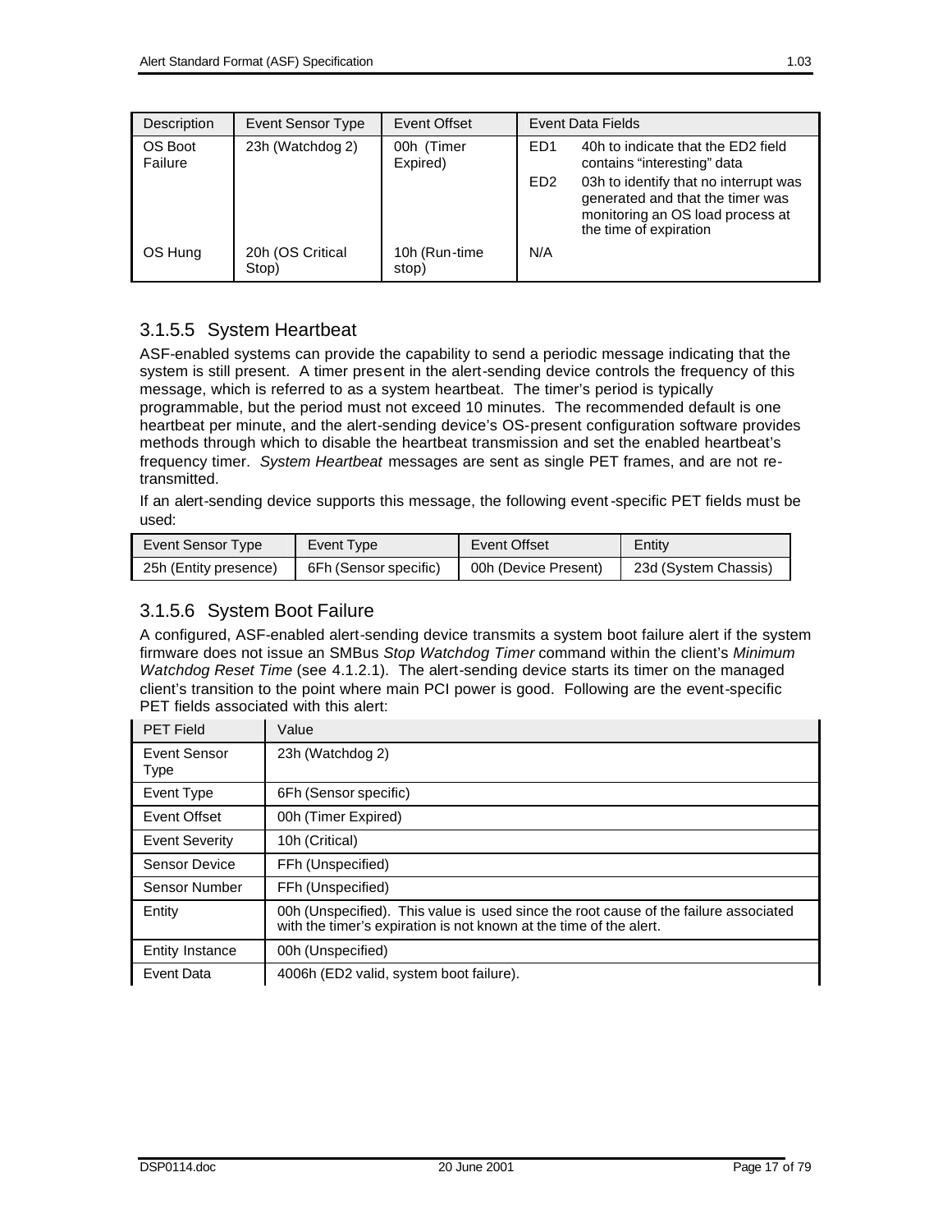| Description | Event Sensor Type | Event Offset | Event Data Fields | |
|---|---|---|---|---|
| OS Boot Failure | 23h (Watchdog 2) | 00h (Timer Expired) | ED1 | 40h to indicate that the ED2 field contains "interesting" data |
| | | | ED2 | 03h to identify that no interrupt was generated and that the timer was monitoring an OS load process at the time of expiration |
| OS Hung | 20h (OS Critical Stop) | 10h (Run-time stop) | N/A | |

### 3.1.5.5 System Heartbeat

ASF-enabled systems can provide the capability to send a periodic message indicating that the system is still present. A timer present in the alert-sending device controls the frequency of this message, which is referred to as a system heartbeat. The timer's period is typically programmable, but the period must not exceed 10 minutes. The recommended default is one heartbeat per minute, and the alert-sending device's OS-present configuration software provides methods through which to disable the heartbeat transmission and set the enabled heartbeat's frequency timer. *System Heartbeat* messages are sent as single PET frames, and are not re-transmitted.

If an alert-sending device supports this message, the following event-specific PET fields must be used:

| Event Sensor Type | Event Type | Event Offset | Entity |
|---|---|---|---|
| 25h (Entity presence) | 6Fh (Sensor specific) | 00h (Device Present) | 23d (System Chassis) |

### 3.1.5.6 System Boot Failure

A configured, ASF-enabled alert-sending device transmits a system boot failure alert if the system firmware does not issue an SMBus *Stop Watchdog Timer* command within the client's *Minimum Watchdog Reset Time* (see 4.1.2.1). The alert-sending device starts its timer on the managed client's transition to the point where main PCI power is good. Following are the event-specific PET fields associated with this alert:

| PET Field | Value |
|---|---|
| Event Sensor Type | 23h (Watchdog 2) |
| Event Type | 6Fh (Sensor specific) |
| Event Offset | 00h (Timer Expired) |
| Event Severity | 10h (Critical) |
| Sensor Device | FFh (Unspecified) |
| Sensor Number | FFh (Unspecified) |
| Entity | 00h (Unspecified). This value is used since the root cause of the failure associated with the timer's expiration is not known at the time of the alert. |
| Entity Instance | 00h (Unspecified) |
| Event Data | 4006h (ED2 valid, system boot failure). |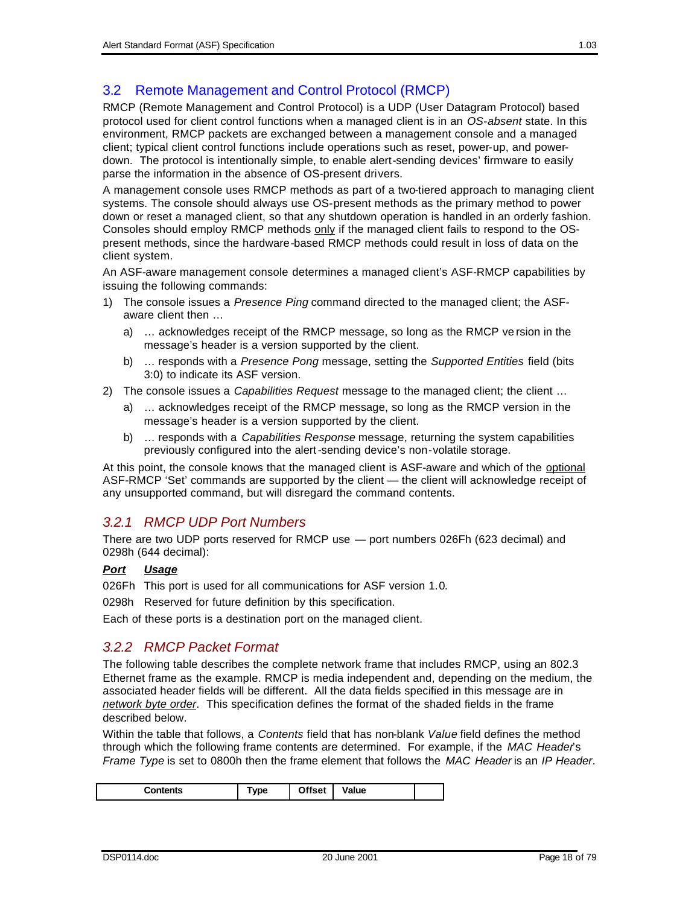## 3.2 Remote Management and Control Protocol (RMCP)

RMCP (Remote Management and Control Protocol) is a UDP (User Datagram Protocol) based protocol used for client control functions when a managed client is in an *OS-absent* state. In this environment, RMCP packets are exchanged between a management console and a managed client; typical client control functions include operations such as reset, power-up, and power-down. The protocol is intentionally simple, to enable alert-sending devices' firmware to easily parse the information in the absence of OS-present drivers.

A management console uses RMCP methods as part of a two-tiered approach to managing client systems. The console should always use OS-present methods as the primary method to power down or reset a managed client, so that any shutdown operation is handled in an orderly fashion. Consoles should employ RMCP methods <u>only</u> if the managed client fails to respond to the OS-present methods, since the hardware-based RMCP methods could result in loss of data on the client system.

An ASF-aware management console determines a managed client's ASF-RMCP capabilities by issuing the following commands:

1) The console issues a *Presence Ping* command directed to the managed client; the ASF-aware client then …
   a) … acknowledges receipt of the RMCP message, so long as the RMCP version in the message's header is a version supported by the client.
   b) … responds with a *Presence Pong* message, setting the *Supported Entities* field (bits 3:0) to indicate its ASF version.
2) The console issues a *Capabilities Request* message to the managed client; the client …
   a) … acknowledges receipt of the RMCP message, so long as the RMCP version in the message's header is a version supported by the client.
   b) … responds with a *Capabilities Response* message, returning the system capabilities previously configured into the alert-sending device's non-volatile storage.

At this point, the console knows that the managed client is ASF-aware and which of the <u>optional</u> ASF-RMCP 'Set' commands are supported by the client — the client will acknowledge receipt of any unsupported command, but will disregard the command contents.

### 3.2.1 RMCP UDP Port Numbers

There are two UDP ports reserved for RMCP use — port numbers 026Fh (623 decimal) and 0298h (644 decimal):

| ***Port*** | ***Usage*** |
|---|---|
| 026Fh | This port is used for all communications for ASF version 1.0. |
| 0298h | Reserved for future definition by this specification. |

Each of these ports is a destination port on the managed client.

### 3.2.2 RMCP Packet Format

The following table describes the complete network frame that includes RMCP, using an 802.3 Ethernet frame as the example. RMCP is media independent and, depending on the medium, the associated header fields will be different. All the data fields specified in this message are in *<u>network byte order</u>*. This specification defines the format of the shaded fields in the frame described below.

Within the table that follows, a *Contents* field that has non-blank *Value* field defines the method through which the following frame contents are determined. For example, if the *MAC Header*'s *Frame Type* is set to 0800h then the frame element that follows the *MAC Header* is an *IP Header*.

| Contents | Type | Offset | Value | |
|---|---|---|---|---|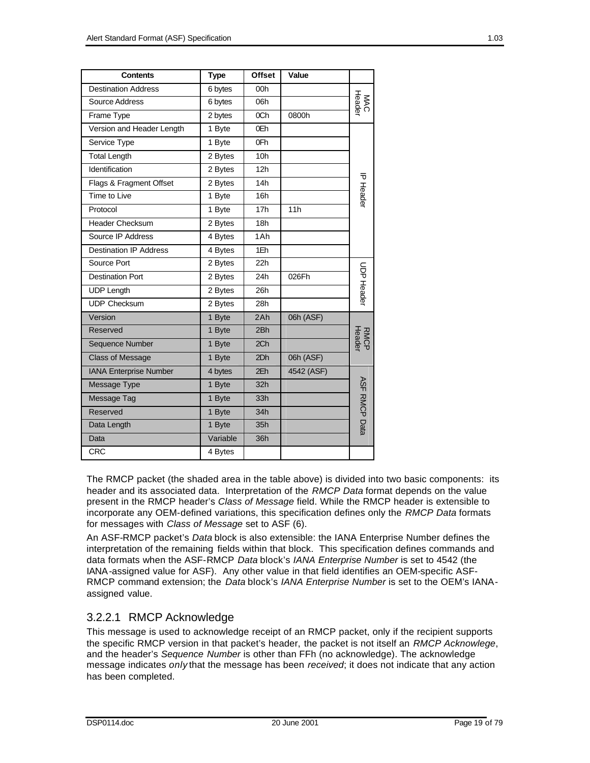| Contents | Type | Offset | Value | |
|---|---|---|---|---|
| Destination Address | 6 bytes | 00h | | MAC Header |
| Source Address | 6 bytes | 06h | | |
| Frame Type | 2 bytes | 0Ch | 0800h | |
| Version and Header Length | 1 Byte | 0Eh | | IP Header |
| Service Type | 1 Byte | 0Fh | | |
| Total Length | 2 Bytes | 10h | | |
| Identification | 2 Bytes | 12h | | |
| Flags & Fragment Offset | 2 Bytes | 14h | | |
| Time to Live | 1 Byte | 16h | | |
| Protocol | 1 Byte | 17h | 11h | |
| Header Checksum | 2 Bytes | 18h | | |
| Source IP Address | 4 Bytes | 1Ah | | |
| Destination IP Address | 4 Bytes | 1Eh | | |
| Source Port | 2 Bytes | 22h | | UDP Header |
| Destination Port | 2 Bytes | 24h | 026Fh | |
| UDP Length | 2 Bytes | 26h | | |
| UDP Checksum | 2 Bytes | 28h | | |
| Version | 1 Byte | 2Ah | 06h (ASF) | RMCP Header |
| Reserved | 1 Byte | 2Bh | | |
| Sequence Number | 1 Byte | 2Ch | | |
| Class of Message | 1 Byte | 2Dh | 06h (ASF) | |
| IANA Enterprise Number | 4 bytes | 2Eh | 4542 (ASF) | ASF RMCP Data |
| Message Type | 1 Byte | 32h | | |
| Message Tag | 1 Byte | 33h | | |
| Reserved | 1 Byte | 34h | | |
| Data Length | 1 Byte | 35h | | |
| Data | Variable | 36h | | |
| CRC | 4 Bytes | | | |

The RMCP packet (the shaded area in the table above) is divided into two basic components: its header and its associated data. Interpretation of the *RMCP Data* format depends on the value present in the RMCP header's *Class of Message* field. While the RMCP header is extensible to incorporate any OEM-defined variations, this specification defines only the *RMCP Data* formats for messages with *Class of Message* set to ASF (6).

An ASF-RMCP packet's *Data* block is also extensible: the IANA Enterprise Number defines the interpretation of the remaining fields within that block. This specification defines commands and data formats when the ASF-RMCP *Data* block's *IANA Enterprise Number* is set to 4542 (the IANA-assigned value for ASF). Any other value in that field identifies an OEM-specific ASF-RMCP command extension; the *Data* block's *IANA Enterprise Number* is set to the OEM's IANA-assigned value.

### 3.2.2.1 RMCP Acknowledge

This message is used to acknowledge receipt of an RMCP packet, only if the recipient supports the specific RMCP version in that packet's header, the packet is not itself an *RMCP Acknowlege*, and the header's *Sequence Number* is other than FFh (no acknowledge). The acknowledge message indicates *only* that the message has been *received*; it does not indicate that any action has been completed.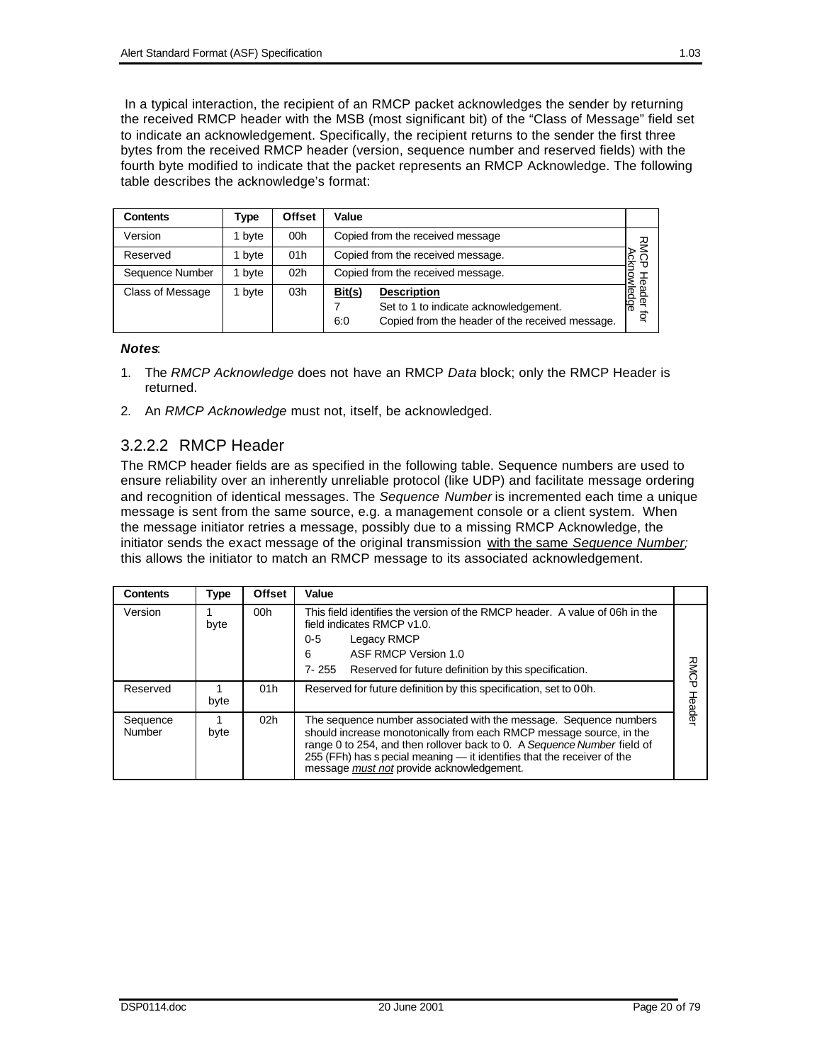In a typical interaction, the recipient of an RMCP packet acknowledges the sender by returning the received RMCP header with the MSB (most significant bit) of the "Class of Message" field set to indicate an acknowledgement. Specifically, the recipient returns to the sender the first three bytes from the received RMCP header (version, sequence number and reserved fields) with the fourth byte modified to indicate that the packet represents an RMCP Acknowledge. The following table describes the acknowledge's format:

| Contents | Type | Offset | Value | |
|---|---|---|---|---|
| Version | 1 byte | 00h | Copied from the received message | RMCP Header for Acknowledge |
| Reserved | 1 byte | 01h | Copied from the received message. | |
| Sequence Number | 1 byte | 02h | Copied from the received message. | |
| Class of Message | 1 byte | 03h | **Bit(s)** **Description**<br>7 Set to 1 to indicate acknowledgement.<br>6:0 Copied from the header of the received message. | |

***Notes***:

1. The *RMCP Acknowledge* does not have an RMCP *Data* block; only the RMCP Header is returned.
2. An *RMCP Acknowledge* must not, itself, be acknowledged.

### 3.2.2.2 RMCP Header

The RMCP header fields are as specified in the following table. Sequence numbers are used to ensure reliability over an inherently unreliable protocol (like UDP) and facilitate message ordering and recognition of identical messages. The *Sequence Number* is incremented each time a unique message is sent from the same source, e.g. a management console or a client system. When the message initiator retries a message, possibly due to a missing RMCP Acknowledge, the initiator sends the exact message of the original transmission <u>with the same *Sequence Number*;</u> this allows the initiator to match an RMCP message to its associated acknowledgement.

| Contents | Type | Offset | Value | |
|---|---|---|---|---|
| Version | 1 byte | 00h | This field identifies the version of the RMCP header. A value of 06h in the field indicates RMCP v1.0.<br>0-5 Legacy RMCP<br>6 ASF RMCP Version 1.0<br>7- 255 Reserved for future definition by this specification. | RMCP Header |
| Reserved | 1 byte | 01h | Reserved for future definition by this specification, set to 00h. | |
| Sequence Number | 1 byte | 02h | The sequence number associated with the message. Sequence numbers should increase monotonically from each RMCP message source, in the range 0 to 254, and then rollover back to 0. A *Sequence Number* field of 255 (FFh) has special meaning — it identifies that the receiver of the message <u>*must not*</u> provide acknowledgement. | |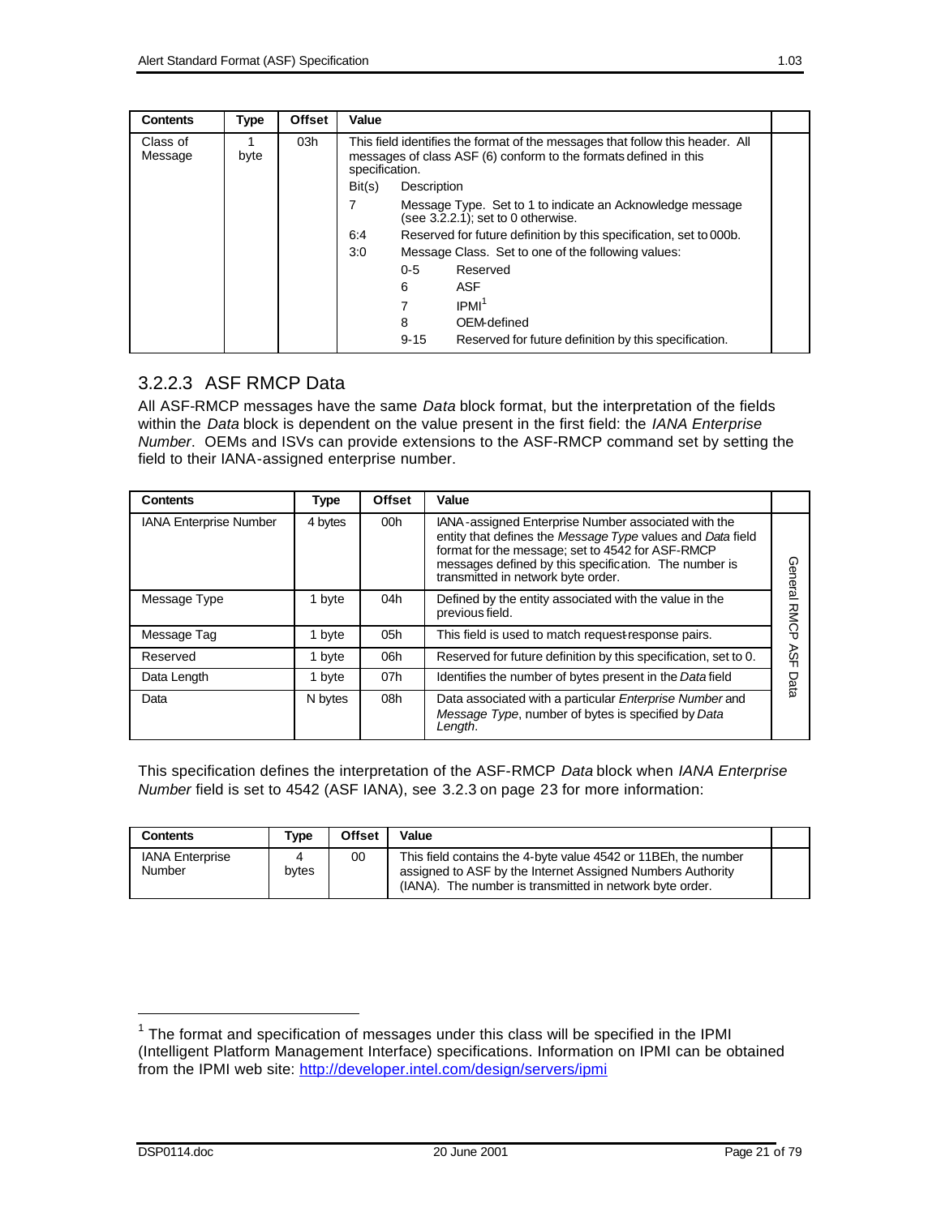| Contents | Type | Offset | Value | |
|---|---|---|---|---|
| Class of Message | 1 byte | 03h | This field identifies the format of the messages that follow this header. All messages of class ASF (6) conform to the formats defined in this specification.<br>Bit(s) Description<br>7 Message Type. Set to 1 to indicate an Acknowledge message (see 3.2.2.1); set to 0 otherwise.<br>6:4 Reserved for future definition by this specification, set to 000b.<br>3:0 Message Class. Set to one of the following values:<br>0-5 Reserved<br>6 ASF<br>7 IPMI[1]<br>8 OEM-defined<br>9-15 Reserved for future definition by this specification. | |

### 3.2.2.3 ASF RMCP Data

All ASF-RMCP messages have the same *Data* block format, but the interpretation of the fields within the *Data* block is dependent on the value present in the first field: the *IANA Enterprise Number*. OEMs and ISVs can provide extensions to the ASF-RMCP command set by setting the field to their IANA-assigned enterprise number.

| Contents | Type | Offset | Value | |
|---|---|---|---|---|
| IANA Enterprise Number | 4 bytes | 00h | IANA-assigned Enterprise Number associated with the entity that defines the *Message Type* values and *Data* field format for the message; set to 4542 for ASF-RMCP messages defined by this specification. The number is transmitted in network byte order. | General RMCP ASF Data |
| Message Type | 1 byte | 04h | Defined by the entity associated with the value in the previous field. | |
| Message Tag | 1 byte | 05h | This field is used to match request-response pairs. | |
| Reserved | 1 byte | 06h | Reserved for future definition by this specification, set to 0. | |
| Data Length | 1 byte | 07h | Identifies the number of bytes present in the *Data* field | |
| Data | N bytes | 08h | Data associated with a particular *Enterprise Number* and *Message Type*, number of bytes is specified by *Data Length*. | |

This specification defines the interpretation of the ASF-RMCP *Data* block when *IANA Enterprise Number* field is set to 4542 (ASF IANA), see 3.2.3 on page 23 for more information:

| Contents | Type | Offset | Value | |
|---|---|---|---|---|
| IANA Enterprise Number | 4 bytes | 00 | This field contains the 4-byte value 4542 or 11BEh, the number assigned to ASF by the Internet Assigned Numbers Authority (IANA). The number is transmitted in network byte order. | |

[1] The format and specification of messages under this class will be specified in the IPMI (Intelligent Platform Management Interface) specifications. Information on IPMI can be obtained from the IPMI web site: http://developer.intel.com/design/servers/ipmi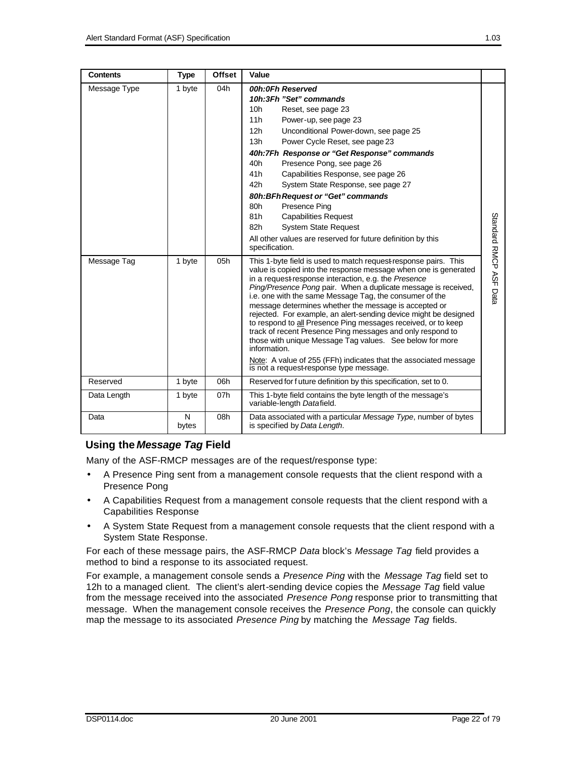| Contents | Type | Offset | Value | |
|---|---|---|---|---|
| Message Type | 1 byte | 04h | ***00h:0Fh Reserved***<br>***10h:3Fh "Set" commands***<br>10h Reset, see page 23<br>11h Power-up, see page 23<br>12h Unconditional Power-down, see page 25<br>13h Power Cycle Reset, see page 23<br>***40h:7Fh Response or "Get Response" commands***<br>40h Presence Pong, see page 26<br>41h Capabilities Response, see page 26<br>42h System State Response, see page 27<br>***80h:BFh Request or "Get" commands***<br>80h Presence Ping<br>81h Capabilities Request<br>82h System State Request<br>All other values are reserved for future definition by this specification. | Standard RMCP ASF Data |
| Message Tag | 1 byte | 05h | This 1-byte field is used to match request-response pairs. This value is copied into the response message when one is generated in a request-response interaction, e.g. the *Presence Ping/Presence Pong* pair. When a duplicate message is received, i.e. one with the same Message Tag, the consumer of the message determines whether the message is accepted or rejected. For example, an alert-sending device might be designed to respond to all Presence Ping messages received, or to keep track of recent Presence Ping messages and only respond to those with unique Message Tag values. See below for more information.<br>Note: A value of 255 (FFh) indicates that the associated message is not a request-response type message. | |
| Reserved | 1 byte | 06h | Reserved for future definition by this specification, set to 0. | |
| Data Length | 1 byte | 07h | This 1-byte field contains the byte length of the message's variable-length *Data* field. | |
| Data | N bytes | 08h | Data associated with a particular *Message Type*, number of bytes is specified by *Data Length*. | |

### Using the *Message Tag* Field

Many of the ASF-RMCP messages are of the request/response type:

- A Presence Ping sent from a management console requests that the client respond with a Presence Pong
- A Capabilities Request from a management console requests that the client respond with a Capabilities Response
- A System State Request from a management console requests that the client respond with a System State Response.

For each of these message pairs, the ASF-RMCP *Data* block's *Message Tag* field provides a method to bind a response to its associated request.

For example, a management console sends a *Presence Ping* with the *Message Tag* field set to 12h to a managed client. The client's alert-sending device copies the *Message Tag* field value from the message received into the associated *Presence Pong* response prior to transmitting that message. When the management console receives the *Presence Pong*, the console can quickly map the message to its associated *Presence Ping* by matching the *Message Tag* fields.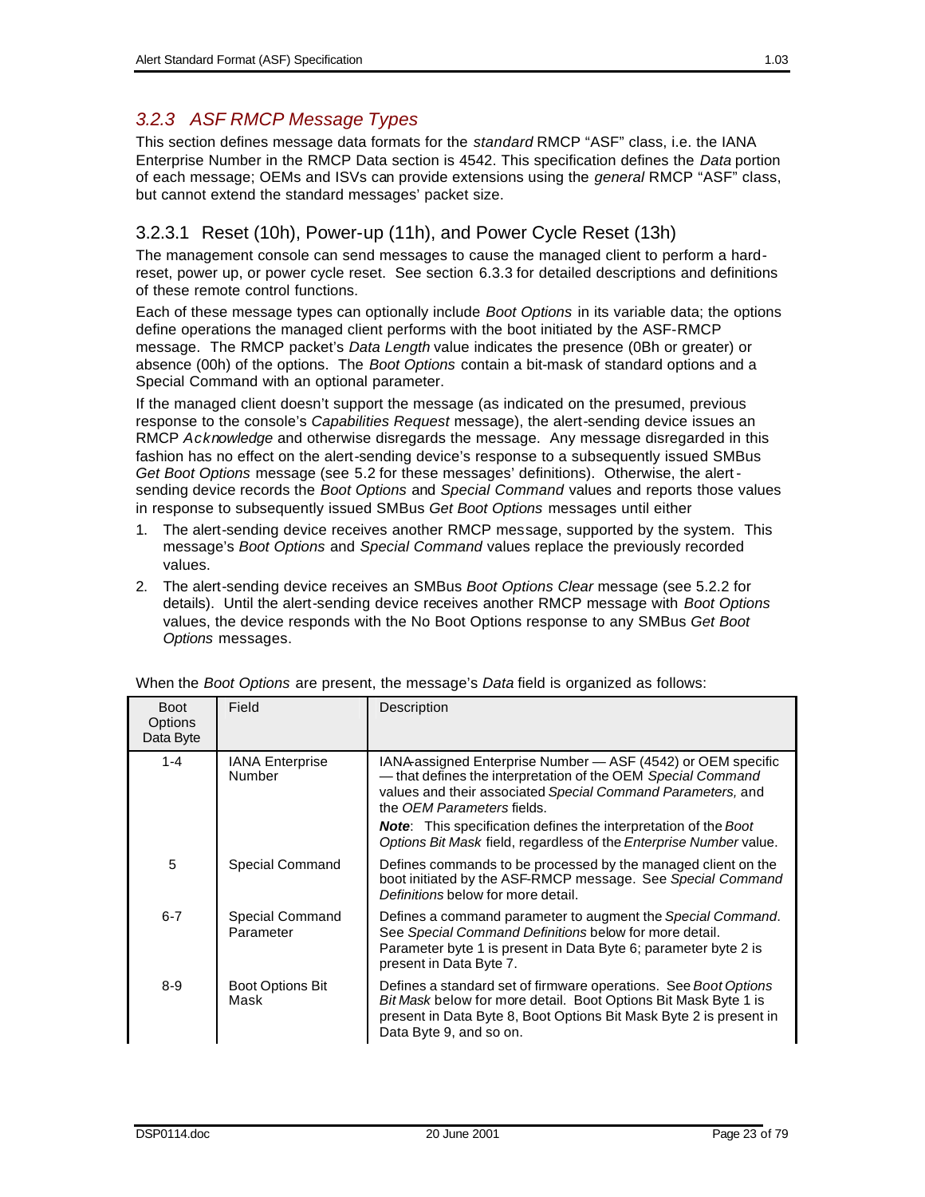### *3.2.3 ASF RMCP Message Types*

This section defines message data formats for the *standard* RMCP "ASF" class, i.e. the IANA Enterprise Number in the RMCP Data section is 4542. This specification defines the *Data* portion of each message; OEMs and ISVs can provide extensions using the *general* RMCP "ASF" class, but cannot extend the standard messages' packet size.

#### 3.2.3.1 Reset (10h), Power-up (11h), and Power Cycle Reset (13h)

The management console can send messages to cause the managed client to perform a hard-reset, power up, or power cycle reset. See section 6.3.3 for detailed descriptions and definitions of these remote control functions.

Each of these message types can optionally include *Boot Options* in its variable data; the options define operations the managed client performs with the boot initiated by the ASF-RMCP message. The RMCP packet's *Data Length* value indicates the presence (0Bh or greater) or absence (00h) of the options. The *Boot Options* contain a bit-mask of standard options and a Special Command with an optional parameter.

If the managed client doesn't support the message (as indicated on the presumed, previous response to the console's *Capabilities Request* message), the alert-sending device issues an RMCP *Acknowledge* and otherwise disregards the message. Any message disregarded in this fashion has no effect on the alert-sending device's response to a subsequently issued SMBus *Get Boot Options* message (see 5.2 for these messages' definitions). Otherwise, the alert-sending device records the *Boot Options* and *Special Command* values and reports those values in response to subsequently issued SMBus *Get Boot Options* messages until either

1. The alert-sending device receives another RMCP message, supported by the system. This message's *Boot Options* and *Special Command* values replace the previously recorded values.
2. The alert-sending device receives an SMBus *Boot Options Clear* message (see 5.2.2 for details). Until the alert-sending device receives another RMCP message with *Boot Options* values, the device responds with the No Boot Options response to any SMBus *Get Boot Options* messages.

When the *Boot Options* are present, the message's *Data* field is organized as follows:

| Boot Options Data Byte | Field | Description |
|---|---|---|
| 1-4 | IANA Enterprise Number | IANA-assigned Enterprise Number — ASF (4542) or OEM specific — that defines the interpretation of the OEM *Special Command* values and their associated *Special Command Parameters,* and the *OEM Parameters* fields.<br>***Note***: This specification defines the interpretation of the *Boot Options Bit Mask* field, regardless of the *Enterprise Number* value. |
| 5 | Special Command | Defines commands to be processed by the managed client on the boot initiated by the ASF-RMCP message. See *Special Command Definitions* below for more detail. |
| 6-7 | Special Command Parameter | Defines a command parameter to augment the *Special Command*. See *Special Command Definitions* below for more detail. Parameter byte 1 is present in Data Byte 6; parameter byte 2 is present in Data Byte 7. |
| 8-9 | Boot Options Bit Mask | Defines a standard set of firmware operations. See *Boot Options Bit Mask* below for more detail. Boot Options Bit Mask Byte 1 is present in Data Byte 8, Boot Options Bit Mask Byte 2 is present in Data Byte 9, and so on. |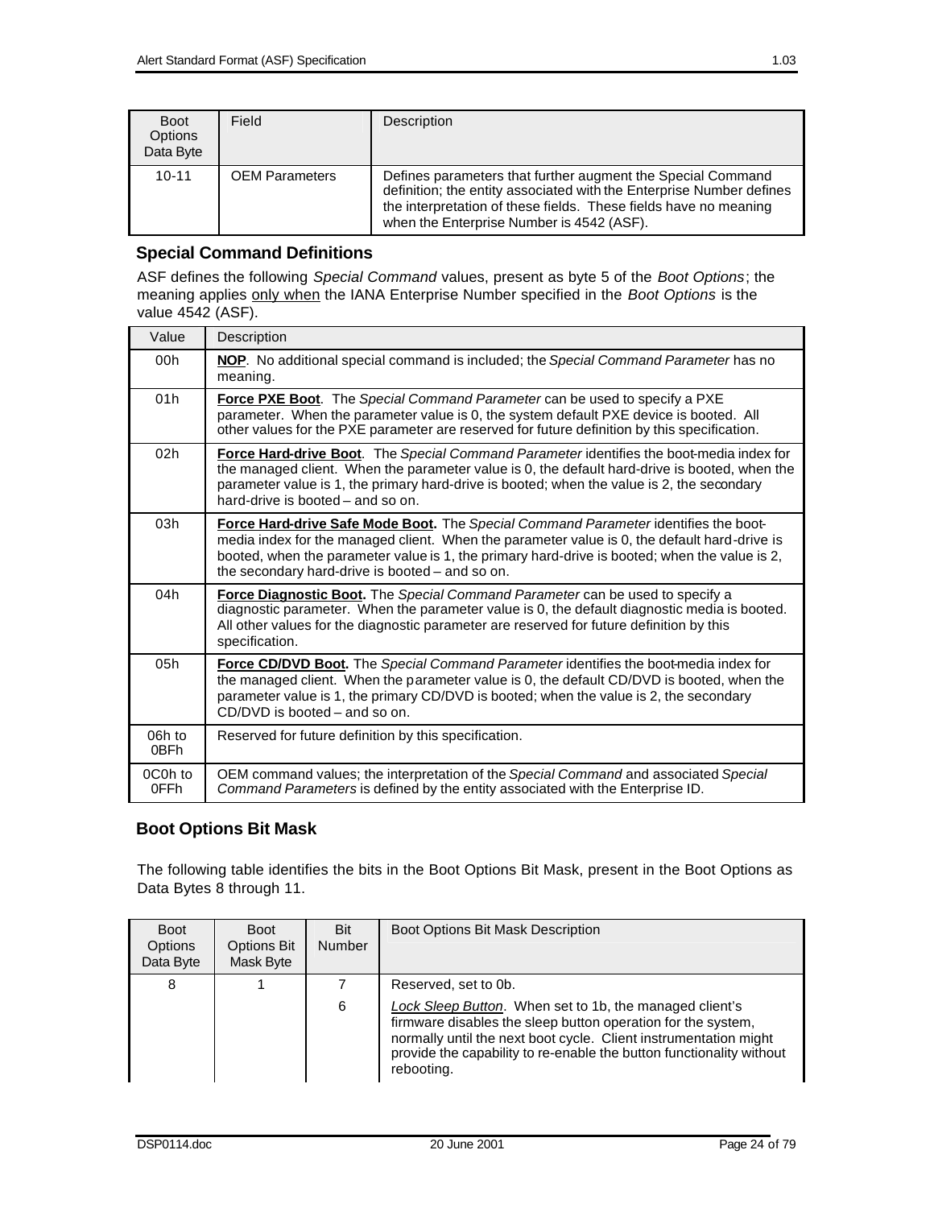| Boot Options Data Byte | Field | Description |
| --- | --- | --- |
| 10-11 | OEM Parameters | Defines parameters that further augment the Special Command definition; the entity associated with the Enterprise Number defines the interpretation of these fields. These fields have no meaning when the Enterprise Number is 4542 (ASF). |

### Special Command Definitions

ASF defines the following *Special Command* values, present as byte 5 of the *Boot Options*; the meaning applies only when the IANA Enterprise Number specified in the *Boot Options* is the value 4542 (ASF).

| Value | Description |
| --- | --- |
| 00h | **NOP**. No additional special command is included; the *Special Command Parameter* has no meaning. |
| 01h | **Force PXE Boot**. The *Special Command Parameter* can be used to specify a PXE parameter. When the parameter value is 0, the system default PXE device is booted. All other values for the PXE parameter are reserved for future definition by this specification. |
| 02h | **Force Hard-drive Boot**. The *Special Command Parameter* identifies the boot-media index for the managed client. When the parameter value is 0, the default hard-drive is booted, when the parameter value is 1, the primary hard-drive is booted; when the value is 2, the secondary hard-drive is booted – and so on. |
| 03h | **Force Hard-drive Safe Mode Boot.** The *Special Command Parameter* identifies the boot-media index for the managed client. When the parameter value is 0, the default hard-drive is booted, when the parameter value is 1, the primary hard-drive is booted; when the value is 2, the secondary hard-drive is booted – and so on. |
| 04h | **Force Diagnostic Boot.** The *Special Command Parameter* can be used to specify a diagnostic parameter. When the parameter value is 0, the default diagnostic media is booted. All other values for the diagnostic parameter are reserved for future definition by this specification. |
| 05h | **Force CD/DVD Boot.** The *Special Command Parameter* identifies the boot-media index for the managed client. When the parameter value is 0, the default CD/DVD is booted, when the parameter value is 1, the primary CD/DVD is booted; when the value is 2, the secondary CD/DVD is booted – and so on. |
| 06h to 0BFh | Reserved for future definition by this specification. |
| 0C0h to 0FFh | OEM command values; the interpretation of the *Special Command* and associated *Special Command Parameters* is defined by the entity associated with the Enterprise ID. |

### Boot Options Bit Mask

The following table identifies the bits in the Boot Options Bit Mask, present in the Boot Options as Data Bytes 8 through 11.

| Boot Options Data Byte | Boot Options Bit Mask Byte | Bit Number | Boot Options Bit Mask Description |
| --- | --- | --- | --- |
| 8 | 1 | 7 | Reserved, set to 0b. |
| | | 6 | *Lock Sleep Button*. When set to 1b, the managed client's firmware disables the sleep button operation for the system, normally until the next boot cycle. Client instrumentation might provide the capability to re-enable the button functionality without rebooting. |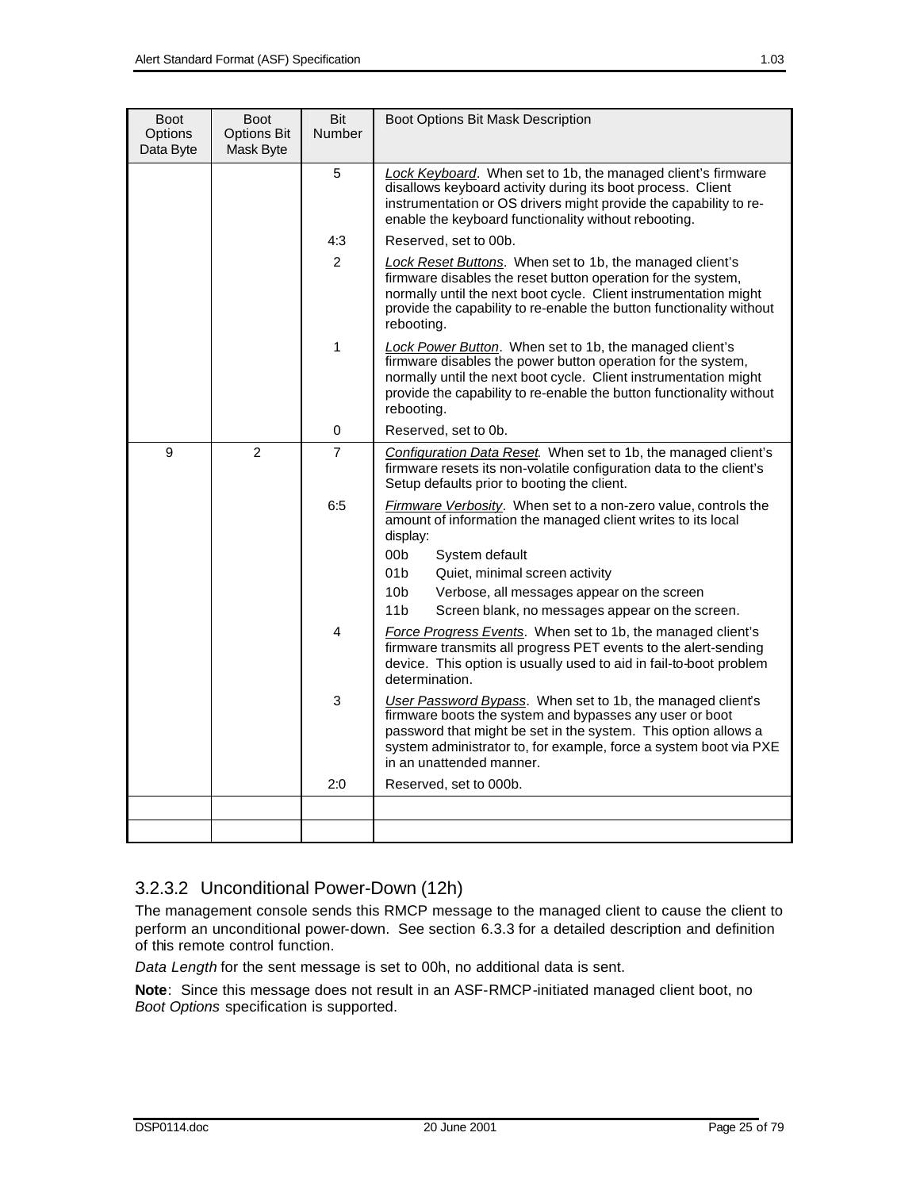| Boot Options Data Byte | Boot Options Bit Mask Byte | Bit Number | Boot Options Bit Mask Description |
|---|---|---|---|
| | | 5 | *Lock Keyboard*. When set to 1b, the managed client's firmware disallows keyboard activity during its boot process. Client instrumentation or OS drivers might provide the capability to re-enable the keyboard functionality without rebooting. |
| | | 4:3 | Reserved, set to 00b. |
| | | 2 | *Lock Reset Buttons*. When set to 1b, the managed client's firmware disables the reset button operation for the system, normally until the next boot cycle. Client instrumentation might provide the capability to re-enable the button functionality without rebooting. |
| | | 1 | *Lock Power Button*. When set to 1b, the managed client's firmware disables the power button operation for the system, normally until the next boot cycle. Client instrumentation might provide the capability to re-enable the button functionality without rebooting. |
| | | 0 | Reserved, set to 0b. |
| 9 | 2 | 7 | *Configuration Data Reset*. When set to 1b, the managed client's firmware resets its non-volatile configuration data to the client's Setup defaults prior to booting the client. |
| | | 6:5 | *Firmware Verbosity*. When set to a non-zero value, controls the amount of information the managed client writes to its local display:<br>00b System default<br>01b Quiet, minimal screen activity<br>10b Verbose, all messages appear on the screen<br>11b Screen blank, no messages appear on the screen. |
| | | 4 | *Force Progress Events*. When set to 1b, the managed client's firmware transmits all progress PET events to the alert-sending device. This option is usually used to aid in fail-to-boot problem determination. |
| | | 3 | *User Password Bypass*. When set to 1b, the managed client's firmware boots the system and bypasses any user or boot password that might be set in the system. This option allows a system administrator to, for example, force a system boot via PXE in an unattended manner. |
| | | 2:0 | Reserved, set to 000b. |
| | | | |
| | | | |

### 3.2.3.2 Unconditional Power-Down (12h)

The management console sends this RMCP message to the managed client to cause the client to perform an unconditional power-down. See section 6.3.3 for a detailed description and definition of this remote control function.

*Data Length* for the sent message is set to 00h, no additional data is sent.

**Note**: Since this message does not result in an ASF-RMCP-initiated managed client boot, no *Boot Options* specification is supported.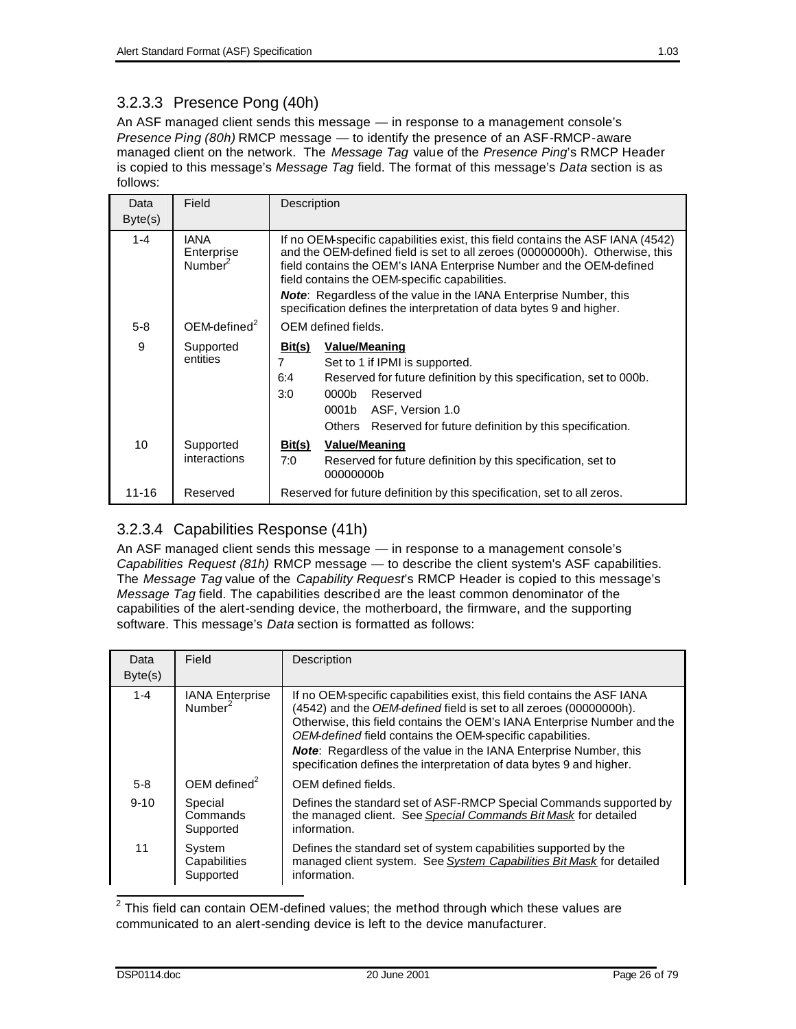### 3.2.3.3 Presence Pong (40h)

An ASF managed client sends this message — in response to a management console's *Presence Ping (80h)* RMCP message — to identify the presence of an ASF-RMCP-aware managed client on the network. The *Message Tag* value of the *Presence Ping*'s RMCP Header is copied to this message's *Message Tag* field. The format of this message's *Data* section is as follows:

| Data Byte(s) | Field | Description |
|---|---|---|
| 1-4 | IANA Enterprise Number[2] | If no OEM-specific capabilities exist, this field contains the ASF IANA (4542) and the OEM-defined field is set to all zeroes (00000000h). Otherwise, this field contains the OEM's IANA Enterprise Number and the OEM-defined field contains the OEM-specific capabilities.<br>***Note***: Regardless of the value in the IANA Enterprise Number, this specification defines the interpretation of data bytes 9 and higher. |
| 5-8 | OEM-defined[2] | OEM defined fields. |
| 9 | Supported entities | **Bit(s)** **Value/Meaning**<br>7 Set to 1 if IPMI is supported.<br>6:4 Reserved for future definition by this specification, set to 000b.<br>3:0 0000b Reserved<br>0001b ASF, Version 1.0<br>Others Reserved for future definition by this specification. |
| 10 | Supported interactions | **Bit(s)** **Value/Meaning**<br>7:0 Reserved for future definition by this specification, set to 00000000b |
| 11-16 | Reserved | Reserved for future definition by this specification, set to all zeros. |

### 3.2.3.4 Capabilities Response (41h)

An ASF managed client sends this message — in response to a management console's *Capabilities Request (81h)* RMCP message — to describe the client system's ASF capabilities. The *Message Tag* value of the *Capability Request*'s RMCP Header is copied to this message's *Message Tag* field. The capabilities described are the least common denominator of the capabilities of the alert-sending device, the motherboard, the firmware, and the supporting software. This message's *Data* section is formatted as follows:

| Data Byte(s) | Field | Description |
|---|---|---|
| 1-4 | IANA Enterprise Number[2] | If no OEM-specific capabilities exist, this field contains the ASF IANA (4542) and the *OEM-defined* field is set to all zeroes (00000000h). Otherwise, this field contains the OEM's IANA Enterprise Number and the *OEM-defined* field contains the OEM-specific capabilities.<br>***Note***: Regardless of the value in the IANA Enterprise Number, this specification defines the interpretation of data bytes 9 and higher. |
| 5-8 | OEM defined[2] | OEM defined fields. |
| 9-10 | Special Commands Supported | Defines the standard set of ASF-RMCP Special Commands supported by the managed client. See *Special Commands Bit Mask* for detailed information. |
| 11 | System Capabilities Supported | Defines the standard set of system capabilities supported by the managed client system. See *System Capabilities Bit Mask* for detailed information. |

[2] This field can contain OEM-defined values; the method through which these values are communicated to an alert-sending device is left to the device manufacturer.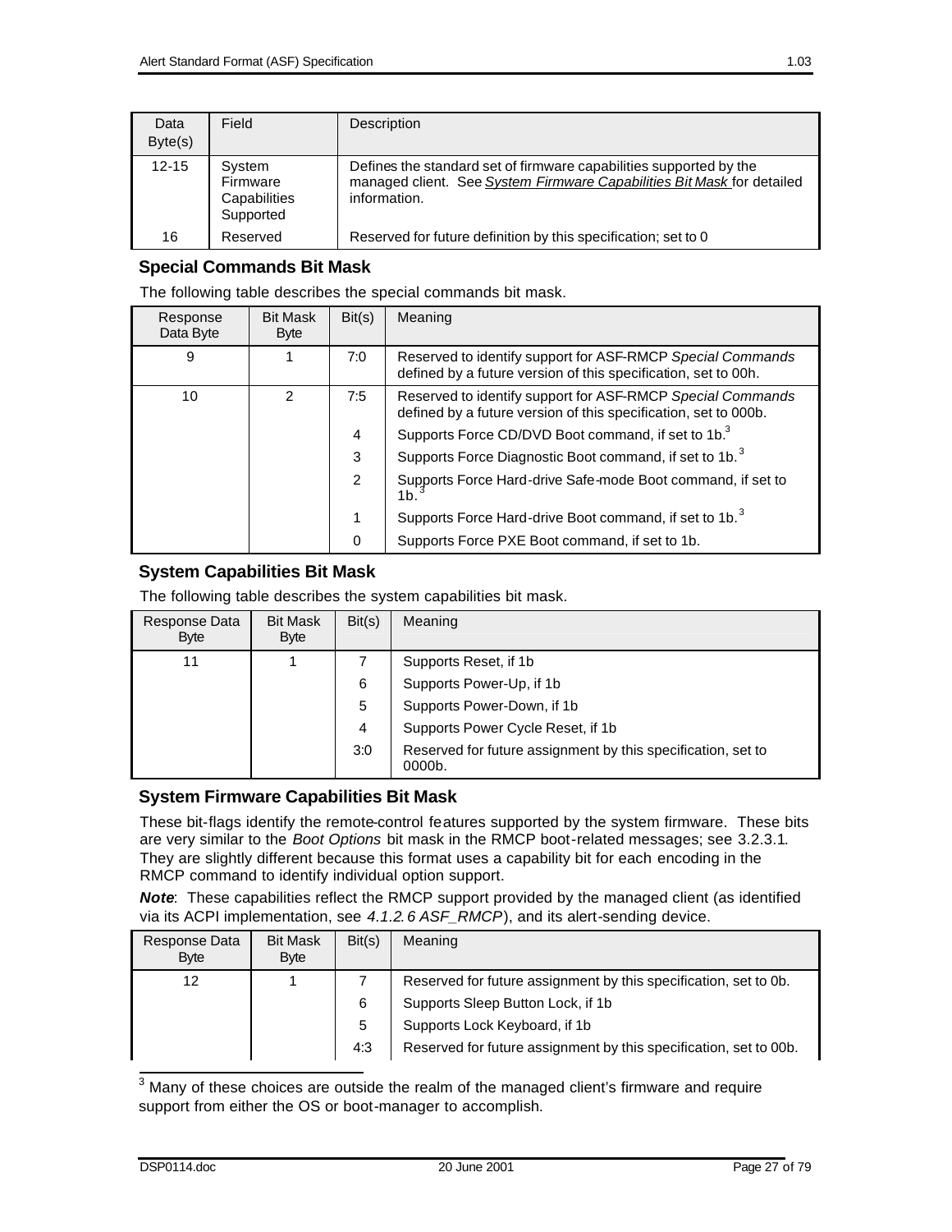| Data Byte(s) | Field | Description |
| --- | --- | --- |
| 12-15 | System Firmware Capabilities Supported | Defines the standard set of firmware capabilities supported by the managed client. See *System Firmware Capabilities Bit Mask* for detailed information. |
| 16 | Reserved | Reserved for future definition by this specification; set to 0 |

### Special Commands Bit Mask

The following table describes the special commands bit mask.

| Response Data Byte | Bit Mask Byte | Bit(s) | Meaning |
| --- | --- | --- | --- |
| 9 | 1 | 7:0 | Reserved to identify support for ASF-RMCP *Special Commands* defined by a future version of this specification, set to 00h. |
| 10 | 2 | 7:5 | Reserved to identify support for ASF-RMCP *Special Commands* defined by a future version of this specification, set to 000b. |
| | | 4 | Supports Force CD/DVD Boot command, if set to 1b.[3] |
| | | 3 | Supports Force Diagnostic Boot command, if set to 1b.[3] |
| | | 2 | Supports Force Hard-drive Safe-mode Boot command, if set to 1b.[3] |
| | | 1 | Supports Force Hard-drive Boot command, if set to 1b.[3] |
| | | 0 | Supports Force PXE Boot command, if set to 1b. |

### System Capabilities Bit Mask

The following table describes the system capabilities bit mask.

| Response Data Byte | Bit Mask Byte | Bit(s) | Meaning |
| --- | --- | --- | --- |
| 11 | 1 | 7 | Supports Reset, if 1b |
| | | 6 | Supports Power-Up, if 1b |
| | | 5 | Supports Power-Down, if 1b |
| | | 4 | Supports Power Cycle Reset, if 1b |
| | | 3:0 | Reserved for future assignment by this specification, set to 0000b. |

### System Firmware Capabilities Bit Mask

These bit-flags identify the remote-control features supported by the system firmware. These bits are very similar to the *Boot Options* bit mask in the RMCP boot-related messages; see 3.2.3.1. They are slightly different because this format uses a capability bit for each encoding in the RMCP command to identify individual option support.

***Note***: These capabilities reflect the RMCP support provided by the managed client (as identified via its ACPI implementation, see *4.1.2.6 ASF_RMCP*), and its alert-sending device.

| Response Data Byte | Bit Mask Byte | Bit(s) | Meaning |
| --- | --- | --- | --- |
| 12 | 1 | 7 | Reserved for future assignment by this specification, set to 0b. |
| | | 6 | Supports Sleep Button Lock, if 1b |
| | | 5 | Supports Lock Keyboard, if 1b |
| | | 4:3 | Reserved for future assignment by this specification, set to 00b. |

[3] Many of these choices are outside the realm of the managed client's firmware and require support from either the OS or boot-manager to accomplish.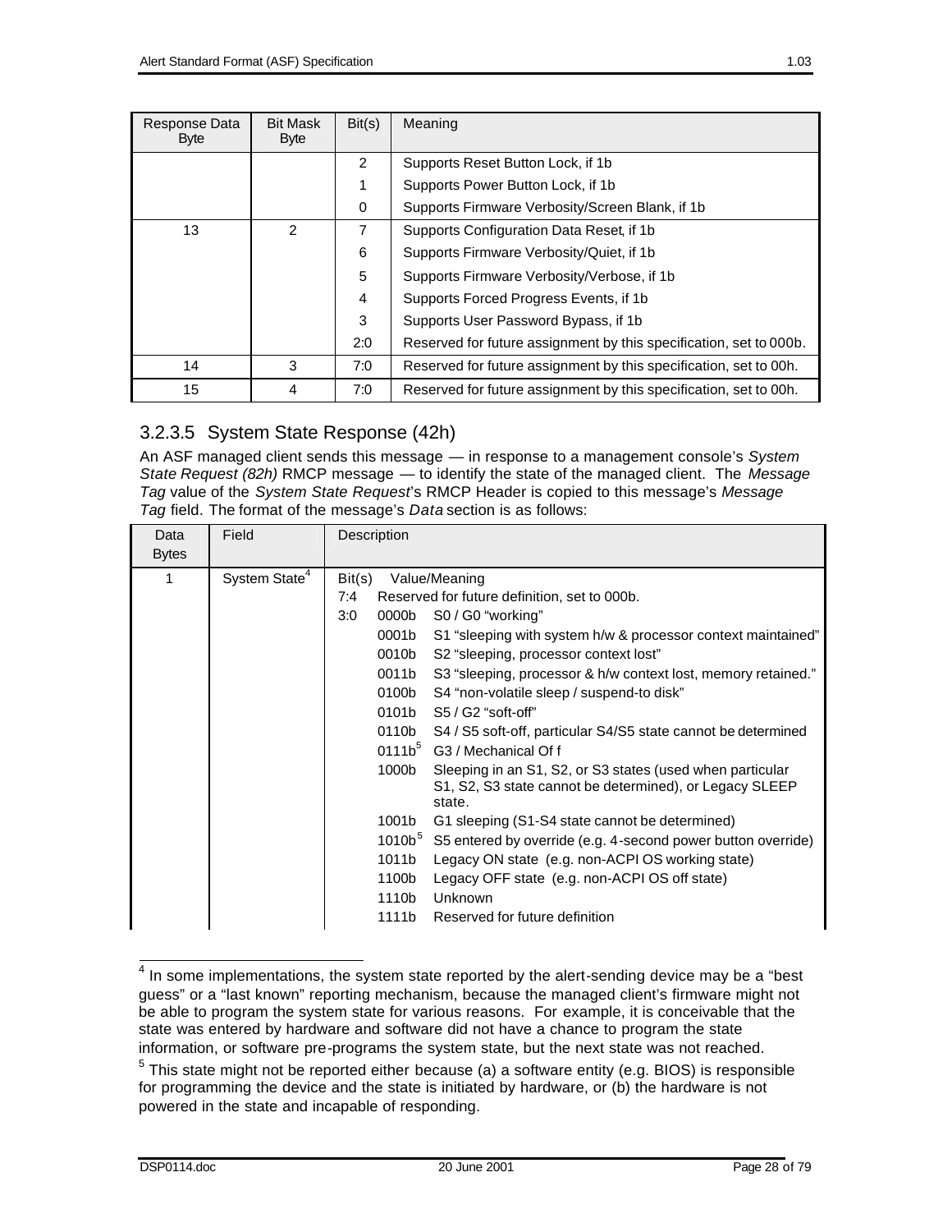| Response Data Byte | Bit Mask Byte | Bit(s) | Meaning |
|---|---|---|---|
| | | 2 | Supports Reset Button Lock, if 1b |
| | | 1 | Supports Power Button Lock, if 1b |
| | | 0 | Supports Firmware Verbosity/Screen Blank, if 1b |
| 13 | 2 | 7 | Supports Configuration Data Reset, if 1b |
| | | 6 | Supports Firmware Verbosity/Quiet, if 1b |
| | | 5 | Supports Firmware Verbosity/Verbose, if 1b |
| | | 4 | Supports Forced Progress Events, if 1b |
| | | 3 | Supports User Password Bypass, if 1b |
| | | 2:0 | Reserved for future assignment by this specification, set to 000b. |
| 14 | 3 | 7:0 | Reserved for future assignment by this specification, set to 00h. |
| 15 | 4 | 7:0 | Reserved for future assignment by this specification, set to 00h. |

### 3.2.3.5 System State Response (42h)

An ASF managed client sends this message — in response to a management console's *System State Request (82h)* RMCP message — to identify the state of the managed client. The *Message Tag* value of the *System State Request*'s RMCP Header is copied to this message's *Message Tag* field. The format of the message's *Data* section is as follows:

| Data Bytes | Field | Description |
|---|---|---|
| 1 | System State[4] | Bit(s) Value/Meaning<br>7:4 Reserved for future definition, set to 000b.<br>3:0 0000b S0 / G0 "working"<br>0001b S1 "sleeping with system h/w & processor context maintained"<br>0010b S2 "sleeping, processor context lost"<br>0011b S3 "sleeping, processor & h/w context lost, memory retained."<br>0100b S4 "non-volatile sleep / suspend-to disk"<br>0101b S5 / G2 "soft-off"<br>0110b S4 / S5 soft-off, particular S4/S5 state cannot be determined<br>0111b[5] G3 / Mechanical Of f<br>1000b Sleeping in an S1, S2, or S3 states (used when particular S1, S2, S3 state cannot be determined), or Legacy SLEEP state.<br>1001b G1 sleeping (S1-S4 state cannot be determined)<br>1010b[5] S5 entered by override (e.g. 4-second power button override)<br>1011b Legacy ON state (e.g. non-ACPI OS working state)<br>1100b Legacy OFF state (e.g. non-ACPI OS off state)<br>1110b Unknown<br>1111b Reserved for future definition |

[4] In some implementations, the system state reported by the alert-sending device may be a "best guess" or a "last known" reporting mechanism, because the managed client's firmware might not be able to program the system state for various reasons. For example, it is conceivable that the state was entered by hardware and software did not have a chance to program the state information, or software pre-programs the system state, but the next state was not reached.

[5] This state might not be reported either because (a) a software entity (e.g. BIOS) is responsible for programming the device and the state is initiated by hardware, or (b) the hardware is not powered in the state and incapable of responding.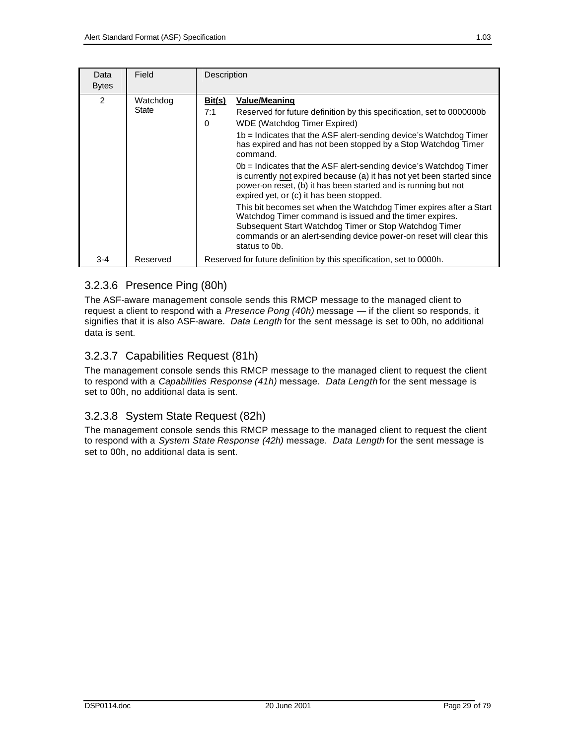| Data Bytes | Field | Description |
|---|---|---|
| 2 | Watchdog State | **Bit(s)** **Value/Meaning**<br>7:1 Reserved for future definition by this specification, set to 0000000b<br>0 WDE (Watchdog Timer Expired)<br>1b = Indicates that the ASF alert-sending device's Watchdog Timer has expired and has not been stopped by a Stop Watchdog Timer command.<br>0b = Indicates that the ASF alert-sending device's Watchdog Timer is currently not expired because (a) it has not yet been started since power-on reset, (b) it has been started and is running but not expired yet, or (c) it has been stopped.<br>This bit becomes set when the Watchdog Timer expires after a Start Watchdog Timer command is issued and the timer expires. Subsequent Start Watchdog Timer or Stop Watchdog Timer commands or an alert-sending device power-on reset will clear this status to 0b. |
| 3-4 | Reserved | Reserved for future definition by this specification, set to 0000h. |

### 3.2.3.6 Presence Ping (80h)

The ASF-aware management console sends this RMCP message to the managed client to request a client to respond with a *Presence Pong (40h)* message — if the client so responds, it signifies that it is also ASF-aware. *Data Length* for the sent message is set to 00h, no additional data is sent.

### 3.2.3.7 Capabilities Request (81h)

The management console sends this RMCP message to the managed client to request the client to respond with a *Capabilities Response (41h)* message. *Data Length* for the sent message is set to 00h, no additional data is sent.

### 3.2.3.8 System State Request (82h)

The management console sends this RMCP message to the managed client to request the client to respond with a *System State Response (42h)* message. *Data Length* for the sent message is set to 00h, no additional data is sent.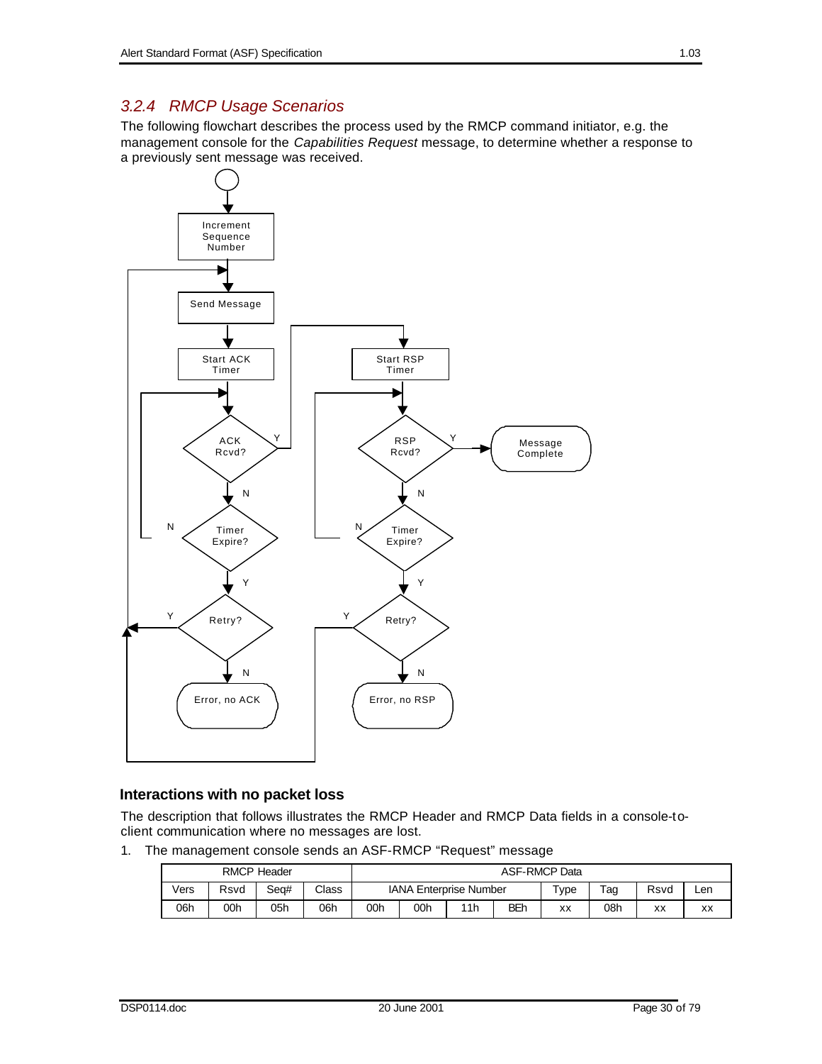### 3.2.4 RMCP Usage Scenarios

The following flowchart describes the process used by the RMCP command initiator, e.g. the management console for the *Capabilities Request* message, to determine whether a response to a previously sent message was received.

#### Interactions with no packet loss

The description that follows illustrates the RMCP Header and RMCP Data fields in a console-to-client communication where no messages are lost.

1. The management console sends an ASF-RMCP "Request" message

| RMCP Header | | | | ASF-RMCP Data | | | | | | | |
|---|---|---|---|---|---|---|---|---|---|---|---|
| Vers | Rsvd | Seq# | Class | IANA Enterprise Number | | | | Type | Tag | Rsvd | Len |
| 06h | 00h | 05h | 06h | 00h | 00h | 11h | BEh | xx | 08h | xx | xx |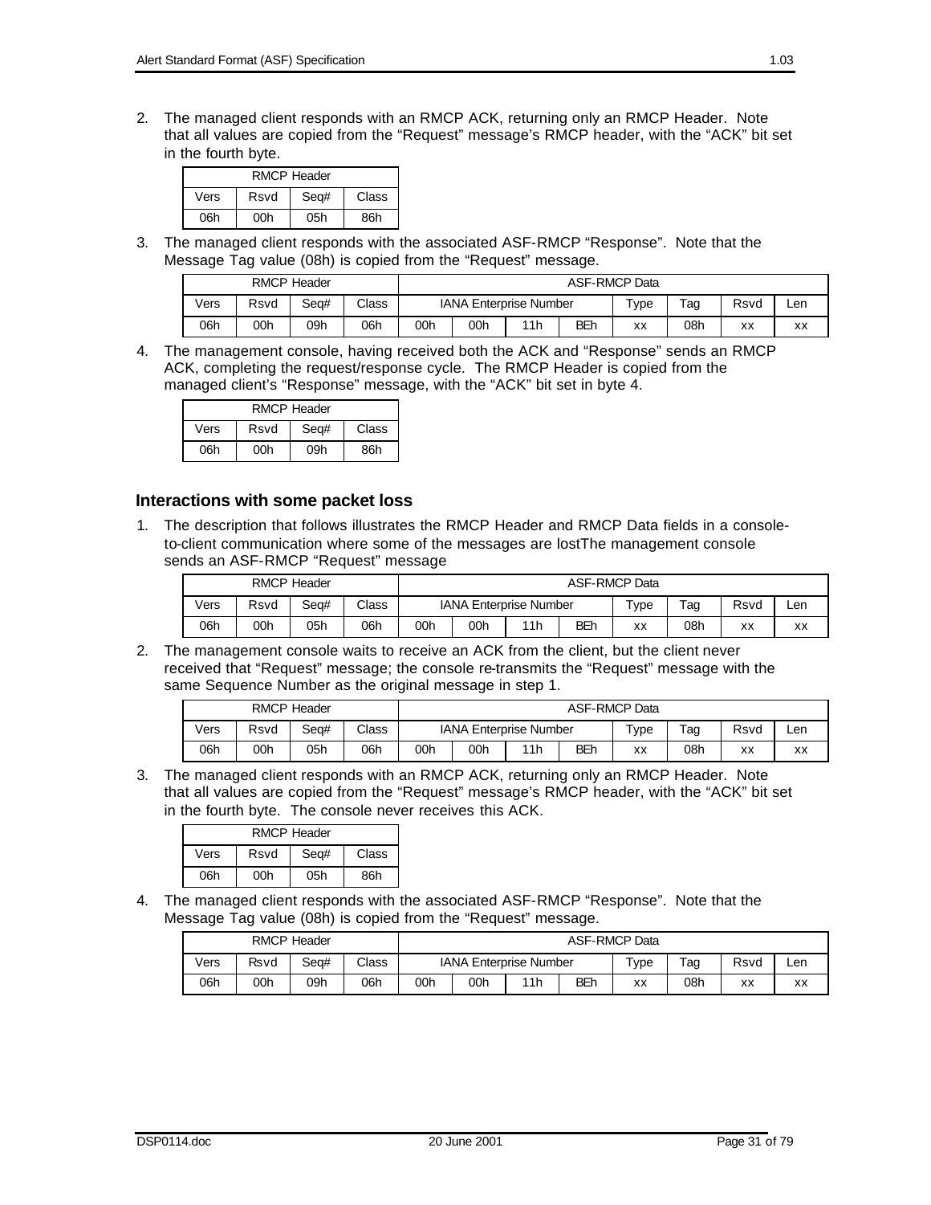2. The managed client responds with an RMCP ACK, returning only an RMCP Header. Note that all values are copied from the "Request" message's RMCP header, with the "ACK" bit set in the fourth byte.

| RMCP Header | | | |
|---|---|---|---|
| Vers | Rsvd | Seq# | Class |
| 06h | 00h | 05h | 86h |

3. The managed client responds with the associated ASF-RMCP "Response". Note that the Message Tag value (08h) is copied from the "Request" message.

| RMCP Header | | | | ASF-RMCP Data | | | | | | | |
|---|---|---|---|---|---|---|---|---|---|---|---|
| Vers | Rsvd | Seq# | Class | IANA Enterprise Number | | | | Type | Tag | Rsvd | Len |
| 06h | 00h | 09h | 06h | 00h | 00h | 11h | BEh | xx | 08h | xx | xx |

4. The management console, having received both the ACK and "Response" sends an RMCP ACK, completing the request/response cycle. The RMCP Header is copied from the managed client's "Response" message, with the "ACK" bit set in byte 4.

| RMCP Header | | | |
|---|---|---|---|
| Vers | Rsvd | Seq# | Class |
| 06h | 00h | 09h | 86h |

### Interactions with some packet loss

1. The description that follows illustrates the RMCP Header and RMCP Data fields in a console-to-client communication where some of the messages are lostThe management console sends an ASF-RMCP "Request" message

| RMCP Header | | | | ASF-RMCP Data | | | | | | | |
|---|---|---|---|---|---|---|---|---|---|---|---|
| Vers | Rsvd | Seq# | Class | IANA Enterprise Number | | | | Type | Tag | Rsvd | Len |
| 06h | 00h | 05h | 06h | 00h | 00h | 11h | BEh | xx | 08h | xx | xx |

2. The management console waits to receive an ACK from the client, but the client never received that "Request" message; the console re-transmits the "Request" message with the same Sequence Number as the original message in step 1.

| RMCP Header | | | | ASF-RMCP Data | | | | | | | |
|---|---|---|---|---|---|---|---|---|---|---|---|
| Vers | Rsvd | Seq# | Class | IANA Enterprise Number | | | | Type | Tag | Rsvd | Len |
| 06h | 00h | 05h | 06h | 00h | 00h | 11h | BEh | xx | 08h | xx | xx |

3. The managed client responds with an RMCP ACK, returning only an RMCP Header. Note that all values are copied from the "Request" message's RMCP header, with the "ACK" bit set in the fourth byte. The console never receives this ACK.

| RMCP Header | | | |
|---|---|---|---|
| Vers | Rsvd | Seq# | Class |
| 06h | 00h | 05h | 86h |

4. The managed client responds with the associated ASF-RMCP "Response". Note that the Message Tag value (08h) is copied from the "Request" message.

| RMCP Header | | | | ASF-RMCP Data | | | | | | | |
|---|---|---|---|---|---|---|---|---|---|---|---|
| Vers | Rsvd | Seq# | Class | IANA Enterprise Number | | | | Type | Tag | Rsvd | Len |
| 06h | 00h | 09h | 06h | 00h | 00h | 11h | BEh | xx | 08h | xx | xx |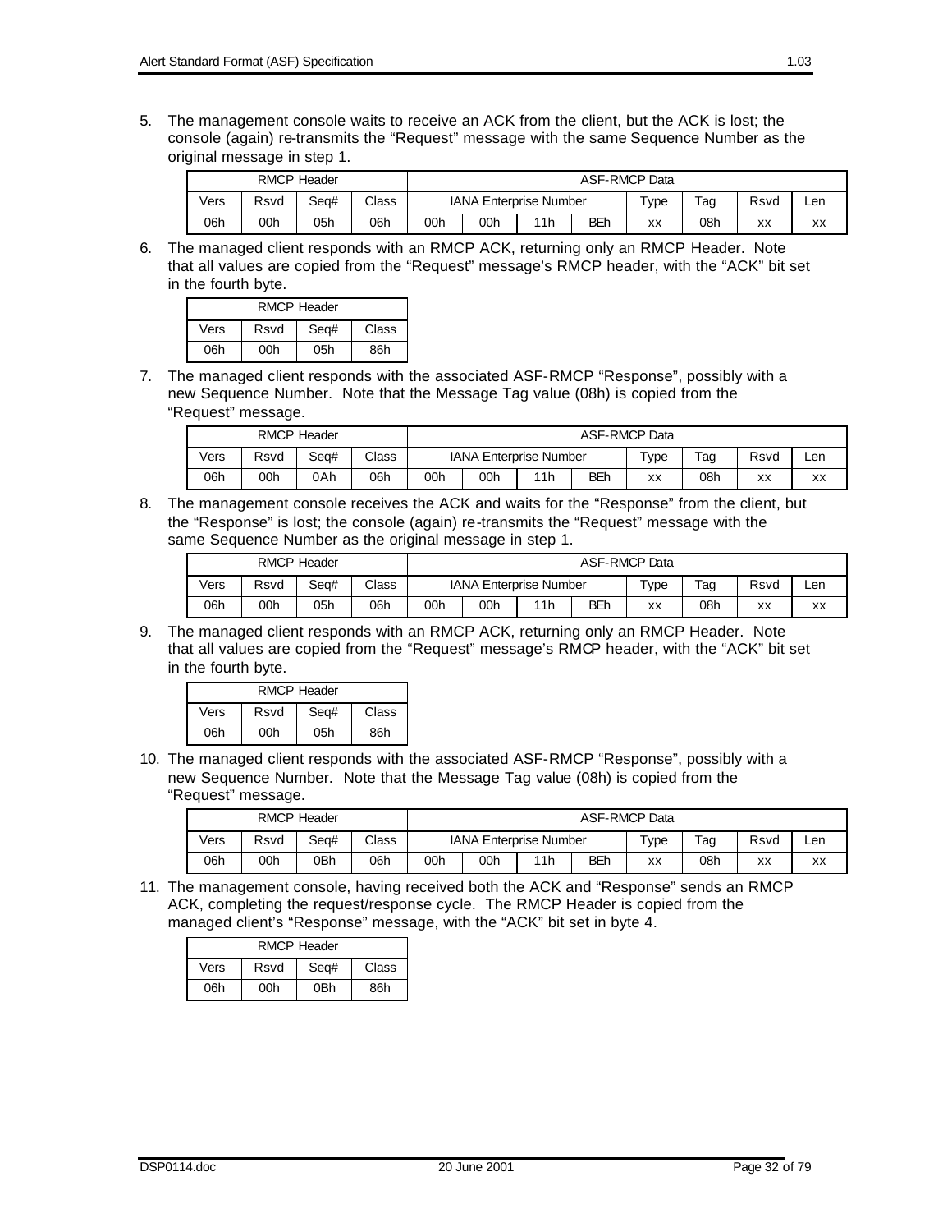5. The management console waits to receive an ACK from the client, but the ACK is lost; the console (again) re-transmits the "Request" message with the same Sequence Number as the original message in step 1.

| RMCP Header | | | | ASF-RMCP Data | | | | | | | |
|---|---|---|---|---|---|---|---|---|---|---|---|
| Vers | Rsvd | Seq# | Class | IANA Enterprise Number | | | | Type | Tag | Rsvd | Len |
| 06h | 00h | 05h | 06h | 00h | 00h | 11h | BEh | xx | 08h | xx | xx |

6. The managed client responds with an RMCP ACK, returning only an RMCP Header. Note that all values are copied from the "Request" message's RMCP header, with the "ACK" bit set in the fourth byte.

| RMCP Header | | | |
|---|---|---|---|
| Vers | Rsvd | Seq# | Class |
| 06h | 00h | 05h | 86h |

7. The managed client responds with the associated ASF-RMCP "Response", possibly with a new Sequence Number. Note that the Message Tag value (08h) is copied from the "Request" message.

| RMCP Header | | | | ASF-RMCP Data | | | | | | | |
|---|---|---|---|---|---|---|---|---|---|---|---|
| Vers | Rsvd | Seq# | Class | IANA Enterprise Number | | | | Type | Tag | Rsvd | Len |
| 06h | 00h | 0Ah | 06h | 00h | 00h | 11h | BEh | xx | 08h | xx | xx |

8. The management console receives the ACK and waits for the "Response" from the client, but the "Response" is lost; the console (again) re-transmits the "Request" message with the same Sequence Number as the original message in step 1.

| RMCP Header | | | | ASF-RMCP Data | | | | | | | |
|---|---|---|---|---|---|---|---|---|---|---|---|
| Vers | Rsvd | Seq# | Class | IANA Enterprise Number | | | | Type | Tag | Rsvd | Len |
| 06h | 00h | 05h | 06h | 00h | 00h | 11h | BEh | xx | 08h | xx | xx |

9. The managed client responds with an RMCP ACK, returning only an RMCP Header. Note that all values are copied from the "Request" message's RMCP header, with the "ACK" bit set in the fourth byte.

| RMCP Header | | | |
|---|---|---|---|
| Vers | Rsvd | Seq# | Class |
| 06h | 00h | 05h | 86h |

10. The managed client responds with the associated ASF-RMCP "Response", possibly with a new Sequence Number. Note that the Message Tag value (08h) is copied from the "Request" message.

| RMCP Header | | | | ASF-RMCP Data | | | | | | | |
|---|---|---|---|---|---|---|---|---|---|---|---|
| Vers | Rsvd | Seq# | Class | IANA Enterprise Number | | | | Type | Tag | Rsvd | Len |
| 06h | 00h | 0Bh | 06h | 00h | 00h | 11h | BEh | xx | 08h | xx | xx |

11. The management console, having received both the ACK and "Response" sends an RMCP ACK, completing the request/response cycle. The RMCP Header is copied from the managed client's "Response" message, with the "ACK" bit set in byte 4.

| RMCP Header | | | |
|---|---|---|---|
| Vers | Rsvd | Seq# | Class |
| 06h | 00h | 0Bh | 86h |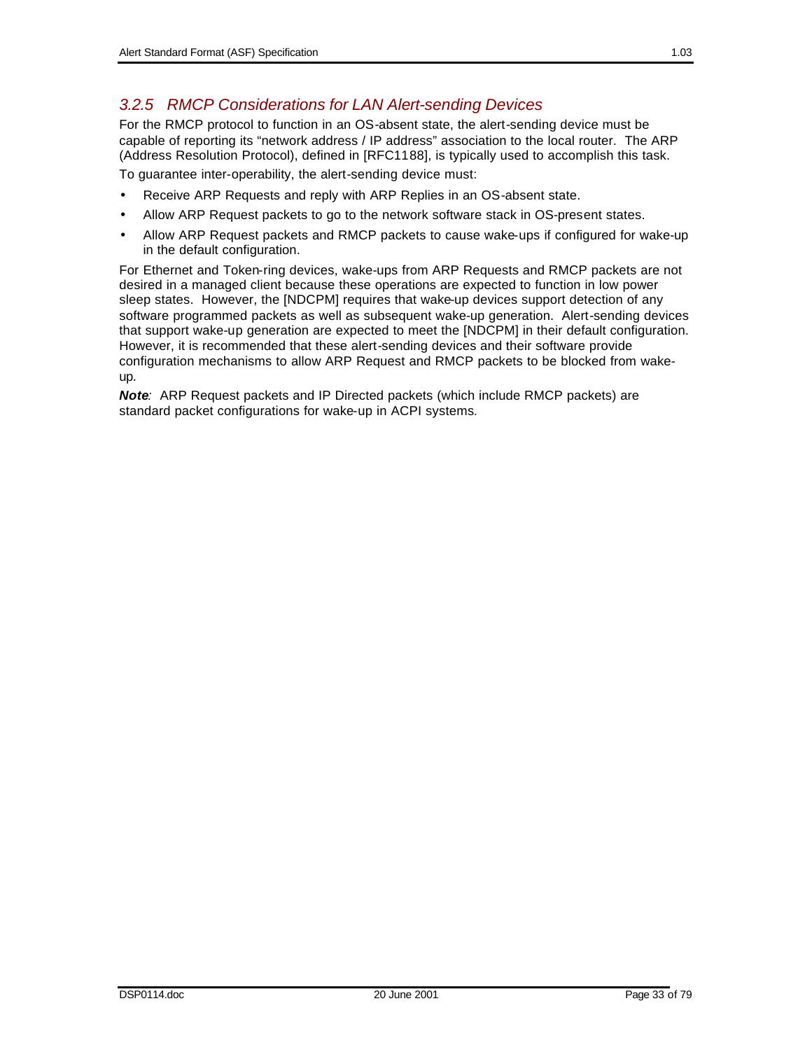### 3.2.5 RMCP Considerations for LAN Alert-sending Devices

For the RMCP protocol to function in an OS-absent state, the alert-sending device must be capable of reporting its "network address / IP address" association to the local router. The ARP (Address Resolution Protocol), defined in [RFC1188], is typically used to accomplish this task.

To guarantee inter-operability, the alert-sending device must:

- Receive ARP Requests and reply with ARP Replies in an OS-absent state.
- Allow ARP Request packets to go to the network software stack in OS-present states.
- Allow ARP Request packets and RMCP packets to cause wake-ups if configured for wake-up in the default configuration.

For Ethernet and Token-ring devices, wake-ups from ARP Requests and RMCP packets are not desired in a managed client because these operations are expected to function in low power sleep states. However, the [NDCPM] requires that wake-up devices support detection of any software programmed packets as well as subsequent wake-up generation. Alert-sending devices that support wake-up generation are expected to meet the [NDCPM] in their default configuration. However, it is recommended that these alert-sending devices and their software provide configuration mechanisms to allow ARP Request and RMCP packets to be blocked from wake-up.

***Note**:* ARP Request packets and IP Directed packets (which include RMCP packets) are standard packet configurations for wake-up in ACPI systems.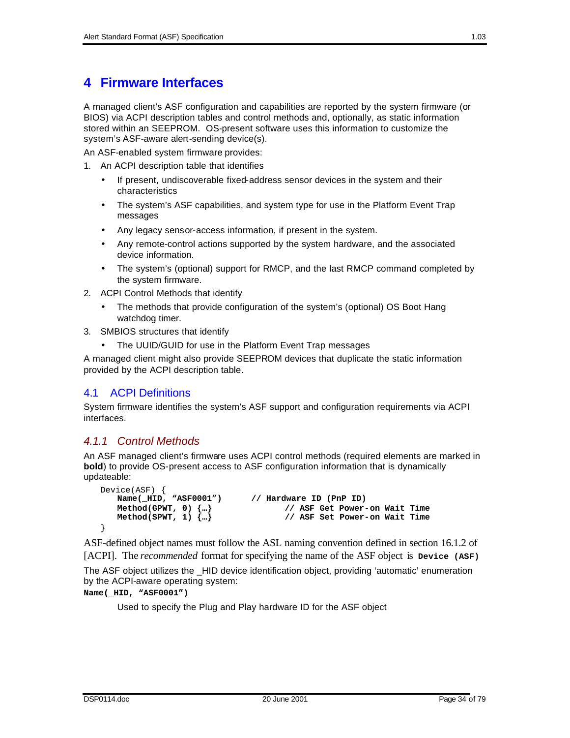# 4 Firmware Interfaces

A managed client's ASF configuration and capabilities are reported by the system firmware (or BIOS) via ACPI description tables and control methods and, optionally, as static information stored within an SEEPROM. OS-present software uses this information to customize the system's ASF-aware alert-sending device(s).

An ASF-enabled system firmware provides:

1. An ACPI description table that identifies
   - If present, undiscoverable fixed-address sensor devices in the system and their characteristics
   - The system's ASF capabilities, and system type for use in the Platform Event Trap messages
   - Any legacy sensor-access information, if present in the system.
   - Any remote-control actions supported by the system hardware, and the associated device information.
   - The system's (optional) support for RMCP, and the last RMCP command completed by the system firmware.
2. ACPI Control Methods that identify
   - The methods that provide configuration of the system's (optional) OS Boot Hang watchdog timer.
3. SMBIOS structures that identify
   - The UUID/GUID for use in the Platform Event Trap messages

A managed client might also provide SEEPROM devices that duplicate the static information provided by the ACPI description table.

## 4.1 ACPI Definitions

System firmware identifies the system's ASF support and configuration requirements via ACPI interfaces.

### 4.1.1 Control Methods

An ASF managed client's firmware uses ACPI control methods (required elements are marked in **bold**) to provide OS-present access to ASF configuration information that is dynamically updateable:

```
Device(ASF) {
    Name(_HID, "ASF0001")        // Hardware ID (PnP ID)
    Method(GPWT, 0) {…}                 // ASF Get Power-on Wait Time
    Method(SPWT, 1) {…}                 // ASF Set Power-on Wait Time
}
```

ASF-defined object names must follow the ASL naming convention defined in section 16.1.2 of [ACPI]. The *recommended* format for specifying the name of the ASF object is **`Device (ASF)`**

The ASF object utilizes the _HID device identification object, providing 'automatic' enumeration by the ACPI-aware operating system:

**`Name(_HID, "ASF0001")`**

Used to specify the Plug and Play hardware ID for the ASF object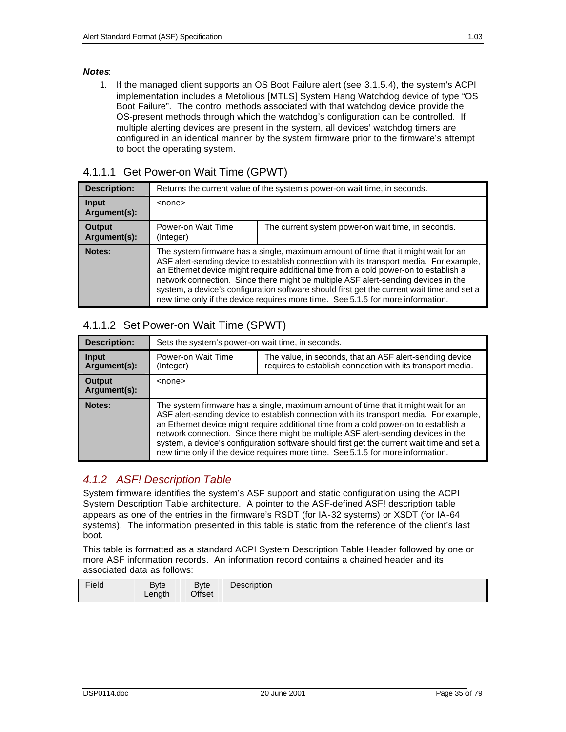***Notes***:

1. If the managed client supports an OS Boot Failure alert (see 3.1.5.4), the system's ACPI implementation includes a Metolious [MTLS] System Hang Watchdog device of type "OS Boot Failure". The control methods associated with that watchdog device provide the OS-present methods through which the watchdog's configuration can be controlled. If multiple alerting devices are present in the system, all devices' watchdog timers are configured in an identical manner by the system firmware prior to the firmware's attempt to boot the operating system.

### 4.1.1.1 Get Power-on Wait Time (GPWT)

| | | |
|---|---|---|
| **Description:** | Returns the current value of the system's power-on wait time, in seconds. | |
| **Input Argument(s):** | <none> | |
| **Output Argument(s):** | Power-on Wait Time (Integer) | The current system power-on wait time, in seconds. |
| **Notes:** | The system firmware has a single, maximum amount of time that it might wait for an ASF alert-sending device to establish connection with its transport media. For example, an Ethernet device might require additional time from a cold power-on to establish a network connection. Since there might be multiple ASF alert-sending devices in the system, a device's configuration software should first get the current wait time and set a new time only if the device requires more time. See 5.1.5 for more information. | |

### 4.1.1.2 Set Power-on Wait Time (SPWT)

| | | |
|---|---|---|
| **Description:** | Sets the system's power-on wait time, in seconds. | |
| **Input Argument(s):** | Power-on Wait Time (Integer) | The value, in seconds, that an ASF alert-sending device requires to establish connection with its transport media. |
| **Output Argument(s):** | <none> | |
| **Notes:** | The system firmware has a single, maximum amount of time that it might wait for an ASF alert-sending device to establish connection with its transport media. For example, an Ethernet device might require additional time from a cold power-on to establish a network connection. Since there might be multiple ASF alert-sending devices in the system, a device's configuration software should first get the current wait time and set a new time only if the device requires more time. See 5.1.5 for more information. | |

## *4.1.2 ASF! Description Table*

System firmware identifies the system's ASF support and static configuration using the ACPI System Description Table architecture. A pointer to the ASF-defined ASF! description table appears as one of the entries in the firmware's RSDT (for IA-32 systems) or XSDT (for IA-64 systems). The information presented in this table is static from the reference of the client's last boot.

This table is formatted as a standard ACPI System Description Table Header followed by one or more ASF information records. An information record contains a chained header and its associated data as follows:

| Field | Byte Length | Byte Offset | Description |
|---|---|---|---|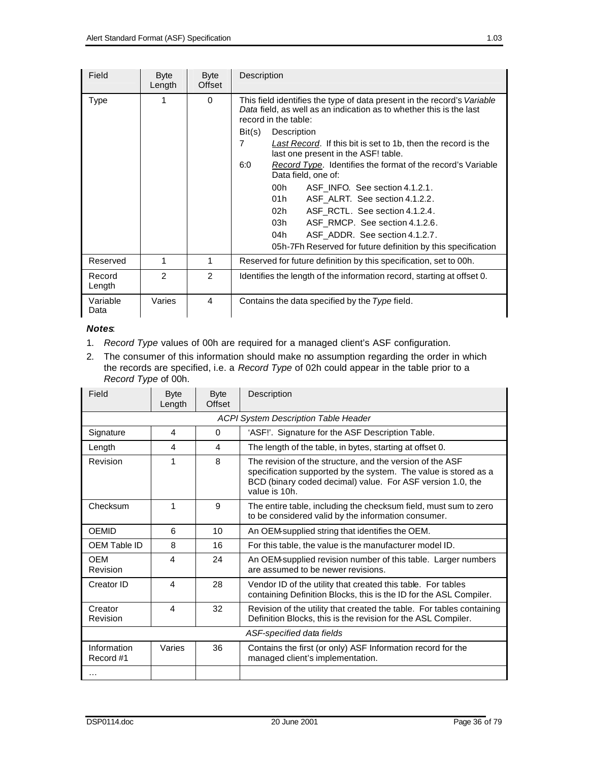| Field | Byte Length | Byte Offset | Description |
|---|---|---|---|
| Type | 1 | 0 | This field identifies the type of data present in the record's *Variable Data* field, as well as an indication as to whether this is the last record in the table:<br>Bit(s) Description<br>7 *Last Record*. If this bit is set to 1b, then the record is the last one present in the ASF! table.<br>6:0 *Record Type*. Identifies the format of the record's Variable Data field, one of:<br>00h ASF_INFO. See section 4.1.2.1.<br>01h ASF_ALRT. See section 4.1.2.2.<br>02h ASF_RCTL. See section 4.1.2.4.<br>03h ASF_RMCP. See section 4.1.2.6.<br>04h ASF_ADDR. See section 4.1.2.7.<br>05h-7Fh Reserved for future definition by this specification |
| Reserved | 1 | 1 | Reserved for future definition by this specification, set to 00h. |
| Record Length | 2 | 2 | Identifies the length of the information record, starting at offset 0. |
| Variable Data | Varies | 4 | Contains the data specified by the *Type* field. |

***Notes***:

1. *Record Type* values of 00h are required for a managed client's ASF configuration.
2. The consumer of this information should make no assumption regarding the order in which the records are specified, i.e. a *Record Type* of 02h could appear in the table prior to a *Record Type* of 00h.

| Field | Byte Length | Byte Offset | Description |
|---|---|---|---|
| *ACPI System Description Table Header* | | | |
| Signature | 4 | 0 | 'ASF!'. Signature for the ASF Description Table. |
| Length | 4 | 4 | The length of the table, in bytes, starting at offset 0. |
| Revision | 1 | 8 | The revision of the structure, and the version of the ASF specification supported by the system. The value is stored as a BCD (binary coded decimal) value. For ASF version 1.0, the value is 10h. |
| Checksum | 1 | 9 | The entire table, including the checksum field, must sum to zero to be considered valid by the information consumer. |
| OEMID | 6 | 10 | An OEM-supplied string that identifies the OEM. |
| OEM Table ID | 8 | 16 | For this table, the value is the manufacturer model ID. |
| OEM Revision | 4 | 24 | An OEM-supplied revision number of this table. Larger numbers are assumed to be newer revisions. |
| Creator ID | 4 | 28 | Vendor ID of the utility that created this table. For tables containing Definition Blocks, this is the ID for the ASL Compiler. |
| Creator Revision | 4 | 32 | Revision of the utility that created the table. For tables containing Definition Blocks, this is the revision for the ASL Compiler. |
| *ASF-specified data fields* | | | |
| Information Record #1 | Varies | 36 | Contains the first (or only) ASF Information record for the managed client's implementation. |
| … | | | |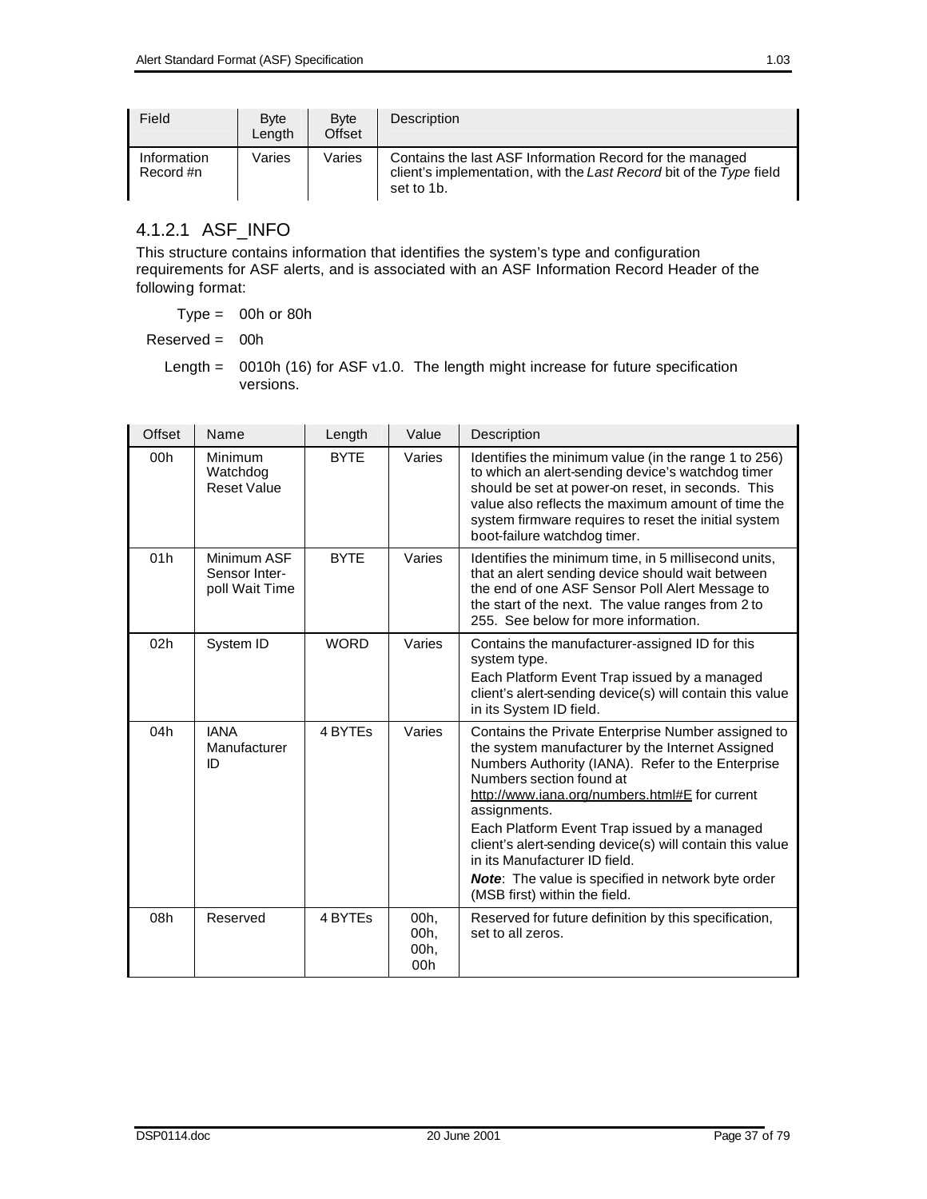| Field | Byte Length | Byte Offset | Description |
|---|---|---|---|
| Information Record #n | Varies | Varies | Contains the last ASF Information Record for the managed client's implementation, with the *Last Record* bit of the *Type* field set to 1b. |

### 4.1.2.1 ASF_INFO

This structure contains information that identifies the system's type and configuration requirements for ASF alerts, and is associated with an ASF Information Record Header of the following format:

Type = 00h or 80h

Reserved = 00h

Length = 0010h (16) for ASF v1.0. The length might increase for future specification versions.

| Offset | Name | Length | Value | Description |
|---|---|---|---|---|
| 00h | Minimum Watchdog Reset Value | BYTE | Varies | Identifies the minimum value (in the range 1 to 256) to which an alert-sending device's watchdog timer should be set at power-on reset, in seconds. This value also reflects the maximum amount of time the system firmware requires to reset the initial system boot-failure watchdog timer. |
| 01h | Minimum ASF Sensor Inter-poll Wait Time | BYTE | Varies | Identifies the minimum time, in 5 millisecond units, that an alert sending device should wait between the end of one ASF Sensor Poll Alert Message to the start of the next. The value ranges from 2 to 255. See below for more information. |
| 02h | System ID | WORD | Varies | Contains the manufacturer-assigned ID for this system type.<br>Each Platform Event Trap issued by a managed client's alert-sending device(s) will contain this value in its System ID field. |
| 04h | IANA Manufacturer ID | 4 BYTEs | Varies | Contains the Private Enterprise Number assigned to the system manufacturer by the Internet Assigned Numbers Authority (IANA). Refer to the Enterprise Numbers section found at http://www.iana.org/numbers.html#E for current assignments.<br>Each Platform Event Trap issued by a managed client's alert-sending device(s) will contain this value in its Manufacturer ID field.<br>***Note***: The value is specified in network byte order (MSB first) within the field. |
| 08h | Reserved | 4 BYTEs | 00h, 00h, 00h, 00h | Reserved for future definition by this specification, set to all zeros. |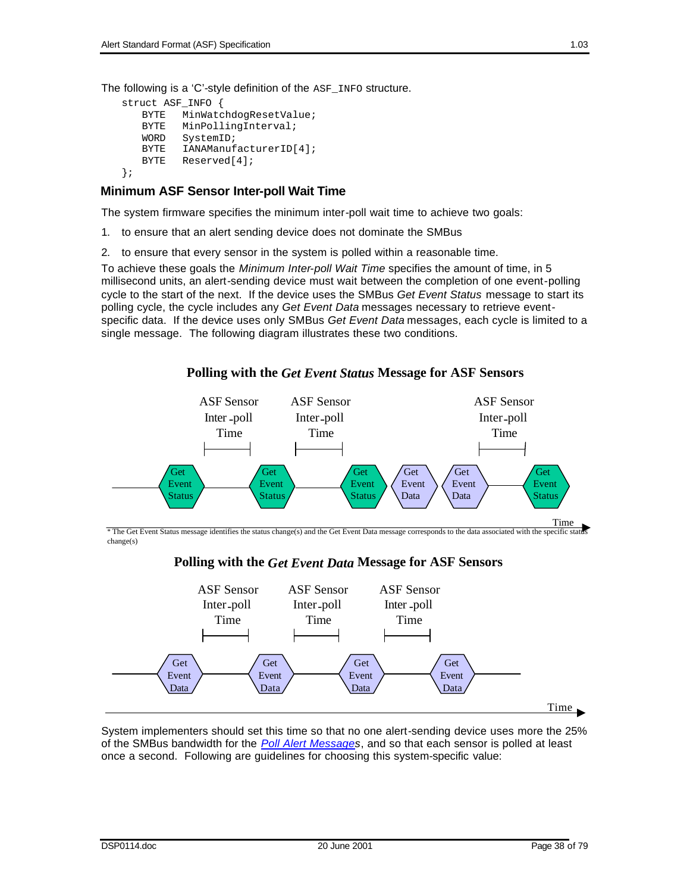The following is a 'C'-style definition of the `ASF_INFO` structure.

```
struct ASF_INFO {
    BYTE   MinWatchdogResetValue;
    BYTE   MinPollingInterval;
    WORD   SystemID;
    BYTE   IANAManufacturerID[4];
    BYTE   Reserved[4];
};
```

### Minimum ASF Sensor Inter-poll Wait Time

The system firmware specifies the minimum inter-poll wait time to achieve two goals:

1. to ensure that an alert sending device does not dominate the SMBus
2. to ensure that every sensor in the system is polled within a reasonable time.

To achieve these goals the *Minimum Inter-poll Wait Time* specifies the amount of time, in 5 millisecond units, an alert-sending device must wait between the completion of one event-polling cycle to the start of the next. If the device uses the SMBus *Get Event Status* message to start its polling cycle, the cycle includes any *Get Event Data* messages necessary to retrieve event-specific data. If the device uses only SMBus *Get Event Data* messages, each cycle is limited to a single message. The following diagram illustrates these two conditions.

**Polling with the *Get Event Status* Message for ASF Sensors**

ASF Sensor Inter-poll Time | ASF Sensor Inter-poll Time | ASF Sensor Inter-poll Time

Get Event Status → Get Event Status → Get Event Status → Get Event Data → Get Event Data → Get Event Status

Time

* The Get Event Status message identifies the status change(s) and the Get Event Data message corresponds to the data associated with the specific status change(s)

**Polling with the *Get Event Data* Message for ASF Sensors**

ASF Sensor Inter-poll Time | ASF Sensor Inter-poll Time | ASF Sensor Inter-poll Time

Get Event Data → Get Event Data → Get Event Data → Get Event Data

Time

System implementers should set this time so that no one alert-sending device uses more the 25% of the SMBus bandwidth for the *Poll Alert Messages*, and so that each sensor is polled at least once a second. Following are guidelines for choosing this system-specific value: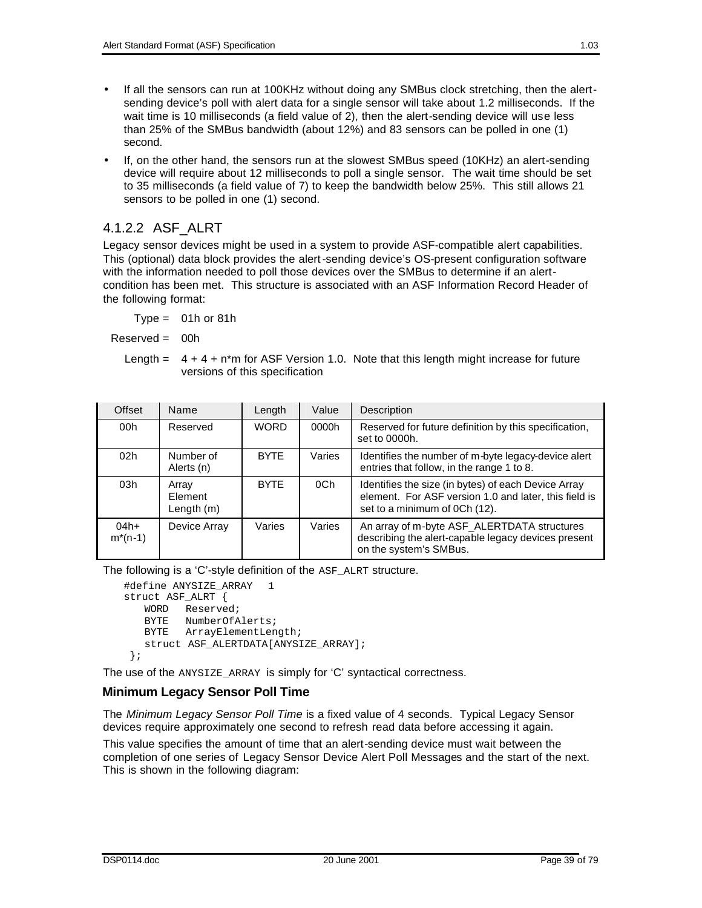- If all the sensors can run at 100KHz without doing any SMBus clock stretching, then the alert-sending device's poll with alert data for a single sensor will take about 1.2 milliseconds. If the wait time is 10 milliseconds (a field value of 2), then the alert-sending device will use less than 25% of the SMBus bandwidth (about 12%) and 83 sensors can be polled in one (1) second.
- If, on the other hand, the sensors run at the slowest SMBus speed (10KHz) an alert-sending device will require about 12 milliseconds to poll a single sensor. The wait time should be set to 35 milliseconds (a field value of 7) to keep the bandwidth below 25%. This still allows 21 sensors to be polled in one (1) second.

### 4.1.2.2 ASF_ALRT

Legacy sensor devices might be used in a system to provide ASF-compatible alert capabilities. This (optional) data block provides the alert-sending device's OS-present configuration software with the information needed to poll those devices over the SMBus to determine if an alert-condition has been met. This structure is associated with an ASF Information Record Header of the following format:

Type = 01h or 81h

Reserved = 00h

Length = 4 + 4 + n*m for ASF Version 1.0. Note that this length might increase for future versions of this specification

| Offset | Name | Length | Value | Description |
|---|---|---|---|---|
| 00h | Reserved | WORD | 0000h | Reserved for future definition by this specification, set to 0000h. |
| 02h | Number of Alerts (n) | BYTE | Varies | Identifies the number of m-byte legacy-device alert entries that follow, in the range 1 to 8. |
| 03h | Array Element Length (m) | BYTE | 0Ch | Identifies the size (in bytes) of each Device Array element. For ASF version 1.0 and later, this field is set to a minimum of 0Ch (12). |
| 04h+ m*(n-1) | Device Array | Varies | Varies | An array of m-byte ASF_ALERTDATA structures describing the alert-capable legacy devices present on the system's SMBus. |

The following is a 'C'-style definition of the ASF_ALRT structure.

```
#define ANYSIZE_ARRAY   1
struct ASF_ALRT {
   WORD   Reserved;
   BYTE   NumberOfAlerts;
   BYTE   ArrayElementLength;
   struct ASF_ALERTDATA[ANYSIZE_ARRAY];
 };
```

The use of the ANYSIZE_ARRAY is simply for 'C' syntactical correctness.

#### Minimum Legacy Sensor Poll Time

The *Minimum Legacy Sensor Poll Time* is a fixed value of 4 seconds. Typical Legacy Sensor devices require approximately one second to refresh read data before accessing it again.

This value specifies the amount of time that an alert-sending device must wait between the completion of one series of Legacy Sensor Device Alert Poll Messages and the start of the next. This is shown in the following diagram: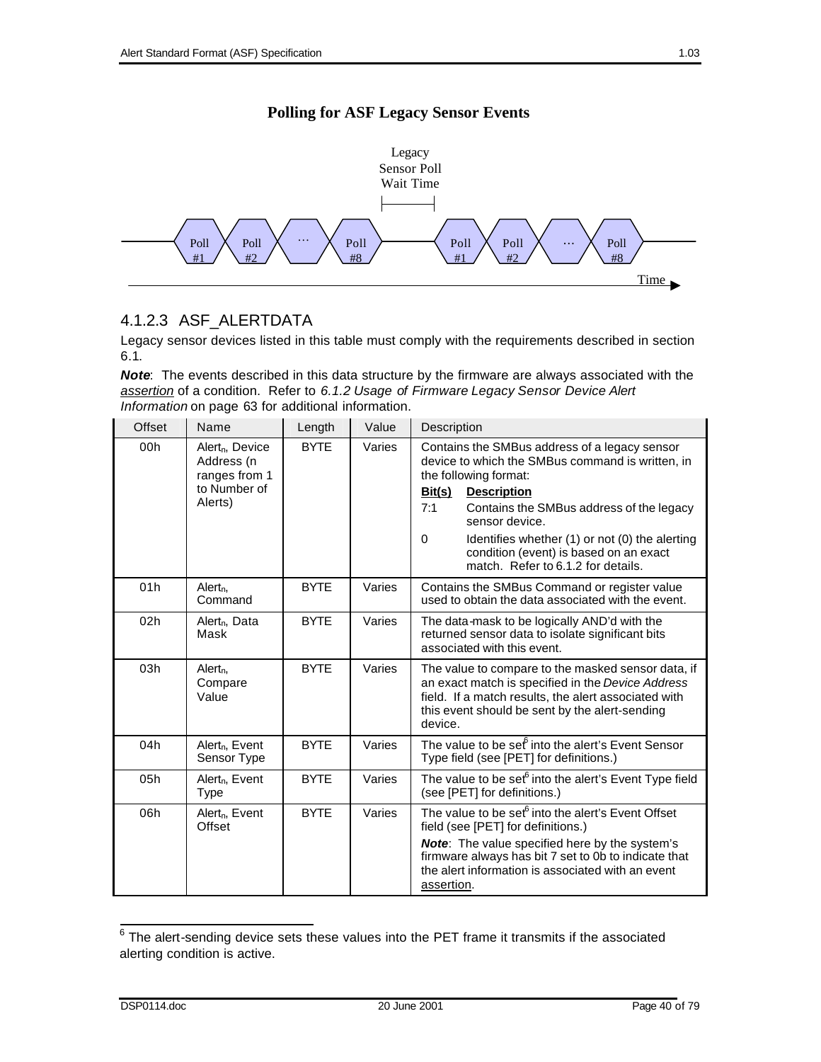**Polling for ASF Legacy Sensor Events**

Legacy Sensor Poll Wait Time

Poll #1 | Poll #2 | … | Poll #8 | Poll #1 | Poll #2 | … | Poll #8

Time

### 4.1.2.3 ASF_ALERTDATA

Legacy sensor devices listed in this table must comply with the requirements described in section 6.1.

***Note***: The events described in this data structure by the firmware are always associated with the *assertion* of a condition. Refer to *6.1.2 Usage of Firmware Legacy Sensor Device Alert Information* on page 63 for additional information.

| Offset | Name | Length | Value | Description |
|---|---|---|---|---|
| 00h | $Alert_n$, Device Address (n ranges from 1 to Number of Alerts) | BYTE | Varies | Contains the SMBus address of a legacy sensor device to which the SMBus command is written, in the following format:<br>**Bit(s)** **Description**<br>7:1 Contains the SMBus address of the legacy sensor device.<br>0 Identifies whether (1) or not (0) the alerting condition (event) is based on an exact match. Refer to 6.1.2 for details. |
| 01h | $Alert_n$, Command | BYTE | Varies | Contains the SMBus Command or register value used to obtain the data associated with the event. |
| 02h | $Alert_n$, Data Mask | BYTE | Varies | The data-mask to be logically AND'd with the returned sensor data to isolate significant bits associated with this event. |
| 03h | $Alert_n$, Compare Value | BYTE | Varies | The value to compare to the masked sensor data, if an exact match is specified in the *Device Address* field. If a match results, the alert associated with this event should be sent by the alert-sending device. |
| 04h | $Alert_n$, Event Sensor Type | BYTE | Varies | The value to be set[6] into the alert's Event Sensor Type field (see [PET] for definitions.) |
| 05h | $Alert_n$, Event Type | BYTE | Varies | The value to be set[6] into the alert's Event Type field (see [PET] for definitions.) |
| 06h | $Alert_n$, Event Offset | BYTE | Varies | The value to be set[6] into the alert's Event Offset field (see [PET] for definitions.)<br>***Note***: The value specified here by the system's firmware always has bit 7 set to 0b to indicate that the alert information is associated with an event assertion. |

[6] The alert-sending device sets these values into the PET frame it transmits if the associated alerting condition is active.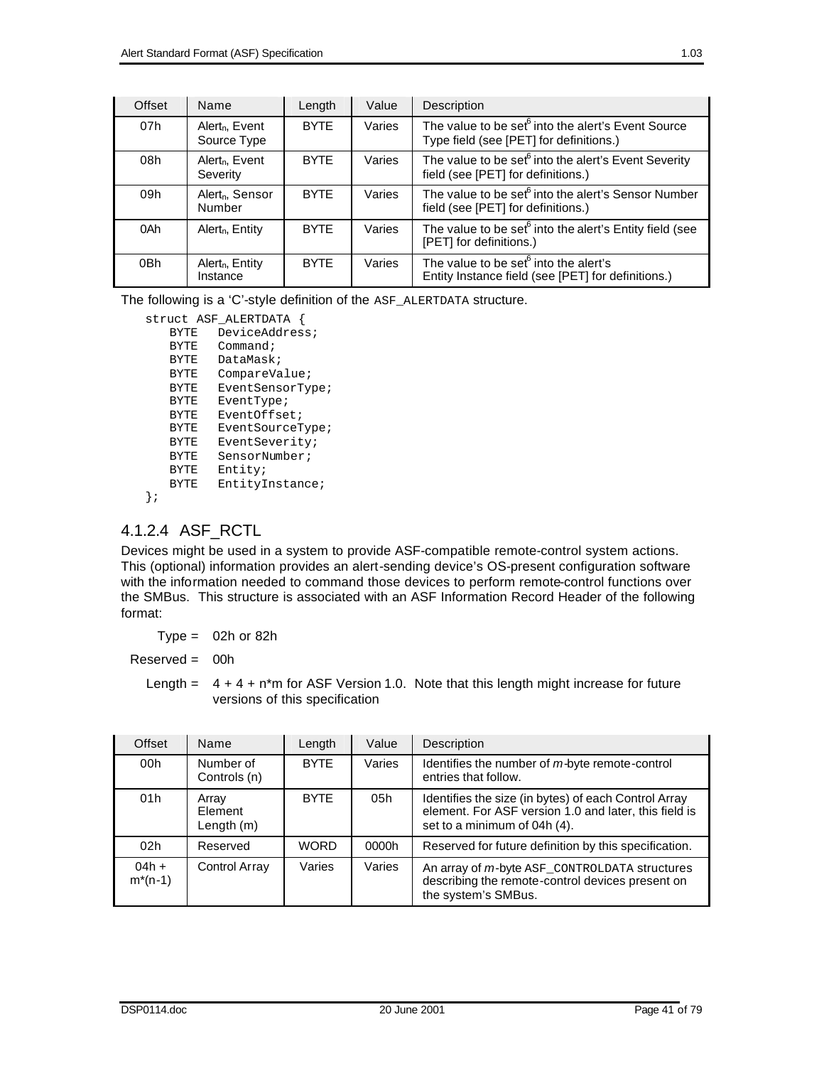| Offset | Name | Length | Value | Description |
|---|---|---|---|---|
| 07h | $Alert_n$, Event Source Type | BYTE | Varies | The value to be set[6] into the alert's Event Source Type field (see [PET] for definitions.) |
| 08h | $Alert_n$, Event Severity | BYTE | Varies | The value to be set[6] into the alert's Event Severity field (see [PET] for definitions.) |
| 09h | $Alert_n$, Sensor Number | BYTE | Varies | The value to be set[6] into the alert's Sensor Number field (see [PET] for definitions.) |
| 0Ah | $Alert_n$, Entity | BYTE | Varies | The value to be set[6] into the alert's Entity field (see [PET] for definitions.) |
| 0Bh | $Alert_n$, Entity Instance | BYTE | Varies | The value to be set[6] into the alert's Entity Instance field (see [PET] for definitions.) |

The following is a 'C'-style definition of the ASF_ALERTDATA structure.

```
struct ASF_ALERTDATA {
    BYTE   DeviceAddress;
    BYTE   Command;
    BYTE   DataMask;
    BYTE   CompareValue;
    BYTE   EventSensorType;
    BYTE   EventType;
    BYTE   EventOffset;
    BYTE   EventSourceType;
    BYTE   EventSeverity;
    BYTE   SensorNumber;
    BYTE   Entity;
    BYTE   EntityInstance;
};
```

### 4.1.2.4 ASF_RCTL

Devices might be used in a system to provide ASF-compatible remote-control system actions. This (optional) information provides an alert-sending device's OS-present configuration software with the information needed to command those devices to perform remote-control functions over the SMBus. This structure is associated with an ASF Information Record Header of the following format:

Type = 02h or 82h

Reserved = 00h

Length = 4 + 4 + n*m for ASF Version 1.0. Note that this length might increase for future versions of this specification

| Offset | Name | Length | Value | Description |
|---|---|---|---|---|
| 00h | Number of Controls (n) | BYTE | Varies | Identifies the number of *m*-byte remote-control entries that follow. |
| 01h | Array Element Length (m) | BYTE | 05h | Identifies the size (in bytes) of each Control Array element. For ASF version 1.0 and later, this field is set to a minimum of 04h (4). |
| 02h | Reserved | WORD | 0000h | Reserved for future definition by this specification. |
| 04h + m*(n-1) | Control Array | Varies | Varies | An array of *m*-byte ASF_CONTROLDATA structures describing the remote-control devices present on the system's SMBus. |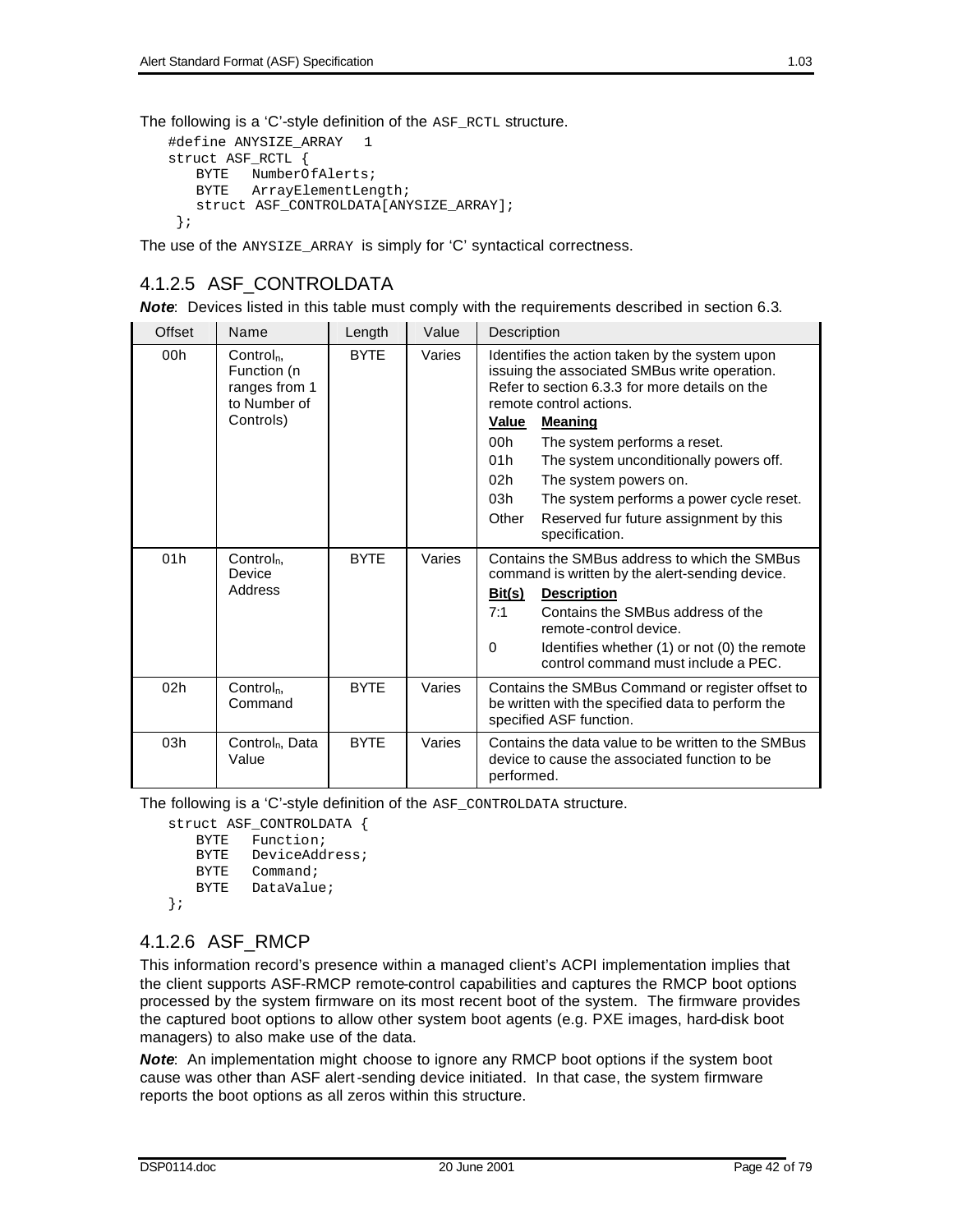The following is a 'C'-style definition of the ASF_RCTL structure.

```
#define ANYSIZE_ARRAY   1
struct ASF_RCTL {
   BYTE   NumberOfAlerts;
   BYTE   ArrayElementLength;
   struct ASF_CONTROLDATA[ANYSIZE_ARRAY];
 };
```

The use of the ANYSIZE_ARRAY is simply for 'C' syntactical correctness.

### 4.1.2.5 ASF_CONTROLDATA

***Note***: Devices listed in this table must comply with the requirements described in section 6.3.

| Offset | Name | Length | Value | Description |
|---|---|---|---|---|
| 00h | $Control_n$, Function (n ranges from 1 to Number of Controls) | BYTE | Varies | Identifies the action taken by the system upon issuing the associated SMBus write operation. Refer to section 6.3.3 for more details on the remote control actions.<br>**Value** **Meaning**<br>00h The system performs a reset.<br>01h The system unconditionally powers off.<br>02h The system powers on.<br>03h The system performs a power cycle reset.<br>Other Reserved fur future assignment by this specification. |
| 01h | $Control_n$, Device Address | BYTE | Varies | Contains the SMBus address to which the SMBus command is written by the alert-sending device.<br>**Bit(s)** **Description**<br>7:1 Contains the SMBus address of the remote-control device.<br>0 Identifies whether (1) or not (0) the remote control command must include a PEC. |
| 02h | $Control_n$, Command | BYTE | Varies | Contains the SMBus Command or register offset to be written with the specified data to perform the specified ASF function. |
| 03h | $Control_n$, Data Value | BYTE | Varies | Contains the data value to be written to the SMBus device to cause the associated function to be performed. |

The following is a 'C'-style definition of the ASF_CONTROLDATA structure.

```
struct ASF_CONTROLDATA {
   BYTE   Function;
   BYTE   DeviceAddress;
   BYTE   Command;
   BYTE   DataValue;
};
```

### 4.1.2.6 ASF_RMCP

This information record's presence within a managed client's ACPI implementation implies that the client supports ASF-RMCP remote-control capabilities and captures the RMCP boot options processed by the system firmware on its most recent boot of the system. The firmware provides the captured boot options to allow other system boot agents (e.g. PXE images, hard-disk boot managers) to also make use of the data.

***Note***: An implementation might choose to ignore any RMCP boot options if the system boot cause was other than ASF alert-sending device initiated. In that case, the system firmware reports the boot options as all zeros within this structure.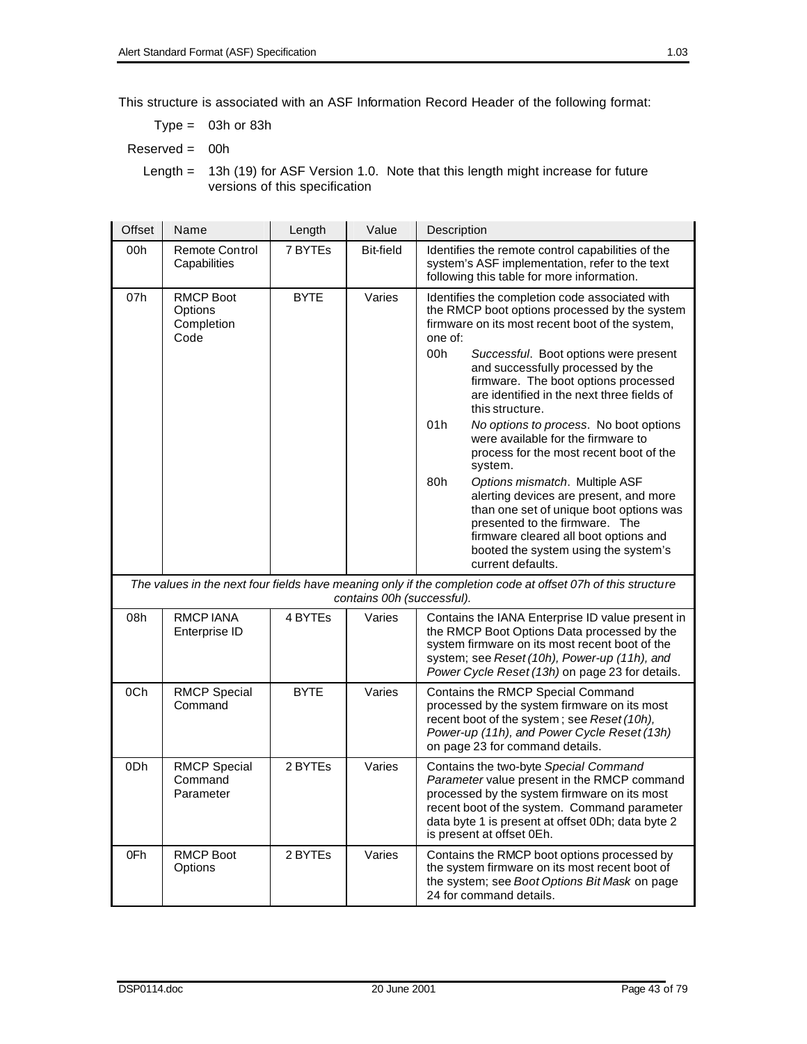This structure is associated with an ASF Information Record Header of the following format:

Type = 03h or 83h

Reserved = 00h

Length = 13h (19) for ASF Version 1.0. Note that this length might increase for future versions of this specification

| Offset | Name | Length | Value | Description |
|---|---|---|---|---|
| 00h | Remote Control Capabilities | 7 BYTEs | Bit-field | Identifies the remote control capabilities of the system's ASF implementation, refer to the text following this table for more information. |
| 07h | RMCP Boot Options Completion Code | BYTE | Varies | Identifies the completion code associated with the RMCP boot options processed by the system firmware on its most recent boot of the system, one of:<br>00h *Successful*. Boot options were present and successfully processed by the firmware. The boot options processed are identified in the next three fields of this structure.<br>01h *No options to process*. No boot options were available for the firmware to process for the most recent boot of the system.<br>80h *Options mismatch*. Multiple ASF alerting devices are present, and more than one set of unique boot options was presented to the firmware. The firmware cleared all boot options and booted the system using the system's current defaults. |
| *The values in the next four fields have meaning only if the completion code at offset 07h of this structure contains 00h (successful).* | | | | |
| 08h | RMCP IANA Enterprise ID | 4 BYTEs | Varies | Contains the IANA Enterprise ID value present in the RMCP Boot Options Data processed by the system firmware on its most recent boot of the system; see *Reset (10h), Power-up (11h), and Power Cycle Reset (13h)* on page 23 for details. |
| 0Ch | RMCP Special Command | BYTE | Varies | Contains the RMCP Special Command processed by the system firmware on its most recent boot of the system ; see *Reset (10h), Power-up (11h), and Power Cycle Reset (13h)* on page 23 for command details. |
| 0Dh | RMCP Special Command Parameter | 2 BYTEs | Varies | Contains the two-byte *Special Command Parameter* value present in the RMCP command processed by the system firmware on its most recent boot of the system. Command parameter data byte 1 is present at offset 0Dh; data byte 2 is present at offset 0Eh. |
| 0Fh | RMCP Boot Options | 2 BYTEs | Varies | Contains the RMCP boot options processed by the system firmware on its most recent boot of the system; see *Boot Options Bit Mask* on page 24 for command details. |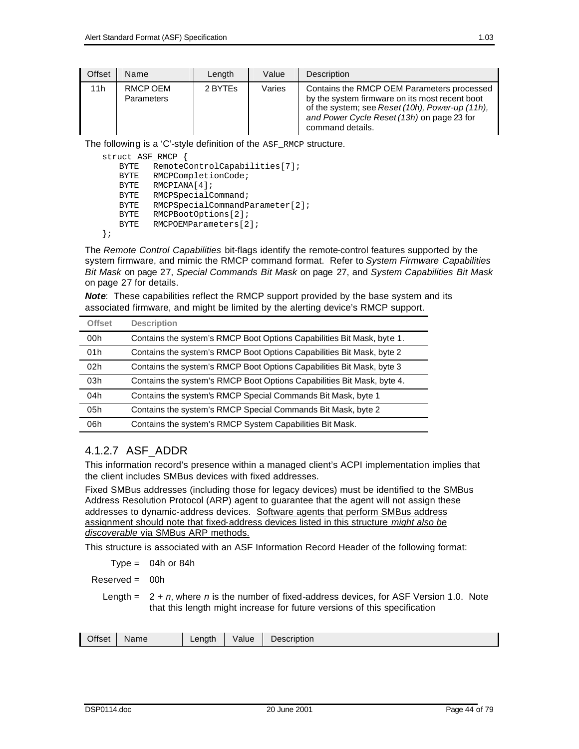| Offset | Name | Length | Value | Description |
|---|---|---|---|---|
| 11h | RMCP OEM Parameters | 2 BYTEs | Varies | Contains the RMCP OEM Parameters processed by the system firmware on its most recent boot of the system; see *Reset (10h), Power-up (11h), and Power Cycle Reset (13h)* on page 23 for command details. |

The following is a 'C'-style definition of the `ASF_RMCP` structure.

```
struct ASF_RMCP {
    BYTE   RemoteControlCapabilities[7];
    BYTE   RMCPCompletionCode;
    BYTE   RMCPIANA[4];
    BYTE   RMCPSpecialCommand;
    BYTE   RMCPSpecialCommandParameter[2];
    BYTE   RMCPBootOptions[2];
    BYTE   RMCPOEMParameters[2];
};
```

The *Remote Control Capabilities* bit-flags identify the remote-control features supported by the system firmware, and mimic the RMCP command format. Refer to *System Firmware Capabilities Bit Mask* on page 27, *Special Commands Bit Mask* on page 27, and *System Capabilities Bit Mask* on page 27 for details.

***Note***: These capabilities reflect the RMCP support provided by the base system and its associated firmware, and might be limited by the alerting device's RMCP support.

| Offset | Description |
|---|---|
| 00h | Contains the system's RMCP Boot Options Capabilities Bit Mask, byte 1. |
| 01h | Contains the system's RMCP Boot Options Capabilities Bit Mask, byte 2 |
| 02h | Contains the system's RMCP Boot Options Capabilities Bit Mask, byte 3 |
| 03h | Contains the system's RMCP Boot Options Capabilities Bit Mask, byte 4. |
| 04h | Contains the system's RMCP Special Commands Bit Mask, byte 1 |
| 05h | Contains the system's RMCP Special Commands Bit Mask, byte 2 |
| 06h | Contains the system's RMCP System Capabilities Bit Mask. |

### 4.1.2.7 ASF_ADDR

This information record's presence within a managed client's ACPI implementation implies that the client includes SMBus devices with fixed addresses.

Fixed SMBus addresses (including those for legacy devices) must be identified to the SMBus Address Resolution Protocol (ARP) agent to guarantee that the agent will not assign these addresses to dynamic-address devices. Software agents that perform SMBus address assignment should note that fixed-address devices listed in this structure *might also be discoverable* via SMBus ARP methods.

This structure is associated with an ASF Information Record Header of the following format:

Type = 04h or 84h

Reserved = 00h

Length = 2 + *n*, where *n* is the number of fixed-address devices, for ASF Version 1.0. Note that this length might increase for future versions of this specification

| Offset | Name | Length | Value | Description |
|---|---|---|---|---|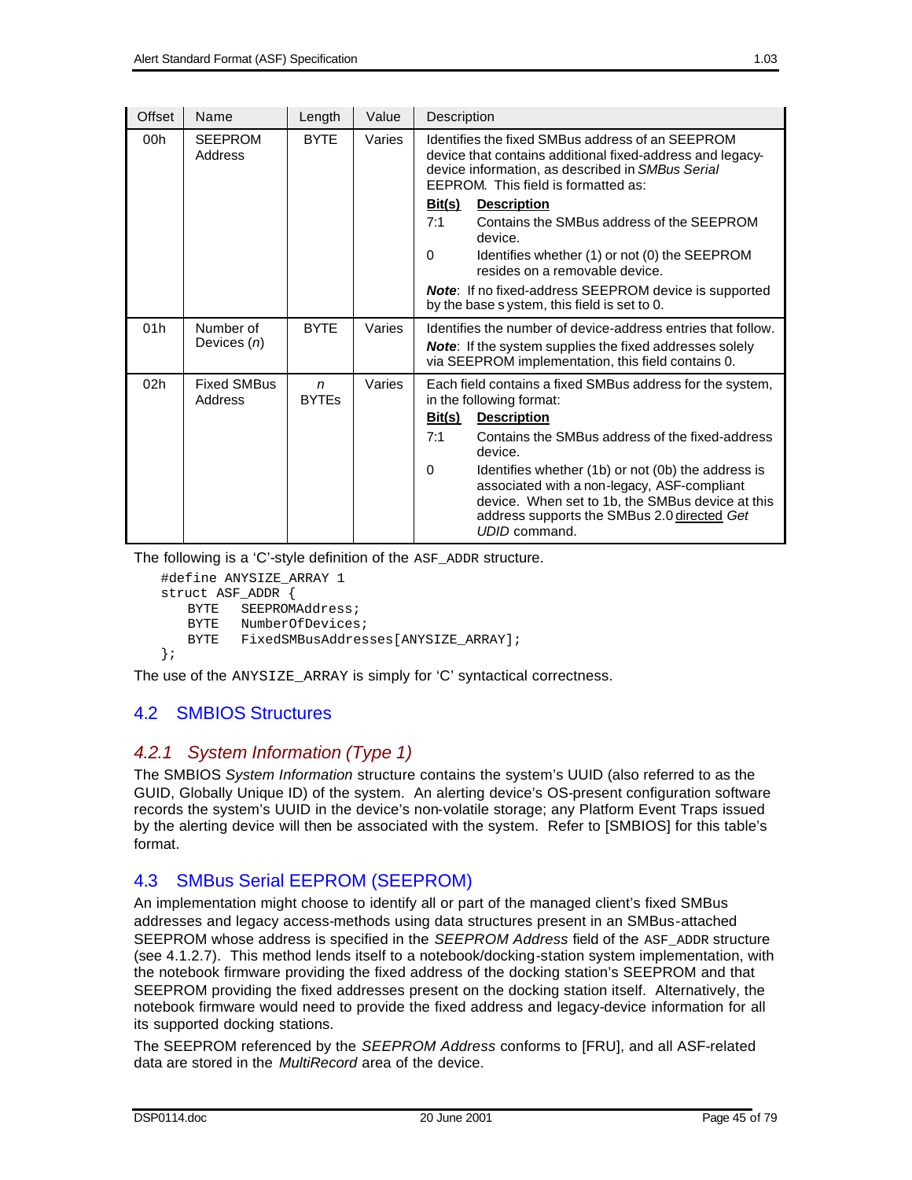| Offset | Name | Length | Value | Description |
|---|---|---|---|---|
| 00h | SEEPROM Address | BYTE | Varies | Identifies the fixed SMBus address of an SEEPROM device that contains additional fixed-address and legacy-device information, as described in *SMBus Serial EEPROM*. This field is formatted as:<br>**Bit(s)** **Description**<br>7:1 Contains the SMBus address of the SEEPROM device.<br>0 Identifies whether (1) or not (0) the SEEPROM resides on a removable device.<br>***Note***: If no fixed-address SEEPROM device is supported by the base system, this field is set to 0. |
| 01h | Number of Devices (*n*) | BYTE | Varies | Identifies the number of device-address entries that follow.<br>***Note***: If the system supplies the fixed addresses solely via SEEPROM implementation, this field contains 0. |
| 02h | Fixed SMBus Address | *n* BYTEs | Varies | Each field contains a fixed SMBus address for the system, in the following format:<br>**Bit(s)** **Description**<br>7:1 Contains the SMBus address of the fixed-address device.<br>0 Identifies whether (1b) or not (0b) the address is associated with a non-legacy, ASF-compliant device. When set to 1b, the SMBus device at this address supports the SMBus 2.0 directed *Get UDID* command. |

The following is a 'C'-style definition of the ASF_ADDR structure.

```
#define ANYSIZE_ARRAY 1
struct ASF_ADDR {
    BYTE   SEEPROMAddress;
    BYTE   NumberOfDevices;
    BYTE   FixedSMBusAddresses[ANYSIZE_ARRAY];
};
```

The use of the ANYSIZE_ARRAY is simply for 'C' syntactical correctness.

## 4.2 SMBIOS Structures

### *4.2.1 System Information (Type 1)*

The SMBIOS *System Information* structure contains the system's UUID (also referred to as the GUID, Globally Unique ID) of the system. An alerting device's OS-present configuration software records the system's UUID in the device's non-volatile storage; any Platform Event Traps issued by the alerting device will then be associated with the system. Refer to [SMBIOS] for this table's format.

## 4.3 SMBus Serial EEPROM (SEEPROM)

An implementation might choose to identify all or part of the managed client's fixed SMBus addresses and legacy access-methods using data structures present in an SMBus-attached SEEPROM whose address is specified in the *SEEPROM Address* field of the ASF_ADDR structure (see 4.1.2.7). This method lends itself to a notebook/docking-station system implementation, with the notebook firmware providing the fixed address of the docking station's SEEPROM and that SEEPROM providing the fixed addresses present on the docking station itself. Alternatively, the notebook firmware would need to provide the fixed address and legacy-device information for all its supported docking stations.

The SEEPROM referenced by the *SEEPROM Address* conforms to [FRU], and all ASF-related data are stored in the *MultiRecord* area of the device.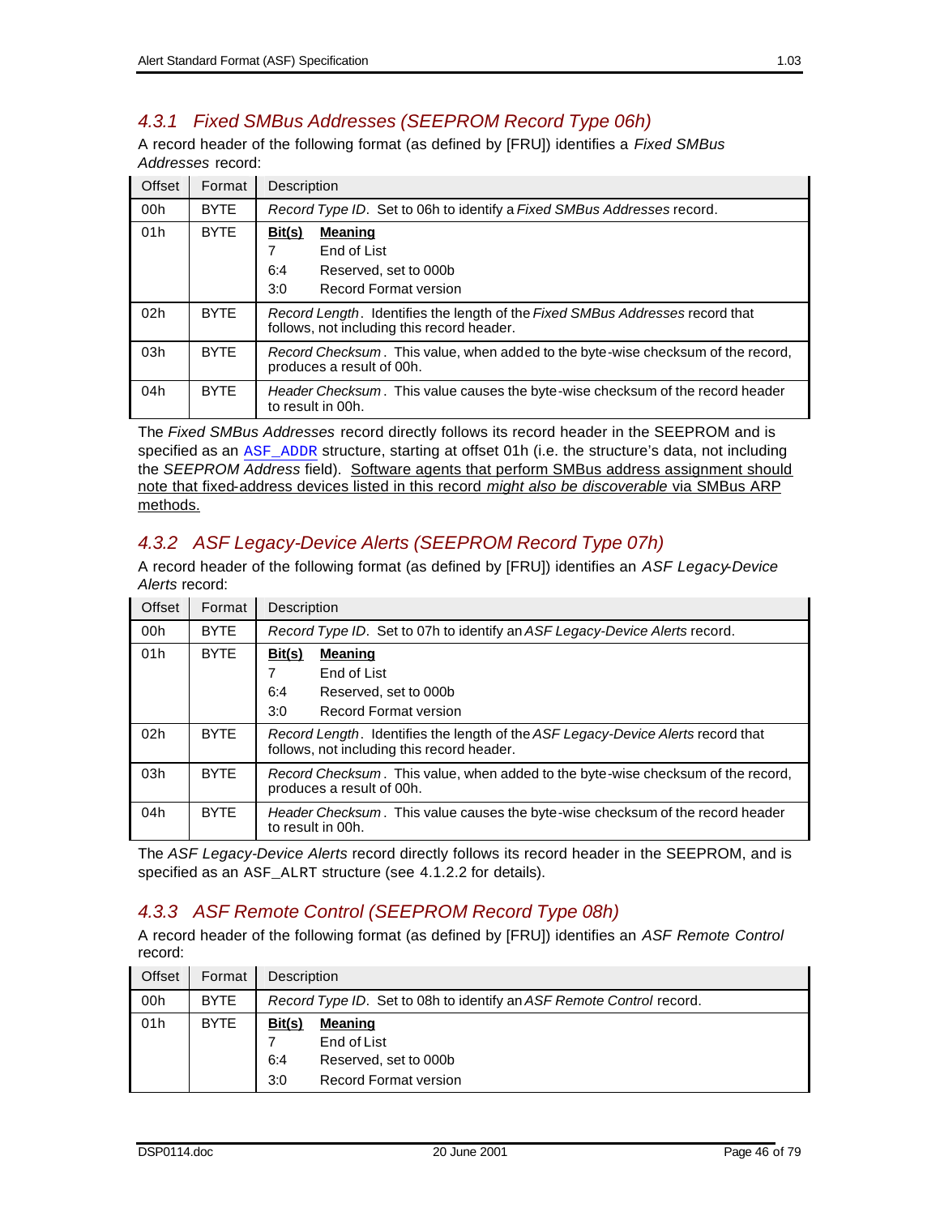### 4.3.1 Fixed SMBus Addresses (SEEPROM Record Type 06h)

A record header of the following format (as defined by [FRU]) identifies a *Fixed SMBus Addresses* record:

| Offset | Format | Description |
|---|---|---|
| 00h | BYTE | *Record Type ID*. Set to 06h to identify a *Fixed SMBus Addresses* record. |
| 01h | BYTE | **Bit(s)** **Meaning**<br>7 End of List<br>6:4 Reserved, set to 000b<br>3:0 Record Format version |
| 02h | BYTE | *Record Length*. Identifies the length of the *Fixed SMBus Addresses* record that follows, not including this record header. |
| 03h | BYTE | *Record Checksum*. This value, when added to the byte-wise checksum of the record, produces a result of 00h. |
| 04h | BYTE | *Header Checksum*. This value causes the byte-wise checksum of the record header to result in 00h. |

The *Fixed SMBus Addresses* record directly follows its record header in the SEEPROM and is specified as an ASF_ADDR structure, starting at offset 01h (i.e. the structure's data, not including the *SEEPROM Address* field). Software agents that perform SMBus address assignment should note that fixed-address devices listed in this record *might also be discoverable* via SMBus ARP methods.

### 4.3.2 ASF Legacy-Device Alerts (SEEPROM Record Type 07h)

A record header of the following format (as defined by [FRU]) identifies an *ASF Legacy-Device Alerts* record:

| Offset | Format | Description |
|---|---|---|
| 00h | BYTE | *Record Type ID*. Set to 07h to identify an *ASF Legacy-Device Alerts* record. |
| 01h | BYTE | **Bit(s)** **Meaning**<br>7 End of List<br>6:4 Reserved, set to 000b<br>3:0 Record Format version |
| 02h | BYTE | *Record Length*. Identifies the length of the *ASF Legacy-Device Alerts* record that follows, not including this record header. |
| 03h | BYTE | *Record Checksum*. This value, when added to the byte-wise checksum of the record, produces a result of 00h. |
| 04h | BYTE | *Header Checksum*. This value causes the byte-wise checksum of the record header to result in 00h. |

The *ASF Legacy-Device Alerts* record directly follows its record header in the SEEPROM, and is specified as an ASF_ALRT structure (see 4.1.2.2 for details).

### 4.3.3 ASF Remote Control (SEEPROM Record Type 08h)

A record header of the following format (as defined by [FRU]) identifies an *ASF Remote Control* record:

| Offset | Format | Description |
|---|---|---|
| 00h | BYTE | *Record Type ID*. Set to 08h to identify an *ASF Remote Control* record. |
| 01h | BYTE | **Bit(s)** **Meaning**<br>7 End of List<br>6:4 Reserved, set to 000b<br>3:0 Record Format version |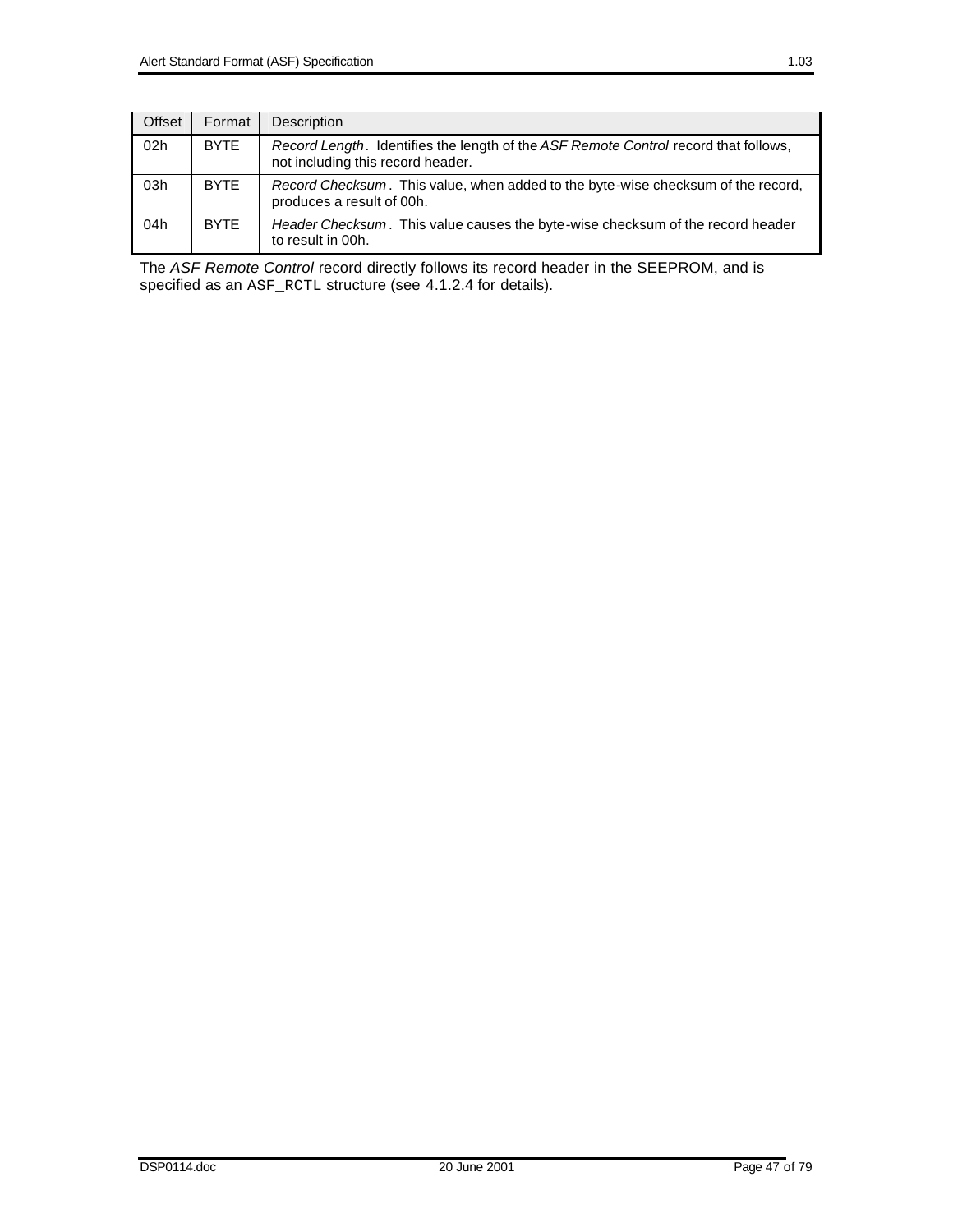| Offset | Format | Description |
| --- | --- | --- |
| 02h | BYTE | *Record Length*. Identifies the length of the *ASF Remote Control* record that follows, not including this record header. |
| 03h | BYTE | *Record Checksum*. This value, when added to the byte-wise checksum of the record, produces a result of 00h. |
| 04h | BYTE | *Header Checksum*. This value causes the byte-wise checksum of the record header to result in 00h. |

The *ASF Remote Control* record directly follows its record header in the SEEPROM, and is specified as an `ASF_RCTL` structure (see 4.1.2.4 for details).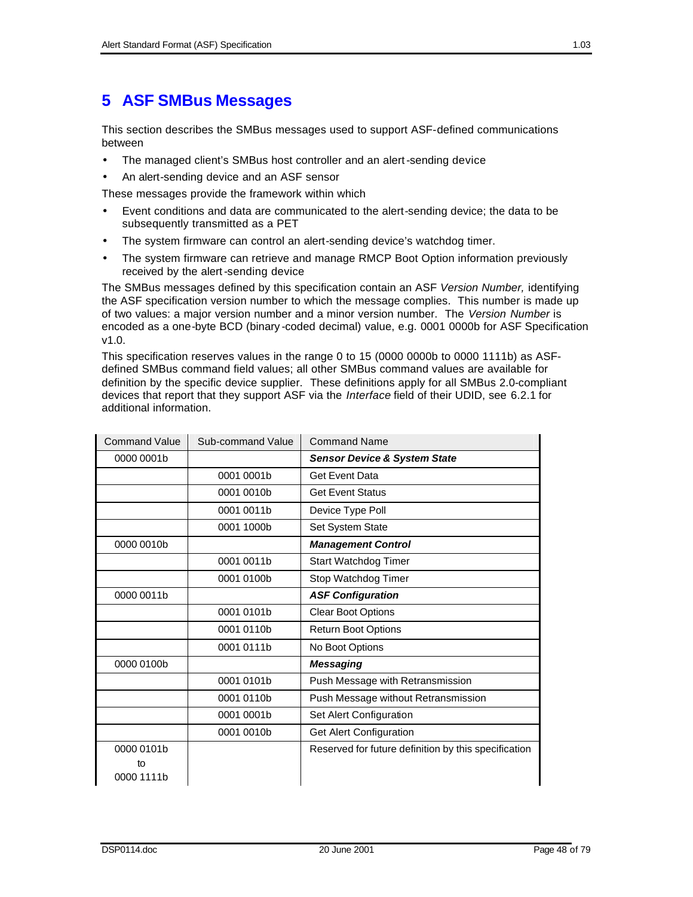# 5 ASF SMBus Messages

This section describes the SMBus messages used to support ASF-defined communications between

- The managed client's SMBus host controller and an alert-sending device
- An alert-sending device and an ASF sensor

These messages provide the framework within which

- Event conditions and data are communicated to the alert-sending device; the data to be subsequently transmitted as a PET
- The system firmware can control an alert-sending device's watchdog timer.
- The system firmware can retrieve and manage RMCP Boot Option information previously received by the alert-sending device

The SMBus messages defined by this specification contain an ASF *Version Number,* identifying the ASF specification version number to which the message complies. This number is made up of two values: a major version number and a minor version number. The *Version Number* is encoded as a one-byte BCD (binary-coded decimal) value, e.g. 0001 0000b for ASF Specification v1.0.

This specification reserves values in the range 0 to 15 (0000 0000b to 0000 1111b) as ASF-defined SMBus command field values; all other SMBus command values are available for definition by the specific device supplier. These definitions apply for all SMBus 2.0-compliant devices that report that they support ASF via the *Interface* field of their UDID, see 6.2.1 for additional information.

| Command Value | Sub-command Value | Command Name |
|---|---|---|
| 0000 0001b | | ***Sensor Device & System State*** |
| | 0001 0001b | Get Event Data |
| | 0001 0010b | Get Event Status |
| | 0001 0011b | Device Type Poll |
| | 0001 1000b | Set System State |
| 0000 0010b | | ***Management Control*** |
| | 0001 0011b | Start Watchdog Timer |
| | 0001 0100b | Stop Watchdog Timer |
| 0000 0011b | | ***ASF Configuration*** |
| | 0001 0101b | Clear Boot Options |
| | 0001 0110b | Return Boot Options |
| | 0001 0111b | No Boot Options |
| 0000 0100b | | ***Messaging*** |
| | 0001 0101b | Push Message with Retransmission |
| | 0001 0110b | Push Message without Retransmission |
| | 0001 0001b | Set Alert Configuration |
| | 0001 0010b | Get Alert Configuration |
| 0000 0101b to 0000 1111b | | Reserved for future definition by this specification |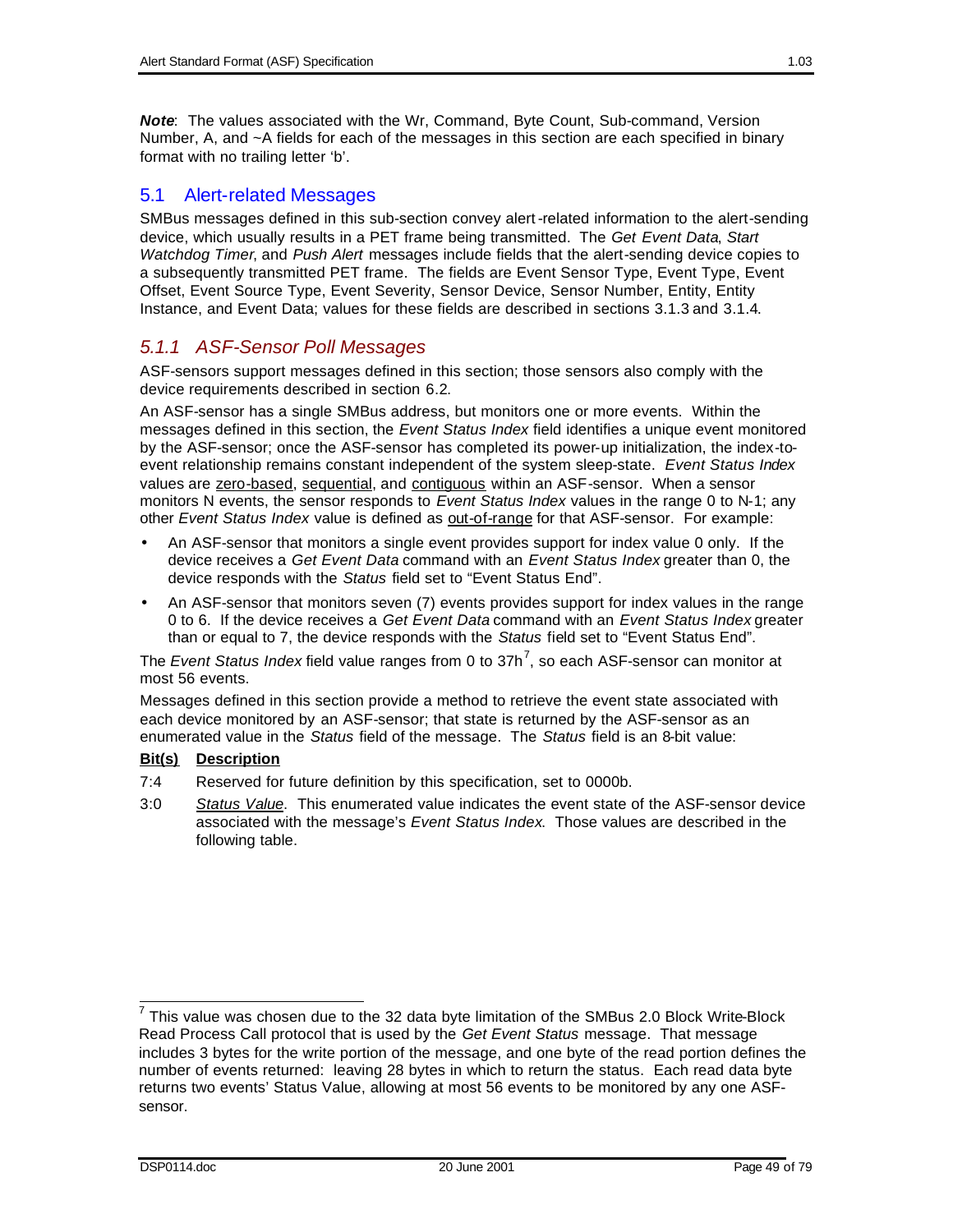***Note***: The values associated with the Wr, Command, Byte Count, Sub-command, Version Number, A, and ~A fields for each of the messages in this section are each specified in binary format with no trailing letter 'b'.

## 5.1 Alert-related Messages

SMBus messages defined in this sub-section convey alert-related information to the alert-sending device, which usually results in a PET frame being transmitted. The *Get Event Data*, *Start Watchdog Timer*, and *Push Alert* messages include fields that the alert-sending device copies to a subsequently transmitted PET frame. The fields are Event Sensor Type, Event Type, Event Offset, Event Source Type, Event Severity, Sensor Device, Sensor Number, Entity, Entity Instance, and Event Data; values for these fields are described in sections 3.1.3 and 3.1.4.

### *5.1.1 ASF-Sensor Poll Messages*

ASF-sensors support messages defined in this section; those sensors also comply with the device requirements described in section 6.2.

An ASF-sensor has a single SMBus address, but monitors one or more events. Within the messages defined in this section, the *Event Status Index* field identifies a unique event monitored by the ASF-sensor; once the ASF-sensor has completed its power-up initialization, the index-to-event relationship remains constant independent of the system sleep-state. *Event Status Index* values are <u>zero-based</u>, <u>sequential</u>, and <u>contiguous</u> within an ASF-sensor. When a sensor monitors N events, the sensor responds to *Event Status Index* values in the range 0 to N-1; any other *Event Status Index* value is defined as <u>out-of-range</u> for that ASF-sensor. For example:

- An ASF-sensor that monitors a single event provides support for index value 0 only. If the device receives a *Get Event Data* command with an *Event Status Index* greater than 0, the device responds with the *Status* field set to "Event Status End".
- An ASF-sensor that monitors seven (7) events provides support for index values in the range 0 to 6. If the device receives a *Get Event Data* command with an *Event Status Index* greater than or equal to 7, the device responds with the *Status* field set to "Event Status End".

The *Event Status Index* field value ranges from 0 to 37h[7], so each ASF-sensor can monitor at most 56 events.

Messages defined in this section provide a method to retrieve the event state associated with each device monitored by an ASF-sensor; that state is returned by the ASF-sensor as an enumerated value in the *Status* field of the message. The *Status* field is an 8-bit value:

| **Bit(s)** | **Description** |
|---|---|
| 7:4 | Reserved for future definition by this specification, set to 0000b. |
| 3:0 | <u>*Status Value*</u>. This enumerated value indicates the event state of the ASF-sensor device associated with the message's *Event Status Index*. Those values are described in the following table. |

[7] This value was chosen due to the 32 data byte limitation of the SMBus 2.0 Block Write-Block Read Process Call protocol that is used by the *Get Event Status* message. That message includes 3 bytes for the write portion of the message, and one byte of the read portion defines the number of events returned: leaving 28 bytes in which to return the status. Each read data byte returns two events' Status Value, allowing at most 56 events to be monitored by any one ASF-sensor.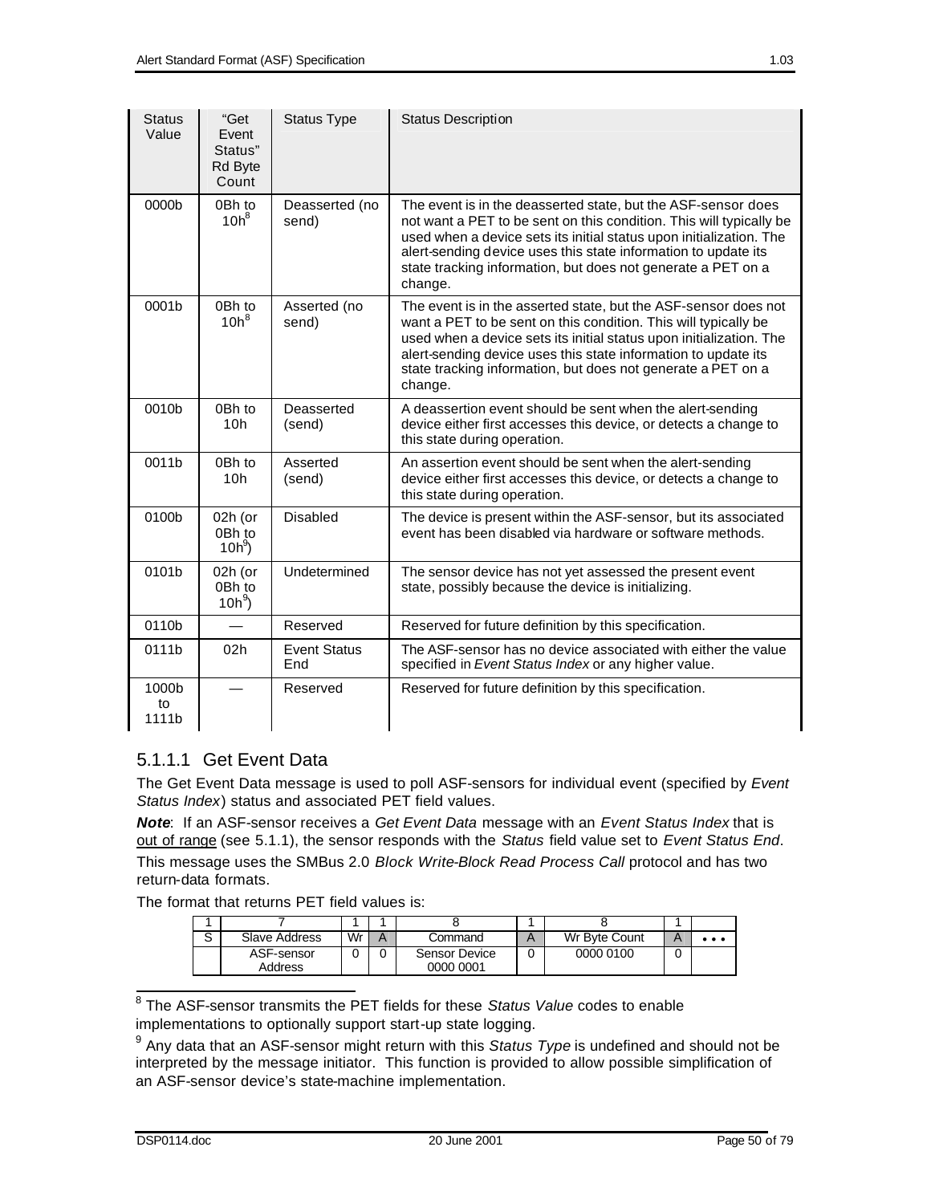| Status Value | "Get Event Status" Rd Byte Count | Status Type | Status Description |
|---|---|---|---|
| 0000b | 0Bh to 10h[8] | Deasserted (no send) | The event is in the deasserted state, but the ASF-sensor does not want a PET to be sent on this condition. This will typically be used when a device sets its initial status upon initialization. The alert-sending device uses this state information to update its state tracking information, but does not generate a PET on a change. |
| 0001b | 0Bh to 10h[8] | Asserted (no send) | The event is in the asserted state, but the ASF-sensor does not want a PET to be sent on this condition. This will typically be used when a device sets its initial status upon initialization. The alert-sending device uses this state information to update its state tracking information, but does not generate a PET on a change. |
| 0010b | 0Bh to 10h | Deasserted (send) | A deassertion event should be sent when the alert-sending device either first accesses this device, or detects a change to this state during operation. |
| 0011b | 0Bh to 10h | Asserted (send) | An assertion event should be sent when the alert-sending device either first accesses this device, or detects a change to this state during operation. |
| 0100b | 02h (or 0Bh to 10h[9]) | Disabled | The device is present within the ASF-sensor, but its associated event has been disabled via hardware or software methods. |
| 0101b | 02h (or 0Bh to 10h[9]) | Undetermined | The sensor device has not yet assessed the present event state, possibly because the device is initializing. |
| 0110b | — | Reserved | Reserved for future definition by this specification. |
| 0111b | 02h | Event Status End | The ASF-sensor has no device associated with either the value specified in *Event Status Index* or any higher value. |
| 1000b to 1111b | — | Reserved | Reserved for future definition by this specification. |

### 5.1.1.1 Get Event Data

The Get Event Data message is used to poll ASF-sensors for individual event (specified by *Event Status Index*) status and associated PET field values.

***Note***: If an ASF-sensor receives a *Get Event Data* message with an *Event Status Index* that is out of range (see 5.1.1), the sensor responds with the *Status* field value set to *Event Status End*.

This message uses the SMBus 2.0 *Block Write-Block Read Process Call* protocol and has two return-data formats.

The format that returns PET field values is:

| 1 | 7 | 1 | 1 | 8 | 1 | 8 | 1 | |
|---|---|---|---|---|---|---|---|---|
| S | Slave Address | Wr | A | Command | A | Wr Byte Count | A | • • • |
| | ASF-sensor Address | 0 | 0 | Sensor Device 0000 0001 | 0 | 0000 0100 | 0 | |

[8] The ASF-sensor transmits the PET fields for these *Status Value* codes to enable implementations to optionally support start-up state logging.

[9] Any data that an ASF-sensor might return with this *Status Type* is undefined and should not be interpreted by the message initiator. This function is provided to allow possible simplification of an ASF-sensor device's state-machine implementation.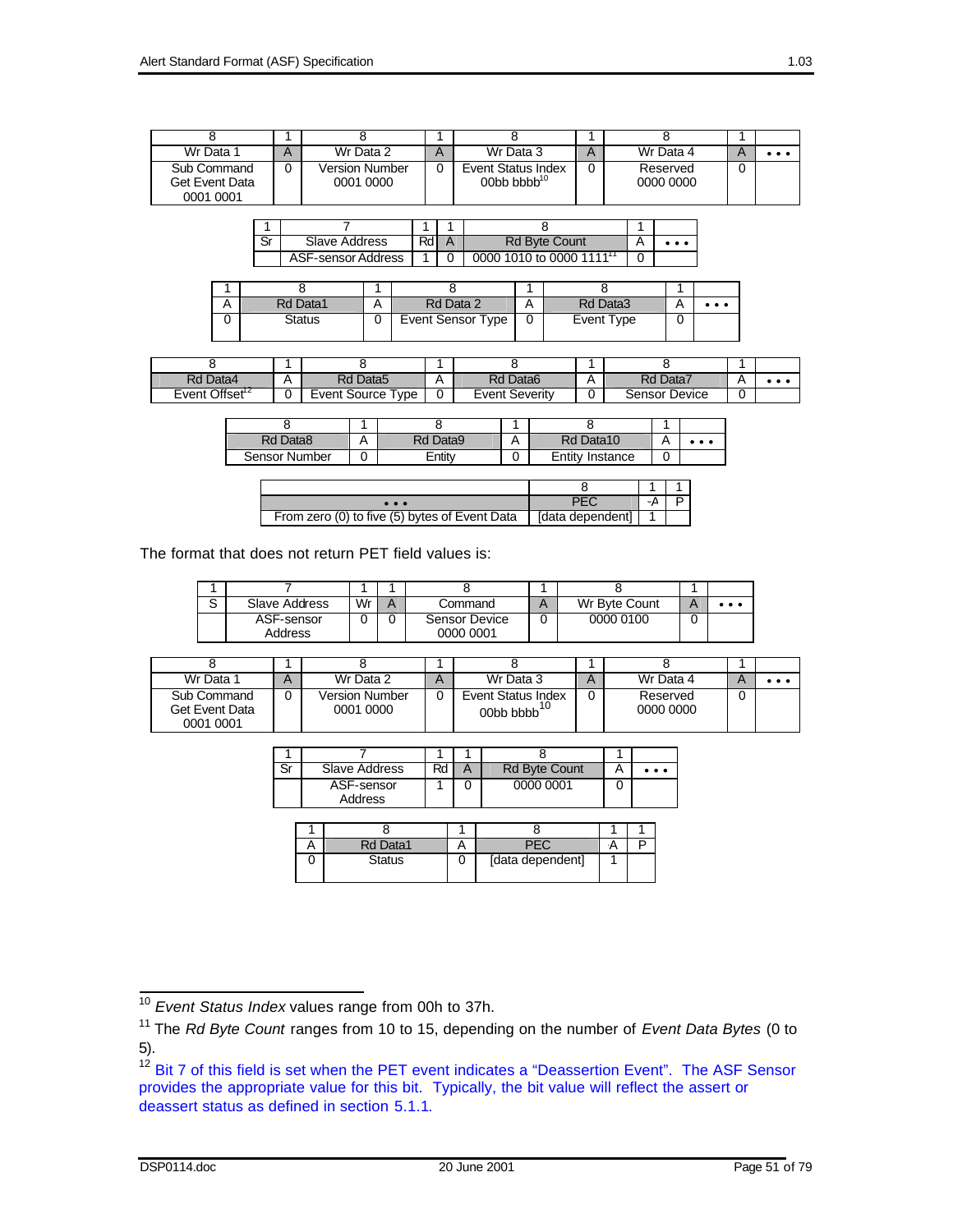| 8 | 1 | 8 | 1 | 8 | 1 | 8 | 1 | |
|---|---|---|---|---|---|---|---|---|
| Wr Data 1 | A | Wr Data 2 | A | Wr Data 3 | A | Wr Data 4 | A | • • • |
| Sub Command Get Event Data 0001 0001 | 0 | Version Number 0001 0000 | 0 | Event Status Index 00bb bbbb[10] | 0 | Reserved 0000 0000 | 0 | |

| 1 | 7 | 1 | 1 | 8 | 1 | |
|---|---|---|---|---|---|---|
| Sr | Slave Address | Rd | A | Rd Byte Count | A | • • • |
| | ASF-sensor Address | 1 | 0 | 0000 1010 to 0000 1111[11] | 0 | |

| 1 | 8 | 1 | 8 | 1 | 8 | 1 | |
|---|---|---|---|---|---|---|---|
| A | Rd Data1 | A | Rd Data 2 | A | Rd Data3 | A | • • • |
| 0 | Status | 0 | Event Sensor Type | 0 | Event Type | 0 | |

| 8 | 1 | 8 | 1 | 8 | 1 | 8 | 1 | |
|---|---|---|---|---|---|---|---|---|
| Rd Data4 | A | Rd Data5 | A | Rd Data6 | A | Rd Data7 | A | • • • |
| Event Offset[12] | 0 | Event Source Type | 0 | Event Severity | 0 | Sensor Device | 0 | |

| 8 | 1 | 8 | 1 | 8 | 1 | |
|---|---|---|---|---|---|---|
| Rd Data8 | A | Rd Data9 | A | Rd Data10 | A | • • • |
| Sensor Number | 0 | Entity | 0 | Entity Instance | 0 | |

| | 8 | 1 | 1 |
|---|---|---|---|
| • • • | PEC | ~A | P |
| From zero (0) to five (5) bytes of Event Data | [data dependent] | 1 | |

The format that does not return PET field values is:

| 1 | 7 | 1 | 1 | 8 | 1 | 8 | 1 | |
|---|---|---|---|---|---|---|---|---|
| S | Slave Address | Wr | A | Command | A | Wr Byte Count | A | • • • |
| | ASF-sensor Address | 0 | 0 | Sensor Device 0000 0001 | 0 | 0000 0100 | 0 | |

| 8 | 1 | 8 | 1 | 8 | 1 | 8 | 1 | |
|---|---|---|---|---|---|---|---|---|
| Wr Data 1 | A | Wr Data 2 | A | Wr Data 3 | A | Wr Data 4 | A | • • • |
| Sub Command Get Event Data 0001 0001 | 0 | Version Number 0001 0000 | 0 | Event Status Index 00bb bbbb[10] | 0 | Reserved 0000 0000 | 0 | |

| 1 | 7 | 1 | 1 | 8 | 1 | |
|---|---|---|---|---|---|---|
| Sr | Slave Address | Rd | A | Rd Byte Count | A | • • • |
| | ASF-sensor Address | 1 | 0 | 0000 0001 | 0 | |

| 1 | 8 | 1 | 8 | 1 | 1 |
|---|---|---|---|---|---|
| A | Rd Data1 | A | PEC | ~A | P |
| 0 | Status | 0 | [data dependent] | 1 | |

---

[10] *Event Status Index* values range from 00h to 37h.

[11] The *Rd Byte Count* ranges from 10 to 15, depending on the number of *Event Data Bytes* (0 to 5).

[12] Bit 7 of this field is set when the PET event indicates a "Deassertion Event". The ASF Sensor provides the appropriate value for this bit. Typically, the bit value will reflect the assert or deassert status as defined in section 5.1.1.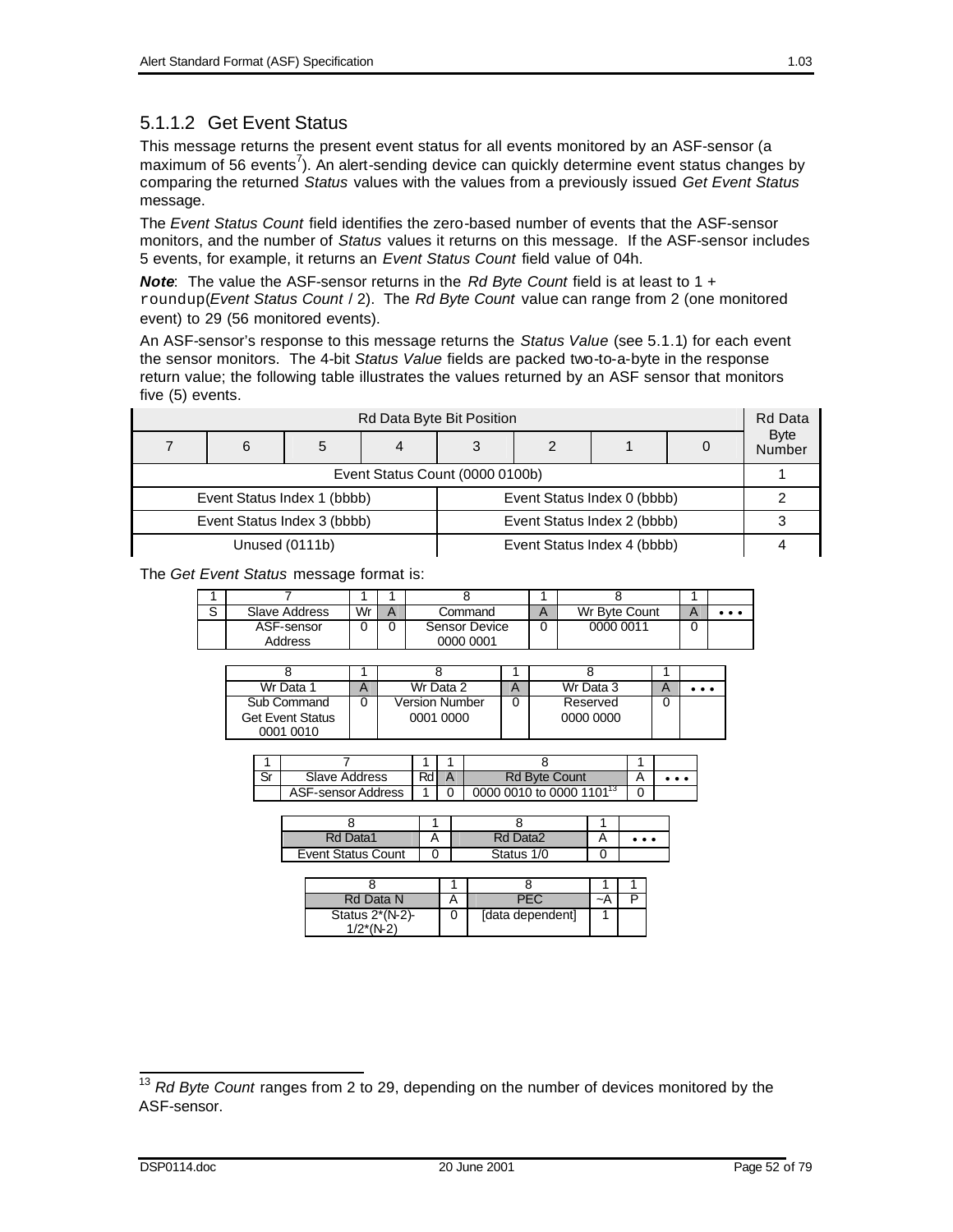### 5.1.1.2 Get Event Status

This message returns the present event status for all events monitored by an ASF-sensor (a maximum of 56 events[7]). An alert-sending device can quickly determine event status changes by comparing the returned *Status* values with the values from a previously issued *Get Event Status* message.

The *Event Status Count* field identifies the zero-based number of events that the ASF-sensor monitors, and the number of *Status* values it returns on this message. If the ASF-sensor includes 5 events, for example, it returns an *Event Status Count* field value of 04h.

***Note***: The value the ASF-sensor returns in the *Rd Byte Count* field is at least to 1 + roundup(*Event Status Count* / 2). The *Rd Byte Count* value can range from 2 (one monitored event) to 29 (56 monitored events).

An ASF-sensor's response to this message returns the *Status Value* (see 5.1.1) for each event the sensor monitors. The 4-bit *Status Value* fields are packed two-to-a-byte in the response return value; the following table illustrates the values returned by an ASF sensor that monitors five (5) events.

| Rd Data Byte Bit Position | | | | | | | | Rd Data Byte Number |
|---|---|---|---|---|---|---|---|---|
| 7 | 6 | 5 | 4 | 3 | 2 | 1 | 0 | |
| Event Status Count (0000 0100b) | | | | | | | | 1 |
| Event Status Index 1 (bbbb) | | | | Event Status Index 0 (bbbb) | | | | 2 |
| Event Status Index 3 (bbbb) | | | | Event Status Index 2 (bbbb) | | | | 3 |
| Unused (0111b) | | | | Event Status Index 4 (bbbb) | | | | 4 |

The *Get Event Status* message format is:

| 1 | 7 | 1 | 1 | 8 | 1 | 8 | 1 | |
|---|---|---|---|---|---|---|---|---|
| S | Slave Address | Wr | A | Command | A | Wr Byte Count | A | • • • |
| | ASF-sensor Address | 0 | 0 | Sensor Device 0000 0001 | 0 | 0000 0011 | 0 | |

| 8 | 1 | 8 | 1 | 8 | 1 | |
|---|---|---|---|---|---|---|
| Wr Data 1 | A | Wr Data 2 | A | Wr Data 3 | A | • • • |
| Sub Command Get Event Status 0001 0010 | 0 | Version Number 0001 0000 | 0 | Reserved 0000 0000 | 0 | |

| 1 | 7 | 1 | 1 | 8 | 1 | |
|---|---|---|---|---|---|---|
| Sr | Slave Address | Rd | A | Rd Byte Count | A | • • • |
| | ASF-sensor Address | 1 | 0 | 0000 0010 to 0000 1101[13] | 0 | |

| 8 | 1 | 8 | 1 | |
|---|---|---|---|---|
| Rd Data1 | A | Rd Data2 | A | • • • |
| Event Status Count | 0 | Status 1/0 | 0 | |

| 8 | 1 | 8 | 1 | 1 |
|---|---|---|---|---|
| Rd Data N | A | PEC | ~A | P |
| Status 2*(N-2)-1/2*(N-2) | 0 | [data dependent] | 1 | |

[13] *Rd Byte Count* ranges from 2 to 29, depending on the number of devices monitored by the ASF-sensor.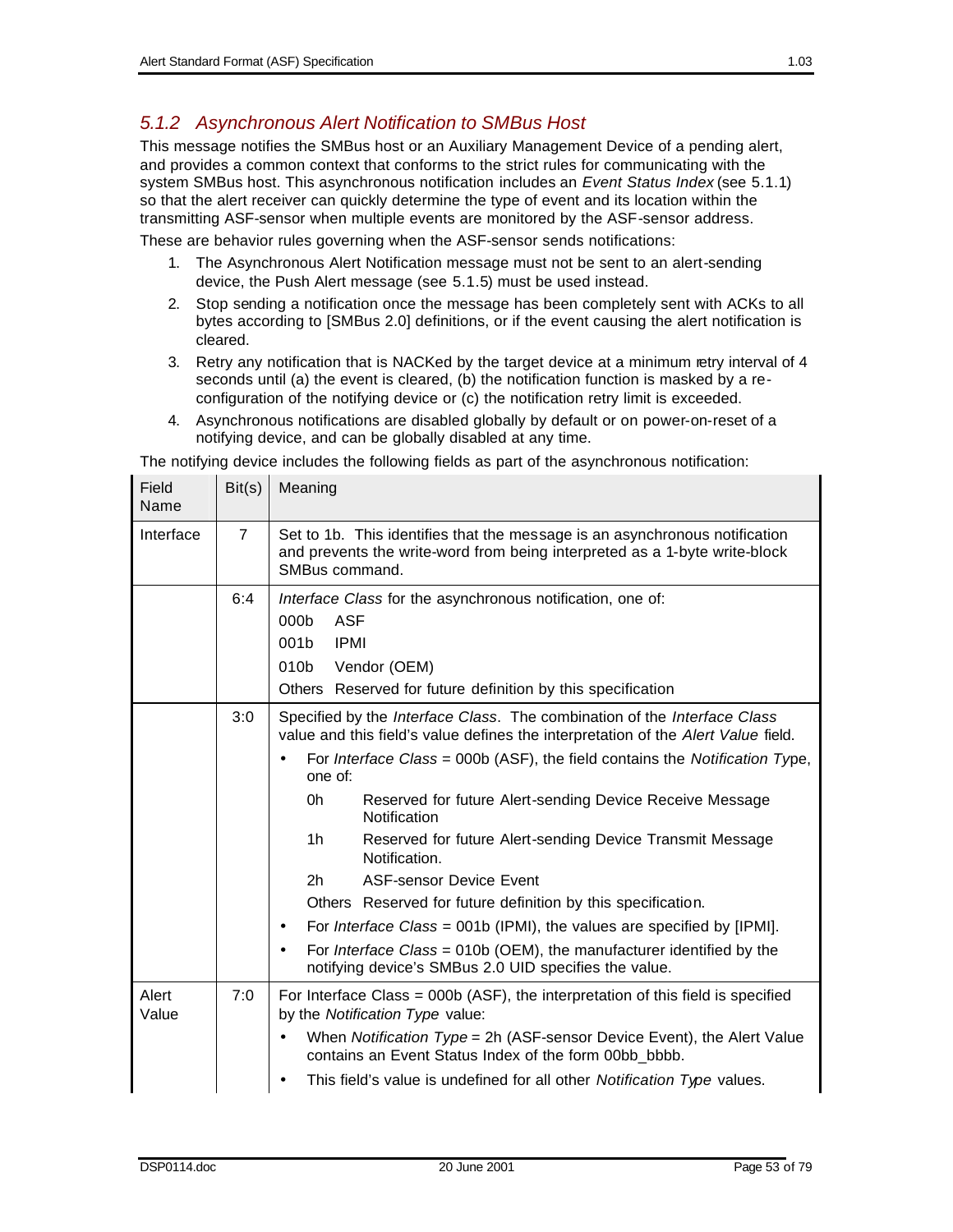### *5.1.2 Asynchronous Alert Notification to SMBus Host*

This message notifies the SMBus host or an Auxiliary Management Device of a pending alert, and provides a common context that conforms to the strict rules for communicating with the system SMBus host. This asynchronous notification includes an *Event Status Index* (see 5.1.1) so that the alert receiver can quickly determine the type of event and its location within the transmitting ASF-sensor when multiple events are monitored by the ASF-sensor address.

These are behavior rules governing when the ASF-sensor sends notifications:

1. The Asynchronous Alert Notification message must not be sent to an alert-sending device, the Push Alert message (see 5.1.5) must be used instead.
2. Stop sending a notification once the message has been completely sent with ACKs to all bytes according to [SMBus 2.0] definitions, or if the event causing the alert notification is cleared.
3. Retry any notification that is NACKed by the target device at a minimum retry interval of 4 seconds until (a) the event is cleared, (b) the notification function is masked by a re-configuration of the notifying device or (c) the notification retry limit is exceeded.
4. Asynchronous notifications are disabled globally by default or on power-on-reset of a notifying device, and can be globally disabled at any time.

The notifying device includes the following fields as part of the asynchronous notification:

| Field Name | Bit(s) | Meaning |
|---|---|---|
| Interface | 7 | Set to 1b. This identifies that the message is an asynchronous notification and prevents the write-word from being interpreted as a 1-byte write-block SMBus command. |
| | 6:4 | *Interface Class* for the asynchronous notification, one of:<br>000b ASF<br>001b IPMI<br>010b Vendor (OEM)<br>Others Reserved for future definition by this specification |
| | 3:0 | Specified by the *Interface Class*. The combination of the *Interface Class* value and this field's value defines the interpretation of the *Alert Value* field.<br>• For *Interface Class* = 000b (ASF), the field contains the *Notification Type*, one of:<br>0h Reserved for future Alert-sending Device Receive Message Notification<br>1h Reserved for future Alert-sending Device Transmit Message Notification.<br>2h ASF-sensor Device Event<br>Others Reserved for future definition by this specification.<br>• For *Interface Class* = 001b (IPMI), the values are specified by [IPMI].<br>• For *Interface Class* = 010b (OEM), the manufacturer identified by the notifying device's SMBus 2.0 UID specifies the value. |
| Alert Value | 7:0 | For Interface Class = 000b (ASF), the interpretation of this field is specified by the *Notification Type* value:<br>• When *Notification Type* = 2h (ASF-sensor Device Event), the Alert Value contains an Event Status Index of the form 00bb_bbbb.<br>• This field's value is undefined for all other *Notification Type* values. |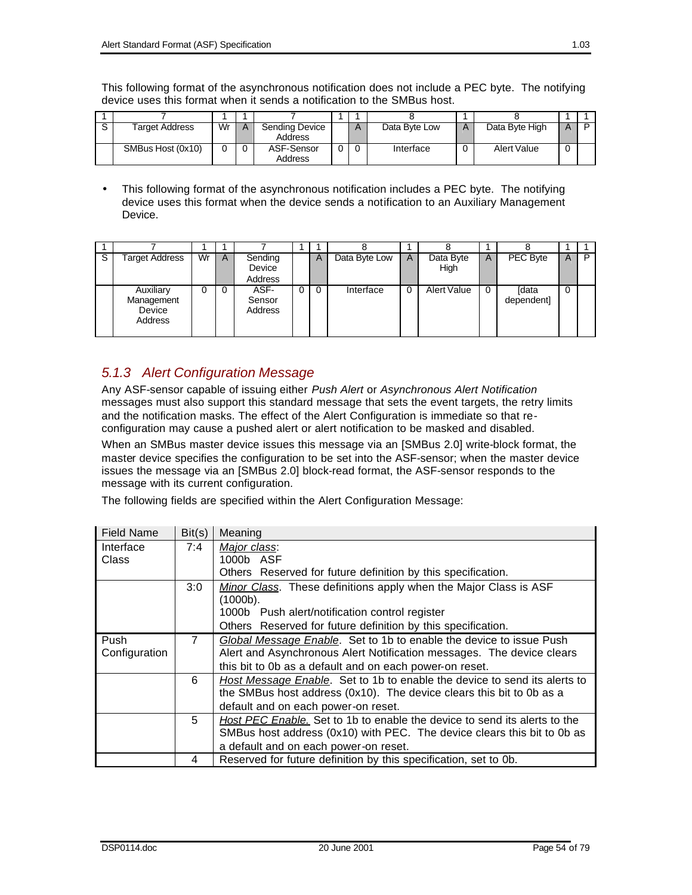This following format of the asynchronous notification does not include a PEC byte. The notifying device uses this format when it sends a notification to the SMBus host.

| 1 | 7 | 1 | 1 | 7 | 1 | 1 | 8 | 1 | 8 | 1 | 1 |
|---|---|---|---|---|---|---|---|---|---|---|---|
| S | Target Address | Wr | A | Sending Device Address | | A | Data Byte Low | A | Data Byte High | A | P |
| | SMBus Host (0x10) | 0 | 0 | ASF-Sensor Address | 0 | 0 | Interface | 0 | Alert Value | 0 | |

- This following format of the asynchronous notification includes a PEC byte. The notifying device uses this format when the device sends a notification to an Auxiliary Management Device.

| 1 | 7 | 1 | 1 | 7 | 1 | 1 | 8 | 1 | 8 | 1 | 8 | 1 | 1 |
|---|---|---|---|---|---|---|---|---|---|---|---|---|---|
| S | Target Address | Wr | A | Sending Device Address | | A | Data Byte Low | A | Data Byte High | A | PEC Byte | A | P |
| | Auxiliary Management Device Address | 0 | 0 | ASF-Sensor Address | 0 | 0 | Interface | 0 | Alert Value | 0 | [data dependent] | 0 | |

### 5.1.3 Alert Configuration Message

Any ASF-sensor capable of issuing either *Push Alert* or *Asynchronous Alert Notification* messages must also support this standard message that sets the event targets, the retry limits and the notification masks. The effect of the Alert Configuration is immediate so that re-configuration may cause a pushed alert or alert notification to be masked and disabled.

When an SMBus master device issues this message via an [SMBus 2.0] write-block format, the master device specifies the configuration to be set into the ASF-sensor; when the master device issues the message via an [SMBus 2.0] block-read format, the ASF-sensor responds to the message with its current configuration.

The following fields are specified within the Alert Configuration Message:

| Field Name | Bit(s) | Meaning |
|---|---|---|
| Interface Class | 7:4 | *Major class*:<br>1000b ASF<br>Others Reserved for future definition by this specification. |
| | 3:0 | *Minor Class*. These definitions apply when the Major Class is ASF (1000b).<br>1000b Push alert/notification control register<br>Others Reserved for future definition by this specification. |
| Push Configuration | 7 | *Global Message Enable*. Set to 1b to enable the device to issue Push Alert and Asynchronous Alert Notification messages. The device clears this bit to 0b as a default and on each power-on reset. |
| | 6 | *Host Message Enable*. Set to 1b to enable the device to send its alerts to the SMBus host address (0x10). The device clears this bit to 0b as a default and on each power-on reset. |
| | 5 | *Host PEC Enable.* Set to 1b to enable the device to send its alerts to the SMBus host address (0x10) with PEC. The device clears this bit to 0b as a default and on each power-on reset. |
| | 4 | Reserved for future definition by this specification, set to 0b. |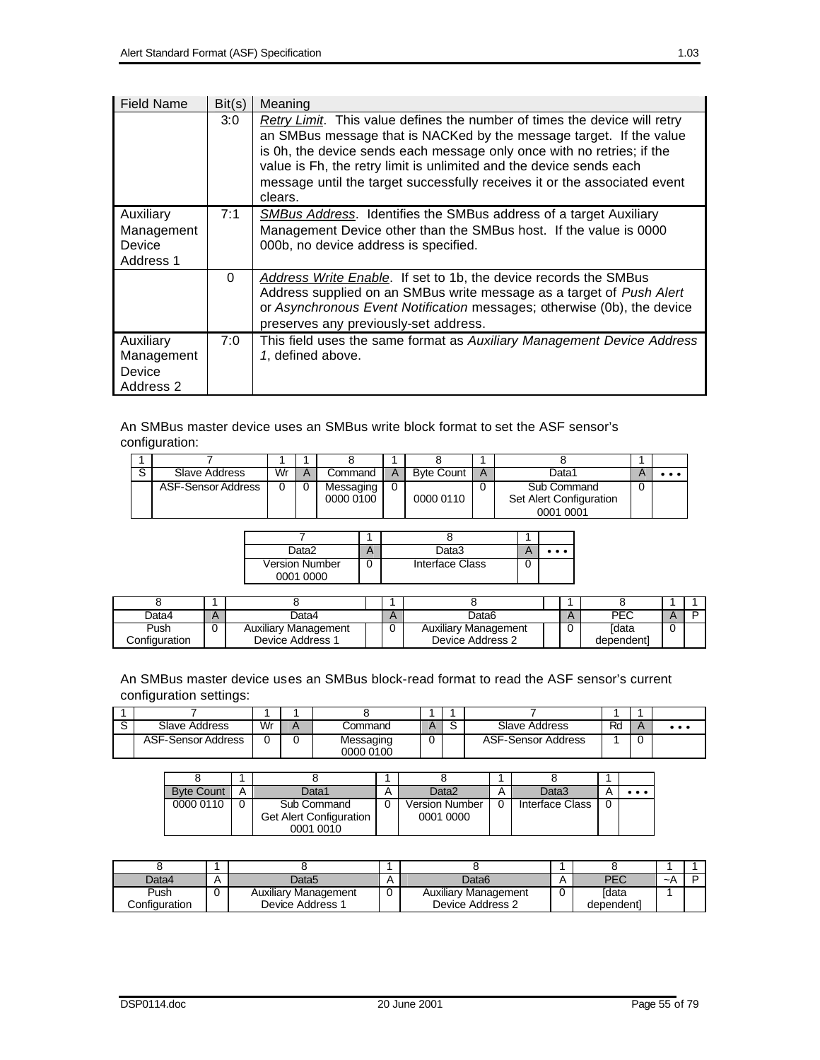| Field Name | Bit(s) | Meaning |
|---|---|---|
| | 3:0 | _Retry Limit_. This value defines the number of times the device will retry an SMBus message that is NACKed by the message target. If the value is 0h, the device sends each message only once with no retries; if the value is Fh, the retry limit is unlimited and the device sends each message until the target successfully receives it or the associated event clears. |
| Auxiliary Management Device Address 1 | 7:1 | _SMBus Address_. Identifies the SMBus address of a target Auxiliary Management Device other than the SMBus host. If the value is 0000 000b, no device address is specified. |
| | 0 | _Address Write Enable_. If set to 1b, the device records the SMBus Address supplied on an SMBus write message as a target of *Push Alert* or *Asynchronous Event Notification* messages; otherwise (0b), the device preserves any previously-set address. |
| Auxiliary Management Device Address 2 | 7:0 | This field uses the same format as *Auxiliary Management Device Address 1*, defined above. |

An SMBus master device uses an SMBus write block format to set the ASF sensor's configuration:

| 1 | 7 | 1 | 1 | 8 | 1 | 8 | 1 | 8 | 1 | |
|---|---|---|---|---|---|---|---|---|---|---|
| S | Slave Address | Wr | A | Command | A | Byte Count | A | Data1 | A | • • • |
| | ASF-Sensor Address | 0 | 0 | Messaging 0000 0100 | 0 | 0000 0110 | 0 | Sub Command Set Alert Configuration 0001 0001 | 0 | |

| 7 | 1 | 8 | 1 | |
|---|---|---|---|---|
| Data2 | A | Data3 | A | • • • |
| Version Number 0001 0000 | 0 | Interface Class | 0 | |

| 8 | 1 | 8 | 1 | 8 | 1 | 8 | 1 | 1 |
|---|---|---|---|---|---|---|---|---|
| Data4 | A | Data4 | A | Data6 | A | PEC | A | P |
| Push Configuration | 0 | Auxiliary Management Device Address 1 | 0 | Auxiliary Management Device Address 2 | 0 | [data dependent] | 0 | |

An SMBus master device uses an SMBus block-read format to read the ASF sensor's current configuration settings:

| 1 | 7 | 1 | 1 | 8 | 1 | 1 | 7 | 1 | 1 | |
|---|---|---|---|---|---|---|---|---|---|---|
| S | Slave Address | Wr | A | Command | A | S | Slave Address | Rd | A | • • • |
| | ASF-Sensor Address | 0 | 0 | Messaging 0000 0100 | 0 | | ASF-Sensor Address | 1 | 0 | |

| 8 | 1 | 8 | 1 | 8 | 1 | 8 | 1 | |
|---|---|---|---|---|---|---|---|---|
| Byte Count | A | Data1 | A | Data2 | A | Data3 | A | • • • |
| 0000 0110 | 0 | Sub Command Get Alert Configuration 0001 0010 | 0 | Version Number 0001 0000 | 0 | Interface Class | 0 | |

| 8 | 1 | 8 | 1 | 8 | 1 | 8 | 1 | 1 |
|---|---|---|---|---|---|---|---|---|
| Data4 | A | Data5 | A | Data6 | A | PEC | ~A | P |
| Push Configuration | 0 | Auxiliary Management Device Address 1 | 0 | Auxiliary Management Device Address 2 | 0 | [data dependent] | 1 | |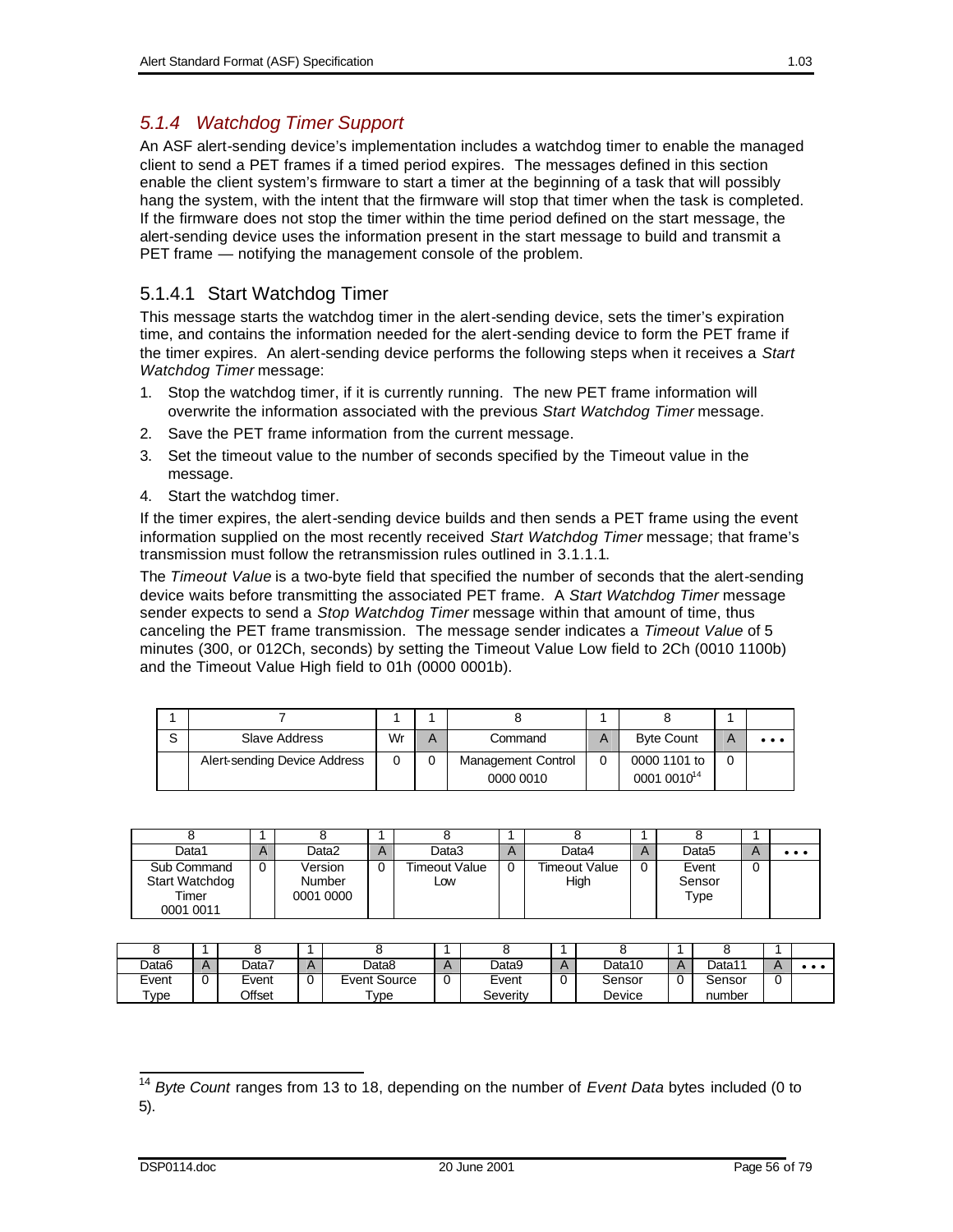### 5.1.4 Watchdog Timer Support

An ASF alert-sending device's implementation includes a watchdog timer to enable the managed client to send a PET frames if a timed period expires. The messages defined in this section enable the client system's firmware to start a timer at the beginning of a task that will possibly hang the system, with the intent that the firmware will stop that timer when the task is completed. If the firmware does not stop the timer within the time period defined on the start message, the alert-sending device uses the information present in the start message to build and transmit a PET frame — notifying the management console of the problem.

#### 5.1.4.1 Start Watchdog Timer

This message starts the watchdog timer in the alert-sending device, sets the timer's expiration time, and contains the information needed for the alert-sending device to form the PET frame if the timer expires. An alert-sending device performs the following steps when it receives a *Start Watchdog Timer* message:

1. Stop the watchdog timer, if it is currently running. The new PET frame information will overwrite the information associated with the previous *Start Watchdog Timer* message.
2. Save the PET frame information from the current message.
3. Set the timeout value to the number of seconds specified by the Timeout value in the message.
4. Start the watchdog timer.

If the timer expires, the alert-sending device builds and then sends a PET frame using the event information supplied on the most recently received *Start Watchdog Timer* message; that frame's transmission must follow the retransmission rules outlined in 3.1.1.1.

The *Timeout Value* is a two-byte field that specified the number of seconds that the alert-sending device waits before transmitting the associated PET frame. A *Start Watchdog Timer* message sender expects to send a *Stop Watchdog Timer* message within that amount of time, thus canceling the PET frame transmission. The message sender indicates a *Timeout Value* of 5 minutes (300, or 012Ch, seconds) by setting the Timeout Value Low field to 2Ch (0010 1100b) and the Timeout Value High field to 01h (0000 0001b).

| 1 | 7 | 1 | 1 | 8 | 1 | 8 | 1 | |
|---|---|---|---|---|---|---|---|---|
| S | Slave Address | Wr | A | Command | A | Byte Count | A | • • • |
| | Alert-sending Device Address | 0 | 0 | Management Control 0000 0010 | 0 | 0000 1101 to 0001 0010[14] | 0 | |

| 8 | 1 | 8 | 1 | 8 | 1 | 8 | 1 | 8 | 1 | |
|---|---|---|---|---|---|---|---|---|---|---|
| Data1 | A | Data2 | A | Data3 | A | Data4 | A | Data5 | A | • • • |
| Sub Command Start Watchdog Timer 0001 0011 | 0 | Version Number 0001 0000 | 0 | Timeout Value Low | 0 | Timeout Value High | 0 | Event Sensor Type | 0 | |

| 8 | 1 | 8 | 1 | 8 | 1 | 8 | 1 | 8 | 1 | 8 | 1 | |
|---|---|---|---|---|---|---|---|---|---|---|---|---|
| Data6 | A | Data7 | A | Data8 | A | Data9 | A | Data10 | A | Data11 | A | • • • |
| Event Type | 0 | Event Offset | 0 | Event Source Type | 0 | Event Severity | 0 | Sensor Device | 0 | Sensor number | 0 | |

[14] *Byte Count* ranges from 13 to 18, depending on the number of *Event Data* bytes included (0 to 5).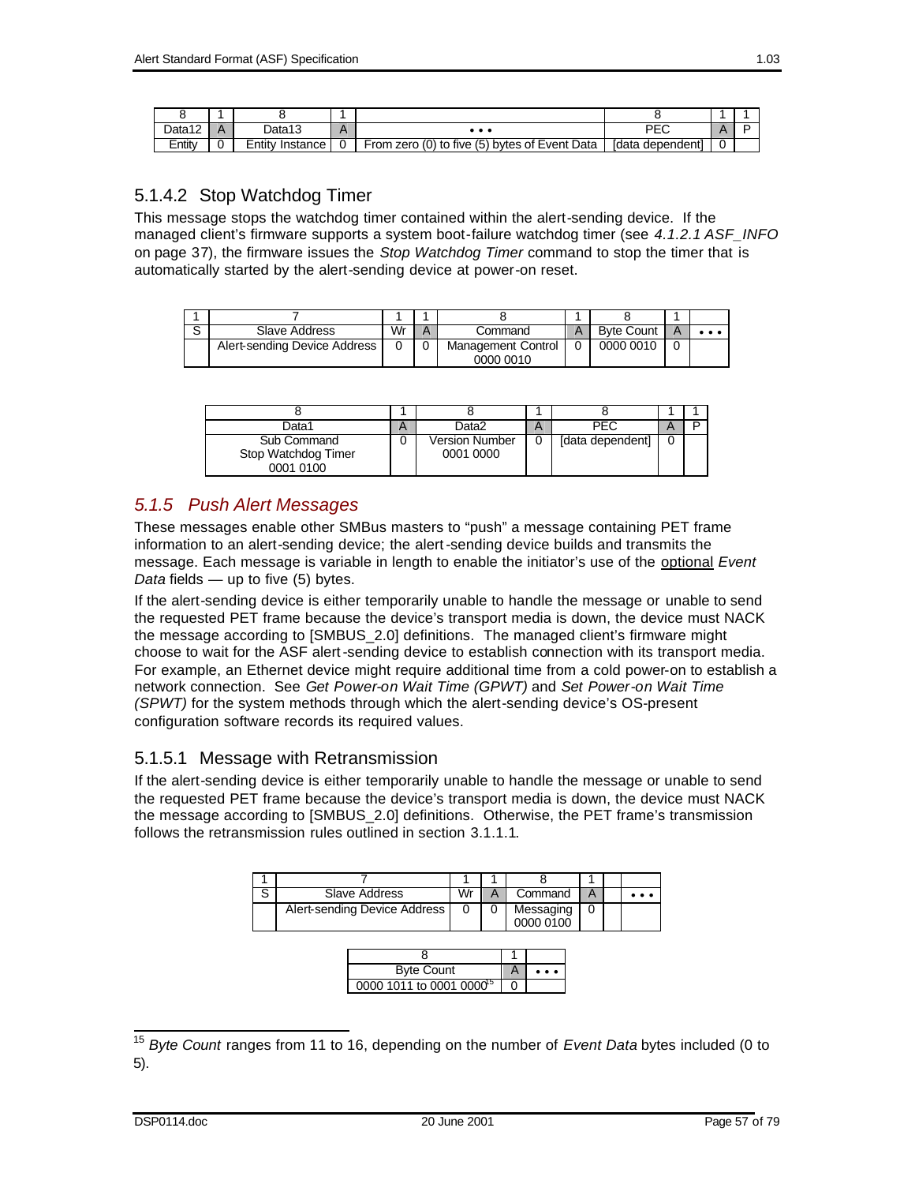| 8 | 1 | 8 | 1 | | 8 | 1 | 1 |
|---|---|---|---|---|---|---|---|
| Data12 | A | Data13 | A | • • • | PEC | A | P |
| Entity | 0 | Entity Instance | 0 | From zero (0) to five (5) bytes of Event Data | [data dependent] | 0 | |

### 5.1.4.2 Stop Watchdog Timer

This message stops the watchdog timer contained within the alert-sending device. If the managed client's firmware supports a system boot-failure watchdog timer (see *4.1.2.1 ASF_INFO* on page 37), the firmware issues the *Stop Watchdog Timer* command to stop the timer that is automatically started by the alert-sending device at power-on reset.

| 1 | 7 | 1 | 1 | 8 | 1 | 8 | 1 | |
|---|---|---|---|---|---|---|---|---|
| S | Slave Address | Wr | A | Command | A | Byte Count | A | • • • |
| | Alert-sending Device Address | 0 | 0 | Management Control 0000 0010 | 0 | 0000 0010 | 0 | |

| 8 | 1 | 8 | 1 | 8 | 1 | 1 |
|---|---|---|---|---|---|---|
| Data1 | A | Data2 | A | PEC | A | P |
| Sub Command Stop Watchdog Timer 0001 0100 | 0 | Version Number 0001 0000 | 0 | [data dependent] | 0 | |

## *5.1.5 Push Alert Messages*

These messages enable other SMBus masters to "push" a message containing PET frame information to an alert-sending device; the alert-sending device builds and transmits the message. Each message is variable in length to enable the initiator's use of the optional *Event Data* fields — up to five (5) bytes.

If the alert-sending device is either temporarily unable to handle the message or unable to send the requested PET frame because the device's transport media is down, the device must NACK the message according to [SMBUS_2.0] definitions. The managed client's firmware might choose to wait for the ASF alert-sending device to establish connection with its transport media. For example, an Ethernet device might require additional time from a cold power-on to establish a network connection. See *Get Power-on Wait Time (GPWT)* and *Set Power-on Wait Time (SPWT)* for the system methods through which the alert-sending device's OS-present configuration software records its required values.

### 5.1.5.1 Message with Retransmission

If the alert-sending device is either temporarily unable to handle the message or unable to send the requested PET frame because the device's transport media is down, the device must NACK the message according to [SMBUS_2.0] definitions. Otherwise, the PET frame's transmission follows the retransmission rules outlined in section 3.1.1.1.

| 1 | 7 | 1 | 1 | 8 | 1 | | |
|---|---|---|---|---|---|---|---|
| S | Slave Address | Wr | A | Command | A | | • • • |
| | Alert-sending Device Address | 0 | 0 | Messaging 0000 0100 | 0 | | |

| 8 | 1 | |
|---|---|---|
| Byte Count | A | • • • |
| 0000 1011 to 0001 0000[15] | 0 | |

[15] *Byte Count* ranges from 11 to 16, depending on the number of *Event Data* bytes included (0 to 5).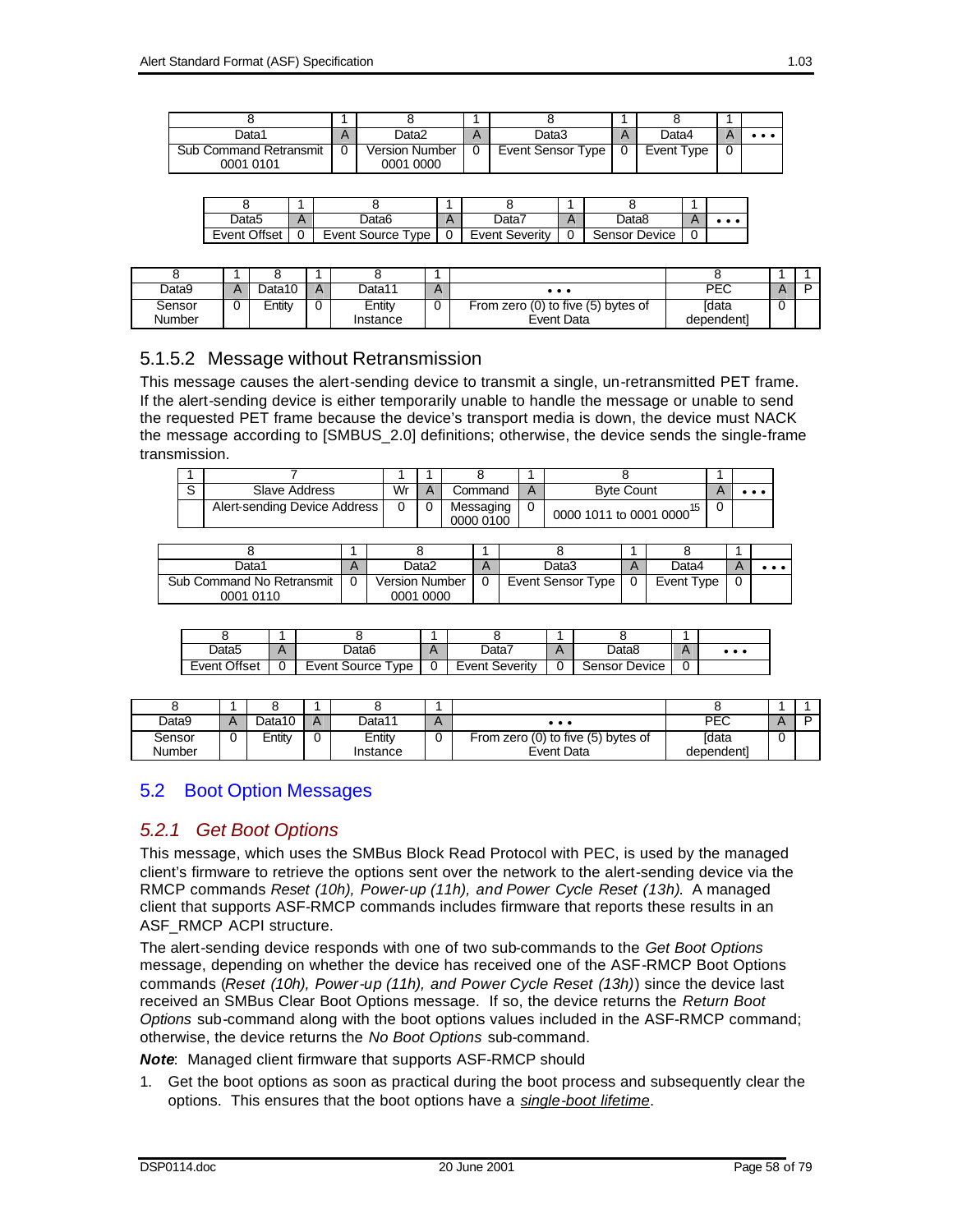| 8 | 1 | 8 | 1 | 8 | 1 | 8 | 1 | |
|---|---|---|---|---|---|---|---|---|
| Data1 | A | Data2 | A | Data3 | A | Data4 | A | • • • |
| Sub Command Retransmit 0001 0101 | 0 | Version Number 0001 0000 | 0 | Event Sensor Type | 0 | Event Type | 0 | |

| 8 | 1 | 8 | 1 | 8 | 1 | 8 | 1 | |
|---|---|---|---|---|---|---|---|---|
| Data5 | A | Data6 | A | Data7 | A | Data8 | A | • • • |
| Event Offset | 0 | Event Source Type | 0 | Event Severity | 0 | Sensor Device | 0 | |

| 8 | 1 | 8 | 1 | 8 | 1 | | 8 | 1 | 1 |
|---|---|---|---|---|---|---|---|---|---|
| Data9 | A | Data10 | A | Data11 | A | • • • | PEC | A | P |
| Sensor Number | 0 | Entity | 0 | Entity Instance | 0 | From zero (0) to five (5) bytes of Event Data | [data dependent] | 0 | |

### 5.1.5.2 Message without Retransmission

This message causes the alert-sending device to transmit a single, un-retransmitted PET frame. If the alert-sending device is either temporarily unable to handle the message or unable to send the requested PET frame because the device's transport media is down, the device must NACK the message according to [SMBUS_2.0] definitions; otherwise, the device sends the single-frame transmission.

| 1 | 7 | 1 | 1 | 8 | 1 | 8 | 1 | |
|---|---|---|---|---|---|---|---|---|
| S | Slave Address | Wr | A | Command | A | Byte Count | A | • • • |
| | Alert-sending Device Address | 0 | 0 | Messaging 0000 0100 | 0 | 0000 1011 to 0001 0000[15] | 0 | |

| 8 | 1 | 8 | 1 | 8 | 1 | 8 | 1 | |
|---|---|---|---|---|---|---|---|---|
| Data1 | A | Data2 | A | Data3 | A | Data4 | A | • • • |
| Sub Command No Retransmit 0001 0110 | 0 | Version Number 0001 0000 | 0 | Event Sensor Type | 0 | Event Type | 0 | |

| 8 | 1 | 8 | 1 | 8 | 1 | 8 | 1 | |
|---|---|---|---|---|---|---|---|---|
| Data5 | A | Data6 | A | Data7 | A | Data8 | A | • • • |
| Event Offset | 0 | Event Source Type | 0 | Event Severity | 0 | Sensor Device | 0 | |

| 8 | 1 | 8 | 1 | 8 | 1 | | 8 | 1 | 1 |
|---|---|---|---|---|---|---|---|---|---|
| Data9 | A | Data10 | A | Data11 | A | • • • | PEC | A | P |
| Sensor Number | 0 | Entity | 0 | Entity Instance | 0 | From zero (0) to five (5) bytes of Event Data | [data dependent] | 0 | |

## 5.2 Boot Option Messages

### *5.2.1 Get Boot Options*

This message, which uses the SMBus Block Read Protocol with PEC, is used by the managed client's firmware to retrieve the options sent over the network to the alert-sending device via the RMCP commands *Reset (10h), Power-up (11h), and Power Cycle Reset (13h)*. A managed client that supports ASF-RMCP commands includes firmware that reports these results in an ASF_RMCP ACPI structure.

The alert-sending device responds with one of two sub-commands to the *Get Boot Options* message, depending on whether the device has received one of the ASF-RMCP Boot Options commands (*Reset (10h), Power-up (11h), and Power Cycle Reset (13h)*) since the device last received an SMBus Clear Boot Options message. If so, the device returns the *Return Boot Options* sub-command along with the boot options values included in the ASF-RMCP command; otherwise, the device returns the *No Boot Options* sub-command.

***Note***: Managed client firmware that supports ASF-RMCP should

1. Get the boot options as soon as practical during the boot process and subsequently clear the options. This ensures that the boot options have a *single-boot lifetime*.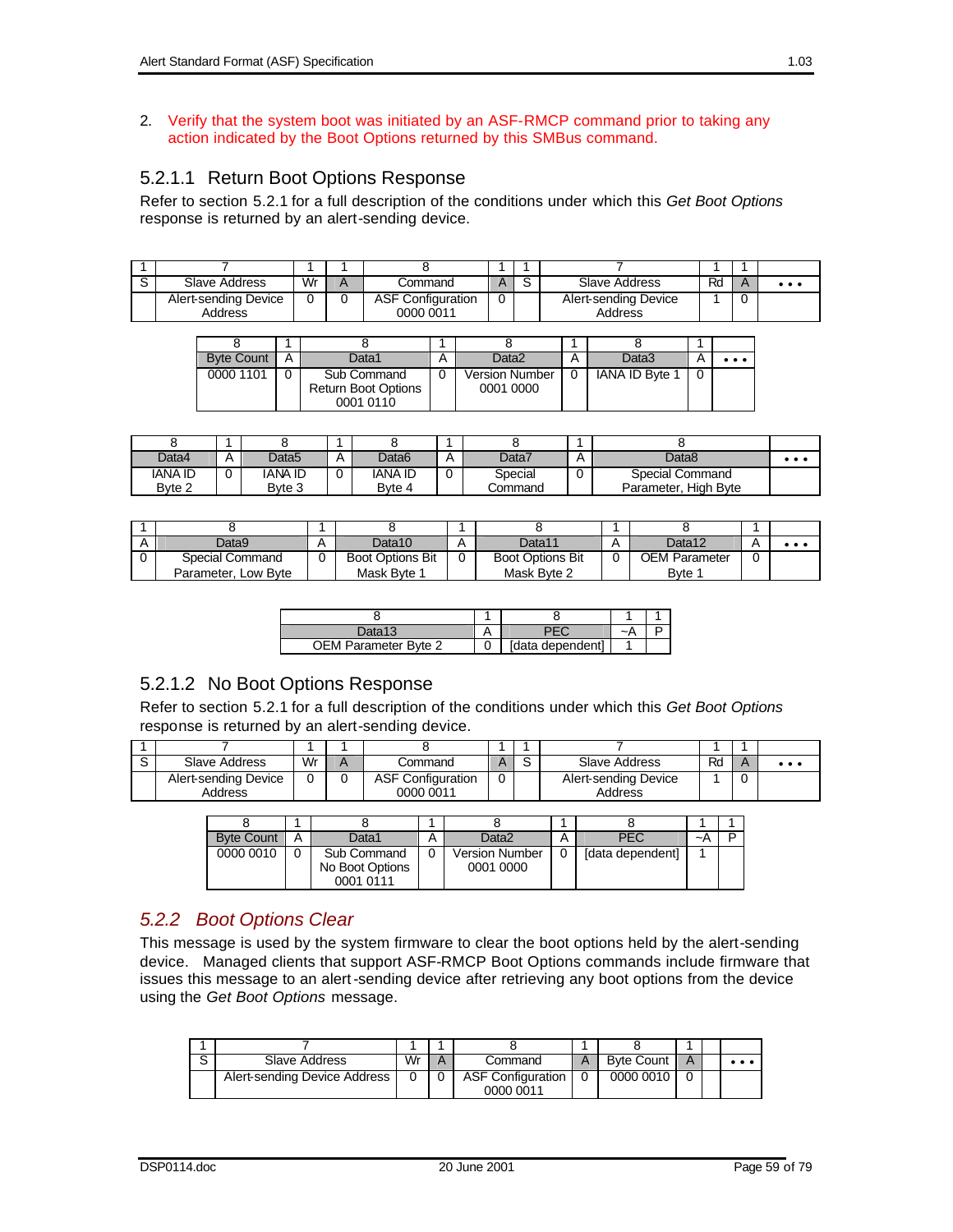2. Verify that the system boot was initiated by an ASF-RMCP command prior to taking any action indicated by the Boot Options returned by this SMBus command.

### 5.2.1.1 Return Boot Options Response

Refer to section 5.2.1 for a full description of the conditions under which this *Get Boot Options* response is returned by an alert-sending device.

| 1 | 7 | 1 | 1 | 8 | 1 | 1 | 7 | 1 | 1 | |
|---|---|---|---|---|---|---|---|---|---|---|
| S | Slave Address | Wr | A | Command | A | S | Slave Address | Rd | A | • • • |
| | Alert-sending Device Address | 0 | 0 | ASF Configuration 0000 0011 | 0 | | Alert-sending Device Address | 1 | 0 | |

| 8 | 1 | 8 | 1 | 8 | 1 | 8 | 1 | |
|---|---|---|---|---|---|---|---|---|
| Byte Count | A | Data1 | A | Data2 | A | Data3 | A | • • • |
| 0000 1101 | 0 | Sub Command Return Boot Options 0001 0110 | 0 | Version Number 0001 0000 | 0 | IANA ID Byte 1 | 0 | |

| 8 | 1 | 8 | 1 | 8 | 1 | 8 | 1 | 8 | |
|---|---|---|---|---|---|---|---|---|---|
| Data4 | A | Data5 | A | Data6 | A | Data7 | A | Data8 | • • • |
| IANA ID Byte 2 | 0 | IANA ID Byte 3 | 0 | IANA ID Byte 4 | 0 | Special Command | 0 | Special Command Parameter, High Byte | |

| 1 | 8 | 1 | 8 | 1 | 8 | 1 | 8 | 1 | |
|---|---|---|---|---|---|---|---|---|---|
| A | Data9 | A | Data10 | A | Data11 | A | Data12 | A | • • • |
| 0 | Special Command Parameter, Low Byte | 0 | Boot Options Bit Mask Byte 1 | 0 | Boot Options Bit Mask Byte 2 | 0 | OEM Parameter Byte 1 | 0 | |

| 8 | 1 | 8 | 1 | 1 |
|---|---|---|---|---|
| Data13 | A | PEC | ~A | P |
| OEM Parameter Byte 2 | 0 | [data dependent] | 1 | |

### 5.2.1.2 No Boot Options Response

Refer to section 5.2.1 for a full description of the conditions under which this *Get Boot Options* response is returned by an alert-sending device.

| 1 | 7 | 1 | 1 | 8 | 1 | 1 | 7 | 1 | 1 | |
|---|---|---|---|---|---|---|---|---|---|---|
| S | Slave Address | Wr | A | Command | A | S | Slave Address | Rd | A | • • • |
| | Alert-sending Device Address | 0 | 0 | ASF Configuration 0000 0011 | 0 | | Alert-sending Device Address | 1 | 0 | |

| 8 | 1 | 8 | 1 | 8 | 1 | 8 | 1 | 1 |
|---|---|---|---|---|---|---|---|---|
| Byte Count | A | Data1 | A | Data2 | A | PEC | ~A | P |
| 0000 0010 | 0 | Sub Command No Boot Options 0001 0111 | 0 | Version Number 0001 0000 | 0 | [data dependent] | 1 | |

## *5.2.2 Boot Options Clear*

This message is used by the system firmware to clear the boot options held by the alert-sending device. Managed clients that support ASF-RMCP Boot Options commands include firmware that issues this message to an alert-sending device after retrieving any boot options from the device using the *Get Boot Options* message.

| 1 | 7 | 1 | 1 | 8 | 1 | 8 | 1 | | |
|---|---|---|---|---|---|---|---|---|---|
| S | Slave Address | Wr | A | Command | A | Byte Count | A | | • • • |
| | Alert-sending Device Address | 0 | 0 | ASF Configuration 0000 0011 | 0 | 0000 0010 | 0 | | |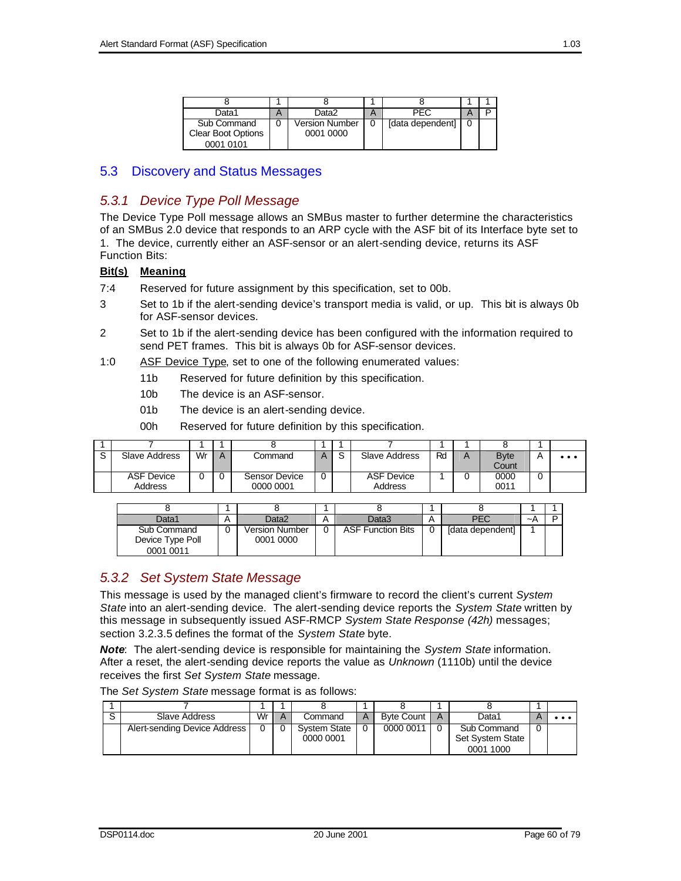| 8 | 1 | 8 | 1 | 8 | 1 | 1 |
|---|---|---|---|---|---|---|
| Data1 | A | Data2 | A | PEC | A | P |
| Sub Command Clear Boot Options 0001 0101 | 0 | Version Number 0001 0000 | 0 | [data dependent] | 0 | |

## 5.3 Discovery and Status Messages

### 5.3.1 Device Type Poll Message

The Device Type Poll message allows an SMBus master to further determine the characteristics of an SMBus 2.0 device that responds to an ARP cycle with the ASF bit of its Interface byte set to 1. The device, currently either an ASF-sensor or an alert-sending device, returns its ASF Function Bits:

| Bit(s) | Meaning |
|---|---|
| 7:4 | Reserved for future assignment by this specification, set to 00b. |
| 3 | Set to 1b if the alert-sending device's transport media is valid, or up. This bit is always 0b for ASF-sensor devices. |
| 2 | Set to 1b if the alert-sending device has been configured with the information required to send PET frames. This bit is always 0b for ASF-sensor devices. |
| 1:0 | ASF Device Type, set to one of the following enumerated values:<br>11b Reserved for future definition by this specification.<br>10b The device is an ASF-sensor.<br>01b The device is an alert-sending device.<br>00h Reserved for future definition by this specification. |

| 1 | 7 | 1 | 1 | 8 | 1 | 1 | 7 | 1 | 1 | 8 | 1 | |
|---|---|---|---|---|---|---|---|---|---|---|---|---|
| S | Slave Address | Wr | A | Command | A | S | Slave Address | Rd | A | Byte Count | A | • • • |
| | ASF Device Address | 0 | 0 | Sensor Device 0000 0001 | 0 | | ASF Device Address | 1 | 0 | 0000 0011 | 0 | |

| 8 | 1 | 8 | 1 | 8 | 1 | 8 | 1 | 1 |
|---|---|---|---|---|---|---|---|---|
| Data1 | A | Data2 | A | Data3 | A | PEC | ~A | P |
| Sub Command Device Type Poll 0001 0011 | 0 | Version Number 0001 0000 | 0 | ASF Function Bits | 0 | [data dependent] | 1 | |

### 5.3.2 Set System State Message

This message is used by the managed client's firmware to record the client's current *System State* into an alert-sending device. The alert-sending device reports the *System State* written by this message in subsequently issued ASF-RMCP *System State Response (42h)* messages; section 3.2.3.5 defines the format of the *System State* byte.

***Note***: The alert-sending device is responsible for maintaining the *System State* information. After a reset, the alert-sending device reports the value as *Unknown* (1110b) until the device receives the first *Set System State* message.

The *Set System State* message format is as follows:

| 1 | 7 | 1 | 1 | 8 | 1 | 8 | 1 | 8 | 1 | |
|---|---|---|---|---|---|---|---|---|---|---|
| S | Slave Address | Wr | A | Command | A | Byte Count | A | Data1 | A | • • • |
| | Alert-sending Device Address | 0 | 0 | System State 0000 0001 | 0 | 0000 0011 | 0 | Sub Command Set System State 0001 1000 | 0 | |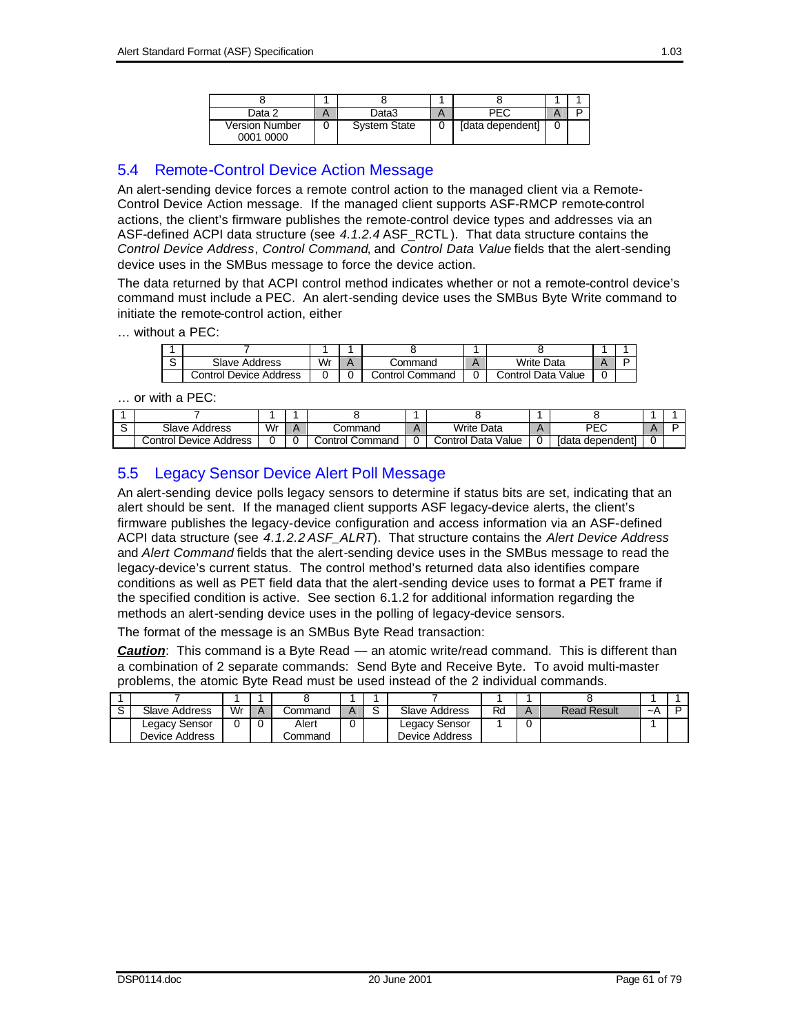| 8 | 1 | 8 | 1 | 8 | 1 | 1 |
|---|---|---|---|---|---|---|
| Data 2 | A | Data3 | A | PEC | A | P |
| Version Number 0001 0000 | 0 | System State | 0 | [data dependent] | 0 | |

## 5.4 Remote-Control Device Action Message

An alert-sending device forces a remote control action to the managed client via a Remote-Control Device Action message. If the managed client supports ASF-RMCP remote-control actions, the client's firmware publishes the remote-control device types and addresses via an ASF-defined ACPI data structure (see *4.1.2.4* ASF_RCTL). That data structure contains the *Control Device Address*, *Control Command*, and *Control Data Value* fields that the alert-sending device uses in the SMBus message to force the device action.

The data returned by that ACPI control method indicates whether or not a remote-control device's command must include a PEC. An alert-sending device uses the SMBus Byte Write command to initiate the remote-control action, either

… without a PEC:

| 1 | 7 | 1 | 1 | 8 | 1 | 8 | 1 | 1 |
|---|---|---|---|---|---|---|---|---|
| S | Slave Address | Wr | A | Command | A | Write Data | A | P |
| | Control Device Address | 0 | 0 | Control Command | 0 | Control Data Value | 0 | |

… or with a PEC:

| 1 | 7 | 1 | 1 | 8 | 1 | 8 | 1 | 8 | 1 | 1 |
|---|---|---|---|---|---|---|---|---|---|---|
| S | Slave Address | Wr | A | Command | A | Write Data | A | PEC | A | P |
| | Control Device Address | 0 | 0 | Control Command | 0 | Control Data Value | 0 | [data dependent] | 0 | |

## 5.5 Legacy Sensor Device Alert Poll Message

An alert-sending device polls legacy sensors to determine if status bits are set, indicating that an alert should be sent. If the managed client supports ASF legacy-device alerts, the client's firmware publishes the legacy-device configuration and access information via an ASF-defined ACPI data structure (see *4.1.2.2 ASF_ALRT*). That structure contains the *Alert Device Address* and *Alert Command* fields that the alert-sending device uses in the SMBus message to read the legacy-device's current status. The control method's returned data also identifies compare conditions as well as PET field data that the alert-sending device uses to format a PET frame if the specified condition is active. See section 6.1.2 for additional information regarding the methods an alert-sending device uses in the polling of legacy-device sensors.

The format of the message is an SMBus Byte Read transaction:

***Caution***: This command is a Byte Read — an atomic write/read command. This is different than a combination of 2 separate commands: Send Byte and Receive Byte. To avoid multi-master problems, the atomic Byte Read must be used instead of the 2 individual commands.

| 1 | 7 | 1 | 1 | 8 | 1 | 1 | 7 | 1 | 1 | 8 | 1 | 1 |
|---|---|---|---|---|---|---|---|---|---|---|---|---|
| S | Slave Address | Wr | A | Command | A | S | Slave Address | Rd | A | Read Result | ~A | P |
| | Legacy Sensor Device Address | 0 | 0 | Alert Command | 0 | | Legacy Sensor Device Address | 1 | 0 | | 1 | |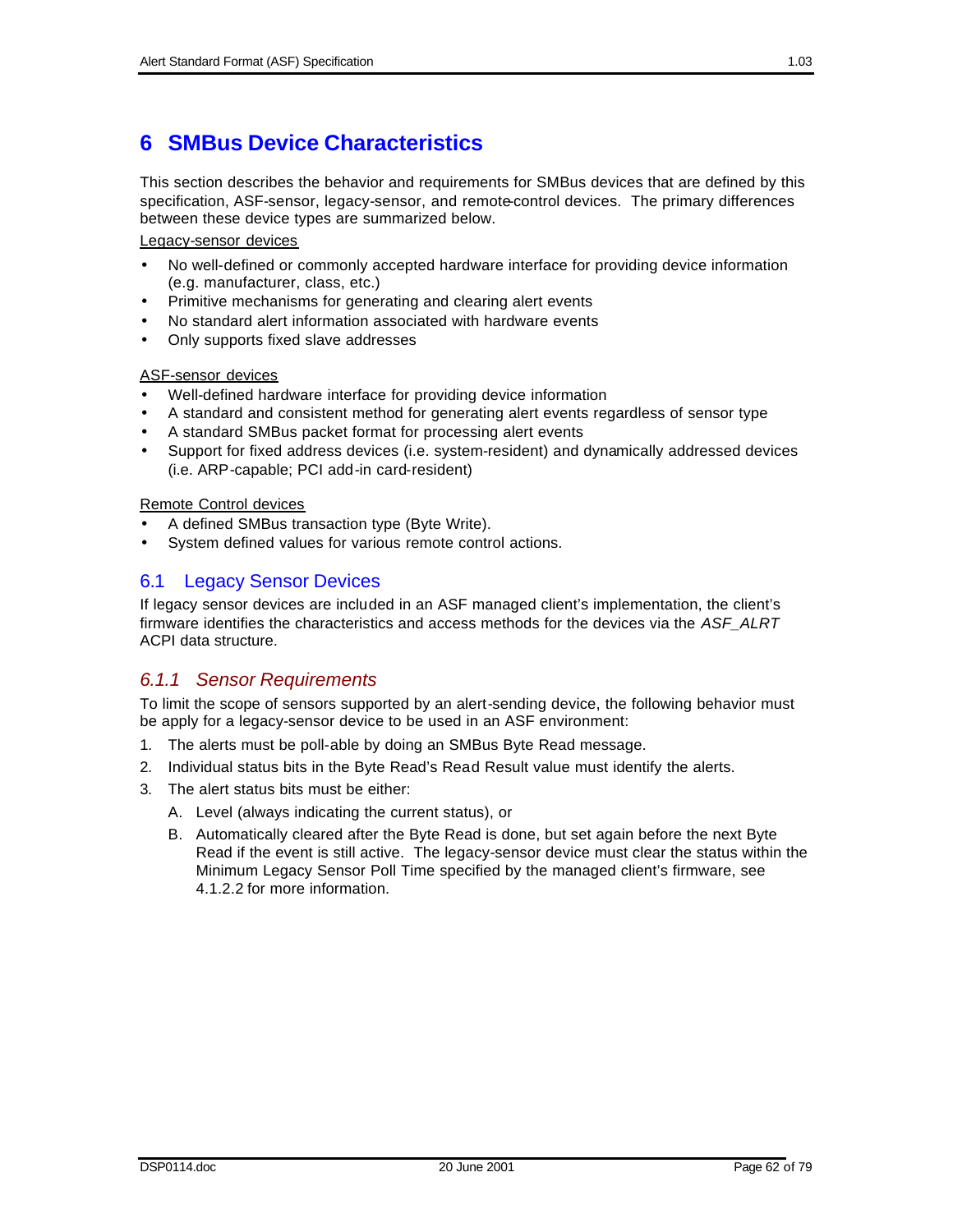# 6 SMBus Device Characteristics

This section describes the behavior and requirements for SMBus devices that are defined by this specification, ASF-sensor, legacy-sensor, and remote-control devices. The primary differences between these device types are summarized below.

Legacy-sensor devices

- No well-defined or commonly accepted hardware interface for providing device information (e.g. manufacturer, class, etc.)
- Primitive mechanisms for generating and clearing alert events
- No standard alert information associated with hardware events
- Only supports fixed slave addresses

ASF-sensor devices

- Well-defined hardware interface for providing device information
- A standard and consistent method for generating alert events regardless of sensor type
- A standard SMBus packet format for processing alert events
- Support for fixed address devices (i.e. system-resident) and dynamically addressed devices (i.e. ARP-capable; PCI add-in card-resident)

Remote Control devices

- A defined SMBus transaction type (Byte Write).
- System defined values for various remote control actions.

## 6.1 Legacy Sensor Devices

If legacy sensor devices are included in an ASF managed client's implementation, the client's firmware identifies the characteristics and access methods for the devices via the *ASF_ALRT* ACPI data structure.

### *6.1.1 Sensor Requirements*

To limit the scope of sensors supported by an alert-sending device, the following behavior must be apply for a legacy-sensor device to be used in an ASF environment:

1. The alerts must be poll-able by doing an SMBus Byte Read message.
2. Individual status bits in the Byte Read's Read Result value must identify the alerts.
3. The alert status bits must be either:
   A. Level (always indicating the current status), or
   B. Automatically cleared after the Byte Read is done, but set again before the next Byte Read if the event is still active. The legacy-sensor device must clear the status within the Minimum Legacy Sensor Poll Time specified by the managed client's firmware, see 4.1.2.2 for more information.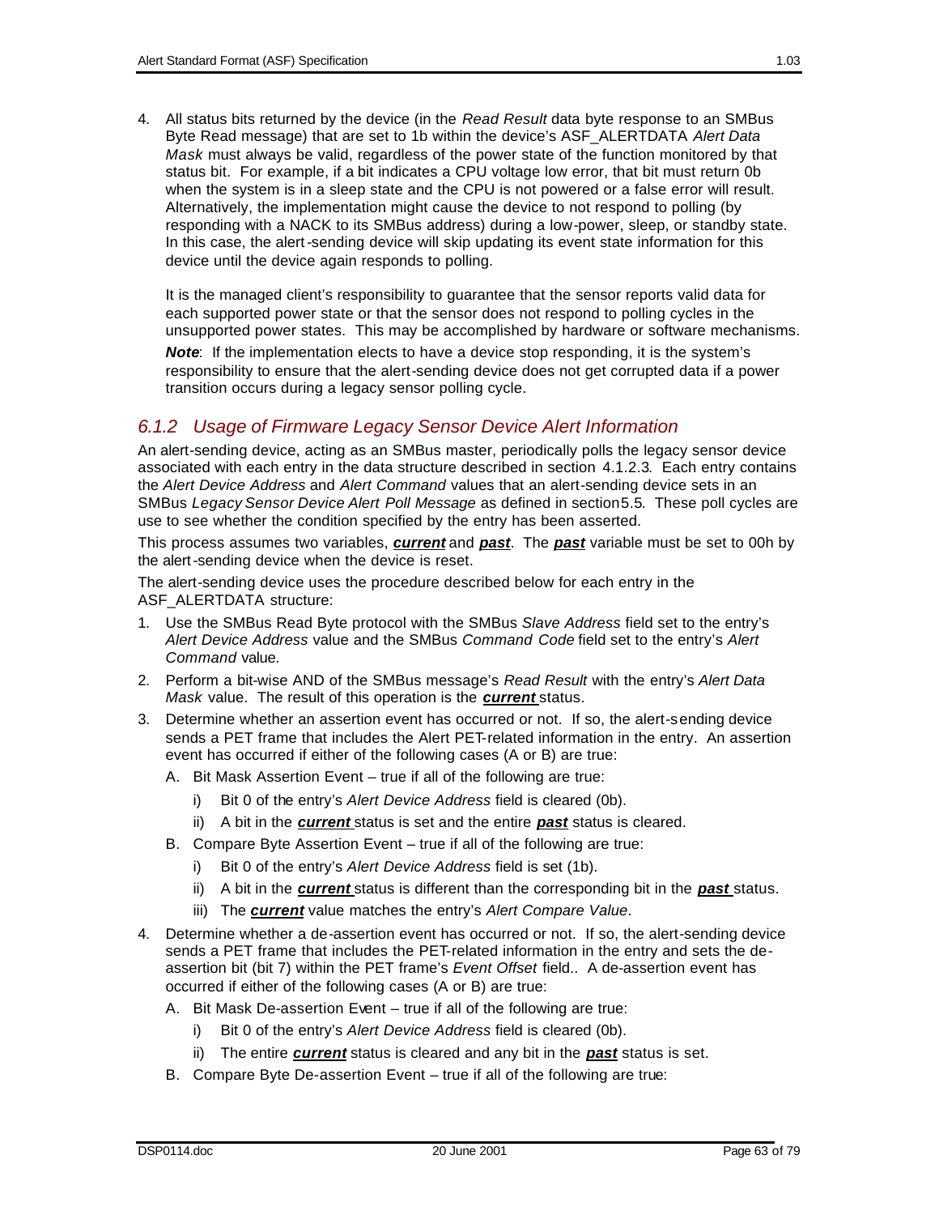4. All status bits returned by the device (in the *Read Result* data byte response to an SMBus Byte Read message) that are set to 1b within the device's ASF_ALERTDATA *Alert Data Mask* must always be valid, regardless of the power state of the function monitored by that status bit. For example, if a bit indicates a CPU voltage low error, that bit must return 0b when the system is in a sleep state and the CPU is not powered or a false error will result. Alternatively, the implementation might cause the device to not respond to polling (by responding with a NACK to its SMBus address) during a low-power, sleep, or standby state. In this case, the alert-sending device will skip updating its event state information for this device until the device again responds to polling.

   It is the managed client's responsibility to guarantee that the sensor reports valid data for each supported power state or that the sensor does not respond to polling cycles in the unsupported power states. This may be accomplished by hardware or software mechanisms.

   ***Note***: If the implementation elects to have a device stop responding, it is the system's responsibility to ensure that the alert-sending device does not get corrupted data if a power transition occurs during a legacy sensor polling cycle.

### 6.1.2 Usage of Firmware Legacy Sensor Device Alert Information

An alert-sending device, acting as an SMBus master, periodically polls the legacy sensor device associated with each entry in the data structure described in section 4.1.2.3. Each entry contains the *Alert Device Address* and *Alert Command* values that an alert-sending device sets in an SMBus *Legacy Sensor Device Alert Poll Message* as defined in section5.5. These poll cycles are use to see whether the condition specified by the entry has been asserted.

This process assumes two variables, ***current*** and ***past***. The ***past*** variable must be set to 00h by the alert-sending device when the device is reset.

The alert-sending device uses the procedure described below for each entry in the ASF_ALERTDATA structure:

1. Use the SMBus Read Byte protocol with the SMBus *Slave Address* field set to the entry's *Alert Device Address* value and the SMBus *Command Code* field set to the entry's *Alert Command* value.
2. Perform a bit-wise AND of the SMBus message's *Read Result* with the entry's *Alert Data Mask* value. The result of this operation is the ***current*** status.
3. Determine whether an assertion event has occurred or not. If so, the alert-sending device sends a PET frame that includes the Alert PET-related information in the entry. An assertion event has occurred if either of the following cases (A or B) are true:
   A. Bit Mask Assertion Event – true if all of the following are true:
      i) Bit 0 of the entry's *Alert Device Address* field is cleared (0b).
      ii) A bit in the ***current*** status is set and the entire ***past*** status is cleared.
   B. Compare Byte Assertion Event – true if all of the following are true:
      i) Bit 0 of the entry's *Alert Device Address* field is set (1b).
      ii) A bit in the ***current*** status is different than the corresponding bit in the ***past*** status.
      iii) The ***current*** value matches the entry's *Alert Compare Value*.
4. Determine whether a de-assertion event has occurred or not. If so, the alert-sending device sends a PET frame that includes the PET-related information in the entry and sets the de-assertion bit (bit 7) within the PET frame's *Event Offset* field.. A de-assertion event has occurred if either of the following cases (A or B) are true:
   A. Bit Mask De-assertion Event – true if all of the following are true:
      i) Bit 0 of the entry's *Alert Device Address* field is cleared (0b).
      ii) The entire ***current*** status is cleared and any bit in the ***past*** status is set.
   B. Compare Byte De-assertion Event – true if all of the following are true: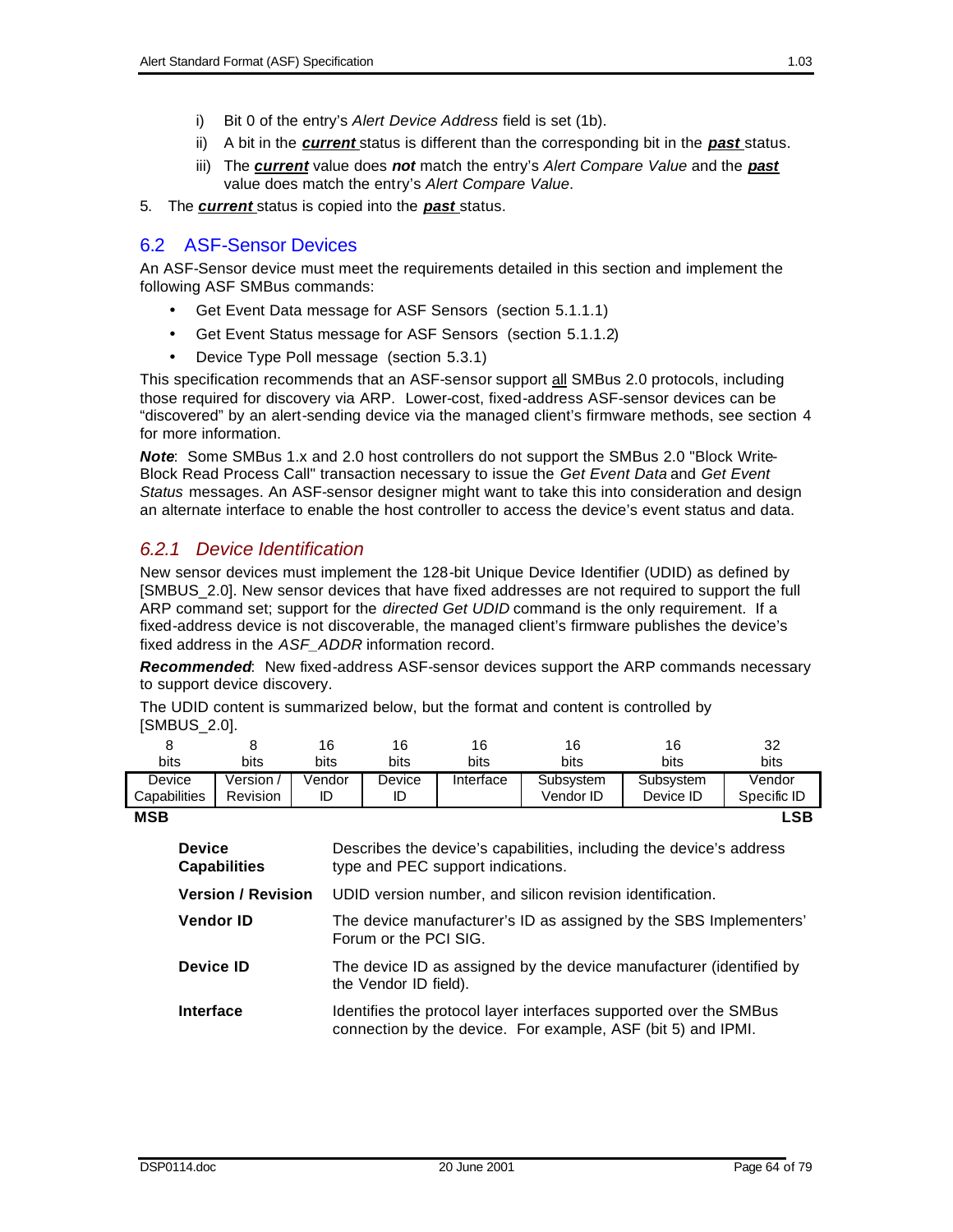i) Bit 0 of the entry's *Alert Device Address* field is set (1b).

ii) A bit in the ***current*** status is different than the corresponding bit in the ***past*** status.

iii) The ***current*** value does ***not*** match the entry's *Alert Compare Value* and the ***past*** value does match the entry's *Alert Compare Value*.

5. The ***current*** status is copied into the ***past*** status.

## 6.2 ASF-Sensor Devices

An ASF-Sensor device must meet the requirements detailed in this section and implement the following ASF SMBus commands:

- Get Event Data message for ASF Sensors (section 5.1.1.1)
- Get Event Status message for ASF Sensors (section 5.1.1.2)
- Device Type Poll message (section 5.3.1)

This specification recommends that an ASF-sensor support all SMBus 2.0 protocols, including those required for discovery via ARP. Lower-cost, fixed-address ASF-sensor devices can be "discovered" by an alert-sending device via the managed client's firmware methods, see section 4 for more information.

***Note***: Some SMBus 1.x and 2.0 host controllers do not support the SMBus 2.0 "Block Write-Block Read Process Call" transaction necessary to issue the *Get Event Data* and *Get Event Status* messages. An ASF-sensor designer might want to take this into consideration and design an alternate interface to enable the host controller to access the device's event status and data.

### *6.2.1 Device Identification*

New sensor devices must implement the 128-bit Unique Device Identifier (UDID) as defined by [SMBUS_2.0]. New sensor devices that have fixed addresses are not required to support the full ARP command set; support for the *directed Get UDID* command is the only requirement. If a fixed-address device is not discoverable, the managed client's firmware publishes the device's fixed address in the *ASF_ADDR* information record.

***Recommended***: New fixed-address ASF-sensor devices support the ARP commands necessary to support device discovery.

The UDID content is summarized below, but the format and content is controlled by [SMBUS_2.0].

| 8 bits | 8 bits | 16 bits | 16 bits | 16 bits | 16 bits | 16 bits | 32 bits |
|---|---|---|---|---|---|---|---|
| Device Capabilities | Version / Revision | Vendor ID | Device ID | Interface | Subsystem Vendor ID | Subsystem Device ID | Vendor Specific ID |
| **MSB** | | | | | | | **LSB** |

**Device Capabilities** — Describes the device's capabilities, including the device's address type and PEC support indications.

**Version / Revision** — UDID version number, and silicon revision identification.

**Vendor ID** — The device manufacturer's ID as assigned by the SBS Implementers' Forum or the PCI SIG.

**Device ID** — The device ID as assigned by the device manufacturer (identified by the Vendor ID field).

**Interface** — Identifies the protocol layer interfaces supported over the SMBus connection by the device. For example, ASF (bit 5) and IPMI.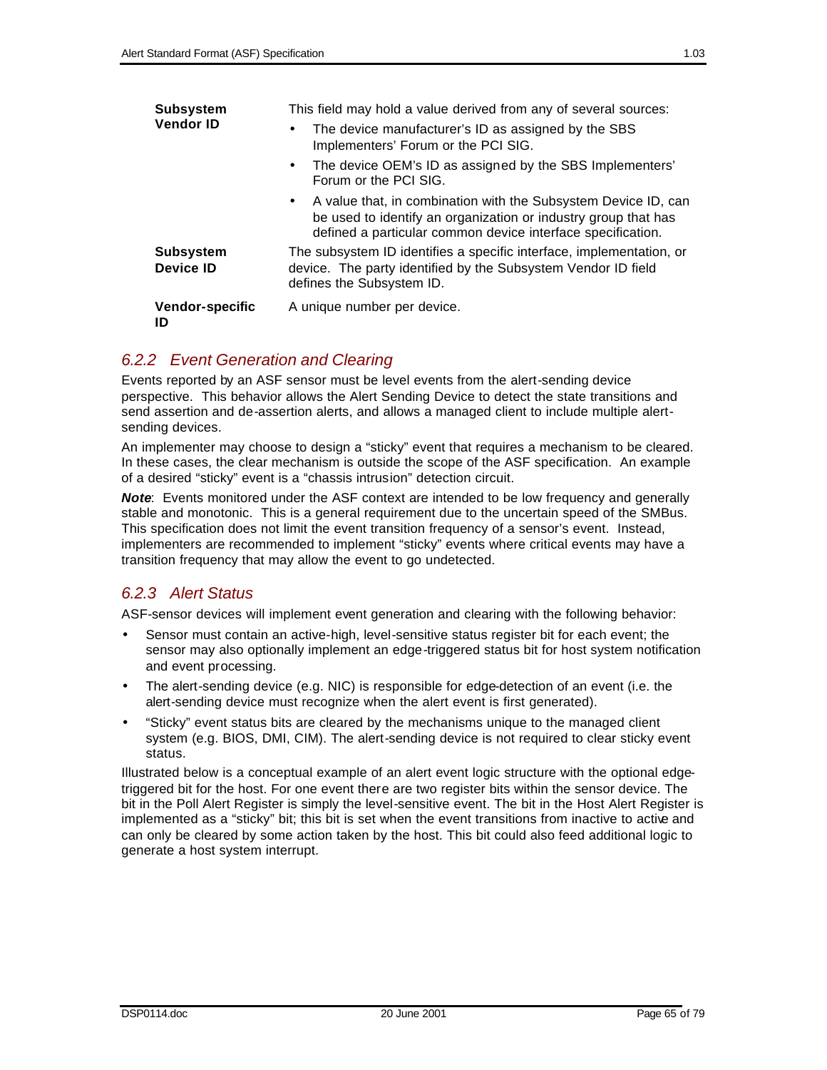| | |
|---|---|
| **Subsystem Vendor ID** | This field may hold a value derived from any of several sources:<br>• The device manufacturer's ID as assigned by the SBS Implementers' Forum or the PCI SIG.<br>• The device OEM's ID as assigned by the SBS Implementers' Forum or the PCI SIG.<br>• A value that, in combination with the Subsystem Device ID, can be used to identify an organization or industry group that has defined a particular common device interface specification. |
| **Subsystem Device ID** | The subsystem ID identifies a specific interface, implementation, or device. The party identified by the Subsystem Vendor ID field defines the Subsystem ID. |
| **Vendor-specific ID** | A unique number per device. |

### *6.2.2 Event Generation and Clearing*

Events reported by an ASF sensor must be level events from the alert-sending device perspective. This behavior allows the Alert Sending Device to detect the state transitions and send assertion and de-assertion alerts, and allows a managed client to include multiple alert-sending devices.

An implementer may choose to design a "sticky" event that requires a mechanism to be cleared. In these cases, the clear mechanism is outside the scope of the ASF specification. An example of a desired "sticky" event is a "chassis intrusion" detection circuit.

***Note***: Events monitored under the ASF context are intended to be low frequency and generally stable and monotonic. This is a general requirement due to the uncertain speed of the SMBus. This specification does not limit the event transition frequency of a sensor's event. Instead, implementers are recommended to implement "sticky" events where critical events may have a transition frequency that may allow the event to go undetected.

### *6.2.3 Alert Status*

ASF-sensor devices will implement event generation and clearing with the following behavior:

- Sensor must contain an active-high, level-sensitive status register bit for each event; the sensor may also optionally implement an edge-triggered status bit for host system notification and event processing.
- The alert-sending device (e.g. NIC) is responsible for edge-detection of an event (i.e. the alert-sending device must recognize when the alert event is first generated).
- "Sticky" event status bits are cleared by the mechanisms unique to the managed client system (e.g. BIOS, DMI, CIM). The alert-sending device is not required to clear sticky event status.

Illustrated below is a conceptual example of an alert event logic structure with the optional edge-triggered bit for the host. For one event there are two register bits within the sensor device. The bit in the Poll Alert Register is simply the level-sensitive event. The bit in the Host Alert Register is implemented as a "sticky" bit; this bit is set when the event transitions from inactive to active and can only be cleared by some action taken by the host. This bit could also feed additional logic to generate a host system interrupt.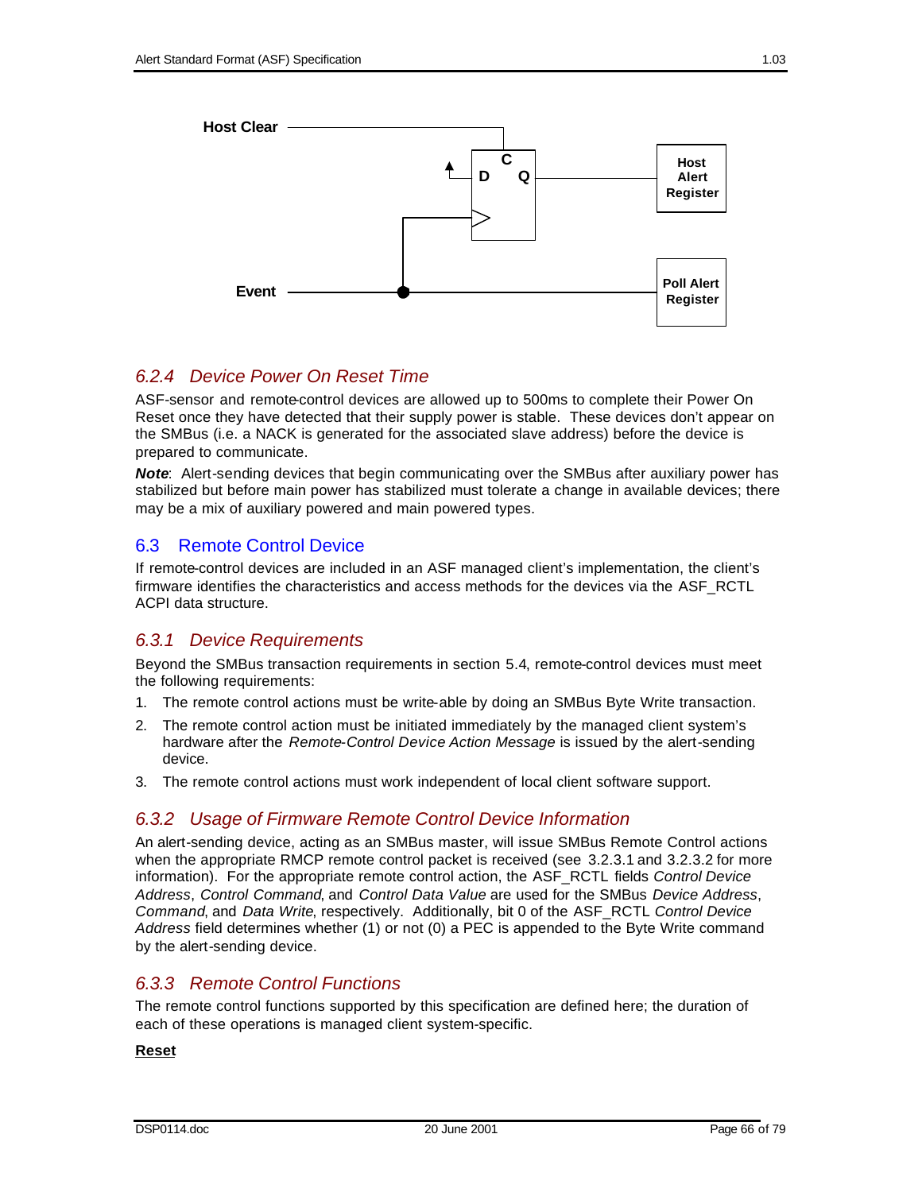Host Clear

C

D Q

Host Alert Register

Event

Poll Alert Register

### 6.2.4 Device Power On Reset Time

ASF-sensor and remote-control devices are allowed up to 500ms to complete their Power On Reset once they have detected that their supply power is stable. These devices don't appear on the SMBus (i.e. a NACK is generated for the associated slave address) before the device is prepared to communicate.

***Note***: Alert-sending devices that begin communicating over the SMBus after auxiliary power has stabilized but before main power has stabilized must tolerate a change in available devices; there may be a mix of auxiliary powered and main powered types.

## 6.3 Remote Control Device

If remote-control devices are included in an ASF managed client's implementation, the client's firmware identifies the characteristics and access methods for the devices via the ASF_RCTL ACPI data structure.

### 6.3.1 Device Requirements

Beyond the SMBus transaction requirements in section 5.4, remote-control devices must meet the following requirements:

1. The remote control actions must be write-able by doing an SMBus Byte Write transaction.
2. The remote control action must be initiated immediately by the managed client system's hardware after the *Remote-Control Device Action Message* is issued by the alert-sending device.
3. The remote control actions must work independent of local client software support.

### 6.3.2 Usage of Firmware Remote Control Device Information

An alert-sending device, acting as an SMBus master, will issue SMBus Remote Control actions when the appropriate RMCP remote control packet is received (see 3.2.3.1 and 3.2.3.2 for more information). For the appropriate remote control action, the ASF_RCTL fields *Control Device Address*, *Control Command*, and *Control Data Value* are used for the SMBus *Device Address*, *Command*, and *Data Write*, respectively. Additionally, bit 0 of the ASF_RCTL *Control Device Address* field determines whether (1) or not (0) a PEC is appended to the Byte Write command by the alert-sending device.

### 6.3.3 Remote Control Functions

The remote control functions supported by this specification are defined here; the duration of each of these operations is managed client system-specific.

**Reset**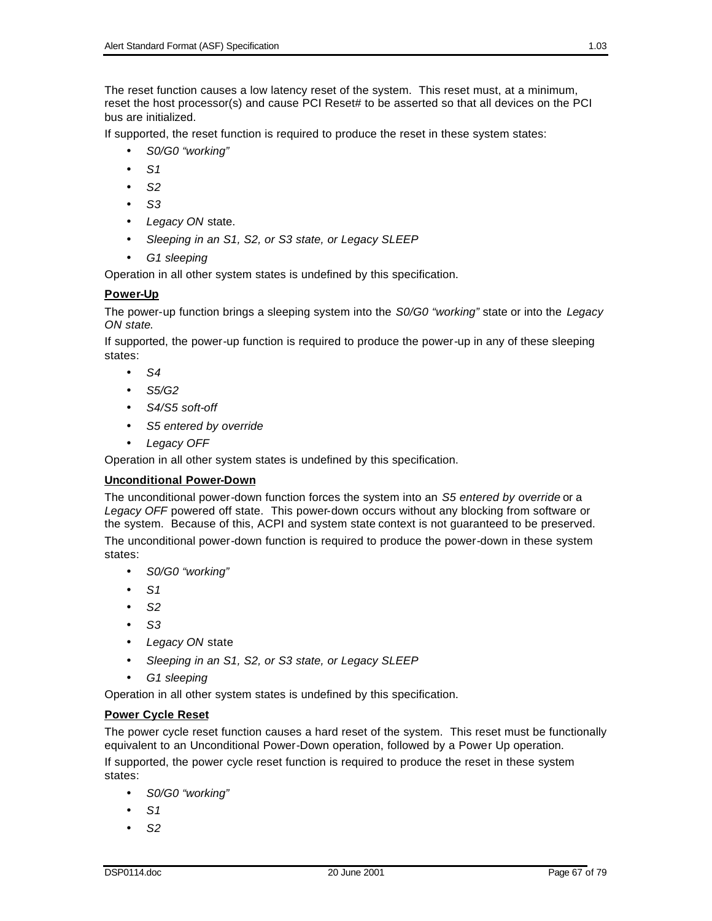The reset function causes a low latency reset of the system. This reset must, at a minimum, reset the host processor(s) and cause PCI Reset# to be asserted so that all devices on the PCI bus are initialized.

If supported, the reset function is required to produce the reset in these system states:

- *S0/G0 "working"*
- *S1*
- *S2*
- *S3*
- *Legacy ON* state.
- *Sleeping in an S1, S2, or S3 state, or Legacy SLEEP*
- *G1 sleeping*

Operation in all other system states is undefined by this specification.

**Power-Up**

The power-up function brings a sleeping system into the *S0/G0 "working"* state or into the *Legacy ON state*.

If supported, the power-up function is required to produce the power-up in any of these sleeping states:

- *S4*
- *S5/G2*
- *S4/S5 soft-off*
- *S5 entered by override*
- *Legacy OFF*

Operation in all other system states is undefined by this specification.

**Unconditional Power-Down**

The unconditional power-down function forces the system into an *S5 entered by override* or a *Legacy OFF* powered off state. This power-down occurs without any blocking from software or the system. Because of this, ACPI and system state context is not guaranteed to be preserved.

The unconditional power-down function is required to produce the power-down in these system states:

- *S0/G0 "working"*
- *S1*
- *S2*
- *S3*
- *Legacy ON* state
- *Sleeping in an S1, S2, or S3 state, or Legacy SLEEP*
- *G1 sleeping*

Operation in all other system states is undefined by this specification.

**Power Cycle Reset**

The power cycle reset function causes a hard reset of the system. This reset must be functionally equivalent to an Unconditional Power-Down operation, followed by a Power Up operation.

If supported, the power cycle reset function is required to produce the reset in these system states:

- *S0/G0 "working"*
- *S1*
- *S2*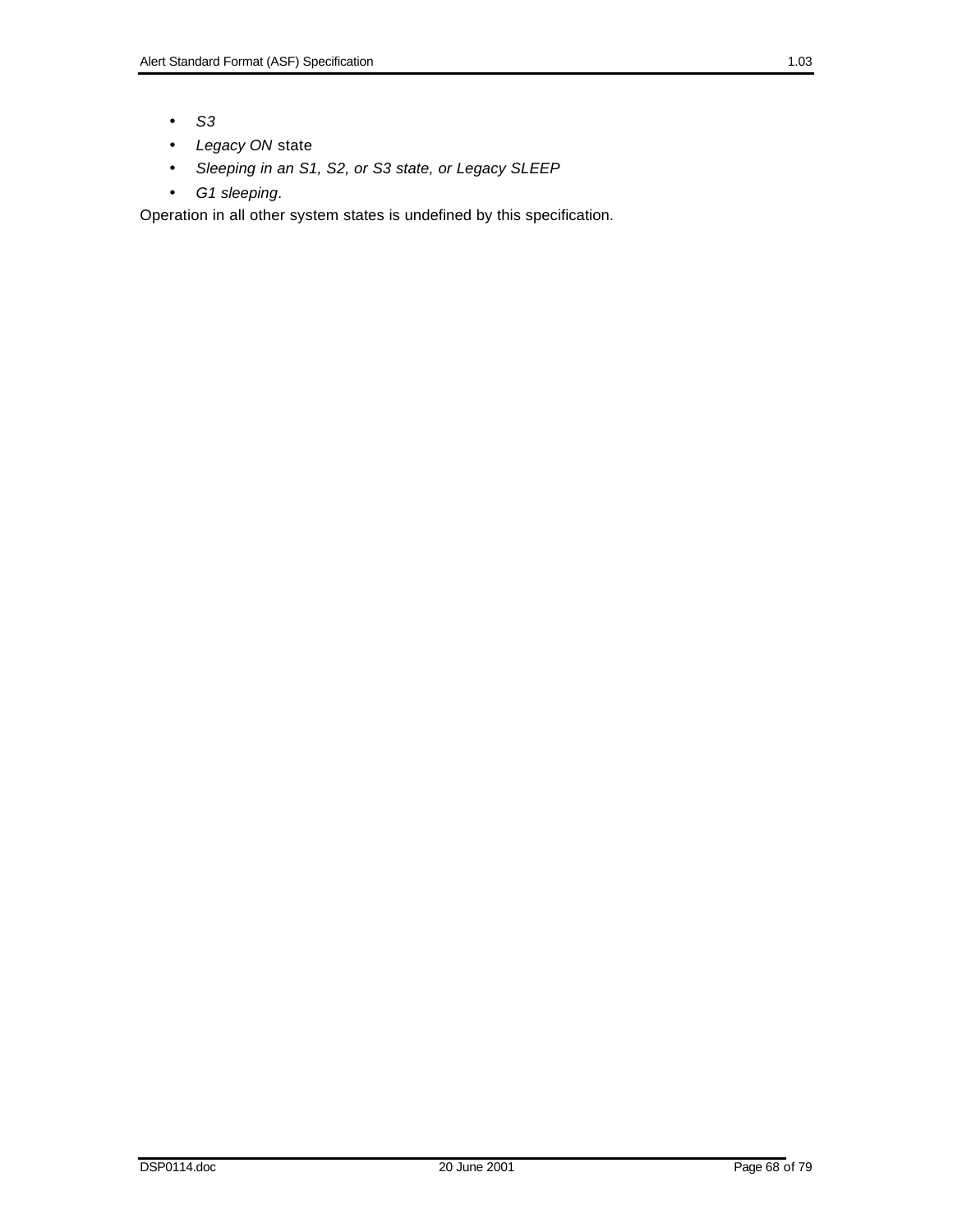- *S3*
- *Legacy ON* state
- *Sleeping in an S1, S2, or S3 state, or Legacy SLEEP*
- *G1 sleeping*.

Operation in all other system states is undefined by this specification.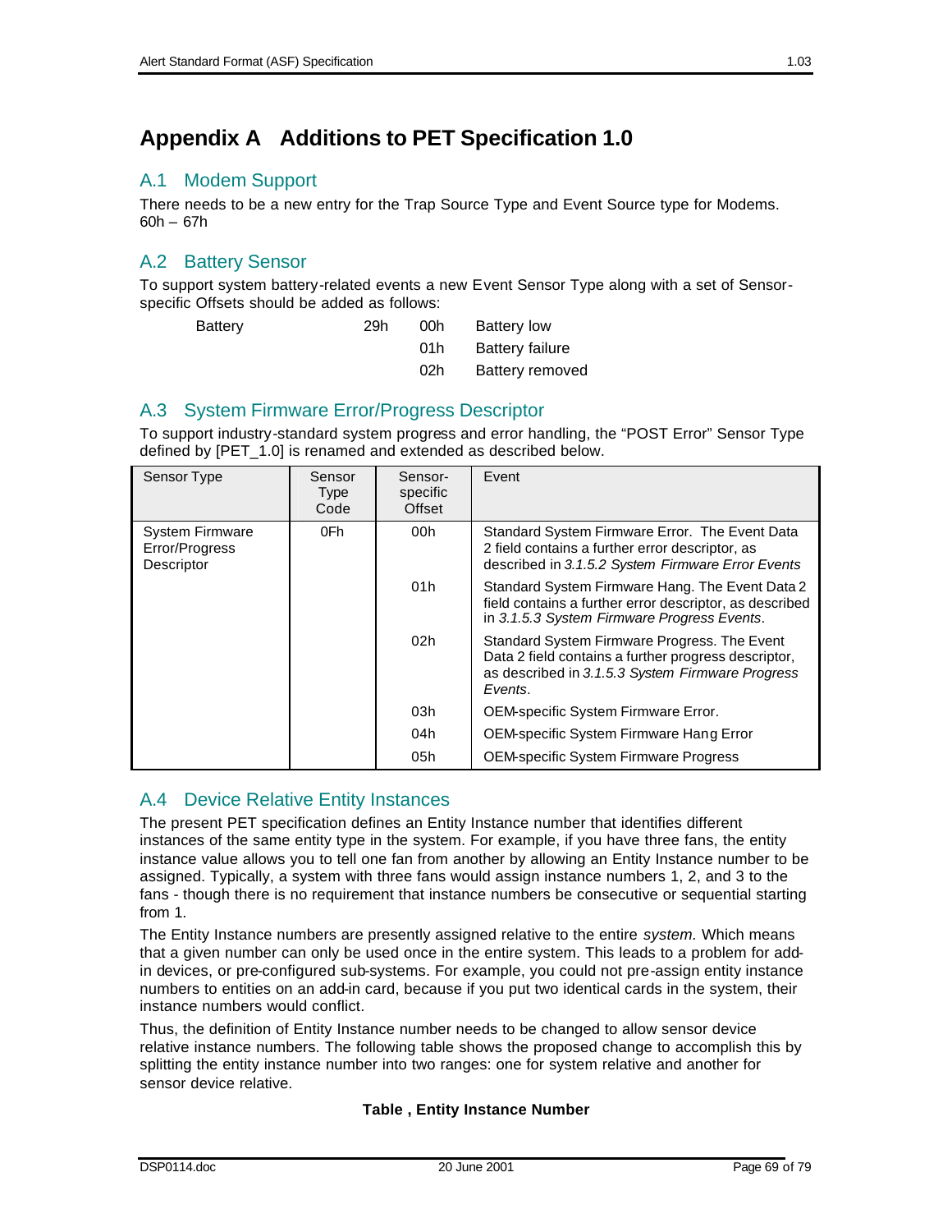# Appendix A Additions to PET Specification 1.0

## A.1 Modem Support

There needs to be a new entry for the Trap Source Type and Event Source type for Modems. 60h – 67h

## A.2 Battery Sensor

To support system battery-related events a new Event Sensor Type along with a set of Sensor-specific Offsets should be added as follows:

| | | | |
|---|---|---|---|
| Battery | 29h | 00h | Battery low |
| | | 01h | Battery failure |
| | | 02h | Battery removed |

## A.3 System Firmware Error/Progress Descriptor

To support industry-standard system progress and error handling, the "POST Error" Sensor Type defined by [PET_1.0] is renamed and extended as described below.

| Sensor Type | Sensor Type Code | Sensor-specific Offset | Event |
|---|---|---|---|
| System Firmware Error/Progress Descriptor | 0Fh | 00h | Standard System Firmware Error. The Event Data 2 field contains a further error descriptor, as described in *3.1.5.2 System Firmware Error Events* |
| | | 01h | Standard System Firmware Hang. The Event Data 2 field contains a further error descriptor, as described in *3.1.5.3 System Firmware Progress Events*. |
| | | 02h | Standard System Firmware Progress. The Event Data 2 field contains a further progress descriptor, as described in *3.1.5.3 System Firmware Progress Events*. |
| | | 03h | OEM-specific System Firmware Error. |
| | | 04h | OEM-specific System Firmware Hang Error |
| | | 05h | OEM-specific System Firmware Progress |

## A.4 Device Relative Entity Instances

The present PET specification defines an Entity Instance number that identifies different instances of the same entity type in the system. For example, if you have three fans, the entity instance value allows you to tell one fan from another by allowing an Entity Instance number to be assigned. Typically, a system with three fans would assign instance numbers 1, 2, and 3 to the fans - though there is no requirement that instance numbers be consecutive or sequential starting from 1.

The Entity Instance numbers are presently assigned relative to the entire *system.* Which means that a given number can only be used once in the entire system. This leads to a problem for add-in devices, or pre-configured sub-systems. For example, you could not pre-assign entity instance numbers to entities on an add-in card, because if you put two identical cards in the system, their instance numbers would conflict.

Thus, the definition of Entity Instance number needs to be changed to allow sensor device relative instance numbers. The following table shows the proposed change to accomplish this by splitting the entity instance number into two ranges: one for system relative and another for sensor device relative.

**Table , Entity Instance Number**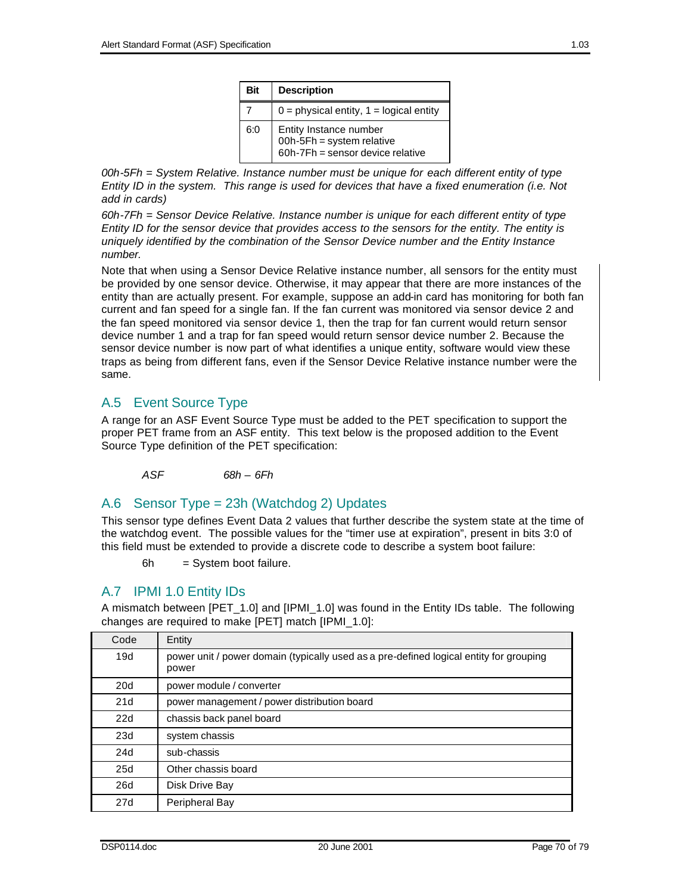| Bit | Description |
|---|---|
| 7 | 0 = physical entity, 1 = logical entity |
| 6:0 | Entity Instance number<br>00h-5Fh = system relative<br>60h-7Fh = sensor device relative |

*00h-5Fh = System Relative. Instance number must be unique for each different entity of type Entity ID in the system. This range is used for devices that have a fixed enumeration (i.e. Not add in cards)*

*60h-7Fh = Sensor Device Relative. Instance number is unique for each different entity of type Entity ID for the sensor device that provides access to the sensors for the entity. The entity is uniquely identified by the combination of the Sensor Device number and the Entity Instance number.*

Note that when using a Sensor Device Relative instance number, all sensors for the entity must be provided by one sensor device. Otherwise, it may appear that there are more instances of the entity than are actually present. For example, suppose an add-in card has monitoring for both fan current and fan speed for a single fan. If the fan current was monitored via sensor device 2 and the fan speed monitored via sensor device 1, then the trap for fan current would return sensor device number 1 and a trap for fan speed would return sensor device number 2. Because the sensor device number is now part of what identifies a unique entity, software would view these traps as being from different fans, even if the Sensor Device Relative instance number were the same.

## A.5 Event Source Type

A range for an ASF Event Source Type must be added to the PET specification to support the proper PET frame from an ASF entity. This text below is the proposed addition to the Event Source Type definition of the PET specification:

*ASF 68h – 6Fh*

## A.6 Sensor Type = 23h (Watchdog 2) Updates

This sensor type defines Event Data 2 values that further describe the system state at the time of the watchdog event. The possible values for the "timer use at expiration", present in bits 3:0 of this field must be extended to provide a discrete code to describe a system boot failure:

6h = System boot failure.

## A.7 IPMI 1.0 Entity IDs

A mismatch between [PET_1.0] and [IPMI_1.0] was found in the Entity IDs table. The following changes are required to make [PET] match [IPMI_1.0]:

| Code | Entity |
|---|---|
| 19d | power unit / power domain (typically used as a pre-defined logical entity for grouping power |
| 20d | power module / converter |
| 21d | power management / power distribution board |
| 22d | chassis back panel board |
| 23d | system chassis |
| 24d | sub-chassis |
| 25d | Other chassis board |
| 26d | Disk Drive Bay |
| 27d | Peripheral Bay |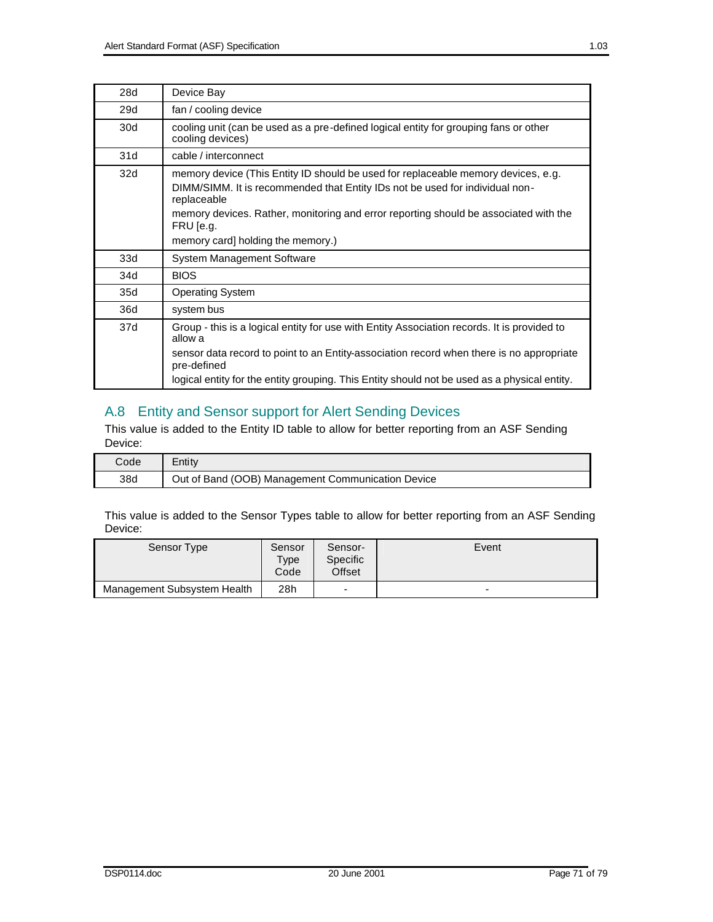| | |
|---|---|
| 28d | Device Bay |
| 29d | fan / cooling device |
| 30d | cooling unit (can be used as a pre-defined logical entity for grouping fans or other cooling devices) |
| 31d | cable / interconnect |
| 32d | memory device (This Entity ID should be used for replaceable memory devices, e.g. DIMM/SIMM. It is recommended that Entity IDs not be used for individual non-replaceable memory devices. Rather, monitoring and error reporting should be associated with the FRU [e.g. memory card] holding the memory.) |
| 33d | System Management Software |
| 34d | BIOS |
| 35d | Operating System |
| 36d | system bus |
| 37d | Group - this is a logical entity for use with Entity Association records. It is provided to allow a sensor data record to point to an Entity-association record when there is no appropriate pre-defined logical entity for the entity grouping. This Entity should not be used as a physical entity. |

## A.8 Entity and Sensor support for Alert Sending Devices

This value is added to the Entity ID table to allow for better reporting from an ASF Sending Device:

| Code | Entity |
|---|---|
| 38d | Out of Band (OOB) Management Communication Device |

This value is added to the Sensor Types table to allow for better reporting from an ASF Sending Device:

| Sensor Type | Sensor Type Code | Sensor-Specific Offset | Event |
|---|---|---|---|
| Management Subsystem Health | 28h | - | - |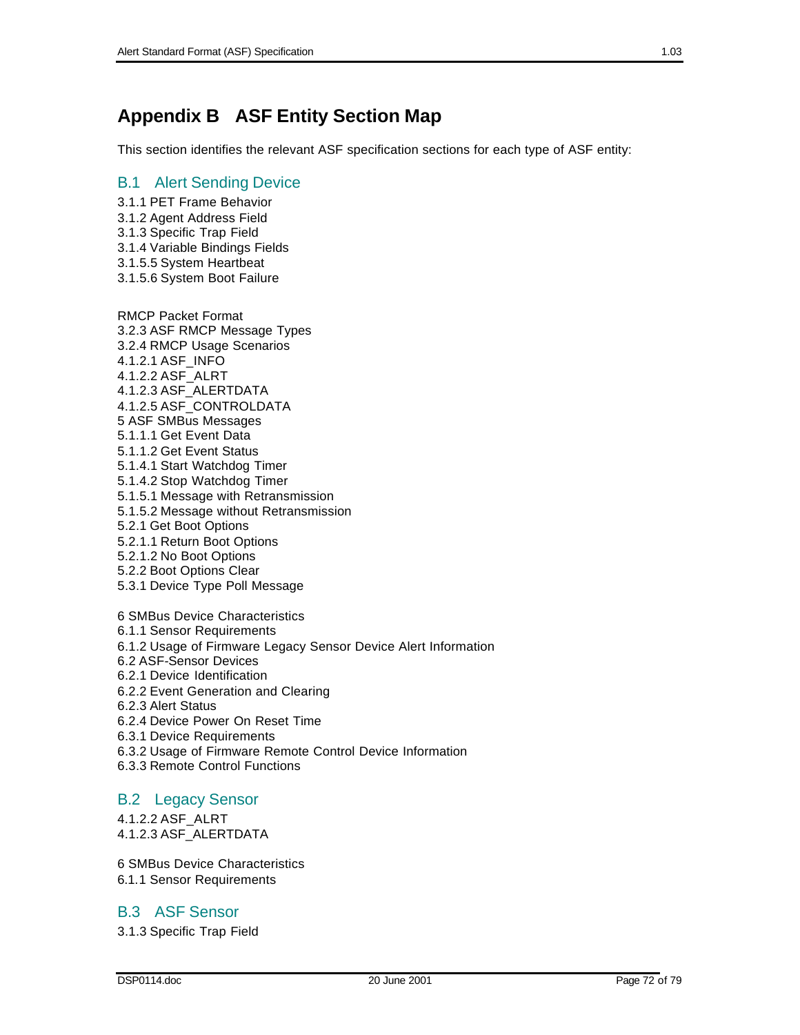# Appendix B ASF Entity Section Map

This section identifies the relevant ASF specification sections for each type of ASF entity:

## B.1 Alert Sending Device

3.1.1 PET Frame Behavior
3.1.2 Agent Address Field
3.1.3 Specific Trap Field
3.1.4 Variable Bindings Fields
3.1.5.5 System Heartbeat
3.1.5.6 System Boot Failure

RMCP Packet Format
3.2.3 ASF RMCP Message Types
3.2.4 RMCP Usage Scenarios
4.1.2.1 ASF_INFO
4.1.2.2 ASF_ALRT
4.1.2.3 ASF_ALERTDATA
4.1.2.5 ASF_CONTROLDATA
5 ASF SMBus Messages
5.1.1.1 Get Event Data
5.1.1.2 Get Event Status
5.1.4.1 Start Watchdog Timer
5.1.4.2 Stop Watchdog Timer
5.1.5.1 Message with Retransmission
5.1.5.2 Message without Retransmission
5.2.1 Get Boot Options
5.2.1.1 Return Boot Options
5.2.1.2 No Boot Options
5.2.2 Boot Options Clear
5.3.1 Device Type Poll Message

6 SMBus Device Characteristics
6.1.1 Sensor Requirements
6.1.2 Usage of Firmware Legacy Sensor Device Alert Information
6.2 ASF-Sensor Devices
6.2.1 Device Identification
6.2.2 Event Generation and Clearing
6.2.3 Alert Status
6.2.4 Device Power On Reset Time
6.3.1 Device Requirements
6.3.2 Usage of Firmware Remote Control Device Information
6.3.3 Remote Control Functions

## B.2 Legacy Sensor

4.1.2.2 ASF_ALRT
4.1.2.3 ASF_ALERTDATA

6 SMBus Device Characteristics
6.1.1 Sensor Requirements

## B.3 ASF Sensor

3.1.3 Specific Trap Field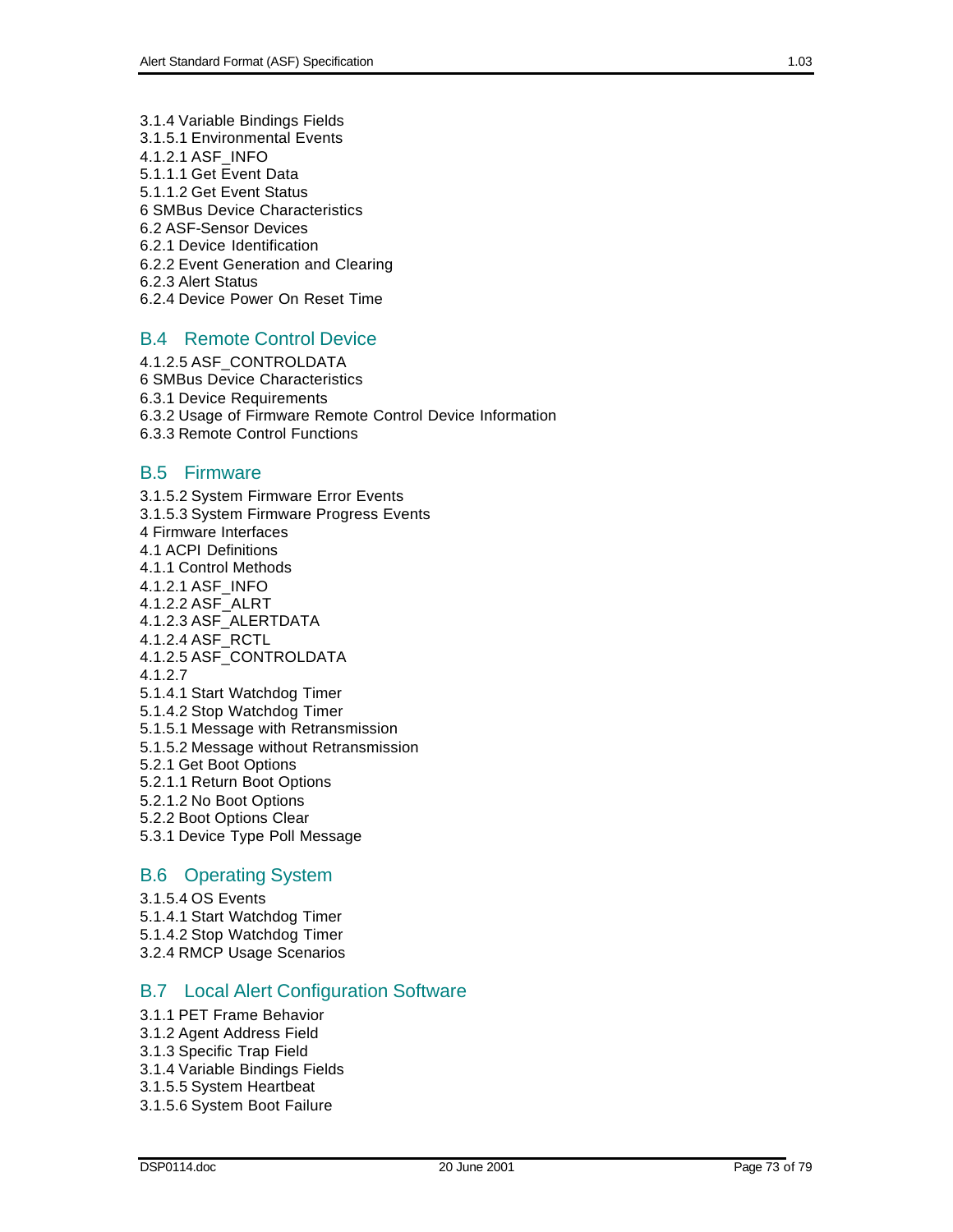3.1.4 Variable Bindings Fields
3.1.5.1 Environmental Events
4.1.2.1 ASF_INFO
5.1.1.1 Get Event Data
5.1.1.2 Get Event Status
6 SMBus Device Characteristics
6.2 ASF-Sensor Devices
6.2.1 Device Identification
6.2.2 Event Generation and Clearing
6.2.3 Alert Status
6.2.4 Device Power On Reset Time

## B.4 Remote Control Device

4.1.2.5 ASF_CONTROLDATA
6 SMBus Device Characteristics
6.3.1 Device Requirements
6.3.2 Usage of Firmware Remote Control Device Information
6.3.3 Remote Control Functions

## B.5 Firmware

3.1.5.2 System Firmware Error Events
3.1.5.3 System Firmware Progress Events
4 Firmware Interfaces
4.1 ACPI Definitions
4.1.1 Control Methods
4.1.2.1 ASF_INFO
4.1.2.2 ASF_ALRT
4.1.2.3 ASF_ALERTDATA
4.1.2.4 ASF_RCTL
4.1.2.5 ASF_CONTROLDATA
4.1.2.7
5.1.4.1 Start Watchdog Timer
5.1.4.2 Stop Watchdog Timer
5.1.5.1 Message with Retransmission
5.1.5.2 Message without Retransmission
5.2.1 Get Boot Options
5.2.1.1 Return Boot Options
5.2.1.2 No Boot Options
5.2.2 Boot Options Clear
5.3.1 Device Type Poll Message

## B.6 Operating System

3.1.5.4 OS Events
5.1.4.1 Start Watchdog Timer
5.1.4.2 Stop Watchdog Timer
3.2.4 RMCP Usage Scenarios

## B.7 Local Alert Configuration Software

3.1.1 PET Frame Behavior
3.1.2 Agent Address Field
3.1.3 Specific Trap Field
3.1.4 Variable Bindings Fields
3.1.5.5 System Heartbeat
3.1.5.6 System Boot Failure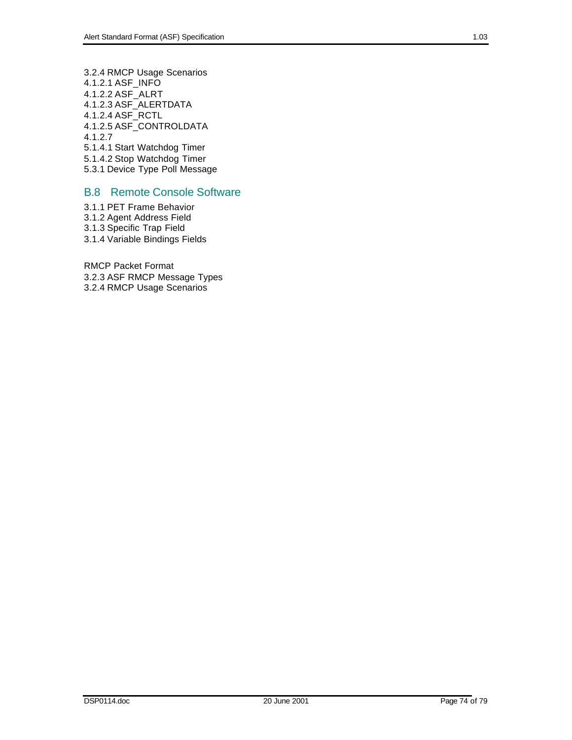3.2.4 RMCP Usage Scenarios
4.1.2.1 ASF_INFO
4.1.2.2 ASF_ALRT
4.1.2.3 ASF_ALERTDATA
4.1.2.4 ASF_RCTL
4.1.2.5 ASF_CONTROLDATA
4.1.2.7
5.1.4.1 Start Watchdog Timer
5.1.4.2 Stop Watchdog Timer
5.3.1 Device Type Poll Message

## B.8 Remote Console Software

3.1.1 PET Frame Behavior
3.1.2 Agent Address Field
3.1.3 Specific Trap Field
3.1.4 Variable Bindings Fields

RMCP Packet Format
3.2.3 ASF RMCP Message Types
3.2.4 RMCP Usage Scenarios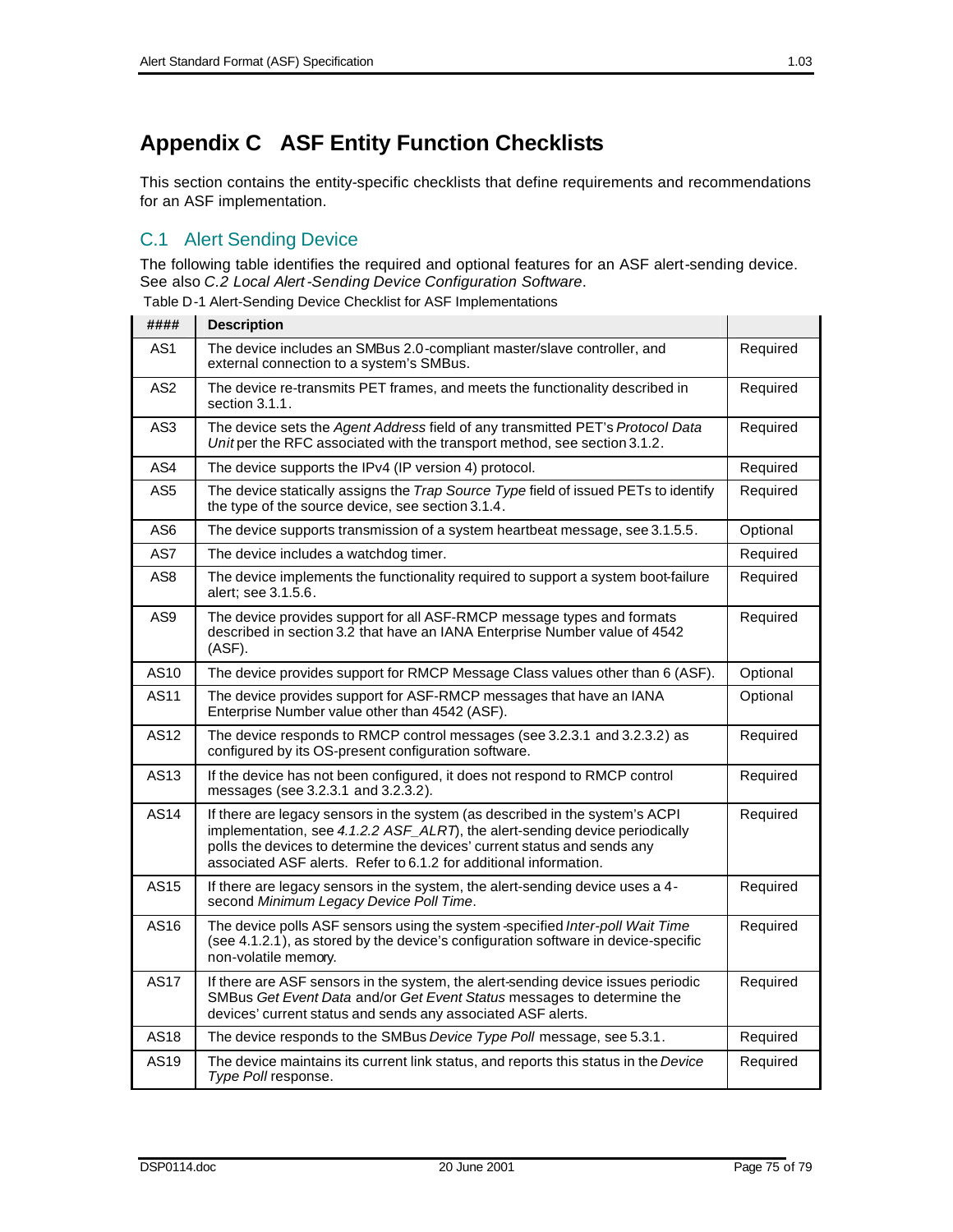# Appendix C ASF Entity Function Checklists

This section contains the entity-specific checklists that define requirements and recommendations for an ASF implementation.

## C.1 Alert Sending Device

The following table identifies the required and optional features for an ASF alert-sending device. See also *C.2 Local Alert-Sending Device Configuration Software*.

Table D-1 Alert-Sending Device Checklist for ASF Implementations

| #### | Description | |
|---|---|---|
| AS1 | The device includes an SMBus 2.0-compliant master/slave controller, and external connection to a system's SMBus. | Required |
| AS2 | The device re-transmits PET frames, and meets the functionality described in section 3.1.1. | Required |
| AS3 | The device sets the *Agent Address* field of any transmitted PET's *Protocol Data Unit* per the RFC associated with the transport method, see section 3.1.2. | Required |
| AS4 | The device supports the IPv4 (IP version 4) protocol. | Required |
| AS5 | The device statically assigns the *Trap Source Type* field of issued PETs to identify the type of the source device, see section 3.1.4. | Required |
| AS6 | The device supports transmission of a system heartbeat message, see 3.1.5.5. | Optional |
| AS7 | The device includes a watchdog timer. | Required |
| AS8 | The device implements the functionality required to support a system boot-failure alert; see 3.1.5.6. | Required |
| AS9 | The device provides support for all ASF-RMCP message types and formats described in section 3.2 that have an IANA Enterprise Number value of 4542 (ASF). | Required |
| AS10 | The device provides support for RMCP Message Class values other than 6 (ASF). | Optional |
| AS11 | The device provides support for ASF-RMCP messages that have an IANA Enterprise Number value other than 4542 (ASF). | Optional |
| AS12 | The device responds to RMCP control messages (see 3.2.3.1 and 3.2.3.2) as configured by its OS-present configuration software. | Required |
| AS13 | If the device has not been configured, it does not respond to RMCP control messages (see 3.2.3.1 and 3.2.3.2). | Required |
| AS14 | If there are legacy sensors in the system (as described in the system's ACPI implementation, see *4.1.2.2 ASF_ALRT*), the alert-sending device periodically polls the devices to determine the devices' current status and sends any associated ASF alerts. Refer to 6.1.2 for additional information. | Required |
| AS15 | If there are legacy sensors in the system, the alert-sending device uses a 4-second *Minimum Legacy Device Poll Time*. | Required |
| AS16 | The device polls ASF sensors using the system-specified *Inter-poll Wait Time* (see 4.1.2.1), as stored by the device's configuration software in device-specific non-volatile memory. | Required |
| AS17 | If there are ASF sensors in the system, the alert-sending device issues periodic SMBus *Get Event Data* and/or *Get Event Status* messages to determine the devices' current status and sends any associated ASF alerts. | Required |
| AS18 | The device responds to the SMBus *Device Type Poll* message, see 5.3.1. | Required |
| AS19 | The device maintains its current link status, and reports this status in the *Device Type Poll* response. | Required |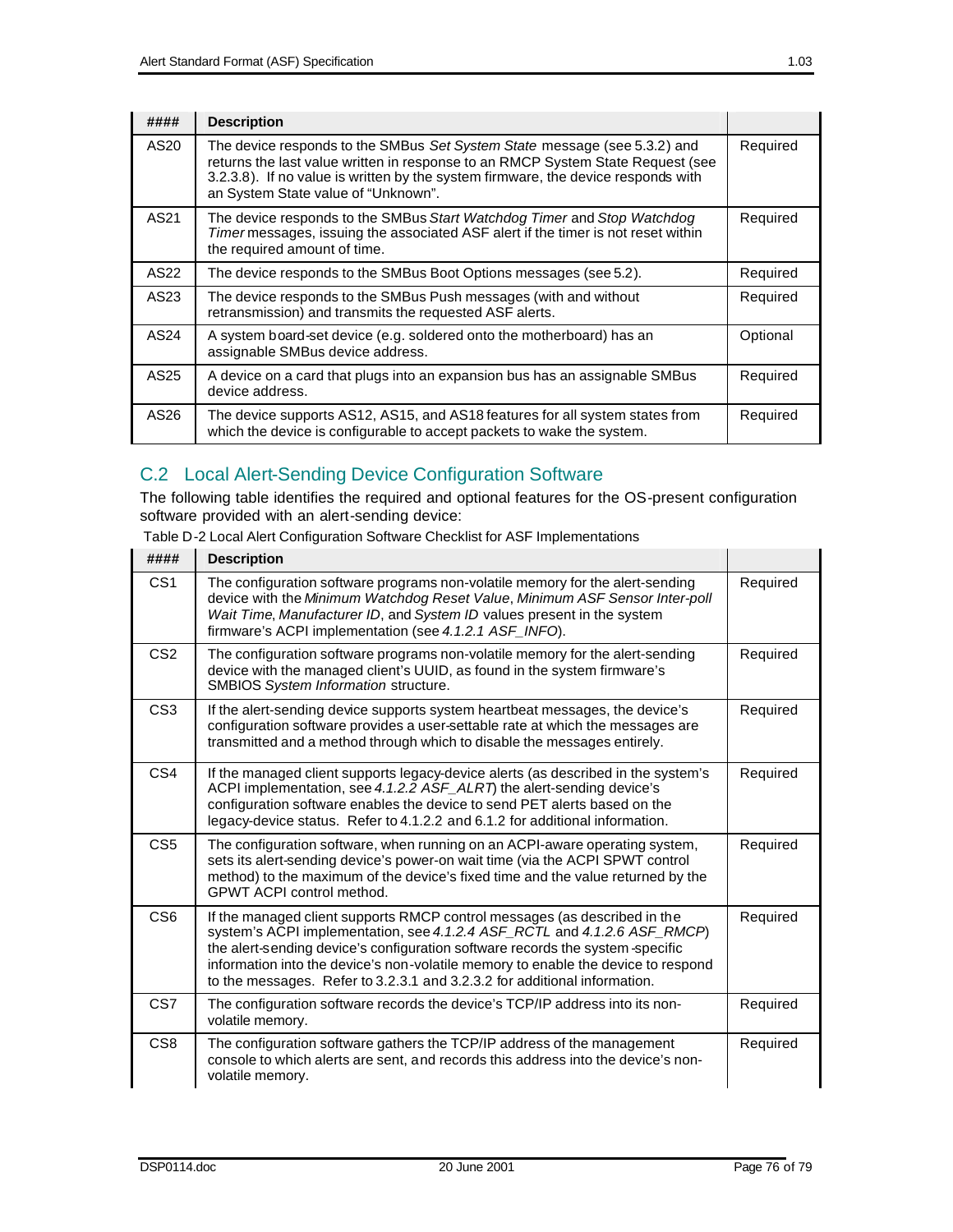| #### | Description | |
|---|---|---|
| AS20 | The device responds to the SMBus *Set System State* message (see 5.3.2) and returns the last value written in response to an RMCP System State Request (see 3.2.3.8). If no value is written by the system firmware, the device responds with an System State value of "Unknown". | Required |
| AS21 | The device responds to the SMBus *Start Watchdog Timer* and *Stop Watchdog Timer* messages, issuing the associated ASF alert if the timer is not reset within the required amount of time. | Required |
| AS22 | The device responds to the SMBus Boot Options messages (see 5.2). | Required |
| AS23 | The device responds to the SMBus Push messages (with and without retransmission) and transmits the requested ASF alerts. | Required |
| AS24 | A system board-set device (e.g. soldered onto the motherboard) has an assignable SMBus device address. | Optional |
| AS25 | A device on a card that plugs into an expansion bus has an assignable SMBus device address. | Required |
| AS26 | The device supports AS12, AS15, and AS18 features for all system states from which the device is configurable to accept packets to wake the system. | Required |

## C.2 Local Alert-Sending Device Configuration Software

The following table identifies the required and optional features for the OS-present configuration software provided with an alert-sending device:

Table D-2 Local Alert Configuration Software Checklist for ASF Implementations

| #### | Description | |
|---|---|---|
| CS1 | The configuration software programs non-volatile memory for the alert-sending device with the *Minimum Watchdog Reset Value*, *Minimum ASF Sensor Inter-poll Wait Time*, *Manufacturer ID*, and *System ID* values present in the system firmware's ACPI implementation (see *4.1.2.1 ASF_INFO*). | Required |
| CS2 | The configuration software programs non-volatile memory for the alert-sending device with the managed client's UUID, as found in the system firmware's SMBIOS *System Information* structure. | Required |
| CS3 | If the alert-sending device supports system heartbeat messages, the device's configuration software provides a user-settable rate at which the messages are transmitted and a method through which to disable the messages entirely. | Required |
| CS4 | If the managed client supports legacy-device alerts (as described in the system's ACPI implementation, see *4.1.2.2 ASF_ALRT*) the alert-sending device's configuration software enables the device to send PET alerts based on the legacy-device status. Refer to 4.1.2.2 and 6.1.2 for additional information. | Required |
| CS5 | The configuration software, when running on an ACPI-aware operating system, sets its alert-sending device's power-on wait time (via the ACPI SPWT control method) to the maximum of the device's fixed time and the value returned by the GPWT ACPI control method. | Required |
| CS6 | If the managed client supports RMCP control messages (as described in the system's ACPI implementation, see *4.1.2.4 ASF_RCTL* and *4.1.2.6 ASF_RMCP*) the alert-sending device's configuration software records the system-specific information into the device's non-volatile memory to enable the device to respond to the messages. Refer to 3.2.3.1 and 3.2.3.2 for additional information. | Required |
| CS7 | The configuration software records the device's TCP/IP address into its non-volatile memory. | Required |
| CS8 | The configuration software gathers the TCP/IP address of the management console to which alerts are sent, and records this address into the device's non-volatile memory. | Required |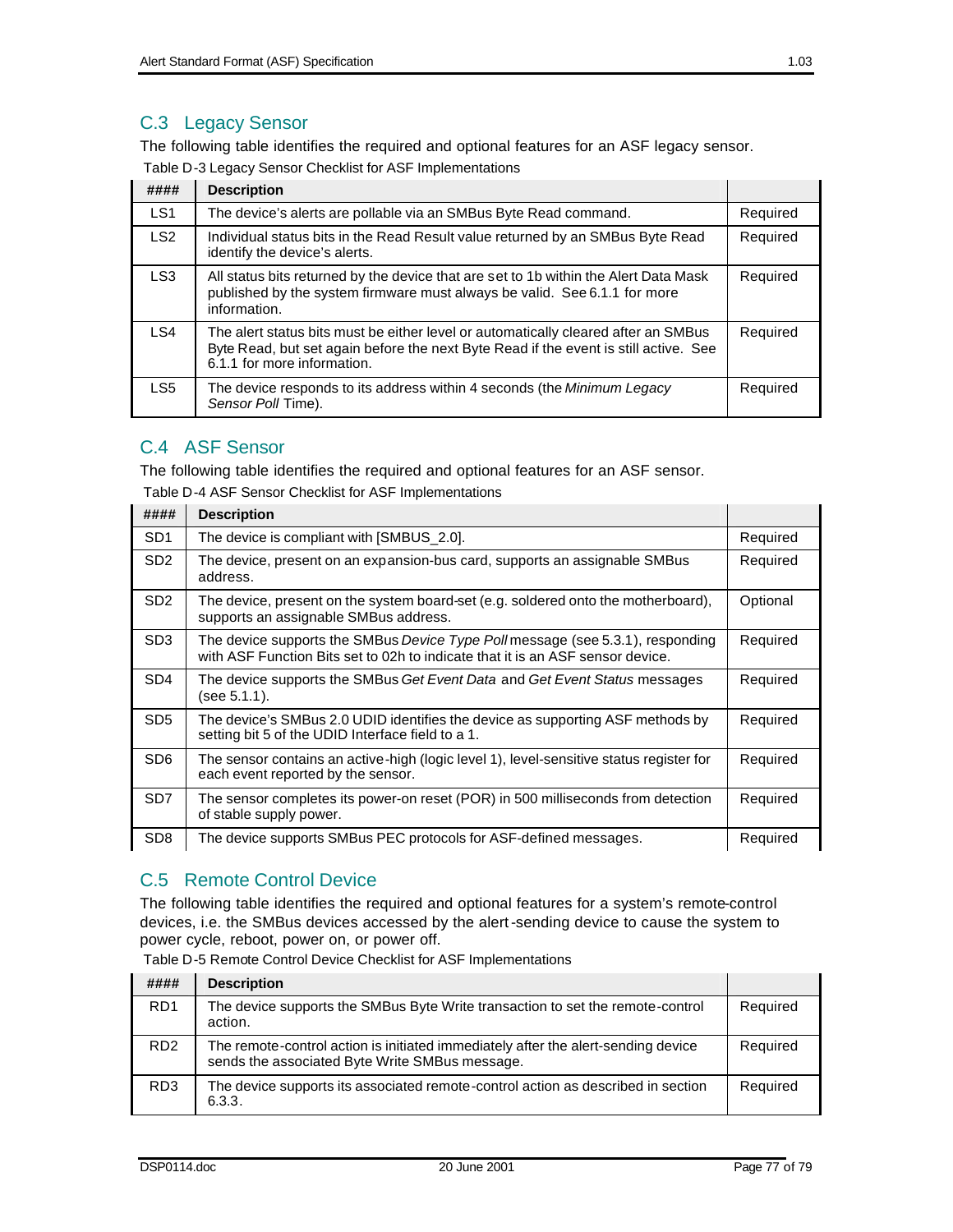## C.3 Legacy Sensor

The following table identifies the required and optional features for an ASF legacy sensor.

Table D-3 Legacy Sensor Checklist for ASF Implementations

| #### | Description | |
|---|---|---|
| LS1 | The device's alerts are pollable via an SMBus Byte Read command. | Required |
| LS2 | Individual status bits in the Read Result value returned by an SMBus Byte Read identify the device's alerts. | Required |
| LS3 | All status bits returned by the device that are set to 1b within the Alert Data Mask published by the system firmware must always be valid. See 6.1.1 for more information. | Required |
| LS4 | The alert status bits must be either level or automatically cleared after an SMBus Byte Read, but set again before the next Byte Read if the event is still active. See 6.1.1 for more information. | Required |
| LS5 | The device responds to its address within 4 seconds (the *Minimum Legacy Sensor Poll* Time). | Required |

## C.4 ASF Sensor

The following table identifies the required and optional features for an ASF sensor.

Table D-4 ASF Sensor Checklist for ASF Implementations

| #### | Description | |
|---|---|---|
| SD1 | The device is compliant with [SMBUS_2.0]. | Required |
| SD2 | The device, present on an expansion-bus card, supports an assignable SMBus address. | Required |
| SD2 | The device, present on the system board-set (e.g. soldered onto the motherboard), supports an assignable SMBus address. | Optional |
| SD3 | The device supports the SMBus *Device Type Poll* message (see 5.3.1), responding with ASF Function Bits set to 02h to indicate that it is an ASF sensor device. | Required |
| SD4 | The device supports the SMBus *Get Event Data* and *Get Event Status* messages (see 5.1.1). | Required |
| SD5 | The device's SMBus 2.0 UDID identifies the device as supporting ASF methods by setting bit 5 of the UDID Interface field to a 1. | Required |
| SD6 | The sensor contains an active-high (logic level 1), level-sensitive status register for each event reported by the sensor. | Required |
| SD7 | The sensor completes its power-on reset (POR) in 500 milliseconds from detection of stable supply power. | Required |
| SD8 | The device supports SMBus PEC protocols for ASF-defined messages. | Required |

## C.5 Remote Control Device

The following table identifies the required and optional features for a system's remote-control devices, i.e. the SMBus devices accessed by the alert-sending device to cause the system to power cycle, reboot, power on, or power off.

Table D-5 Remote Control Device Checklist for ASF Implementations

| #### | Description | |
|---|---|---|
| RD1 | The device supports the SMBus Byte Write transaction to set the remote-control action. | Required |
| RD2 | The remote-control action is initiated immediately after the alert-sending device sends the associated Byte Write SMBus message. | Required |
| RD3 | The device supports its associated remote-control action as described in section 6.3.3. | Required |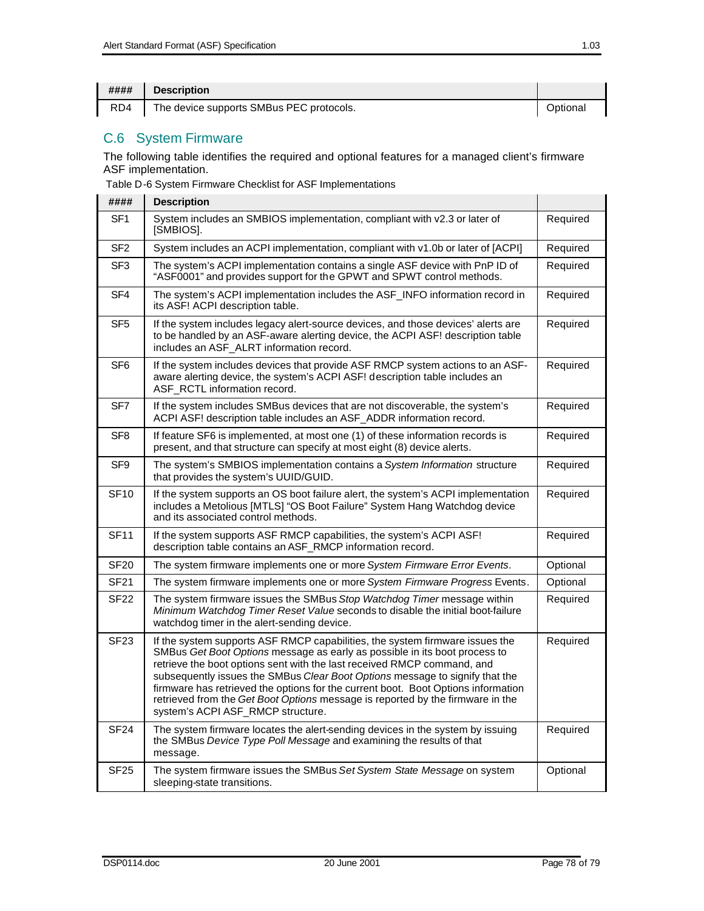| #### | Description | |
|---|---|---|
| RD4 | The device supports SMBus PEC protocols. | Optional |

## C.6 System Firmware

The following table identifies the required and optional features for a managed client's firmware ASF implementation.

Table D-6 System Firmware Checklist for ASF Implementations

| #### | Description | |
|---|---|---|
| SF1 | System includes an SMBIOS implementation, compliant with v2.3 or later of [SMBIOS]. | Required |
| SF2 | System includes an ACPI implementation, compliant with v1.0b or later of [ACPI] | Required |
| SF3 | The system's ACPI implementation contains a single ASF device with PnP ID of "ASF0001" and provides support for the GPWT and SPWT control methods. | Required |
| SF4 | The system's ACPI implementation includes the ASF_INFO information record in its ASF! ACPI description table. | Required |
| SF5 | If the system includes legacy alert-source devices, and those devices' alerts are to be handled by an ASF-aware alerting device, the ACPI ASF! description table includes an ASF_ALRT information record. | Required |
| SF6 | If the system includes devices that provide ASF RMCP system actions to an ASF-aware alerting device, the system's ACPI ASF! description table includes an ASF_RCTL information record. | Required |
| SF7 | If the system includes SMBus devices that are not discoverable, the system's ACPI ASF! description table includes an ASF_ADDR information record. | Required |
| SF8 | If feature SF6 is implemented, at most one (1) of these information records is present, and that structure can specify at most eight (8) device alerts. | Required |
| SF9 | The system's SMBIOS implementation contains a *System Information* structure that provides the system's UUID/GUID. | Required |
| SF10 | If the system supports an OS boot failure alert, the system's ACPI implementation includes a Metolious [MTLS] "OS Boot Failure" System Hang Watchdog device and its associated control methods. | Required |
| SF11 | If the system supports ASF RMCP capabilities, the system's ACPI ASF! description table contains an ASF_RMCP information record. | Required |
| SF20 | The system firmware implements one or more *System Firmware Error Events*. | Optional |
| SF21 | The system firmware implements one or more *System Firmware Progress* Events. | Optional |
| SF22 | The system firmware issues the SMBus *Stop Watchdog Timer* message within *Minimum Watchdog Timer Reset Value* seconds to disable the initial boot-failure watchdog timer in the alert-sending device. | Required |
| SF23 | If the system supports ASF RMCP capabilities, the system firmware issues the SMBus *Get Boot Options* message as early as possible in its boot process to retrieve the boot options sent with the last received RMCP command, and subsequently issues the SMBus *Clear Boot Options* message to signify that the firmware has retrieved the options for the current boot. Boot Options information retrieved from the *Get Boot Options* message is reported by the firmware in the system's ACPI ASF_RMCP structure. | Required |
| SF24 | The system firmware locates the alert-sending devices in the system by issuing the SMBus *Device Type Poll Message* and examining the results of that message. | Required |
| SF25 | The system firmware issues the SMBus *Set System State Message* on system sleeping-state transitions. | Optional |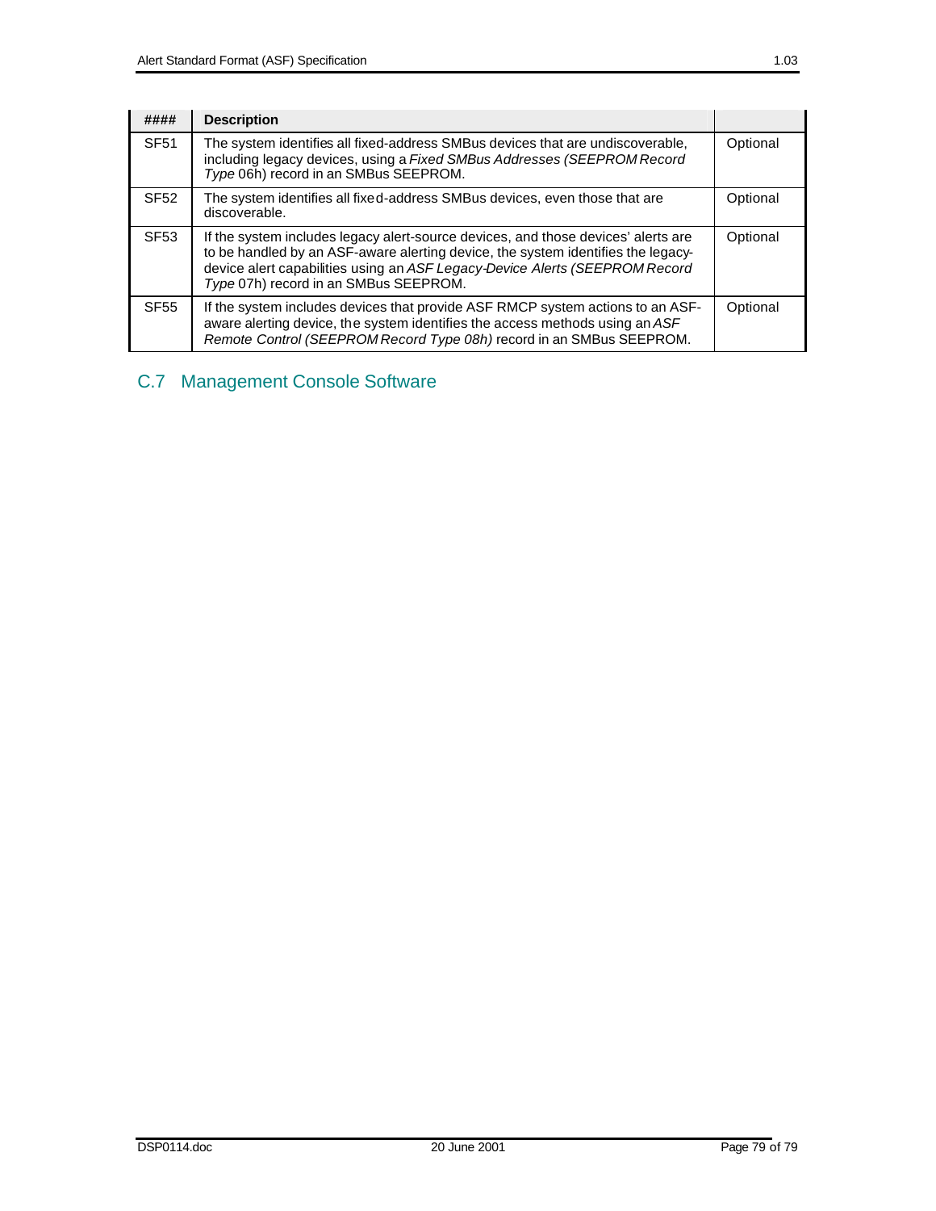| #### | Description | |
|---|---|---|
| SF51 | The system identifies all fixed-address SMBus devices that are undiscoverable, including legacy devices, using a *Fixed SMBus Addresses (SEEPROM Record Type* 06h) record in an SMBus SEEPROM. | Optional |
| SF52 | The system identifies all fixed-address SMBus devices, even those that are discoverable. | Optional |
| SF53 | If the system includes legacy alert-source devices, and those devices' alerts are to be handled by an ASF-aware alerting device, the system identifies the legacy-device alert capabilities using an *ASF Legacy-Device Alerts (SEEPROM Record Type* 07h) record in an SMBus SEEPROM. | Optional |
| SF55 | If the system includes devices that provide ASF RMCP system actions to an ASF-aware alerting device, the system identifies the access methods using an *ASF Remote Control (SEEPROM Record Type 08h)* record in an SMBus SEEPROM. | Optional |

## C.7 Management Console Software